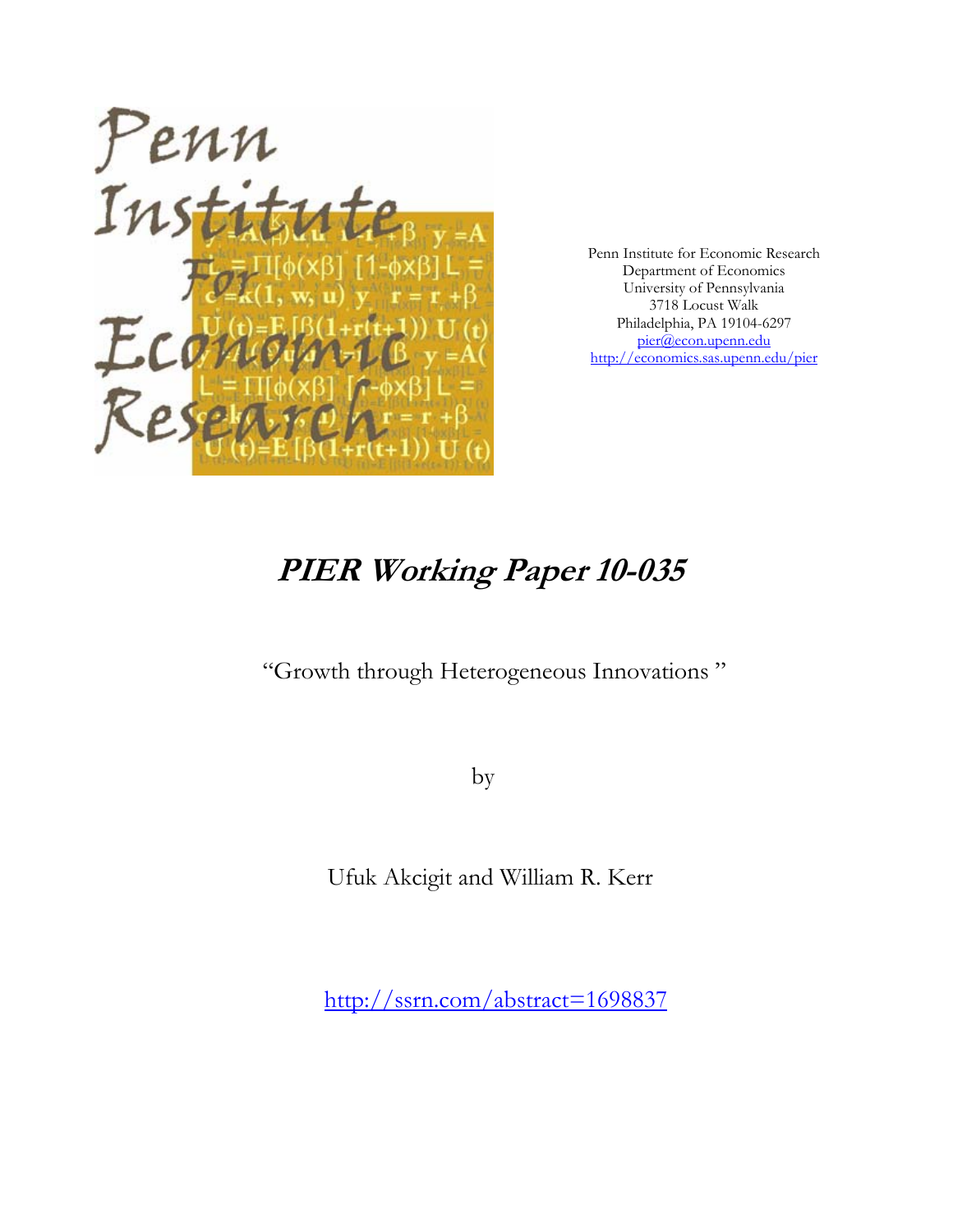Penn Institute for Economic Research
Department of Economics
University of Pennsylvania
3718 Locust Walk
Philadelphia, PA 19104-6297
pier@econ.upenn.edu
http://economics.sas.upenn.edu/pier

# *PIER Working Paper 10-035*

"Growth through Heterogeneous Innovations"

by

Ufuk Akcigit and William R. Kerr

http://ssrn.com/abstract=1698837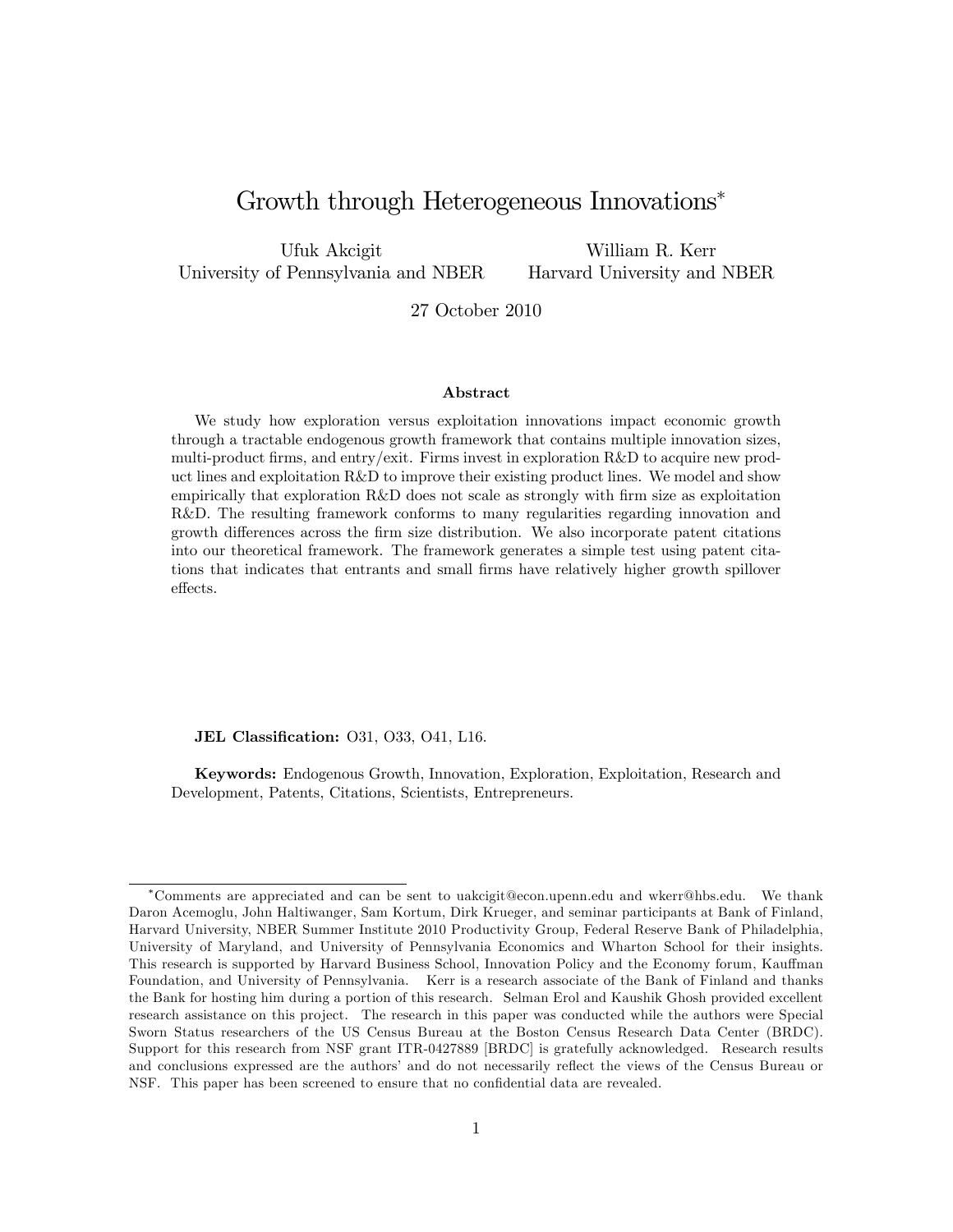// Growth through Heterogeneous Innovations[*]

Ufuk Akcigit
University of Pennsylvania and NBER

William R. Kerr
Harvard University and NBER

27 October 2010

### Abstract

We study how exploration versus exploitation innovations impact economic growth through a tractable endogenous growth framework that contains multiple innovation sizes, multi-product firms, and entry/exit. Firms invest in exploration R&D to acquire new product lines and exploitation R&D to improve their existing product lines. We model and show empirically that exploration R&D does not scale as strongly with firm size as exploitation R&D. The resulting framework conforms to many regularities regarding innovation and growth differences across the firm size distribution. We also incorporate patent citations into our theoretical framework. The framework generates a simple test using patent citations that indicates that entrants and small firms have relatively higher growth spillover effects.

**JEL Classification:** O31, O33, O41, L16.

**Keywords:** Endogenous Growth, Innovation, Exploration, Exploitation, Research and Development, Patents, Citations, Scientists, Entrepreneurs.

---

[*] Comments are appreciated and can be sent to uakcigit@econ.upenn.edu and wkerr@hbs.edu. We thank Daron Acemoglu, John Haltiwanger, Sam Kortum, Dirk Krueger, and seminar participants at Bank of Finland, Harvard University, NBER Summer Institute 2010 Productivity Group, Federal Reserve Bank of Philadelphia, University of Maryland, and University of Pennsylvania Economics and Wharton School for their insights. This research is supported by Harvard Business School, Innovation Policy and the Economy forum, Kauffman Foundation, and University of Pennsylvania. Kerr is a research associate of the Bank of Finland and thanks the Bank for hosting him during a portion of this research. Selman Erol and Kaushik Ghosh provided excellent research assistance on this project. The research in this paper was conducted while the authors were Special Sworn Status researchers of the US Census Bureau at the Boston Census Research Data Center (BRDC). Support for this research from NSF grant ITR-0427889 [BRDC] is gratefully acknowledged. Research results and conclusions expressed are the authors' and do not necessarily reflect the views of the Census Bureau or NSF. This paper has been screened to ensure that no confidential data are revealed.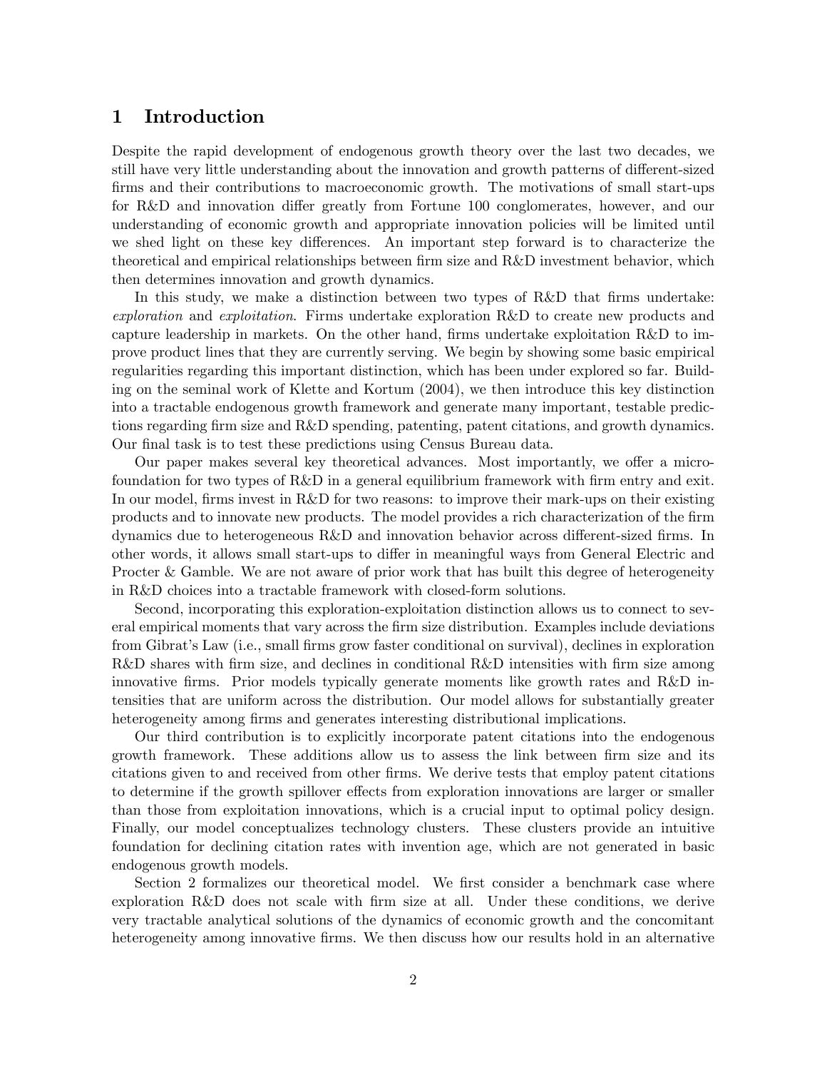# 1 Introduction

Despite the rapid development of endogenous growth theory over the last two decades, we still have very little understanding about the innovation and growth patterns of different-sized firms and their contributions to macroeconomic growth. The motivations of small start-ups for R&D and innovation differ greatly from Fortune 100 conglomerates, however, and our understanding of economic growth and appropriate innovation policies will be limited until we shed light on these key differences. An important step forward is to characterize the theoretical and empirical relationships between firm size and R&D investment behavior, which then determines innovation and growth dynamics.

In this study, we make a distinction between two types of R&D that firms undertake: *exploration* and *exploitation*. Firms undertake exploration R&D to create new products and capture leadership in markets. On the other hand, firms undertake exploitation R&D to improve product lines that they are currently serving. We begin by showing some basic empirical regularities regarding this important distinction, which has been under explored so far. Building on the seminal work of Klette and Kortum (2004), we then introduce this key distinction into a tractable endogenous growth framework and generate many important, testable predictions regarding firm size and R&D spending, patenting, patent citations, and growth dynamics. Our final task is to test these predictions using Census Bureau data.

Our paper makes several key theoretical advances. Most importantly, we offer a microfoundation for two types of R&D in a general equilibrium framework with firm entry and exit. In our model, firms invest in R&D for two reasons: to improve their mark-ups on their existing products and to innovate new products. The model provides a rich characterization of the firm dynamics due to heterogeneous R&D and innovation behavior across different-sized firms. In other words, it allows small start-ups to differ in meaningful ways from General Electric and Procter & Gamble. We are not aware of prior work that has built this degree of heterogeneity in R&D choices into a tractable framework with closed-form solutions.

Second, incorporating this exploration-exploitation distinction allows us to connect to several empirical moments that vary across the firm size distribution. Examples include deviations from Gibrat's Law (i.e., small firms grow faster conditional on survival), declines in exploration R&D shares with firm size, and declines in conditional R&D intensities with firm size among innovative firms. Prior models typically generate moments like growth rates and R&D intensities that are uniform across the distribution. Our model allows for substantially greater heterogeneity among firms and generates interesting distributional implications.

Our third contribution is to explicitly incorporate patent citations into the endogenous growth framework. These additions allow us to assess the link between firm size and its citations given to and received from other firms. We derive tests that employ patent citations to determine if the growth spillover effects from exploration innovations are larger or smaller than those from exploitation innovations, which is a crucial input to optimal policy design. Finally, our model conceptualizes technology clusters. These clusters provide an intuitive foundation for declining citation rates with invention age, which are not generated in basic endogenous growth models.

Section 2 formalizes our theoretical model. We first consider a benchmark case where exploration R&D does not scale with firm size at all. Under these conditions, we derive very tractable analytical solutions of the dynamics of economic growth and the concomitant heterogeneity among innovative firms. We then discuss how our results hold in an alternative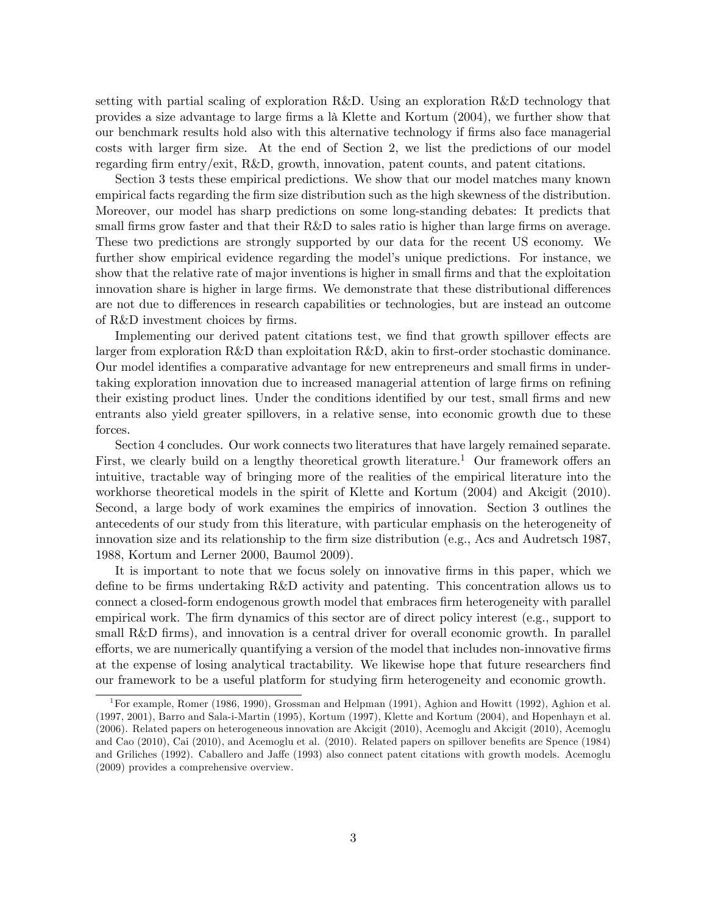setting with partial scaling of exploration R&D. Using an exploration R&D technology that provides a size advantage to large firms a là Klette and Kortum (2004), we further show that our benchmark results hold also with this alternative technology if firms also face managerial costs with larger firm size. At the end of Section 2, we list the predictions of our model regarding firm entry/exit, R&D, growth, innovation, patent counts, and patent citations.

Section 3 tests these empirical predictions. We show that our model matches many known empirical facts regarding the firm size distribution such as the high skewness of the distribution. Moreover, our model has sharp predictions on some long-standing debates: It predicts that small firms grow faster and that their R&D to sales ratio is higher than large firms on average. These two predictions are strongly supported by our data for the recent US economy. We further show empirical evidence regarding the model's unique predictions. For instance, we show that the relative rate of major inventions is higher in small firms and that the exploitation innovation share is higher in large firms. We demonstrate that these distributional differences are not due to differences in research capabilities or technologies, but are instead an outcome of R&D investment choices by firms.

Implementing our derived patent citations test, we find that growth spillover effects are larger from exploration R&D than exploitation R&D, akin to first-order stochastic dominance. Our model identifies a comparative advantage for new entrepreneurs and small firms in undertaking exploration innovation due to increased managerial attention of large firms on refining their existing product lines. Under the conditions identified by our test, small firms and new entrants also yield greater spillovers, in a relative sense, into economic growth due to these forces.

Section 4 concludes. Our work connects two literatures that have largely remained separate. First, we clearly build on a lengthy theoretical growth literature.[1] Our framework offers an intuitive, tractable way of bringing more of the realities of the empirical literature into the workhorse theoretical models in the spirit of Klette and Kortum (2004) and Akcigit (2010). Second, a large body of work examines the empirics of innovation. Section 3 outlines the antecedents of our study from this literature, with particular emphasis on the heterogeneity of innovation size and its relationship to the firm size distribution (e.g., Acs and Audretsch 1987, 1988, Kortum and Lerner 2000, Baumol 2009).

It is important to note that we focus solely on innovative firms in this paper, which we define to be firms undertaking R&D activity and patenting. This concentration allows us to connect a closed-form endogenous growth model that embraces firm heterogeneity with parallel empirical work. The firm dynamics of this sector are of direct policy interest (e.g., support to small R&D firms), and innovation is a central driver for overall economic growth. In parallel efforts, we are numerically quantifying a version of the model that includes non-innovative firms at the expense of losing analytical tractability. We likewise hope that future researchers find our framework to be a useful platform for studying firm heterogeneity and economic growth.

[1] For example, Romer (1986, 1990), Grossman and Helpman (1991), Aghion and Howitt (1992), Aghion et al. (1997, 2001), Barro and Sala-i-Martin (1995), Kortum (1997), Klette and Kortum (2004), and Hopenhayn et al. (2006). Related papers on heterogeneous innovation are Akcigit (2010), Acemoglu and Akcigit (2010), Acemoglu and Cao (2010), Cai (2010), and Acemoglu et al. (2010). Related papers on spillover benefits are Spence (1984) and Griliches (1992). Caballero and Jaffe (1993) also connect patent citations with growth models. Acemoglu (2009) provides a comprehensive overview.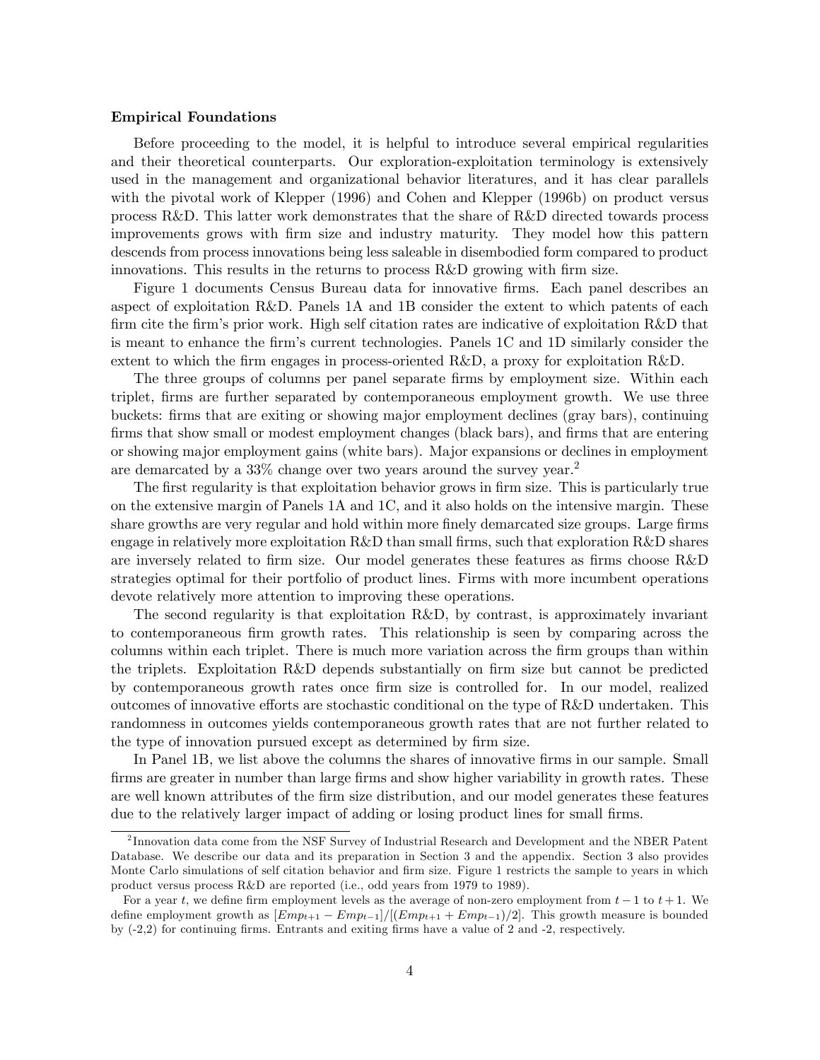### Empirical Foundations

Before proceeding to the model, it is helpful to introduce several empirical regularities and their theoretical counterparts. Our exploration-exploitation terminology is extensively used in the management and organizational behavior literatures, and it has clear parallels with the pivotal work of Klepper (1996) and Cohen and Klepper (1996b) on product versus process R&D. This latter work demonstrates that the share of R&D directed towards process improvements grows with firm size and industry maturity. They model how this pattern descends from process innovations being less saleable in disembodied form compared to product innovations. This results in the returns to process R&D growing with firm size.

Figure 1 documents Census Bureau data for innovative firms. Each panel describes an aspect of exploitation R&D. Panels 1A and 1B consider the extent to which patents of each firm cite the firm's prior work. High self citation rates are indicative of exploitation R&D that is meant to enhance the firm's current technologies. Panels 1C and 1D similarly consider the extent to which the firm engages in process-oriented R&D, a proxy for exploitation R&D.

The three groups of columns per panel separate firms by employment size. Within each triplet, firms are further separated by contemporaneous employment growth. We use three buckets: firms that are exiting or showing major employment declines (gray bars), continuing firms that show small or modest employment changes (black bars), and firms that are entering or showing major employment gains (white bars). Major expansions or declines in employment are demarcated by a 33% change over two years around the survey year.[2]

The first regularity is that exploitation behavior grows in firm size. This is particularly true on the extensive margin of Panels 1A and 1C, and it also holds on the intensive margin. These share growths are very regular and hold within more finely demarcated size groups. Large firms engage in relatively more exploitation R&D than small firms, such that exploration R&D shares are inversely related to firm size. Our model generates these features as firms choose R&D strategies optimal for their portfolio of product lines. Firms with more incumbent operations devote relatively more attention to improving these operations.

The second regularity is that exploitation R&D, by contrast, is approximately invariant to contemporaneous firm growth rates. This relationship is seen by comparing across the columns within each triplet. There is much more variation across the firm groups than within the triplets. Exploitation R&D depends substantially on firm size but cannot be predicted by contemporaneous growth rates once firm size is controlled for. In our model, realized outcomes of innovative efforts are stochastic conditional on the type of R&D undertaken. This randomness in outcomes yields contemporaneous growth rates that are not further related to the type of innovation pursued except as determined by firm size.

In Panel 1B, we list above the columns the shares of innovative firms in our sample. Small firms are greater in number than large firms and show higher variability in growth rates. These are well known attributes of the firm size distribution, and our model generates these features due to the relatively larger impact of adding or losing product lines for small firms.

---

[2] Innovation data come from the NSF Survey of Industrial Research and Development and the NBER Patent Database. We describe our data and its preparation in Section 3 and the appendix. Section 3 also provides Monte Carlo simulations of self citation behavior and firm size. Figure 1 restricts the sample to years in which product versus process R&D are reported (i.e., odd years from 1979 to 1989).

For a year $t$, we define firm employment levels as the average of non-zero employment from $t-1$ to $t+1$. We define employment growth as $[Emp_{t+1} - Emp_{t-1}]/[(Emp_{t+1} + Emp_{t-1})/2]$. This growth measure is bounded by (-2,2) for continuing firms. Entrants and exiting firms have a value of 2 and -2, respectively.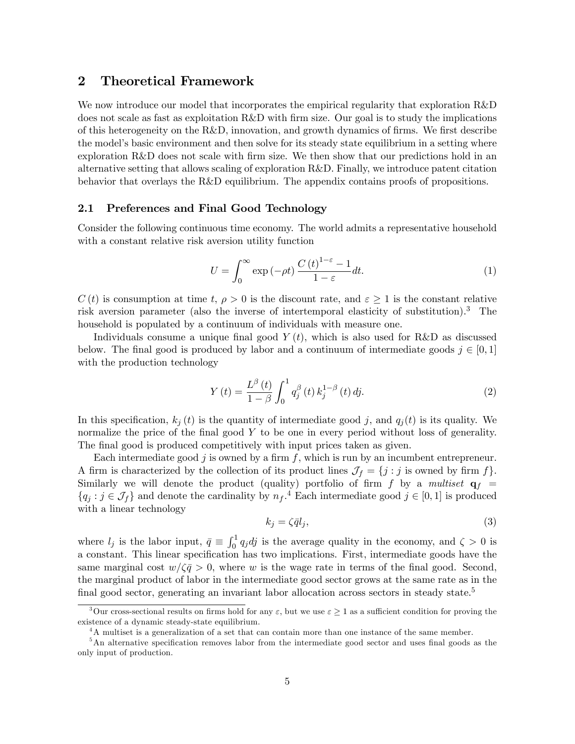## 2 Theoretical Framework

We now introduce our model that incorporates the empirical regularity that exploration R&D does not scale as fast as exploitation R&D with firm size. Our goal is to study the implications of this heterogeneity on the R&D, innovation, and growth dynamics of firms. We first describe the model's basic environment and then solve for its steady state equilibrium in a setting where exploration R&D does not scale with firm size. We then show that our predictions hold in an alternative setting that allows scaling of exploration R&D. Finally, we introduce patent citation behavior that overlays the R&D equilibrium. The appendix contains proofs of propositions.

### 2.1 Preferences and Final Good Technology

Consider the following continuous time economy. The world admits a representative household with a constant relative risk aversion utility function

$$U = \int_0^\infty \exp(-\rho t) \frac{C(t)^{1-\varepsilon} - 1}{1-\varepsilon} dt. \tag{1}$$

$C(t)$ is consumption at time $t$, $\rho > 0$ is the discount rate, and $\varepsilon \geq 1$ is the constant relative risk aversion parameter (also the inverse of intertemporal elasticity of substitution).[3] The household is populated by a continuum of individuals with measure one.

Individuals consume a unique final good $Y(t)$, which is also used for R&D as discussed below. The final good is produced by labor and a continuum of intermediate goods $j \in [0,1]$ with the production technology

$$Y(t) = \frac{L^\beta(t)}{1-\beta} \int_0^1 q_j^\beta(t) k_j^{1-\beta}(t) dj. \tag{2}$$

In this specification, $k_j(t)$ is the quantity of intermediate good $j$, and $q_j(t)$ is its quality. We normalize the price of the final good $Y$ to be one in every period without loss of generality. The final good is produced competitively with input prices taken as given.

Each intermediate good $j$ is owned by a firm $f$, which is run by an incumbent entrepreneur. A firm is characterized by the collection of its product lines $\mathcal{J}_f = \{j : j \text{ is owned by firm } f\}$. Similarly we will denote the product (quality) portfolio of firm $f$ by a *multiset* $\mathbf{q}_f = \{q_j : j \in \mathcal{J}_f\}$ and denote the cardinality by $n_f$.[4] Each intermediate good $j \in [0,1]$ is produced with a linear technology

$$k_j = \zeta \bar{q} l_j, \tag{3}$$

where $l_j$ is the labor input, $\bar{q} \equiv \int_0^1 q_j dj$ is the average quality in the economy, and $\zeta > 0$ is a constant. This linear specification has two implications. First, intermediate goods have the same marginal cost $w/\zeta\bar{q} > 0$, where $w$ is the wage rate in terms of the final good. Second, the marginal product of labor in the intermediate good sector grows at the same rate as in the final good sector, generating an invariant labor allocation across sectors in steady state.[5]

[3] Our cross-sectional results on firms hold for any $\varepsilon$, but we use $\varepsilon \geq 1$ as a sufficient condition for proving the existence of a dynamic steady-state equilibrium.

[4] A multiset is a generalization of a set that can contain more than one instance of the same member.

[5] An alternative specification removes labor from the intermediate good sector and uses final goods as the only input of production.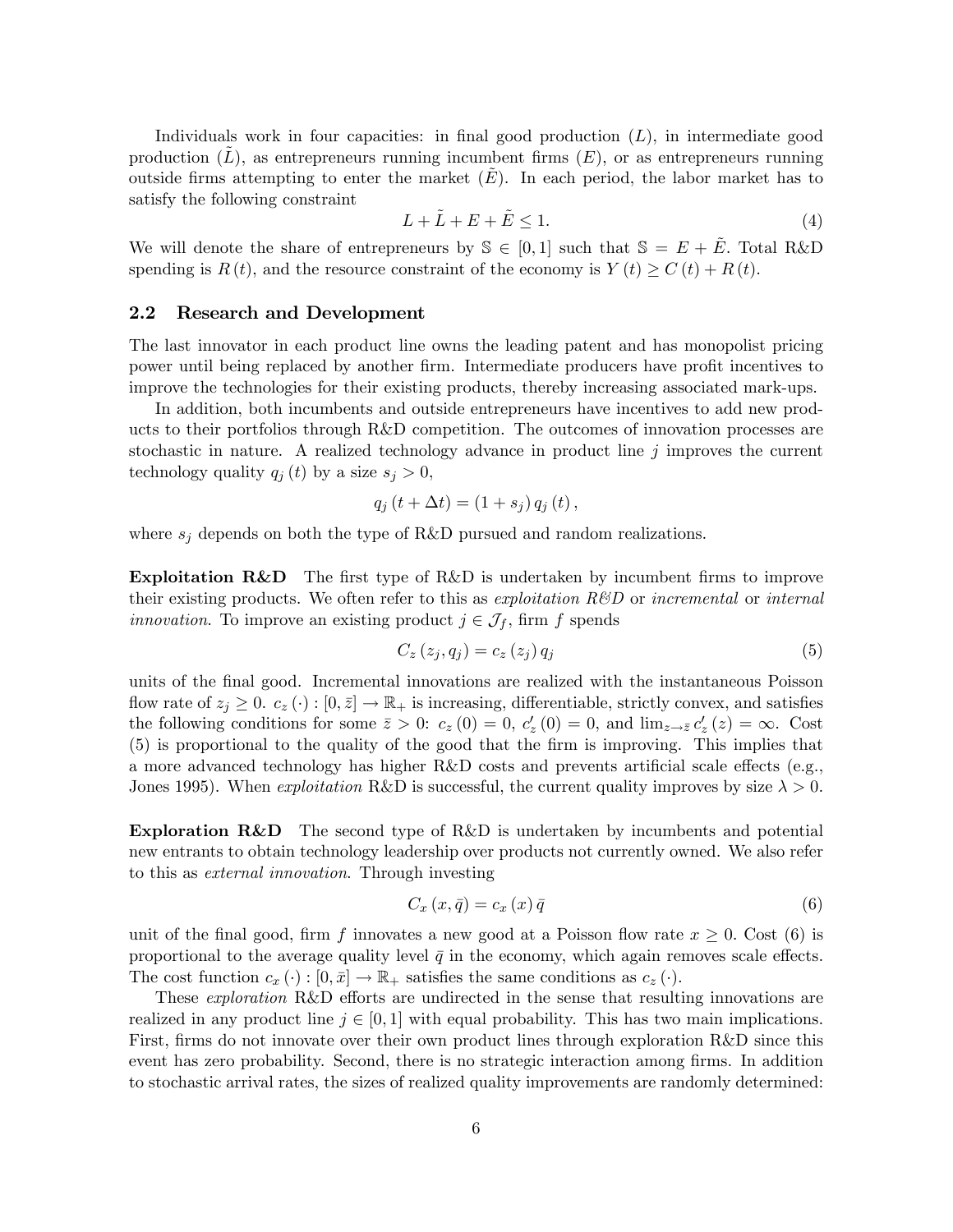Individuals work in four capacities: in final good production ($L$), in intermediate good production ($\tilde{L}$), as entrepreneurs running incumbent firms ($E$), or as entrepreneurs running outside firms attempting to enter the market ($\tilde{E}$). In each period, the labor market has to satisfy the following constraint

$$L + \tilde{L} + E + \tilde{E} \leq 1. \tag{4}$$

We will denote the share of entrepreneurs by $\mathbb{S} \in [0, 1]$ such that $\mathbb{S} = E + \tilde{E}$. Total R&D spending is $R(t)$, and the resource constraint of the economy is $Y(t) \geq C(t) + R(t)$.

## 2.2 Research and Development

The last innovator in each product line owns the leading patent and has monopolist pricing power until being replaced by another firm. Intermediate producers have profit incentives to improve the technologies for their existing products, thereby increasing associated mark-ups.

In addition, both incumbents and outside entrepreneurs have incentives to add new products to their portfolios through R&D competition. The outcomes of innovation processes are stochastic in nature. A realized technology advance in product line $j$ improves the current technology quality $q_j(t)$ by a size $s_j > 0$,

$$q_j(t + \Delta t) = (1 + s_j)\, q_j(t),$$

where $s_j$ depends on both the type of R&D pursued and random realizations.

**Exploitation R&D** The first type of R&D is undertaken by incumbent firms to improve their existing products. We often refer to this as *exploitation R&D* or *incremental* or *internal innovation*. To improve an existing product $j \in \mathcal{J}_f$, firm $f$ spends

$$C_z(z_j, q_j) = c_z(z_j)\, q_j \tag{5}$$

units of the final good. Incremental innovations are realized with the instantaneous Poisson flow rate of $z_j \geq 0$. $c_z(\cdot) : [0, \bar{z}] \to \mathbb{R}_+$ is increasing, differentiable, strictly convex, and satisfies the following conditions for some $\bar{z} > 0$: $c_z(0) = 0$, $c_z'(0) = 0$, and $\lim_{z \to \bar{z}} c_z'(z) = \infty$. Cost (5) is proportional to the quality of the good that the firm is improving. This implies that a more advanced technology has higher R&D costs and prevents artificial scale effects (e.g., Jones 1995). When *exploitation* R&D is successful, the current quality improves by size $\lambda > 0$.

**Exploration R&D** The second type of R&D is undertaken by incumbents and potential new entrants to obtain technology leadership over products not currently owned. We also refer to this as *external innovation*. Through investing

$$C_x(x, \bar{q}) = c_x(x)\, \bar{q} \tag{6}$$

unit of the final good, firm $f$ innovates a new good at a Poisson flow rate $x \geq 0$. Cost (6) is proportional to the average quality level $\bar{q}$ in the economy, which again removes scale effects. The cost function $c_x(\cdot) : [0, \bar{x}] \to \mathbb{R}_+$ satisfies the same conditions as $c_z(\cdot)$.

These *exploration* R&D efforts are undirected in the sense that resulting innovations are realized in any product line $j \in [0, 1]$ with equal probability. This has two main implications. First, firms do not innovate over their own product lines through exploration R&D since this event has zero probability. Second, there is no strategic interaction among firms. In addition to stochastic arrival rates, the sizes of realized quality improvements are randomly determined: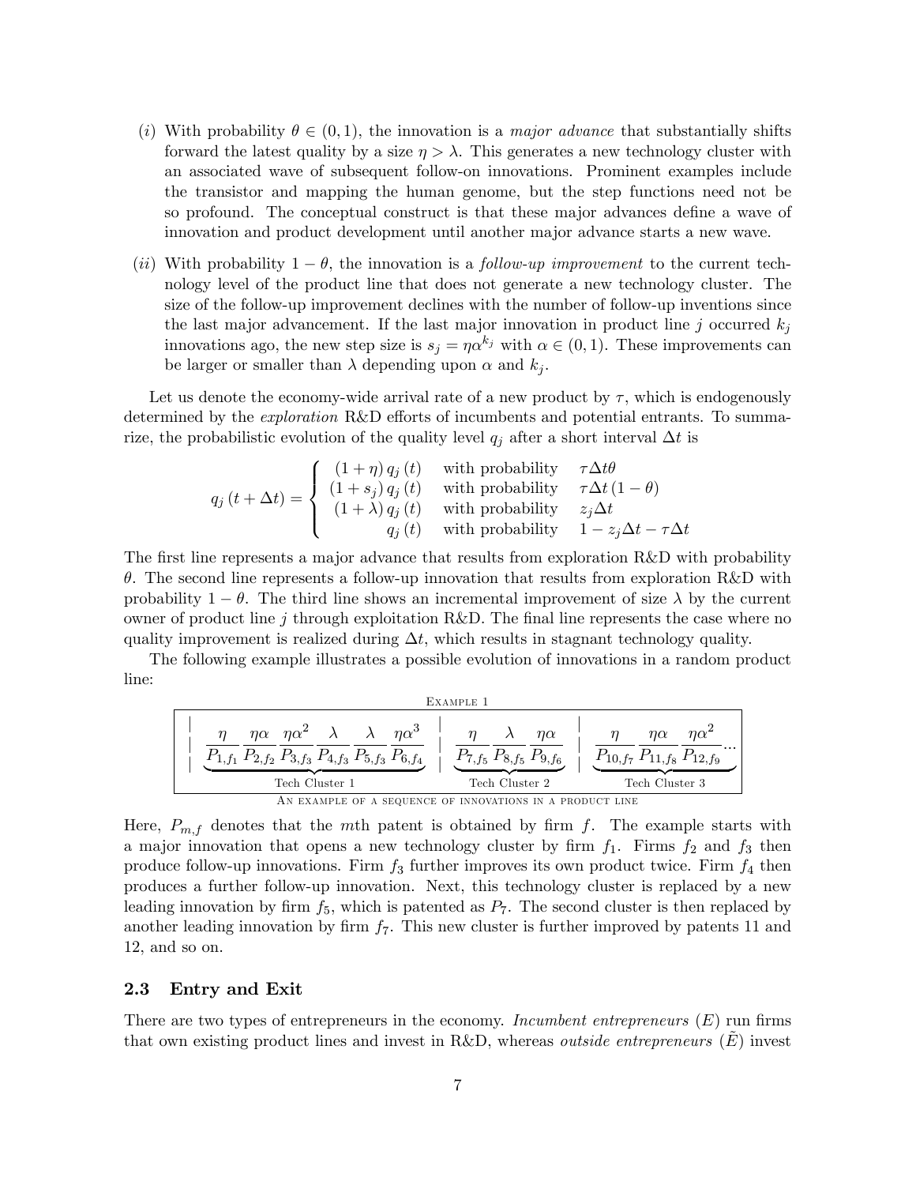(*i*) With probability $\theta \in (0, 1)$, the innovation is a *major advance* that substantially shifts forward the latest quality by a size $\eta > \lambda$. This generates a new technology cluster with an associated wave of subsequent follow-on innovations. Prominent examples include the transistor and mapping the human genome, but the step functions need not be so profound. The conceptual construct is that these major advances define a wave of innovation and product development until another major advance starts a new wave.

(*ii*) With probability $1 - \theta$, the innovation is a *follow-up improvement* to the current technology level of the product line that does not generate a new technology cluster. The size of the follow-up improvement declines with the number of follow-up inventions since the last major advancement. If the last major innovation in product line $j$ occurred $k_j$ innovations ago, the new step size is $s_j = \eta \alpha^{k_j}$ with $\alpha \in (0, 1)$. These improvements can be larger or smaller than $\lambda$ depending upon $\alpha$ and $k_j$.

Let us denote the economy-wide arrival rate of a new product by $\tau$, which is endogenously determined by the *exploration* R&D efforts of incumbents and potential entrants. To summarize, the probabilistic evolution of the quality level $q_j$ after a short interval $\Delta t$ is

$$q_j(t + \Delta t) = \begin{cases} (1+\eta)\, q_j(t) & \text{with probability} \quad \tau \Delta t \theta \\ (1+s_j)\, q_j(t) & \text{with probability} \quad \tau \Delta t (1-\theta) \\ (1+\lambda)\, q_j(t) & \text{with probability} \quad z_j \Delta t \\ q_j(t) & \text{with probability} \quad 1 - z_j \Delta t - \tau \Delta t \end{cases}$$

The first line represents a major advance that results from exploration R&D with probability $\theta$. The second line represents a follow-up innovation that results from exploration R&D with probability $1 - \theta$. The third line shows an incremental improvement of size $\lambda$ by the current owner of product line $j$ through exploitation R&D. The final line represents the case where no quality improvement is realized during $\Delta t$, which results in stagnant technology quality.

The following example illustrates a possible evolution of innovations in a random product line:

EXAMPLE 1

$$\Bigg| \underbrace{\frac{\eta}{P_{1,f_1}} \frac{\eta\alpha}{P_{2,f_2}} \frac{\eta\alpha^2}{P_{3,f_3}} \frac{\lambda}{P_{4,f_3}} \frac{\lambda}{P_{5,f_3}} \frac{\eta\alpha^3}{P_{6,f_4}}}_{\text{Tech Cluster 1}} \Bigg| \underbrace{\frac{\eta}{P_{7,f_5}} \frac{\lambda}{P_{8,f_5}} \frac{\eta\alpha}{P_{9,f_6}}}_{\text{Tech Cluster 2}} \Bigg| \underbrace{\frac{\eta}{P_{10,f_7}} \frac{\eta\alpha}{P_{11,f_8}} \frac{\eta\alpha^2}{P_{12,f_9}} \cdots}_{\text{Tech Cluster 3}}$$

AN EXAMPLE OF A SEQUENCE OF INNOVATIONS IN A PRODUCT LINE

Here, $P_{m,f}$ denotes that the $m$th patent is obtained by firm $f$. The example starts with a major innovation that opens a new technology cluster by firm $f_1$. Firms $f_2$ and $f_3$ then produce follow-up innovations. Firm $f_3$ further improves its own product twice. Firm $f_4$ then produces a further follow-up innovation. Next, this technology cluster is replaced by a new leading innovation by firm $f_5$, which is patented as $P_7$. The second cluster is then replaced by another leading innovation by firm $f_7$. This new cluster is further improved by patents 11 and 12, and so on.

### 2.3 Entry and Exit

There are two types of entrepreneurs in the economy. *Incumbent entrepreneurs* ($E$) run firms that own existing product lines and invest in R&D, whereas *outside entrepreneurs* ($\tilde{E}$) invest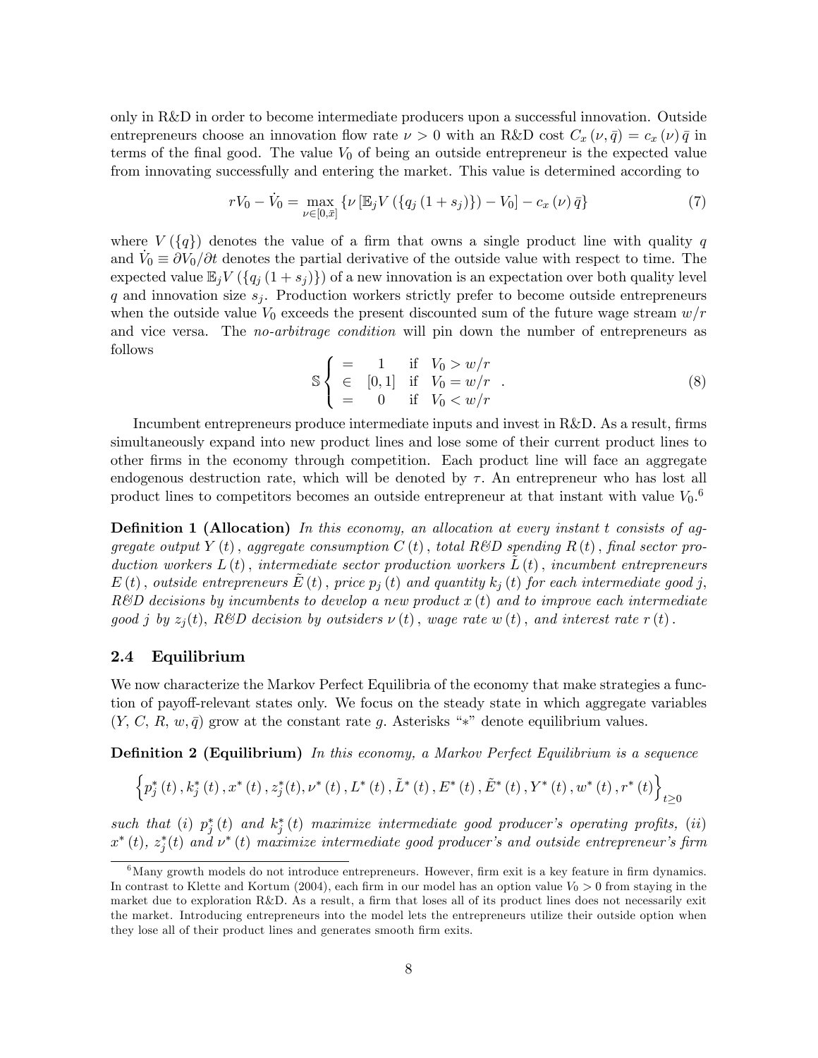only in R&D in order to become intermediate producers upon a successful innovation. Outside entrepreneurs choose an innovation flow rate $\nu > 0$ with an R&D cost $C_x(\nu, \bar{q}) = c_x(\nu)\bar{q}$ in terms of the final good. The value $V_0$ of being an outside entrepreneur is the expected value from innovating successfully and entering the market. This value is determined according to

$$rV_0 - \dot{V}_0 = \max_{\nu \in [0,\bar{x}]} \{\nu [\mathbb{E}_j V(\{q_j(1+s_j)\}) - V_0] - c_x(\nu)\bar{q}\} \tag{7}$$

where $V(\{q\})$ denotes the value of a firm that owns a single product line with quality $q$ and $\dot{V}_0 \equiv \partial V_0/\partial t$ denotes the partial derivative of the outside value with respect to time. The expected value $\mathbb{E}_j V(\{q_j(1+s_j)\})$ of a new innovation is an expectation over both quality level $q$ and innovation size $s_j$. Production workers strictly prefer to become outside entrepreneurs when the outside value $V_0$ exceeds the present discounted sum of the future wage stream $w/r$ and vice versa. The *no-arbitrage condition* will pin down the number of entrepreneurs as follows

$$\mathbb{S}\begin{cases} = & 1 & \text{if} \quad V_0 > w/r \\ \in & [0,1] & \text{if} \quad V_0 = w/r \\ = & 0 & \text{if} \quad V_0 < w/r \end{cases}. \tag{8}$$

Incumbent entrepreneurs produce intermediate inputs and invest in R&D. As a result, firms simultaneously expand into new product lines and lose some of their current product lines to other firms in the economy through competition. Each product line will face an aggregate endogenous destruction rate, which will be denoted by $\tau$. An entrepreneur who has lost all product lines to competitors becomes an outside entrepreneur at that instant with value $V_0$.[6]

**Definition 1 (Allocation)** *In this economy, an allocation at every instant $t$ consists of aggregate output $Y(t)$, aggregate consumption $C(t)$, total R&D spending $R(t)$, final sector production workers $L(t)$, intermediate sector production workers $\tilde{L}(t)$, incumbent entrepreneurs $E(t)$, outside entrepreneurs $\tilde{E}(t)$, price $p_j(t)$ and quantity $k_j(t)$ for each intermediate good $j$, R&D decisions by incumbents to develop a new product $x(t)$ and to improve each intermediate good $j$ by $z_j(t)$, R&D decision by outsiders $\nu(t)$, wage rate $w(t)$, and interest rate $r(t)$.*

### 2.4 Equilibrium

We now characterize the Markov Perfect Equilibria of the economy that make strategies a function of payoff-relevant states only. We focus on the steady state in which aggregate variables ($Y$, $C$, $R$, $w$, $\bar{q}$) grow at the constant rate $g$. Asterisks "*" denote equilibrium values.

**Definition 2 (Equilibrium)** *In this economy, a Markov Perfect Equilibrium is a sequence*

$$\left\{p_j^*(t), k_j^*(t), x^*(t), z_j^*(t), \nu^*(t), L^*(t), \tilde{L}^*(t), E^*(t), \tilde{E}^*(t), Y^*(t), w^*(t), r^*(t)\right\}_{t \geq 0}$$

*such that (i) $p_j^*(t)$ and $k_j^*(t)$ maximize intermediate good producer's operating profits, (ii) $x^*(t)$, $z_j^*(t)$ and $\nu^*(t)$ maximize intermediate good producer's and outside entrepreneur's firm*

---

[6] Many growth models do not introduce entrepreneurs. However, firm exit is a key feature in firm dynamics. In contrast to Klette and Kortum (2004), each firm in our model has an option value $V_0 > 0$ from staying in the market due to exploration R&D. As a result, a firm that loses all of its product lines does not necessarily exit the market. Introducing entrepreneurs into the model lets the entrepreneurs utilize their outside option when they lose all of their product lines and generates smooth firm exits.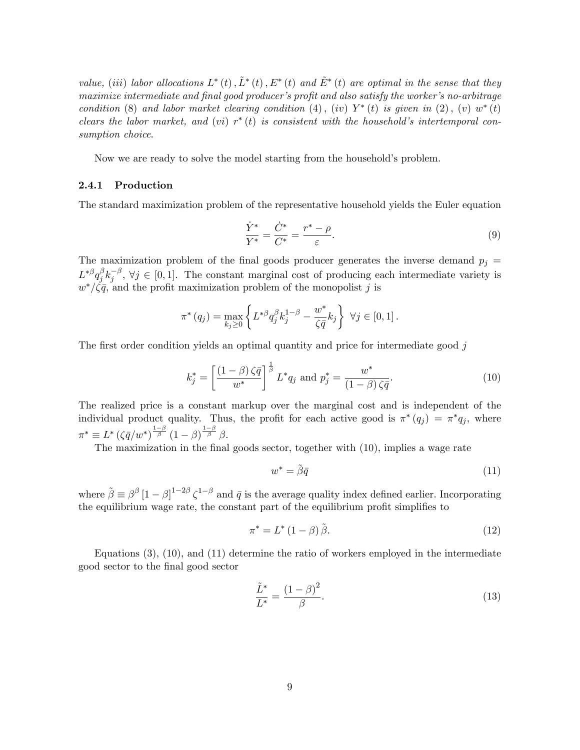*value, (iii) labor allocations $L^*(t), \tilde{L}^*(t), E^*(t)$ and $\tilde{E}^*(t)$ are optimal in the sense that they maximize intermediate and final good producer's profit and also satisfy the worker's no-arbitrage condition* (8) *and labor market clearing condition* (4), *(iv)* $Y^*(t)$ *is given in* (2), *(v)* $w^*(t)$ *clears the labor market, and (vi)* $r^*(t)$ *is consistent with the household's intertemporal consumption choice.*

Now we are ready to solve the model starting from the household's problem.

### 2.4.1 Production

The standard maximization problem of the representative household yields the Euler equation

$$\frac{\dot{Y}^*}{Y^*} = \frac{\dot{C}^*}{C^*} = \frac{r^* - \rho}{\varepsilon}. \tag{9}$$

The maximization problem of the final goods producer generates the inverse demand $p_j = L^{*\beta} q_j^{\beta} k_j^{-\beta}$, $\forall j \in [0,1]$. The constant marginal cost of producing each intermediate variety is $w^*/\zeta\bar{q}$, and the profit maximization problem of the monopolist $j$ is

$$\pi^*(q_j) = \max_{k_j \geq 0} \left\{ L^{*\beta} q_j^{\beta} k_j^{1-\beta} - \frac{w^*}{\zeta\bar{q}} k_j \right\} \ \forall j \in [0,1].$$

The first order condition yields an optimal quantity and price for intermediate good $j$

$$k_j^* = \left[\frac{(1-\beta)\zeta\bar{q}}{w^*}\right]^{\frac{1}{\beta}} L^* q_j \text{ and } p_j^* = \frac{w^*}{(1-\beta)\zeta\bar{q}}. \tag{10}$$

The realized price is a constant markup over the marginal cost and is independent of the individual product quality. Thus, the profit for each active good is $\pi^*(q_j) = \pi^* q_j$, where $\pi^* \equiv L^* (\zeta\bar{q}/w^*)^{\frac{1-\beta}{\beta}} (1-\beta)^{\frac{1-\beta}{\beta}} \beta$.

The maximization in the final goods sector, together with (10), implies a wage rate

$$w^* = \tilde{\beta}\bar{q} \tag{11}$$

where $\tilde{\beta} \equiv \beta^{\beta} [1-\beta]^{1-2\beta} \zeta^{1-\beta}$ and $\bar{q}$ is the average quality index defined earlier. Incorporating the equilibrium wage rate, the constant part of the equilibrium profit simplifies to

$$\pi^* = L^* (1-\beta) \tilde{\beta}. \tag{12}$$

Equations (3), (10), and (11) determine the ratio of workers employed in the intermediate good sector to the final good sector

$$\frac{\tilde{L}^*}{L^*} = \frac{(1-\beta)^2}{\beta}. \tag{13}$$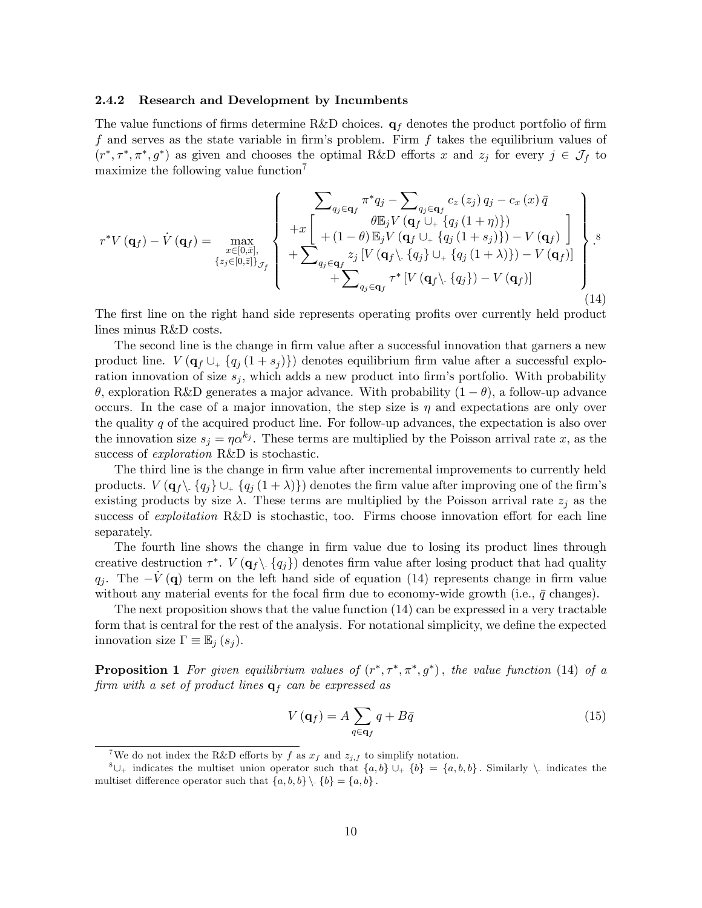### 2.4.2 Research and Development by Incumbents

The value functions of firms determine R&D choices. $\mathbf{q}_f$ denotes the product portfolio of firm $f$ and serves as the state variable in firm's problem. Firm $f$ takes the equilibrium values of $(r^*, \tau^*, \pi^*, g^*)$ as given and chooses the optimal R&D efforts $x$ and $z_j$ for every $j \in \mathcal{J}_f$ to maximize the following value function[7]

$$
r^* V(\mathbf{q}_f) - \dot{V}(\mathbf{q}_f) = \max_{\substack{x \in [0,\bar{x}], \\ \{z_j \in [0,\bar{z}]\}_{\mathcal{J}_f}}} \left\{ \begin{array}{c} \sum_{q_j \in \mathbf{q}_f} \pi^* q_j - \sum_{q_j \in \mathbf{q}_f} c_z(z_j) q_j - c_x(x) \bar{q} \\ +x \left[ \begin{array}{c} \theta \mathbb{E}_j V(\mathbf{q}_f \cup_+ \{q_j(1+\eta)\}) \\ +(1-\theta) \mathbb{E}_j V(\mathbf{q}_f \cup_+ \{q_j(1+s_j)\}) - V(\mathbf{q}_f) \end{array} \right] \\ + \sum_{q_j \in \mathbf{q}_f} z_j \left[ V(\mathbf{q}_f \setminus_- \{q_j\} \cup_+ \{q_j(1+\lambda)\}) - V(\mathbf{q}_f) \right] \\ + \sum_{q_j \in \mathbf{q}_f} \tau^* \left[ V(\mathbf{q}_f \setminus_- \{q_j\}) - V(\mathbf{q}_f) \right] \end{array} \right\} .^{8} \tag{14}
$$

The first line on the right hand side represents operating profits over currently held product lines minus R&D costs.

The second line is the change in firm value after a successful innovation that garners a new product line. $V(\mathbf{q}_f \cup_+ \{q_j(1+s_j)\})$ denotes equilibrium firm value after a successful exploration innovation of size $s_j$, which adds a new product into firm's portfolio. With probability $\theta$, exploration R&D generates a major advance. With probability $(1-\theta)$, a follow-up advance occurs. In the case of a major innovation, the step size is $\eta$ and expectations are only over the quality $q$ of the acquired product line. For follow-up advances, the expectation is also over the innovation size $s_j = \eta \alpha^{k_j}$. These terms are multiplied by the Poisson arrival rate $x$, as the success of *exploration* R&D is stochastic.

The third line is the change in firm value after incremental improvements to currently held products. $V(\mathbf{q}_f \setminus_- \{q_j\} \cup_+ \{q_j(1+\lambda)\})$ denotes the firm value after improving one of the firm's existing products by size $\lambda$. These terms are multiplied by the Poisson arrival rate $z_j$ as the success of *exploitation* R&D is stochastic, too. Firms choose innovation effort for each line separately.

The fourth line shows the change in firm value due to losing its product lines through creative destruction $\tau^*$. $V(\mathbf{q}_f \setminus_- \{q_j\})$ denotes firm value after losing product that had quality $q_j$. The $-\dot{V}(\mathbf{q})$ term on the left hand side of equation (14) represents change in firm value without any material events for the focal firm due to economy-wide growth (i.e., $\bar{q}$ changes).

The next proposition shows that the value function (14) can be expressed in a very tractable form that is central for the rest of the analysis. For notational simplicity, we define the expected innovation size $\Gamma \equiv \mathbb{E}_j(s_j)$.

**Proposition 1** *For given equilibrium values of $(r^*, \tau^*, \pi^*, g^*)$, the value function (14) of a firm with a set of product lines $\mathbf{q}_f$ can be expressed as*

$$
V(\mathbf{q}_f) = A \sum_{q \in \mathbf{q}_f} q + B\bar{q} \tag{15}
$$

---

[7] We do not index the R&D efforts by $f$ as $x_f$ and $z_{j,f}$ to simplify notation.

[8] $\cup_+$ indicates the multiset union operator such that $\{a,b\} \cup_+ \{b\} = \{a,b,b\}$. Similarly $\setminus_-$ indicates the multiset difference operator such that $\{a,b,b\} \setminus_- \{b\} = \{a,b\}$.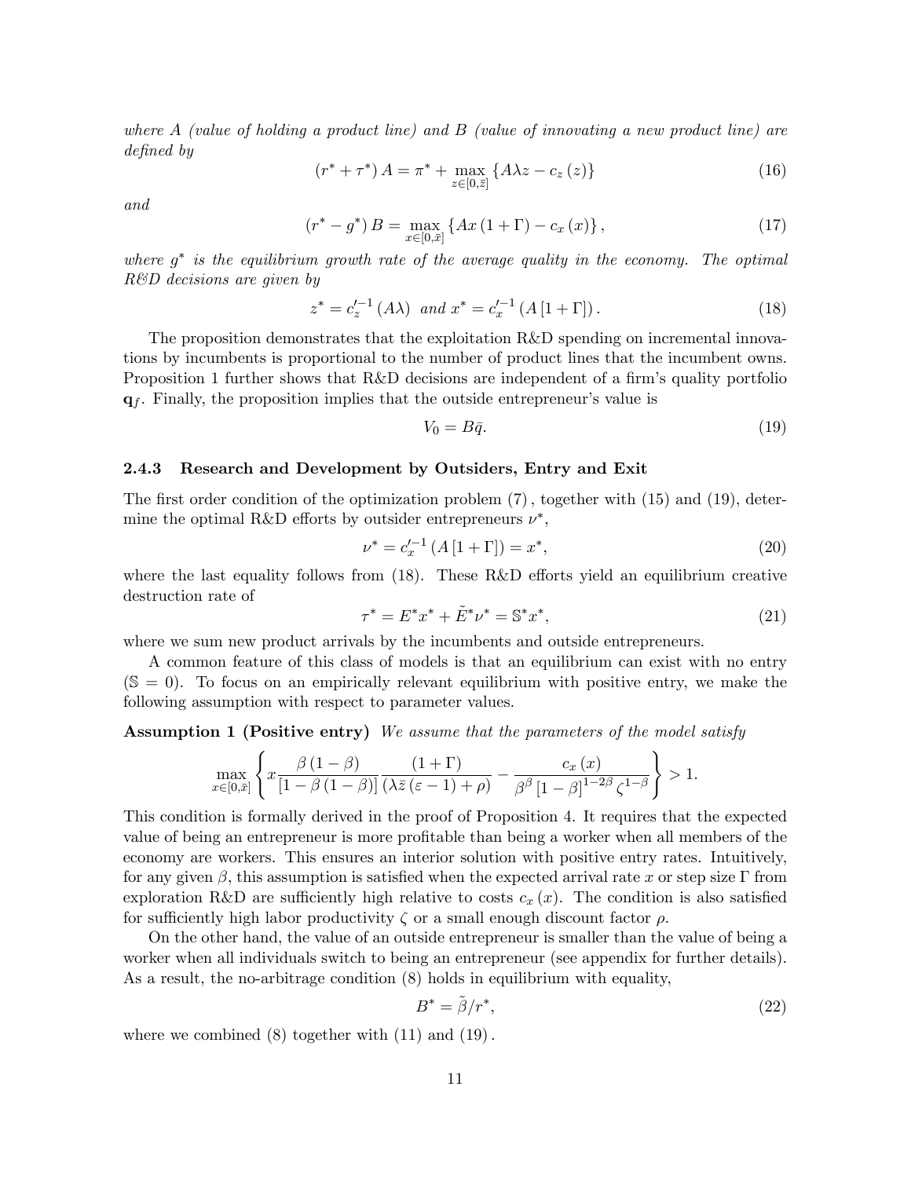*where $A$ (value of holding a product line) and $B$ (value of innovating a new product line) are defined by*

$$\left(r^* + \tau^*\right) A = \pi^* + \max_{z \in [0,\bar{z}]} \left\{ A\lambda z - c_z\left(z\right) \right\} \tag{16}$$

*and*

$$\left(r^* - g^*\right) B = \max_{x \in [0,\bar{x}]} \left\{ Ax\left(1 + \Gamma\right) - c_x\left(x\right) \right\}, \tag{17}$$

*where $g^*$ is the equilibrium growth rate of the average quality in the economy. The optimal R&D decisions are given by*

$$z^* = c_z'^{-1}\left(A\lambda\right) \text{ and } x^* = c_x'^{-1}\left(A\left[1 + \Gamma\right]\right). \tag{18}$$

The proposition demonstrates that the exploitation R&D spending on incremental innovations by incumbents is proportional to the number of product lines that the incumbent owns. Proposition 1 further shows that R&D decisions are independent of a firm's quality portfolio $\mathbf{q}_f$. Finally, the proposition implies that the outside entrepreneur's value is

$$V_0 = B\bar{q}. \tag{19}$$

### 2.4.3 Research and Development by Outsiders, Entry and Exit

The first order condition of the optimization problem (7), together with (15) and (19), determine the optimal R&D efforts by outsider entrepreneurs $\nu^*$,

$$\nu^* = c_x'^{-1}\left(A\left[1 + \Gamma\right]\right) = x^*, \tag{20}$$

where the last equality follows from (18). These R&D efforts yield an equilibrium creative destruction rate of

$$\tau^* = E^* x^* + \tilde{E}^* \nu^* = \mathbb{S}^* x^*, \tag{21}$$

where we sum new product arrivals by the incumbents and outside entrepreneurs.

A common feature of this class of models is that an equilibrium can exist with no entry ($\mathbb{S} = 0$). To focus on an empirically relevant equilibrium with positive entry, we make the following assumption with respect to parameter values.

**Assumption 1 (Positive entry)** *We assume that the parameters of the model satisfy*

$$\max_{x \in [0,\bar{x}]} \left\{ x \frac{\beta\left(1 - \beta\right)}{\left[1 - \beta\left(1 - \beta\right)\right]} \frac{\left(1 + \Gamma\right)}{\left(\lambda \bar{z}\left(\varepsilon - 1\right) + \rho\right)} - \frac{c_x\left(x\right)}{\beta^\beta \left[1 - \beta\right]^{1 - 2\beta} \zeta^{1 - \beta}} \right\} > 1.$$

This condition is formally derived in the proof of Proposition 4. It requires that the expected value of being an entrepreneur is more profitable than being a worker when all members of the economy are workers. This ensures an interior solution with positive entry rates. Intuitively, for any given $\beta$, this assumption is satisfied when the expected arrival rate $x$ or step size $\Gamma$ from exploration R&D are sufficiently high relative to costs $c_x\left(x\right)$. The condition is also satisfied for sufficiently high labor productivity $\zeta$ or a small enough discount factor $\rho$.

On the other hand, the value of an outside entrepreneur is smaller than the value of being a worker when all individuals switch to being an entrepreneur (see appendix for further details). As a result, the no-arbitrage condition (8) holds in equilibrium with equality,

$$B^* = \tilde{\beta}/r^*, \tag{22}$$

where we combined (8) together with (11) and (19).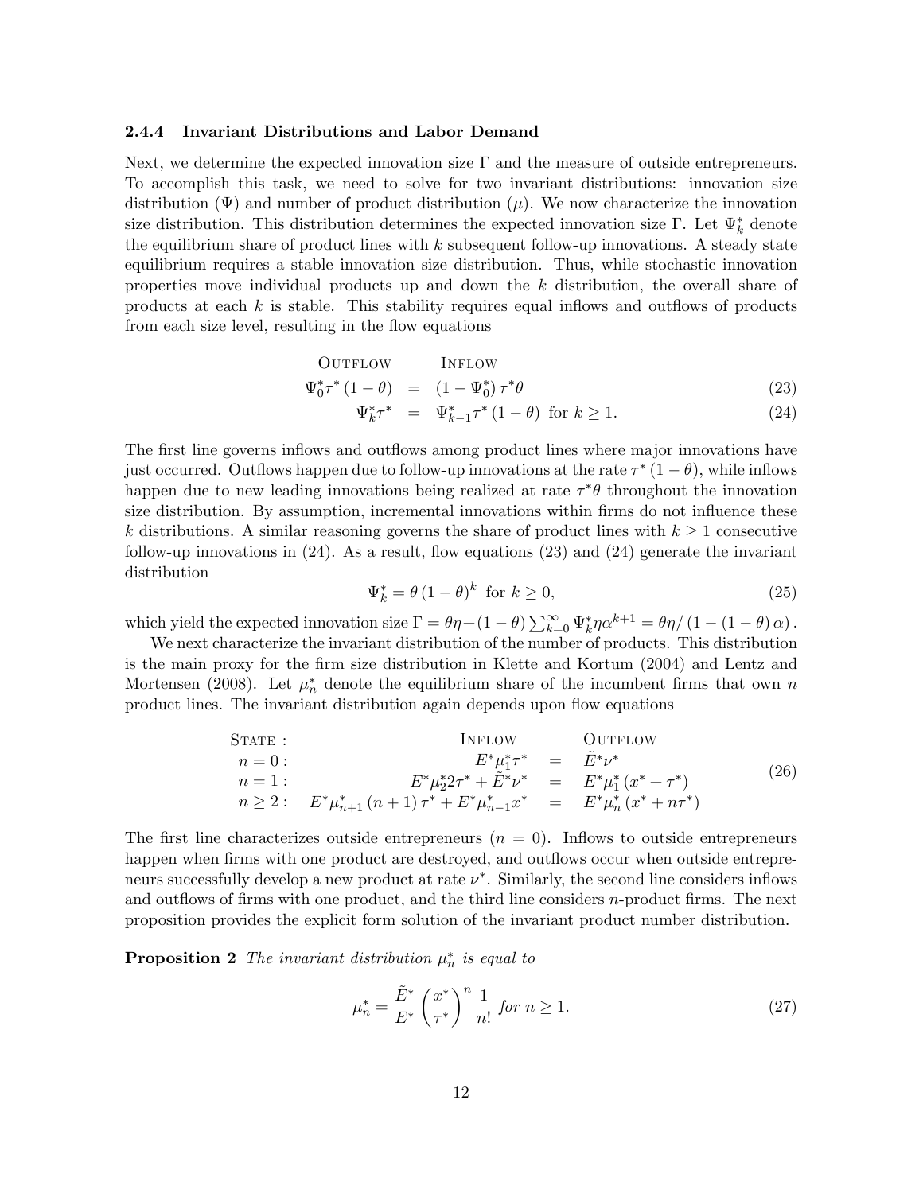#### 2.4.4 Invariant Distributions and Labor Demand

Next, we determine the expected innovation size $\Gamma$ and the measure of outside entrepreneurs. To accomplish this task, we need to solve for two invariant distributions: innovation size distribution ($\Psi$) and number of product distribution ($\mu$). We now characterize the innovation size distribution. This distribution determines the expected innovation size $\Gamma$. Let $\Psi_k^*$ denote the equilibrium share of product lines with $k$ subsequent follow-up innovations. A steady state equilibrium requires a stable innovation size distribution. Thus, while stochastic innovation properties move individual products up and down the $k$ distribution, the overall share of products at each $k$ is stable. This stability requires equal inflows and outflows of products from each size level, resulting in the flow equations

$$
\begin{aligned}
&\text{Outflow} && \text{Inflow} \\
\Psi_0^* \tau^* (1-\theta) &= (1-\Psi_0^*) \tau^* \theta && (23) \\
\Psi_k^* \tau^* &= \Psi_{k-1}^* \tau^* (1-\theta) \text{ for } k \geq 1. && (24)
\end{aligned}
$$

The first line governs inflows and outflows among product lines where major innovations have just occurred. Outflows happen due to follow-up innovations at the rate $\tau^* (1-\theta)$, while inflows happen due to new leading innovations being realized at rate $\tau^* \theta$ throughout the innovation size distribution. By assumption, incremental innovations within firms do not influence these $k$ distributions. A similar reasoning governs the share of product lines with $k \geq 1$ consecutive follow-up innovations in (24). As a result, flow equations (23) and (24) generate the invariant distribution

$$
\Psi_k^* = \theta (1-\theta)^k \text{ for } k \geq 0, \tag{25}
$$

which yield the expected innovation size $\Gamma = \theta\eta + (1-\theta) \sum_{k=0}^{\infty} \Psi_k^* \eta \alpha^{k+1} = \theta\eta / (1 - (1-\theta)\alpha)$.

We next characterize the invariant distribution of the number of products. This distribution is the main proxy for the firm size distribution in Klette and Kortum (2004) and Lentz and Mortensen (2008). Let $\mu_n^*$ denote the equilibrium share of the incumbent firms that own $n$ product lines. The invariant distribution again depends upon flow equations

$$
\begin{array}{lrcl}
\text{State :} & \text{Inflow} & & \text{Outflow} \\
n = 0: & E^* \mu_1^* \tau^* & = & \tilde{E}^* \nu^* \\
n = 1: & E^* \mu_2^* 2\tau^* + \tilde{E}^* \nu^* & = & E^* \mu_1^* (x^* + \tau^*) \\
n \geq 2: & E^* \mu_{n+1}^* (n+1) \tau^* + E^* \mu_{n-1}^* x^* & = & E^* \mu_n^* (x^* + n\tau^*)
\end{array} \tag{26}
$$

The first line characterizes outside entrepreneurs ($n = 0$). Inflows to outside entrepreneurs happen when firms with one product are destroyed, and outflows occur when outside entrepreneurs successfully develop a new product at rate $\nu^*$. Similarly, the second line considers inflows and outflows of firms with one product, and the third line considers $n$-product firms. The next proposition provides the explicit form solution of the invariant product number distribution.

**Proposition 2** *The invariant distribution $\mu_n^*$ is equal to*

$$
\mu_n^* = \frac{\tilde{E}^*}{E^*} \left( \frac{x^*}{\tau^*} \right)^n \frac{1}{n!} \text{ for } n \geq 1. \tag{27}
$$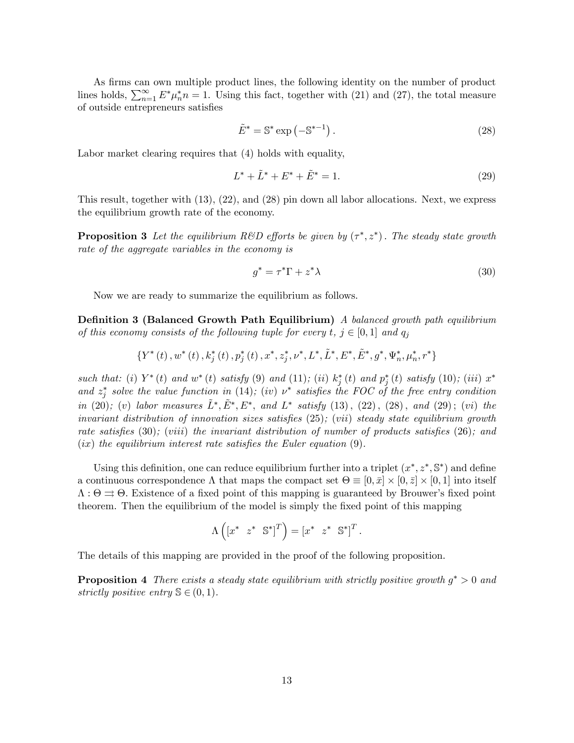As firms can own multiple product lines, the following identity on the number of product lines holds, $\sum_{n=1}^{\infty} E^* \mu_n^* n = 1$. Using this fact, together with (21) and (27), the total measure of outside entrepreneurs satisfies

$$\tilde{E}^* = \mathbb{S}^* \exp\left(-\mathbb{S}^{*-1}\right). \tag{28}$$

Labor market clearing requires that (4) holds with equality,

$$L^* + \tilde{L}^* + E^* + \tilde{E}^* = 1. \tag{29}$$

This result, together with (13), (22), and (28) pin down all labor allocations. Next, we express the equilibrium growth rate of the economy.

**Proposition 3** *Let the equilibrium R&D efforts be given by $(\tau^*, z^*)$. The steady state growth rate of the aggregate variables in the economy is*

$$g^* = \tau^* \Gamma + z^* \lambda \tag{30}$$

Now we are ready to summarize the equilibrium as follows.

**Definition 3 (Balanced Growth Path Equilibrium)** *A balanced growth path equilibrium of this economy consists of the following tuple for every $t$, $j \in [0,1]$ and $q_j$*

$$\left\{Y^*(t), w^*(t), k_j^*(t), p_j^*(t), x^*, z_j^*, \nu^*, L^*, \tilde{L}^*, E^*, \tilde{E}^*, g^*, \Psi_n^*, \mu_n^*, r^*\right\}$$

*such that: (i) $Y^*(t)$ and $w^*(t)$ satisfy (9) and (11); (ii) $k_j^*(t)$ and $p_j^*(t)$ satisfy (10); (iii) $x^*$ and $z_j^*$ solve the value function in (14); (iv) $\nu^*$ satisfies the FOC of the free entry condition in (20); (v) labor measures $\tilde{L}^*, \tilde{E}^*, E^*$, and $L^*$ satisfy (13), (22), (28), and (29); (vi) the invariant distribution of innovation sizes satisfies (25); (vii) steady state equilibrium growth rate satisfies (30); (viii) the invariant distribution of number of products satisfies (26); and (ix) the equilibrium interest rate satisfies the Euler equation (9).*

Using this definition, one can reduce equilibrium further into a triplet $(x^*, z^*, \mathbb{S}^*)$ and define a continuous correspondence $\Lambda$ that maps the compact set $\Theta \equiv [0, \bar{x}] \times [0, \bar{z}] \times [0, 1]$ into itself $\Lambda : \Theta \rightrightarrows \Theta$. Existence of a fixed point of this mapping is guaranteed by Brouwer's fixed point theorem. Then the equilibrium of the model is simply the fixed point of this mapping

$$\Lambda\left(\begin{bmatrix} x^* & z^* & \mathbb{S}^* \end{bmatrix}^T\right) = \begin{bmatrix} x^* & z^* & \mathbb{S}^* \end{bmatrix}^T.$$

The details of this mapping are provided in the proof of the following proposition.

**Proposition 4** *There exists a steady state equilibrium with strictly positive growth $g^* > 0$ and strictly positive entry $\mathbb{S} \in (0, 1)$.*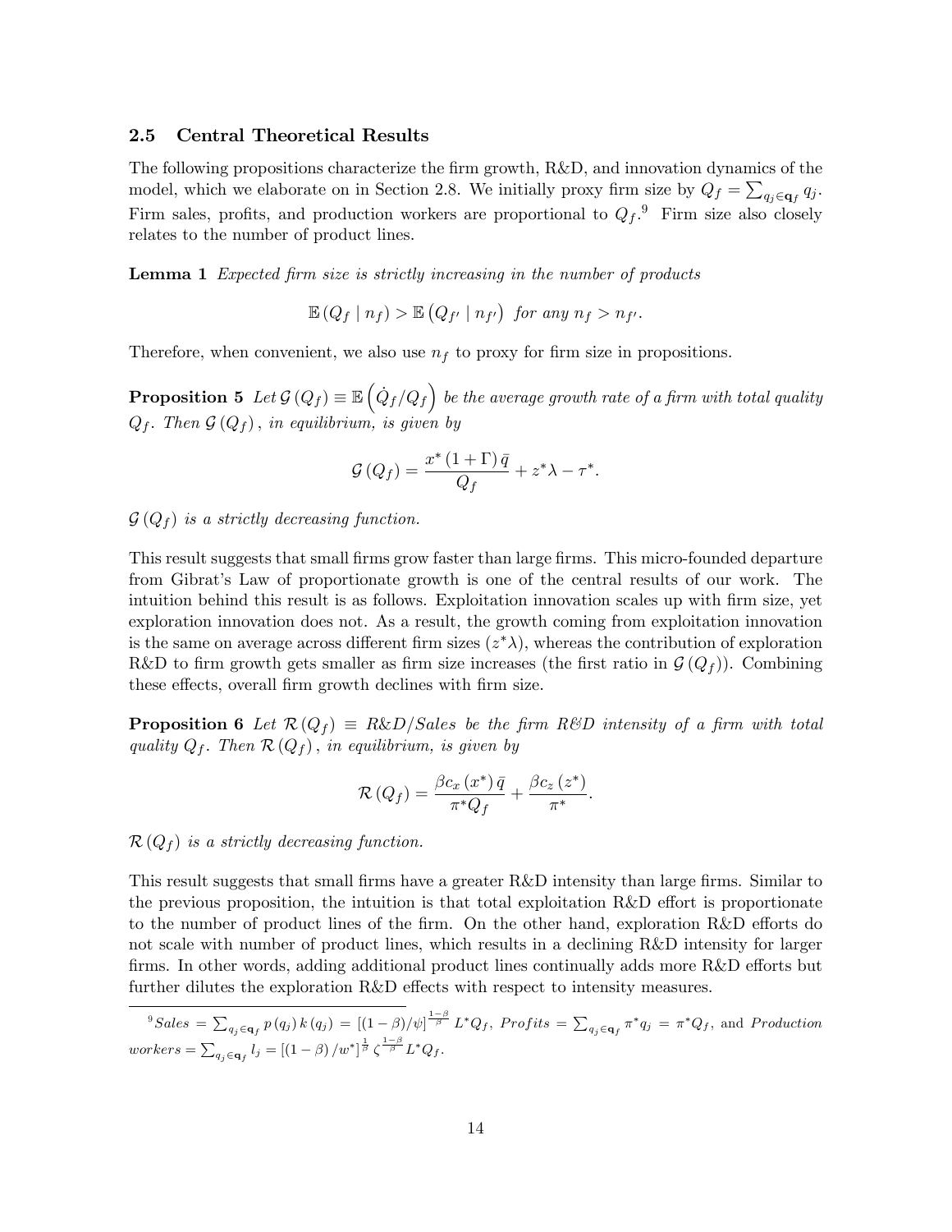### 2.5 Central Theoretical Results

The following propositions characterize the firm growth, R&D, and innovation dynamics of the model, which we elaborate on in Section 2.8. We initially proxy firm size by $Q_f = \sum_{q_j \in \mathbf{q}_f} q_j$. Firm sales, profits, and production workers are proportional to $Q_f$.[9] Firm size also closely relates to the number of product lines.

**Lemma 1** *Expected firm size is strictly increasing in the number of products*

$$\mathbb{E}(Q_f \mid n_f) > \mathbb{E}(Q_{f'} \mid n_{f'}) \text{ for any } n_f > n_{f'}.$$

Therefore, when convenient, we also use $n_f$ to proxy for firm size in propositions.

**Proposition 5** *Let $\mathcal{G}(Q_f) \equiv \mathbb{E}\left(\dot{Q}_f / Q_f\right)$ be the average growth rate of a firm with total quality $Q_f$. Then $\mathcal{G}(Q_f)$, in equilibrium, is given by*

$$\mathcal{G}(Q_f) = \frac{x^* (1+\Gamma)\bar{q}}{Q_f} + z^*\lambda - \tau^*.$$

*$\mathcal{G}(Q_f)$ is a strictly decreasing function.*

This result suggests that small firms grow faster than large firms. This micro-founded departure from Gibrat's Law of proportionate growth is one of the central results of our work. The intuition behind this result is as follows. Exploitation innovation scales up with firm size, yet exploration innovation does not. As a result, the growth coming from exploitation innovation is the same on average across different firm sizes ($z^*\lambda$), whereas the contribution of exploration R&D to firm growth gets smaller as firm size increases (the first ratio in $\mathcal{G}(Q_f)$). Combining these effects, overall firm growth declines with firm size.

**Proposition 6** *Let $\mathcal{R}(Q_f) \equiv R\&D/Sales$ be the firm R&D intensity of a firm with total quality $Q_f$. Then $\mathcal{R}(Q_f)$, in equilibrium, is given by*

$$\mathcal{R}(Q_f) = \frac{\beta c_x(x^*)\bar{q}}{\pi^* Q_f} + \frac{\beta c_z(z^*)}{\pi^*}.$$

*$\mathcal{R}(Q_f)$ is a strictly decreasing function.*

This result suggests that small firms have a greater R&D intensity than large firms. Similar to the previous proposition, the intuition is that total exploitation R&D effort is proportionate to the number of product lines of the firm. On the other hand, exploration R&D efforts do not scale with number of product lines, which results in a declining R&D intensity for larger firms. In other words, adding additional product lines continually adds more R&D efforts but further dilutes the exploration R&D effects with respect to intensity measures.

---

[9] $Sales = \sum_{q_j \in \mathbf{q}_f} p(q_j)\,k(q_j) = [(1-\beta)/\psi]^{\frac{1-\beta}{\beta}} L^* Q_f$, $Profits = \sum_{q_j \in \mathbf{q}_f} \pi^* q_j = \pi^* Q_f$, and $Production\ workers = \sum_{q_j \in \mathbf{q}_f} l_j = [(1-\beta)/w^*]^{\frac{1}{\beta}} \zeta^{\frac{1-\beta}{\beta}} L^* Q_f$.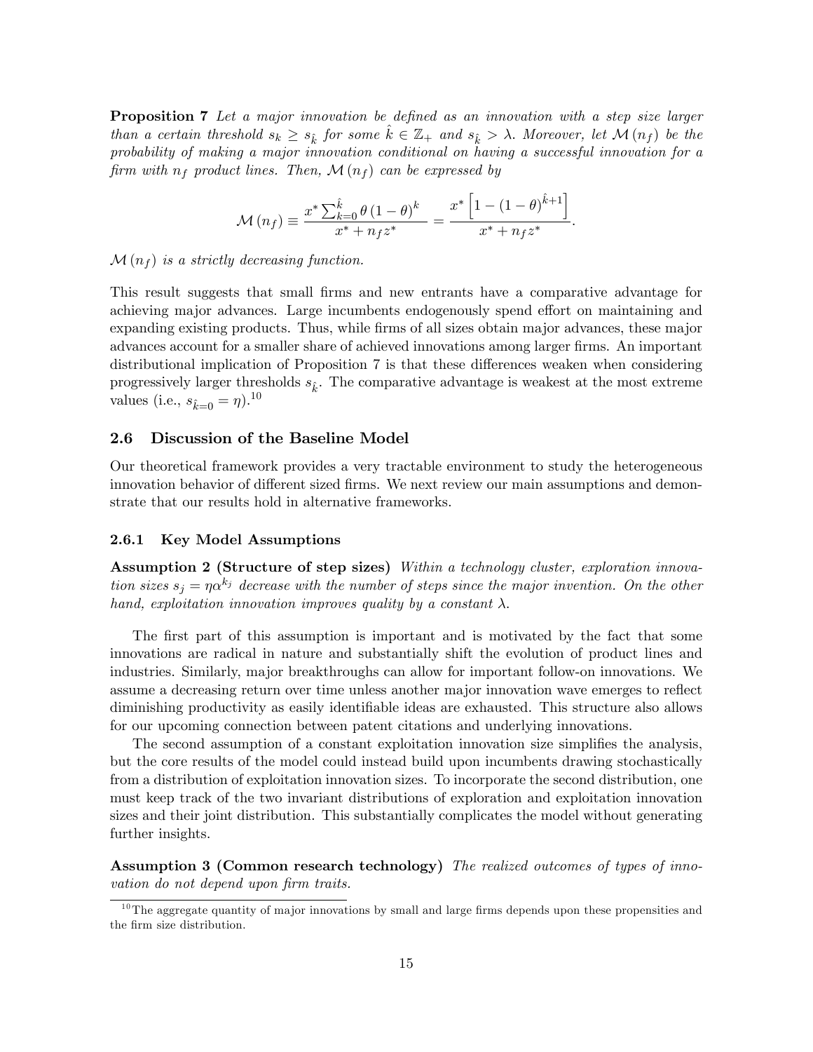**Proposition 7** *Let a major innovation be defined as an innovation with a step size larger than a certain threshold $s_k \geq s_{\hat{k}}$ for some $\hat{k} \in \mathbb{Z}_+$ and $s_{\hat{k}} > \lambda$. Moreover, let $\mathcal{M}(n_f)$ be the probability of making a major innovation conditional on having a successful innovation for a firm with $n_f$ product lines. Then, $\mathcal{M}(n_f)$ can be expressed by*

$$\mathcal{M}(n_f) \equiv \frac{x^* \sum_{k=0}^{\hat{k}} \theta (1-\theta)^k}{x^* + n_f z^*} = \frac{x^* \left[1 - (1-\theta)^{\hat{k}+1}\right]}{x^* + n_f z^*}.$$

*$\mathcal{M}(n_f)$ is a strictly decreasing function.*

This result suggests that small firms and new entrants have a comparative advantage for achieving major advances. Large incumbents endogenously spend effort on maintaining and expanding existing products. Thus, while firms of all sizes obtain major advances, these major advances account for a smaller share of achieved innovations among larger firms. An important distributional implication of Proposition 7 is that these differences weaken when considering progressively larger thresholds $s_{\hat{k}}$. The comparative advantage is weakest at the most extreme values (i.e., $s_{\hat{k}=0} = \eta$).[10]

### 2.6 Discussion of the Baseline Model

Our theoretical framework provides a very tractable environment to study the heterogeneous innovation behavior of different sized firms. We next review our main assumptions and demonstrate that our results hold in alternative frameworks.

#### 2.6.1 Key Model Assumptions

**Assumption 2 (Structure of step sizes)** *Within a technology cluster, exploration innovation sizes $s_j = \eta \alpha^{k_j}$ decrease with the number of steps since the major invention. On the other hand, exploitation innovation improves quality by a constant $\lambda$.*

The first part of this assumption is important and is motivated by the fact that some innovations are radical in nature and substantially shift the evolution of product lines and industries. Similarly, major breakthroughs can allow for important follow-on innovations. We assume a decreasing return over time unless another major innovation wave emerges to reflect diminishing productivity as easily identifiable ideas are exhausted. This structure also allows for our upcoming connection between patent citations and underlying innovations.

The second assumption of a constant exploitation innovation size simplifies the analysis, but the core results of the model could instead build upon incumbents drawing stochastically from a distribution of exploitation innovation sizes. To incorporate the second distribution, one must keep track of the two invariant distributions of exploration and exploitation innovation sizes and their joint distribution. This substantially complicates the model without generating further insights.

**Assumption 3 (Common research technology)** *The realized outcomes of types of innovation do not depend upon firm traits.*

[10] The aggregate quantity of major innovations by small and large firms depends upon these propensities and the firm size distribution.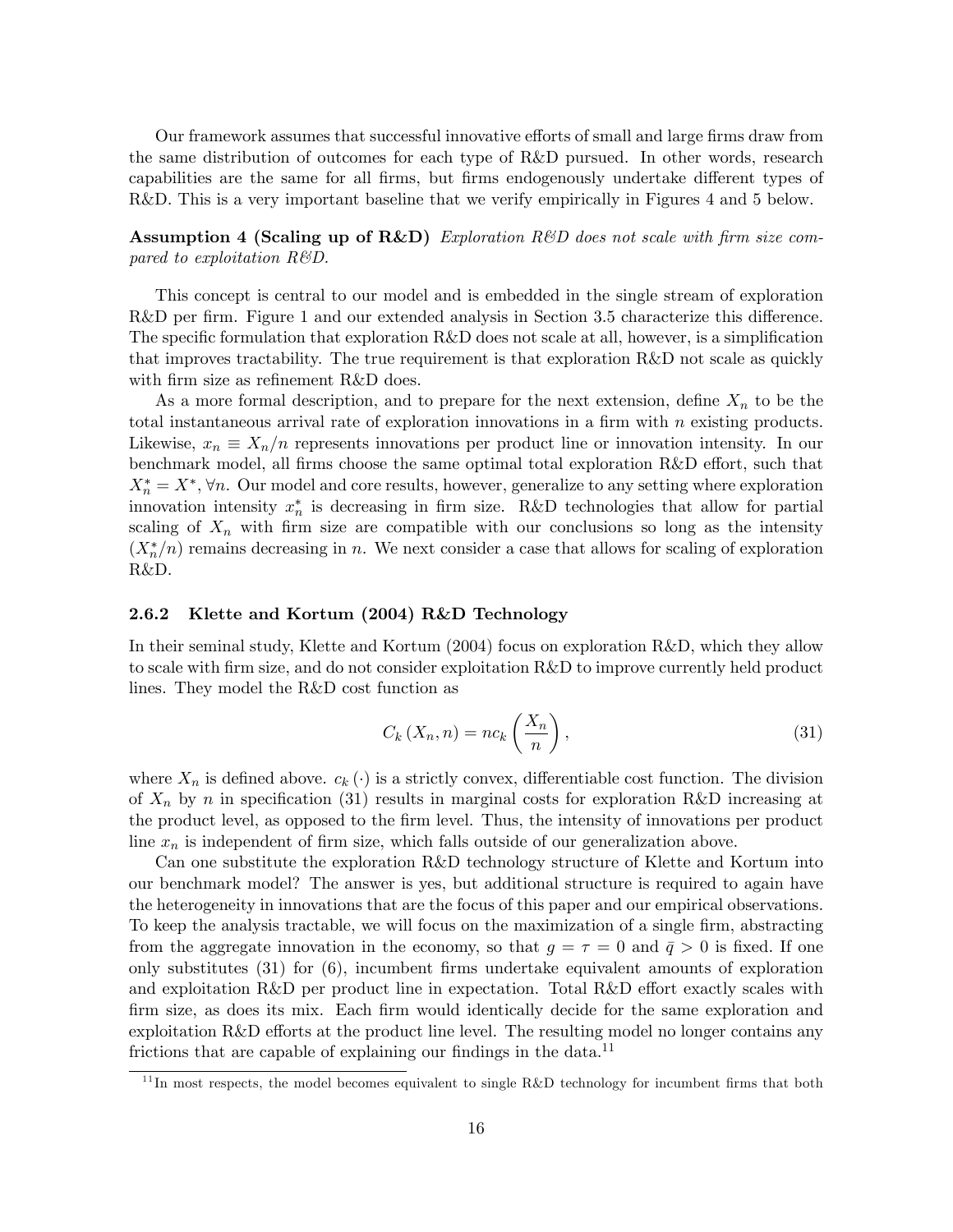Our framework assumes that successful innovative efforts of small and large firms draw from the same distribution of outcomes for each type of R&D pursued. In other words, research capabilities are the same for all firms, but firms endogenously undertake different types of R&D. This is a very important baseline that we verify empirically in Figures 4 and 5 below.

**Assumption 4 (Scaling up of R&D)** *Exploration R&D does not scale with firm size compared to exploitation R&D.*

This concept is central to our model and is embedded in the single stream of exploration R&D per firm. Figure 1 and our extended analysis in Section 3.5 characterize this difference. The specific formulation that exploration R&D does not scale at all, however, is a simplification that improves tractability. The true requirement is that exploration R&D not scale as quickly with firm size as refinement R&D does.

As a more formal description, and to prepare for the next extension, define $X_n$ to be the total instantaneous arrival rate of exploration innovations in a firm with $n$ existing products. Likewise, $x_n \equiv X_n/n$ represents innovations per product line or innovation intensity. In our benchmark model, all firms choose the same optimal total exploration R&D effort, such that $X_n^* = X^*, \forall n$. Our model and core results, however, generalize to any setting where exploration innovation intensity $x_n^*$ is decreasing in firm size. R&D technologies that allow for partial scaling of $X_n$ with firm size are compatible with our conclusions so long as the intensity $(X_n^*/n)$ remains decreasing in $n$. We next consider a case that allows for scaling of exploration R&D.

### 2.6.2 Klette and Kortum (2004) R&D Technology

In their seminal study, Klette and Kortum (2004) focus on exploration R&D, which they allow to scale with firm size, and do not consider exploitation R&D to improve currently held product lines. They model the R&D cost function as

$$C_k(X_n, n) = nc_k\left(\frac{X_n}{n}\right), \tag{31}$$

where $X_n$ is defined above. $c_k(\cdot)$ is a strictly convex, differentiable cost function. The division of $X_n$ by $n$ in specification (31) results in marginal costs for exploration R&D increasing at the product level, as opposed to the firm level. Thus, the intensity of innovations per product line $x_n$ is independent of firm size, which falls outside of our generalization above.

Can one substitute the exploration R&D technology structure of Klette and Kortum into our benchmark model? The answer is yes, but additional structure is required to again have the heterogeneity in innovations that are the focus of this paper and our empirical observations. To keep the analysis tractable, we will focus on the maximization of a single firm, abstracting from the aggregate innovation in the economy, so that $g = \tau = 0$ and $\bar{q} > 0$ is fixed. If one only substitutes (31) for (6), incumbent firms undertake equivalent amounts of exploration and exploitation R&D per product line in expectation. Total R&D effort exactly scales with firm size, as does its mix. Each firm would identically decide for the same exploration and exploitation R&D efforts at the product line level. The resulting model no longer contains any frictions that are capable of explaining our findings in the data.[11]

[11] In most respects, the model becomes equivalent to single R&D technology for incumbent firms that both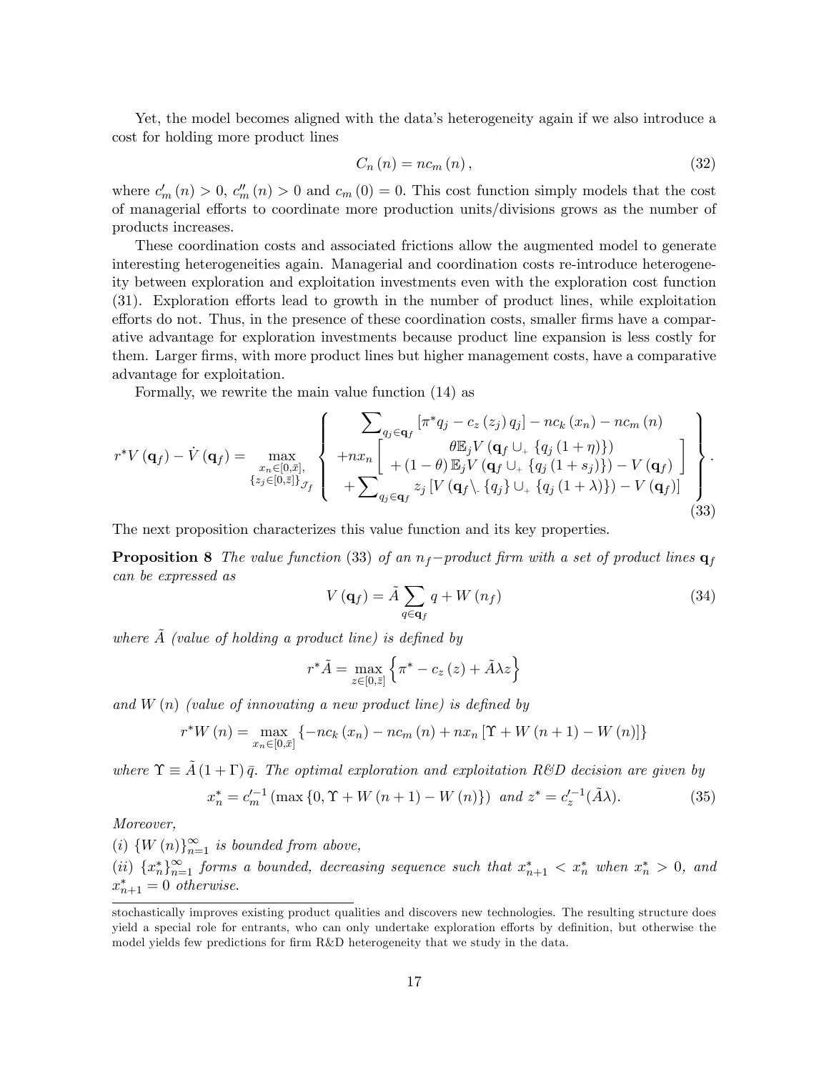Yet, the model becomes aligned with the data's heterogeneity again if we also introduce a cost for holding more product lines

$$C_n(n) = nc_m(n), \tag{32}$$

where $c_m'(n) > 0$, $c_m''(n) > 0$ and $c_m(0) = 0$. This cost function simply models that the cost of managerial efforts to coordinate more production units/divisions grows as the number of products increases.

These coordination costs and associated frictions allow the augmented model to generate interesting heterogeneities again. Managerial and coordination costs re-introduce heterogeneity between exploration and exploitation investments even with the exploration cost function (31). Exploration efforts lead to growth in the number of product lines, while exploitation efforts do not. Thus, in the presence of these coordination costs, smaller firms have a comparative advantage for exploration investments because product line expansion is less costly for them. Larger firms, with more product lines but higher management costs, have a comparative advantage for exploitation.

Formally, we rewrite the main value function (14) as

$$r^* V(\mathbf{q}_f) - \dot{V}(\mathbf{q}_f) = \max_{\substack{x_n \in [0,\bar{x}], \\ \{z_j \in [0,\bar{z}]\}_{\mathcal{J}_f}}} \left\{ \begin{array}{c} \sum_{q_j \in \mathbf{q}_f} \left[\pi^* q_j - c_z(z_j) q_j\right] - nc_k(x_n) - nc_m(n) \\ +nx_n \left[ \begin{array}{c} \theta \mathbb{E}_j V\left(\mathbf{q}_f \cup_+ \{q_j(1+\eta)\}\right) \\ +(1-\theta)\mathbb{E}_j V\left(\mathbf{q}_f \cup_+ \{q_j(1+s_j)\}\right) - V(\mathbf{q}_f) \end{array} \right] \\ +\sum_{q_j \in \mathbf{q}_f} z_j \left[V\left(\mathbf{q}_f \backslash_- \{q_j\} \cup_+ \{q_j(1+\lambda)\}\right) - V(\mathbf{q}_f)\right] \end{array} \right\}. \tag{33}$$

The next proposition characterizes this value function and its key properties.

**Proposition 8** *The value function* (33) *of an* $n_f$*−product firm with a set of product lines* $\mathbf{q}_f$ *can be expressed as*

$$V(\mathbf{q}_f) = \tilde{A} \sum_{q \in \mathbf{q}_f} q + W(n_f) \tag{34}$$

*where* $\tilde{A}$ *(value of holding a product line) is defined by*

$$r^* \tilde{A} = \max_{z \in [0,\bar{z}]} \left\{ \pi^* - c_z(z) + \tilde{A}\lambda z \right\}$$

*and* $W(n)$ *(value of innovating a new product line) is defined by*

$$r^* W(n) = \max_{x_n \in [0,\bar{x}]} \left\{ -nc_k(x_n) - nc_m(n) + nx_n \left[\Upsilon + W(n+1) - W(n)\right] \right\}$$

*where* $\Upsilon \equiv \tilde{A}(1+\Gamma)\bar{q}$*. The optimal exploration and exploitation R&D decision are given by*

$$x_n^* = c_m'^{-1}\left(\max\left\{0, \Upsilon + W(n+1) - W(n)\right\}\right) \text{ and } z^* = c_z'^{-1}(\tilde{A}\lambda). \tag{35}$$

*Moreover,*

*(i)* $\{W(n)\}_{n=1}^{\infty}$ *is bounded from above,*

*(ii)* $\{x_n^*\}_{n=1}^{\infty}$ *forms a bounded, decreasing sequence such that* $x_{n+1}^* < x_n^*$ *when* $x_n^* > 0$*, and* $x_{n+1}^* = 0$ *otherwise.*

---

stochastically improves existing product qualities and discovers new technologies. The resulting structure does yield a special role for entrants, who can only undertake exploration efforts by definition, but otherwise the model yields few predictions for firm R&D heterogeneity that we study in the data.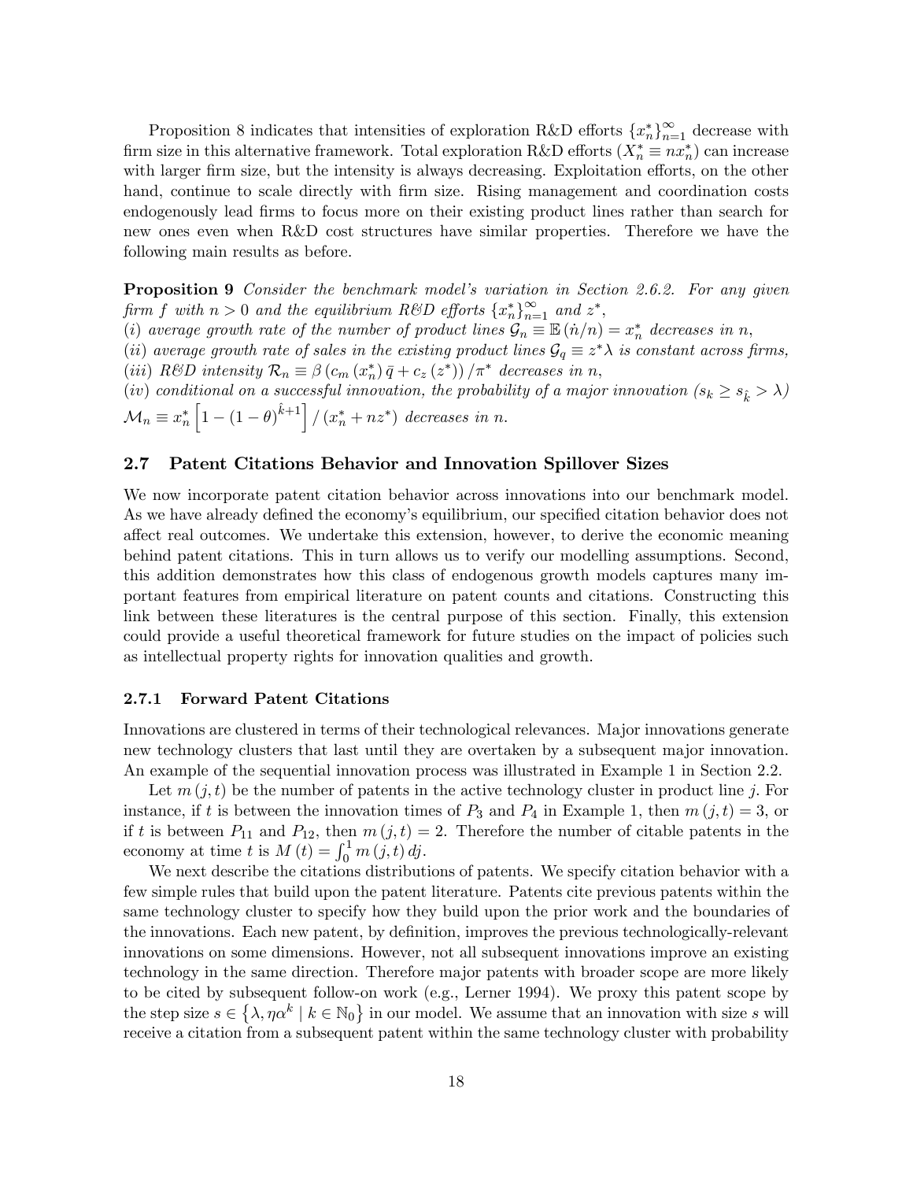Proposition 8 indicates that intensities of exploration R&D efforts $\{x_n^*\}_{n=1}^{\infty}$ decrease with firm size in this alternative framework. Total exploration R&D efforts ($X_n^* \equiv n x_n^*$) can increase with larger firm size, but the intensity is always decreasing. Exploitation efforts, on the other hand, continue to scale directly with firm size. Rising management and coordination costs endogenously lead firms to focus more on their existing product lines rather than search for new ones even when R&D cost structures have similar properties. Therefore we have the following main results as before.

**Proposition 9** *Consider the benchmark model's variation in Section 2.6.2. For any given firm $f$ with $n > 0$ and the equilibrium R&D efforts $\{x_n^*\}_{n=1}^{\infty}$ and $z^*$,*
*(i) average growth rate of the number of product lines $\mathcal{G}_n \equiv \mathbb{E}(\dot{n}/n) = x_n^*$ decreases in $n$,*
*(ii) average growth rate of sales in the existing product lines $\mathcal{G}_q \equiv z^* \lambda$ is constant across firms,*
*(iii) R&D intensity $\mathcal{R}_n \equiv \beta \left( c_m(x_n^*) \bar{q} + c_z(z^*) \right) / \pi^*$ decreases in $n$,*
*(iv) conditional on a successful innovation, the probability of a major innovation ($s_k \geq s_{\hat{k}} > \lambda$) $\mathcal{M}_n \equiv x_n^* \left[ 1 - (1-\theta)^{\hat{k}+1} \right] / (x_n^* + n z^*)$ decreases in $n$.*

## 2.7 Patent Citations Behavior and Innovation Spillover Sizes

We now incorporate patent citation behavior across innovations into our benchmark model. As we have already defined the economy's equilibrium, our specified citation behavior does not affect real outcomes. We undertake this extension, however, to derive the economic meaning behind patent citations. This in turn allows us to verify our modelling assumptions. Second, this addition demonstrates how this class of endogenous growth models captures many important features from empirical literature on patent counts and citations. Constructing this link between these literatures is the central purpose of this section. Finally, this extension could provide a useful theoretical framework for future studies on the impact of policies such as intellectual property rights for innovation qualities and growth.

### 2.7.1 Forward Patent Citations

Innovations are clustered in terms of their technological relevances. Major innovations generate new technology clusters that last until they are overtaken by a subsequent major innovation. An example of the sequential innovation process was illustrated in Example 1 in Section 2.2.

Let $m(j,t)$ be the number of patents in the active technology cluster in product line $j$. For instance, if $t$ is between the innovation times of $P_3$ and $P_4$ in Example 1, then $m(j,t) = 3$, or if $t$ is between $P_{11}$ and $P_{12}$, then $m(j,t) = 2$. Therefore the number of citable patents in the economy at time $t$ is $M(t) = \int_0^1 m(j,t)\, dj$.

We next describe the citations distributions of patents. We specify citation behavior with a few simple rules that build upon the patent literature. Patents cite previous patents within the same technology cluster to specify how they build upon the prior work and the boundaries of the innovations. Each new patent, by definition, improves the previous technologically-relevant innovations on some dimensions. However, not all subsequent innovations improve an existing technology in the same direction. Therefore major patents with broader scope are more likely to be cited by subsequent follow-on work (e.g., Lerner 1994). We proxy this patent scope by the step size $s \in \{\lambda, \eta\alpha^k \mid k \in \mathbb{N}_0\}$ in our model. We assume that an innovation with size $s$ will receive a citation from a subsequent patent within the same technology cluster with probability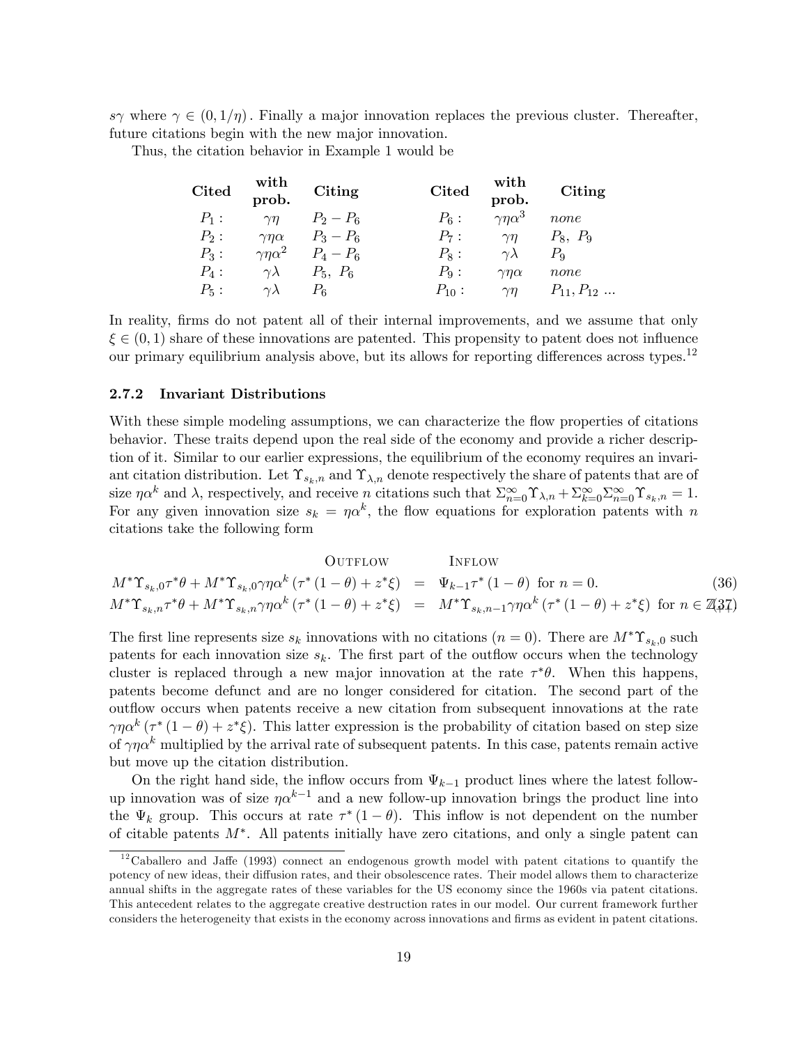$s\gamma$ where $\gamma \in (0, 1/\eta)$. Finally a major innovation replaces the previous cluster. Thereafter, future citations begin with the new major innovation.

Thus, the citation behavior in Example 1 would be

| **Cited** | **with prob.** | **Citing** | **Cited** | **with prob.** | **Citing** |
|---|---|---|---|---|---|
| $P_1$ : | $\gamma\eta$ | $P_2 - P_6$ | $P_6$ : | $\gamma\eta\alpha^3$ | *none* |
| $P_2$ : | $\gamma\eta\alpha$ | $P_3 - P_6$ | $P_7$ : | $\gamma\eta$ | $P_8,\ P_9$ |
| $P_3$ : | $\gamma\eta\alpha^2$ | $P_4 - P_6$ | $P_8$ : | $\gamma\lambda$ | $P_9$ |
| $P_4$ : | $\gamma\lambda$ | $P_5,\ P_6$ | $P_9$ : | $\gamma\eta\alpha$ | *none* |
| $P_5$ : | $\gamma\lambda$ | $P_6$ | $P_{10}$ : | $\gamma\eta$ | $P_{11}, P_{12}$ ... |

In reality, firms do not patent all of their internal improvements, and we assume that only $\xi \in (0, 1)$ share of these innovations are patented. This propensity to patent does not influence our primary equilibrium analysis above, but its allows for reporting differences across types.[12]

### 2.7.2 Invariant Distributions

With these simple modeling assumptions, we can characterize the flow properties of citations behavior. These traits depend upon the real side of the economy and provide a richer description of it. Similar to our earlier expressions, the equilibrium of the economy requires an invariant citation distribution. Let $\Upsilon_{s_k,n}$ and $\Upsilon_{\lambda,n}$ denote respectively the share of patents that are of size $\eta\alpha^k$ and $\lambda$, respectively, and receive $n$ citations such that $\Sigma_{n=0}^{\infty}\Upsilon_{\lambda,n} + \Sigma_{k=0}^{\infty}\Sigma_{n=0}^{\infty}\Upsilon_{s_k,n} = 1$. For any given innovation size $s_k = \eta\alpha^k$, the flow equations for exploration patents with $n$ citations take the following form

$$
\begin{aligned}
&\qquad\qquad\qquad\qquad \text{OUTFLOW} \qquad\qquad\qquad \text{INFLOW} \\
&M^*\Upsilon_{s_k,0}\tau^*\theta + M^*\Upsilon_{s_k,0}\gamma\eta\alpha^k\left(\tau^*(1-\theta) + z^*\xi\right) = \Psi_{k-1}\tau^*(1-\theta) \text{ for } n = 0. \qquad (36)\\
&M^*\Upsilon_{s_k,n}\tau^*\theta + M^*\Upsilon_{s_k,n}\gamma\eta\alpha^k\left(\tau^*(1-\theta) + z^*\xi\right) = M^*\Upsilon_{s_k,n-1}\gamma\eta\alpha^k\left(\tau^*(1-\theta) + z^*\xi\right) \text{ for } n \in \mathbb{Z}_{++} \qquad (37)
\end{aligned}
$$

The first line represents size $s_k$ innovations with no citations ($n = 0$). There are $M^*\Upsilon_{s_k,0}$ such patents for each innovation size $s_k$. The first part of the outflow occurs when the technology cluster is replaced through a new major innovation at the rate $\tau^*\theta$. When this happens, patents become defunct and are no longer considered for citation. The second part of the outflow occurs when patents receive a new citation from subsequent innovations at the rate $\gamma\eta\alpha^k\left(\tau^*(1-\theta) + z^*\xi\right)$. This latter expression is the probability of citation based on step size of $\gamma\eta\alpha^k$ multiplied by the arrival rate of subsequent patents. In this case, patents remain active but move up the citation distribution.

On the right hand side, the inflow occurs from $\Psi_{k-1}$ product lines where the latest follow-up innovation was of size $\eta\alpha^{k-1}$ and a new follow-up innovation brings the product line into the $\Psi_k$ group. This occurs at rate $\tau^*(1-\theta)$. This inflow is not dependent on the number of citable patents $M^*$. All patents initially have zero citations, and only a single patent can

[12] Caballero and Jaffe (1993) connect an endogenous growth model with patent citations to quantify the potency of new ideas, their diffusion rates, and their obsolescence rates. Their model allows them to characterize annual shifts in the aggregate rates of these variables for the US economy since the 1960s via patent citations. This antecedent relates to the aggregate creative destruction rates in our model. Our current framework further considers the heterogeneity that exists in the economy across innovations and firms as evident in patent citations.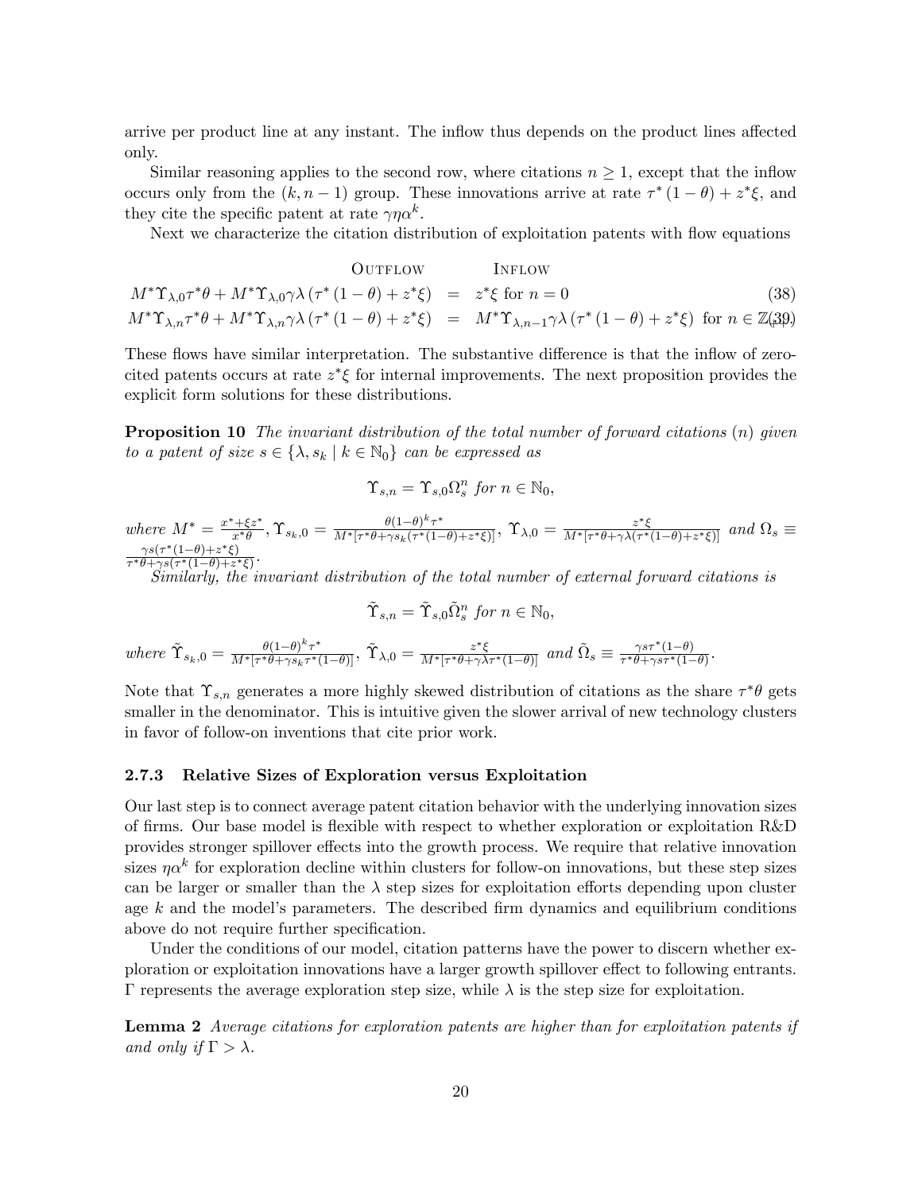arrive per product line at any instant. The inflow thus depends on the product lines affected only.

Similar reasoning applies to the second row, where citations $n \geq 1$, except that the inflow occurs only from the $(k, n-1)$ group. These innovations arrive at rate $\tau^* (1-\theta) + z^*\xi$, and they cite the specific patent at rate $\gamma\eta\alpha^k$.

Next we characterize the citation distribution of exploitation patents with flow equations

$$
\begin{array}{rcll}
\text{OUTFLOW} & & \text{INFLOW} & \\
M^*\Upsilon_{\lambda,0}\tau^*\theta + M^*\Upsilon_{\lambda,0}\gamma\lambda\left(\tau^*(1-\theta)+z^*\xi\right) & = & z^*\xi \text{ for } n=0 & (38) \\
M^*\Upsilon_{\lambda,n}\tau^*\theta + M^*\Upsilon_{\lambda,n}\gamma\lambda\left(\tau^*(1-\theta)+z^*\xi\right) & = & M^*\Upsilon_{\lambda,n-1}\gamma\lambda\left(\tau^*(1-\theta)+z^*\xi\right) \text{ for } n \in \mathbb{Z}_{++} & (39)
\end{array}
$$

These flows have similar interpretation. The substantive difference is that the inflow of zero-cited patents occurs at rate $z^*\xi$ for internal improvements. The next proposition provides the explicit form solutions for these distributions.

**Proposition 10** *The invariant distribution of the total number of forward citations $(n)$ given to a patent of size $s \in \{\lambda, s_k \mid k \in \mathbb{N}_0\}$ can be expressed as*

$$\Upsilon_{s,n} = \Upsilon_{s,0}\Omega_s^n \text{ for } n \in \mathbb{N}_0,$$

*where* $M^* = \frac{x^*+\xi z^*}{x^*\theta}$, $\Upsilon_{s_k,0} = \frac{\theta(1-\theta)^k\tau^*}{M^*[\tau^*\theta+\gamma s_k(\tau^*(1-\theta)+z^*\xi)]}$, $\Upsilon_{\lambda,0} = \frac{z^*\xi}{M^*[\tau^*\theta+\gamma\lambda(\tau^*(1-\theta)+z^*\xi)]}$ *and* $\Omega_s \equiv \frac{\gamma s(\tau^*(1-\theta)+z^*\xi)}{\tau^*\theta+\gamma s(\tau^*(1-\theta)+z^*\xi)}$.

*Similarly, the invariant distribution of the total number of external forward citations is*

$$\tilde{\Upsilon}_{s,n} = \tilde{\Upsilon}_{s,0}\tilde{\Omega}_s^n \text{ for } n \in \mathbb{N}_0,$$

*where* $\tilde{\Upsilon}_{s_k,0} = \frac{\theta(1-\theta)^k\tau^*}{M^*[\tau^*\theta+\gamma s_k\tau^*(1-\theta)]}$, $\tilde{\Upsilon}_{\lambda,0} = \frac{z^*\xi}{M^*[\tau^*\theta+\gamma\lambda\tau^*(1-\theta)]}$ *and* $\tilde{\Omega}_s \equiv \frac{\gamma s\tau^*(1-\theta)}{\tau^*\theta+\gamma s\tau^*(1-\theta)}$.

Note that $\Upsilon_{s,n}$ generates a more highly skewed distribution of citations as the share $\tau^*\theta$ gets smaller in the denominator. This is intuitive given the slower arrival of new technology clusters in favor of follow-on inventions that cite prior work.

### 2.7.3 Relative Sizes of Exploration versus Exploitation

Our last step is to connect average patent citation behavior with the underlying innovation sizes of firms. Our base model is flexible with respect to whether exploration or exploitation R&D provides stronger spillover effects into the growth process. We require that relative innovation sizes $\eta\alpha^k$ for exploration decline within clusters for follow-on innovations, but these step sizes can be larger or smaller than the $\lambda$ step sizes for exploitation efforts depending upon cluster age $k$ and the model's parameters. The described firm dynamics and equilibrium conditions above do not require further specification.

Under the conditions of our model, citation patterns have the power to discern whether exploration or exploitation innovations have a larger growth spillover effect to following entrants. $\Gamma$ represents the average exploration step size, while $\lambda$ is the step size for exploitation.

**Lemma 2** *Average citations for exploration patents are higher than for exploitation patents if and only if $\Gamma > \lambda$.*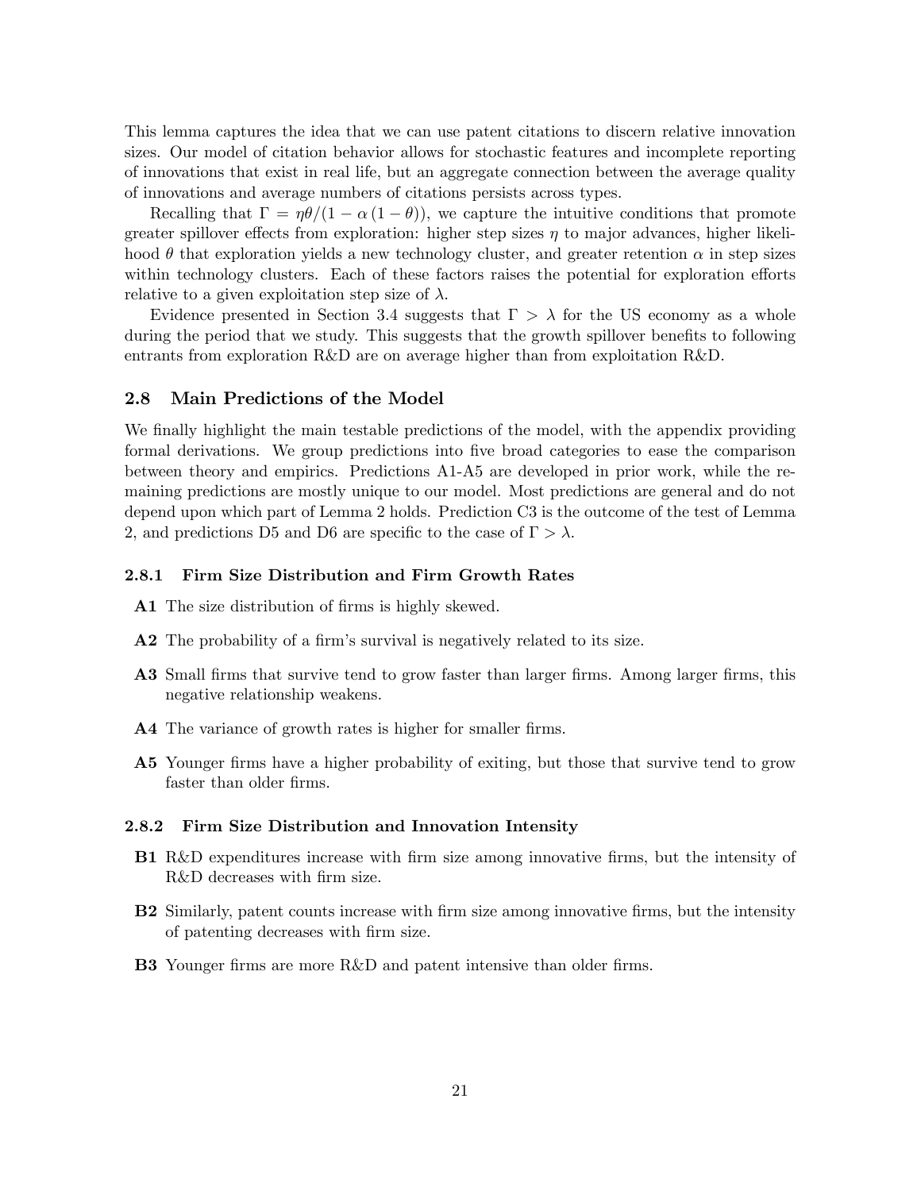This lemma captures the idea that we can use patent citations to discern relative innovation sizes. Our model of citation behavior allows for stochastic features and incomplete reporting of innovations that exist in real life, but an aggregate connection between the average quality of innovations and average numbers of citations persists across types.

Recalling that $\Gamma = \eta\theta/(1 - \alpha(1-\theta))$, we capture the intuitive conditions that promote greater spillover effects from exploration: higher step sizes $\eta$ to major advances, higher likelihood $\theta$ that exploration yields a new technology cluster, and greater retention $\alpha$ in step sizes within technology clusters. Each of these factors raises the potential for exploration efforts relative to a given exploitation step size of $\lambda$.

Evidence presented in Section 3.4 suggests that $\Gamma > \lambda$ for the US economy as a whole during the period that we study. This suggests that the growth spillover benefits to following entrants from exploration R&D are on average higher than from exploitation R&D.

## 2.8 Main Predictions of the Model

We finally highlight the main testable predictions of the model, with the appendix providing formal derivations. We group predictions into five broad categories to ease the comparison between theory and empirics. Predictions A1-A5 are developed in prior work, while the remaining predictions are mostly unique to our model. Most predictions are general and do not depend upon which part of Lemma 2 holds. Prediction C3 is the outcome of the test of Lemma 2, and predictions D5 and D6 are specific to the case of $\Gamma > \lambda$.

### 2.8.1 Firm Size Distribution and Firm Growth Rates

**A1** The size distribution of firms is highly skewed.

**A2** The probability of a firm's survival is negatively related to its size.

**A3** Small firms that survive tend to grow faster than larger firms. Among larger firms, this negative relationship weakens.

**A4** The variance of growth rates is higher for smaller firms.

**A5** Younger firms have a higher probability of exiting, but those that survive tend to grow faster than older firms.

### 2.8.2 Firm Size Distribution and Innovation Intensity

**B1** R&D expenditures increase with firm size among innovative firms, but the intensity of R&D decreases with firm size.

**B2** Similarly, patent counts increase with firm size among innovative firms, but the intensity of patenting decreases with firm size.

**B3** Younger firms are more R&D and patent intensive than older firms.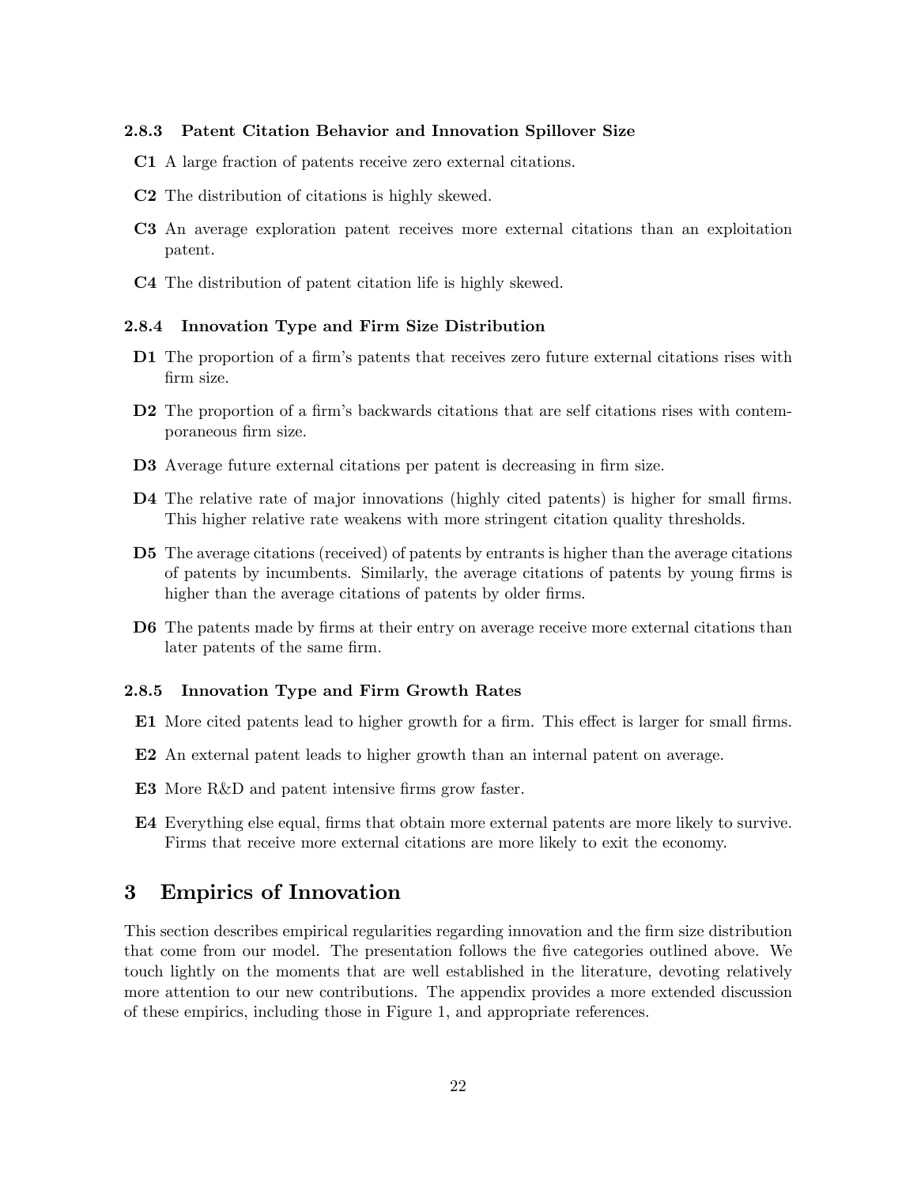### 2.8.3 Patent Citation Behavior and Innovation Spillover Size

- **C1** A large fraction of patents receive zero external citations.
- **C2** The distribution of citations is highly skewed.
- **C3** An average exploration patent receives more external citations than an exploitation patent.
- **C4** The distribution of patent citation life is highly skewed.

### 2.8.4 Innovation Type and Firm Size Distribution

- **D1** The proportion of a firm's patents that receives zero future external citations rises with firm size.
- **D2** The proportion of a firm's backwards citations that are self citations rises with contemporaneous firm size.
- **D3** Average future external citations per patent is decreasing in firm size.
- **D4** The relative rate of major innovations (highly cited patents) is higher for small firms. This higher relative rate weakens with more stringent citation quality thresholds.
- **D5** The average citations (received) of patents by entrants is higher than the average citations of patents by incumbents. Similarly, the average citations of patents by young firms is higher than the average citations of patents by older firms.
- **D6** The patents made by firms at their entry on average receive more external citations than later patents of the same firm.

### 2.8.5 Innovation Type and Firm Growth Rates

- **E1** More cited patents lead to higher growth for a firm. This effect is larger for small firms.
- **E2** An external patent leads to higher growth than an internal patent on average.
- **E3** More R&D and patent intensive firms grow faster.
- **E4** Everything else equal, firms that obtain more external patents are more likely to survive. Firms that receive more external citations are more likely to exit the economy.

# 3 Empirics of Innovation

This section describes empirical regularities regarding innovation and the firm size distribution that come from our model. The presentation follows the five categories outlined above. We touch lightly on the moments that are well established in the literature, devoting relatively more attention to our new contributions. The appendix provides a more extended discussion of these empirics, including those in Figure 1, and appropriate references.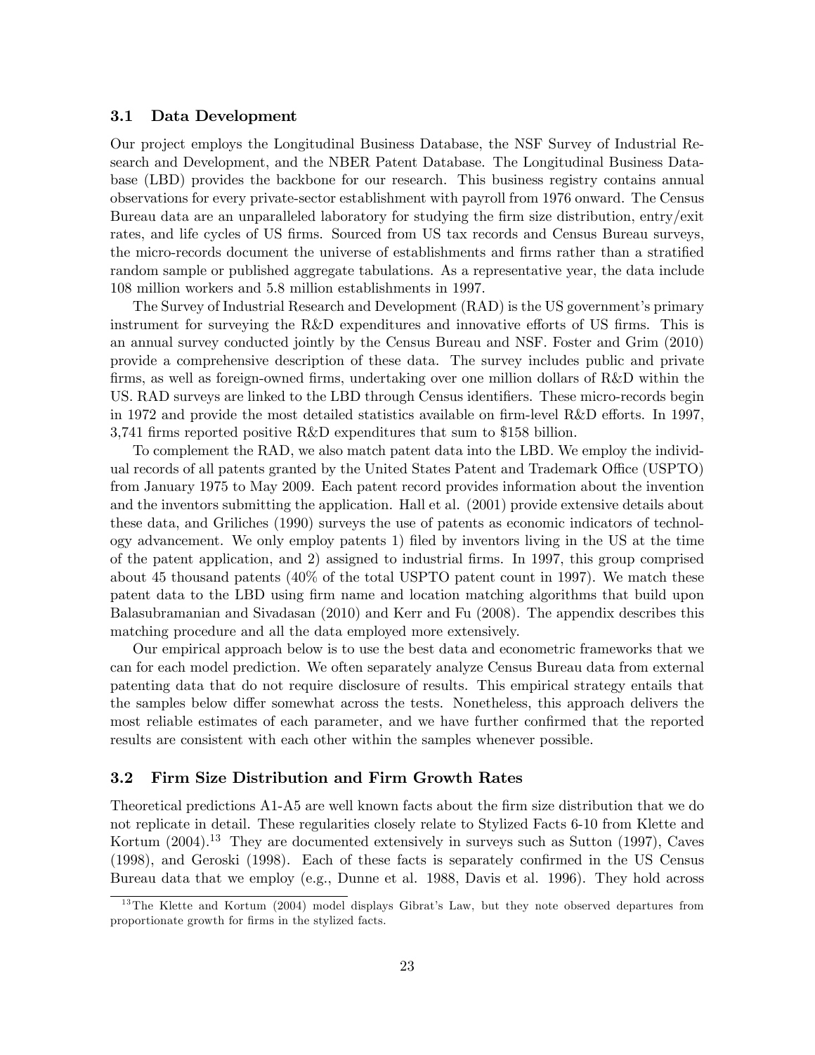### 3.1 Data Development

Our project employs the Longitudinal Business Database, the NSF Survey of Industrial Research and Development, and the NBER Patent Database. The Longitudinal Business Database (LBD) provides the backbone for our research. This business registry contains annual observations for every private-sector establishment with payroll from 1976 onward. The Census Bureau data are an unparalleled laboratory for studying the firm size distribution, entry/exit rates, and life cycles of US firms. Sourced from US tax records and Census Bureau surveys, the micro-records document the universe of establishments and firms rather than a stratified random sample or published aggregate tabulations. As a representative year, the data include 108 million workers and 5.8 million establishments in 1997.

The Survey of Industrial Research and Development (RAD) is the US government's primary instrument for surveying the R&D expenditures and innovative efforts of US firms. This is an annual survey conducted jointly by the Census Bureau and NSF. Foster and Grim (2010) provide a comprehensive description of these data. The survey includes public and private firms, as well as foreign-owned firms, undertaking over one million dollars of R&D within the US. RAD surveys are linked to the LBD through Census identifiers. These micro-records begin in 1972 and provide the most detailed statistics available on firm-level R&D efforts. In 1997, 3,741 firms reported positive R&D expenditures that sum to $158 billion.

To complement the RAD, we also match patent data into the LBD. We employ the individual records of all patents granted by the United States Patent and Trademark Office (USPTO) from January 1975 to May 2009. Each patent record provides information about the invention and the inventors submitting the application. Hall et al. (2001) provide extensive details about these data, and Griliches (1990) surveys the use of patents as economic indicators of technology advancement. We only employ patents 1) filed by inventors living in the US at the time of the patent application, and 2) assigned to industrial firms. In 1997, this group comprised about 45 thousand patents (40% of the total USPTO patent count in 1997). We match these patent data to the LBD using firm name and location matching algorithms that build upon Balasubramanian and Sivadasan (2010) and Kerr and Fu (2008). The appendix describes this matching procedure and all the data employed more extensively.

Our empirical approach below is to use the best data and econometric frameworks that we can for each model prediction. We often separately analyze Census Bureau data from external patenting data that do not require disclosure of results. This empirical strategy entails that the samples below differ somewhat across the tests. Nonetheless, this approach delivers the most reliable estimates of each parameter, and we have further confirmed that the reported results are consistent with each other within the samples whenever possible.

### 3.2 Firm Size Distribution and Firm Growth Rates

Theoretical predictions A1-A5 are well known facts about the firm size distribution that we do not replicate in detail. These regularities closely relate to Stylized Facts 6-10 from Klette and Kortum (2004).[13] They are documented extensively in surveys such as Sutton (1997), Caves (1998), and Geroski (1998). Each of these facts is separately confirmed in the US Census Bureau data that we employ (e.g., Dunne et al. 1988, Davis et al. 1996). They hold across

[13] The Klette and Kortum (2004) model displays Gibrat's Law, but they note observed departures from proportionate growth for firms in the stylized facts.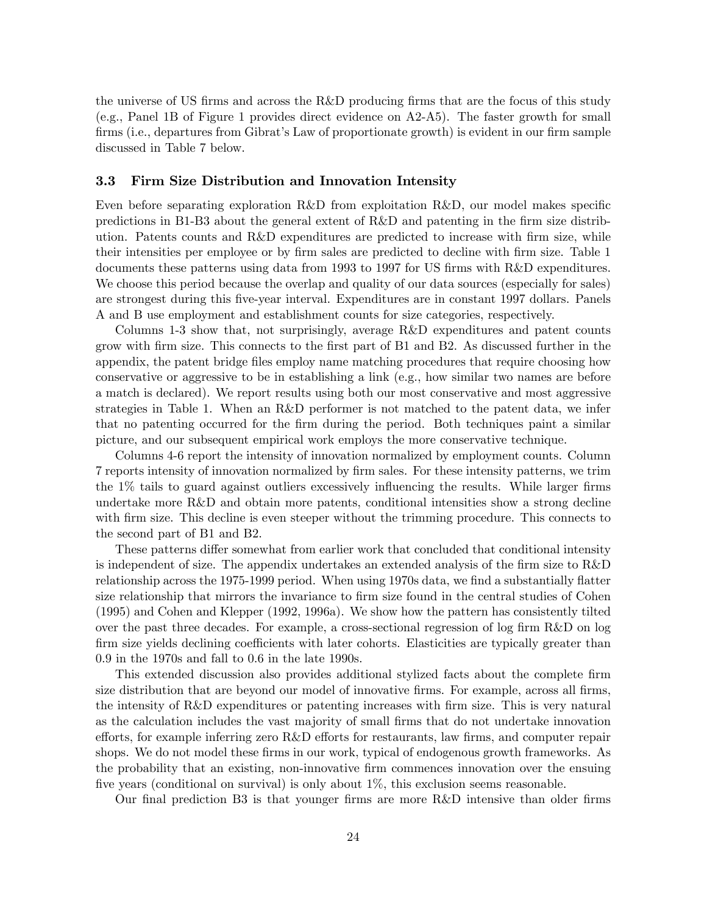the universe of US firms and across the R&D producing firms that are the focus of this study (e.g., Panel 1B of Figure 1 provides direct evidence on A2-A5). The faster growth for small firms (i.e., departures from Gibrat's Law of proportionate growth) is evident in our firm sample discussed in Table 7 below.

### 3.3 Firm Size Distribution and Innovation Intensity

Even before separating exploration R&D from exploitation R&D, our model makes specific predictions in B1-B3 about the general extent of R&D and patenting in the firm size distribution. Patents counts and R&D expenditures are predicted to increase with firm size, while their intensities per employee or by firm sales are predicted to decline with firm size. Table 1 documents these patterns using data from 1993 to 1997 for US firms with R&D expenditures. We choose this period because the overlap and quality of our data sources (especially for sales) are strongest during this five-year interval. Expenditures are in constant 1997 dollars. Panels A and B use employment and establishment counts for size categories, respectively.

Columns 1-3 show that, not surprisingly, average R&D expenditures and patent counts grow with firm size. This connects to the first part of B1 and B2. As discussed further in the appendix, the patent bridge files employ name matching procedures that require choosing how conservative or aggressive to be in establishing a link (e.g., how similar two names are before a match is declared). We report results using both our most conservative and most aggressive strategies in Table 1. When an R&D performer is not matched to the patent data, we infer that no patenting occurred for the firm during the period. Both techniques paint a similar picture, and our subsequent empirical work employs the more conservative technique.

Columns 4-6 report the intensity of innovation normalized by employment counts. Column 7 reports intensity of innovation normalized by firm sales. For these intensity patterns, we trim the 1% tails to guard against outliers excessively influencing the results. While larger firms undertake more R&D and obtain more patents, conditional intensities show a strong decline with firm size. This decline is even steeper without the trimming procedure. This connects to the second part of B1 and B2.

These patterns differ somewhat from earlier work that concluded that conditional intensity is independent of size. The appendix undertakes an extended analysis of the firm size to R&D relationship across the 1975-1999 period. When using 1970s data, we find a substantially flatter size relationship that mirrors the invariance to firm size found in the central studies of Cohen (1995) and Cohen and Klepper (1992, 1996a). We show how the pattern has consistently tilted over the past three decades. For example, a cross-sectional regression of log firm R&D on log firm size yields declining coefficients with later cohorts. Elasticities are typically greater than 0.9 in the 1970s and fall to 0.6 in the late 1990s.

This extended discussion also provides additional stylized facts about the complete firm size distribution that are beyond our model of innovative firms. For example, across all firms, the intensity of R&D expenditures or patenting increases with firm size. This is very natural as the calculation includes the vast majority of small firms that do not undertake innovation efforts, for example inferring zero R&D efforts for restaurants, law firms, and computer repair shops. We do not model these firms in our work, typical of endogenous growth frameworks. As the probability that an existing, non-innovative firm commences innovation over the ensuing five years (conditional on survival) is only about 1%, this exclusion seems reasonable.

Our final prediction B3 is that younger firms are more R&D intensive than older firms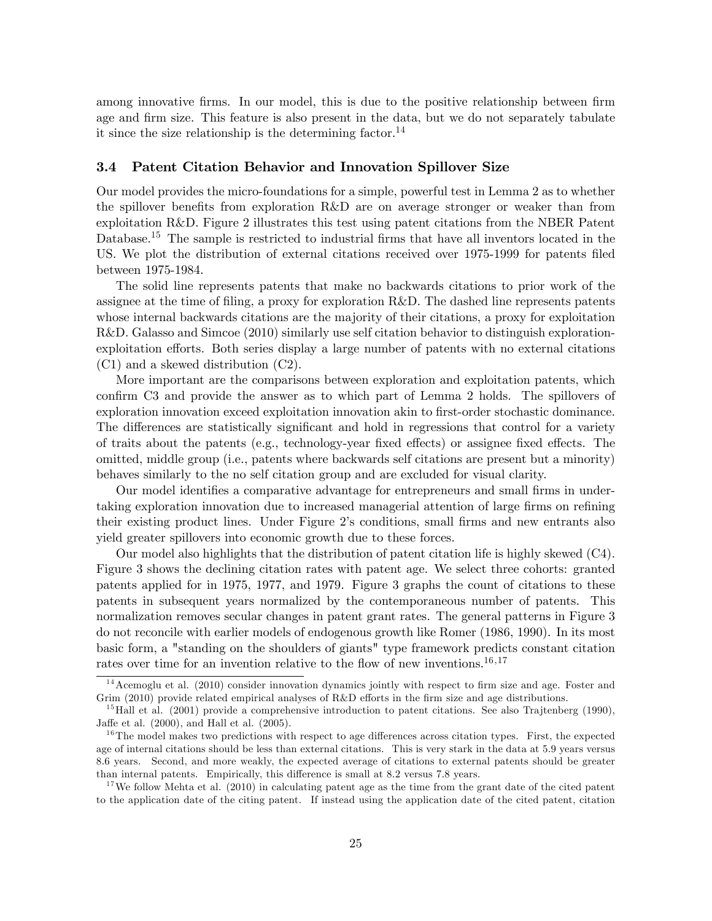among innovative firms. In our model, this is due to the positive relationship between firm age and firm size. This feature is also present in the data, but we do not separately tabulate it since the size relationship is the determining factor.[14]

### 3.4 Patent Citation Behavior and Innovation Spillover Size

Our model provides the micro-foundations for a simple, powerful test in Lemma 2 as to whether the spillover benefits from exploration R&D are on average stronger or weaker than from exploitation R&D. Figure 2 illustrates this test using patent citations from the NBER Patent Database.[15] The sample is restricted to industrial firms that have all inventors located in the US. We plot the distribution of external citations received over 1975-1999 for patents filed between 1975-1984.

The solid line represents patents that make no backwards citations to prior work of the assignee at the time of filing, a proxy for exploration R&D. The dashed line represents patents whose internal backwards citations are the majority of their citations, a proxy for exploitation R&D. Galasso and Simcoe (2010) similarly use self citation behavior to distinguish exploration-exploitation efforts. Both series display a large number of patents with no external citations (C1) and a skewed distribution (C2).

More important are the comparisons between exploration and exploitation patents, which confirm C3 and provide the answer as to which part of Lemma 2 holds. The spillovers of exploration innovation exceed exploitation innovation akin to first-order stochastic dominance. The differences are statistically significant and hold in regressions that control for a variety of traits about the patents (e.g., technology-year fixed effects) or assignee fixed effects. The omitted, middle group (i.e., patents where backwards self citations are present but a minority) behaves similarly to the no self citation group and are excluded for visual clarity.

Our model identifies a comparative advantage for entrepreneurs and small firms in undertaking exploration innovation due to increased managerial attention of large firms on refining their existing product lines. Under Figure 2's conditions, small firms and new entrants also yield greater spillovers into economic growth due to these forces.

Our model also highlights that the distribution of patent citation life is highly skewed (C4). Figure 3 shows the declining citation rates with patent age. We select three cohorts: granted patents applied for in 1975, 1977, and 1979. Figure 3 graphs the count of citations to these patents in subsequent years normalized by the contemporaneous number of patents. This normalization removes secular changes in patent grant rates. The general patterns in Figure 3 do not reconcile with earlier models of endogenous growth like Romer (1986, 1990). In its most basic form, a "standing on the shoulders of giants" type framework predicts constant citation rates over time for an invention relative to the flow of new inventions.[16,17]

---

[14] Acemoglu et al. (2010) consider innovation dynamics jointly with respect to firm size and age. Foster and Grim (2010) provide related empirical analyses of R&D efforts in the firm size and age distributions.

[15] Hall et al. (2001) provide a comprehensive introduction to patent citations. See also Trajtenberg (1990), Jaffe et al. (2000), and Hall et al. (2005).

[16] The model makes two predictions with respect to age differences across citation types. First, the expected age of internal citations should be less than external citations. This is very stark in the data at 5.9 years versus 8.6 years. Second, and more weakly, the expected average of citations to external patents should be greater than internal patents. Empirically, this difference is small at 8.2 versus 7.8 years.

[17] We follow Mehta et al. (2010) in calculating patent age as the time from the grant date of the cited patent to the application date of the citing patent. If instead using the application date of the cited patent, citation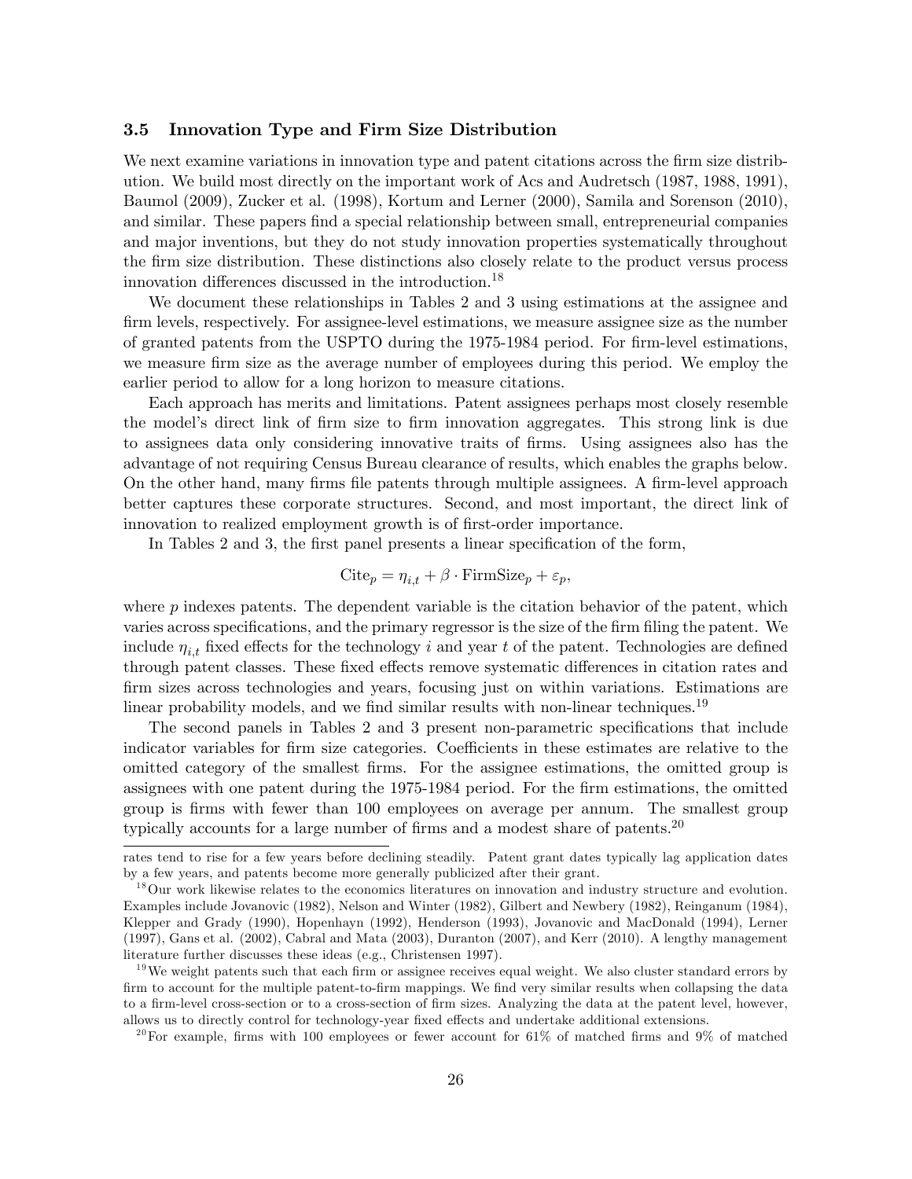### 3.5 Innovation Type and Firm Size Distribution

We next examine variations in innovation type and patent citations across the firm size distribution. We build most directly on the important work of Acs and Audretsch (1987, 1988, 1991), Baumol (2009), Zucker et al. (1998), Kortum and Lerner (2000), Samila and Sorenson (2010), and similar. These papers find a special relationship between small, entrepreneurial companies and major inventions, but they do not study innovation properties systematically throughout the firm size distribution. These distinctions also closely relate to the product versus process innovation differences discussed in the introduction.[18]

We document these relationships in Tables 2 and 3 using estimations at the assignee and firm levels, respectively. For assignee-level estimations, we measure assignee size as the number of granted patents from the USPTO during the 1975-1984 period. For firm-level estimations, we measure firm size as the average number of employees during this period. We employ the earlier period to allow for a long horizon to measure citations.

Each approach has merits and limitations. Patent assignees perhaps most closely resemble the model's direct link of firm size to firm innovation aggregates. This strong link is due to assignees data only considering innovative traits of firms. Using assignees also has the advantage of not requiring Census Bureau clearance of results, which enables the graphs below. On the other hand, many firms file patents through multiple assignees. A firm-level approach better captures these corporate structures. Second, and most important, the direct link of innovation to realized employment growth is of first-order importance.

In Tables 2 and 3, the first panel presents a linear specification of the form,

$$\text{Cite}_p = \eta_{i,t} + \beta \cdot \text{FirmSize}_p + \varepsilon_p,$$

where $p$ indexes patents. The dependent variable is the citation behavior of the patent, which varies across specifications, and the primary regressor is the size of the firm filing the patent. We include $\eta_{i,t}$ fixed effects for the technology $i$ and year $t$ of the patent. Technologies are defined through patent classes. These fixed effects remove systematic differences in citation rates and firm sizes across technologies and years, focusing just on within variations. Estimations are linear probability models, and we find similar results with non-linear techniques.[19]

The second panels in Tables 2 and 3 present non-parametric specifications that include indicator variables for firm size categories. Coefficients in these estimates are relative to the omitted category of the smallest firms. For the assignee estimations, the omitted group is assignees with one patent during the 1975-1984 period. For the firm estimations, the omitted group is firms with fewer than 100 employees on average per annum. The smallest group typically accounts for a large number of firms and a modest share of patents.[20]

---

rates tend to rise for a few years before declining steadily. Patent grant dates typically lag application dates by a few years, and patents become more generally publicized after their grant.

[18] Our work likewise relates to the economics literatures on innovation and industry structure and evolution. Examples include Jovanovic (1982), Nelson and Winter (1982), Gilbert and Newbery (1982), Reinganum (1984), Klepper and Grady (1990), Hopenhayn (1992), Henderson (1993), Jovanovic and MacDonald (1994), Lerner (1997), Gans et al. (2002), Cabral and Mata (2003), Duranton (2007), and Kerr (2010). A lengthy management literature further discusses these ideas (e.g., Christensen 1997).

[19] We weight patents such that each firm or assignee receives equal weight. We also cluster standard errors by firm to account for the multiple patent-to-firm mappings. We find very similar results when collapsing the data to a firm-level cross-section or to a cross-section of firm sizes. Analyzing the data at the patent level, however, allows us to directly control for technology-year fixed effects and undertake additional extensions.

[20] For example, firms with 100 employees or fewer account for 61% of matched firms and 9% of matched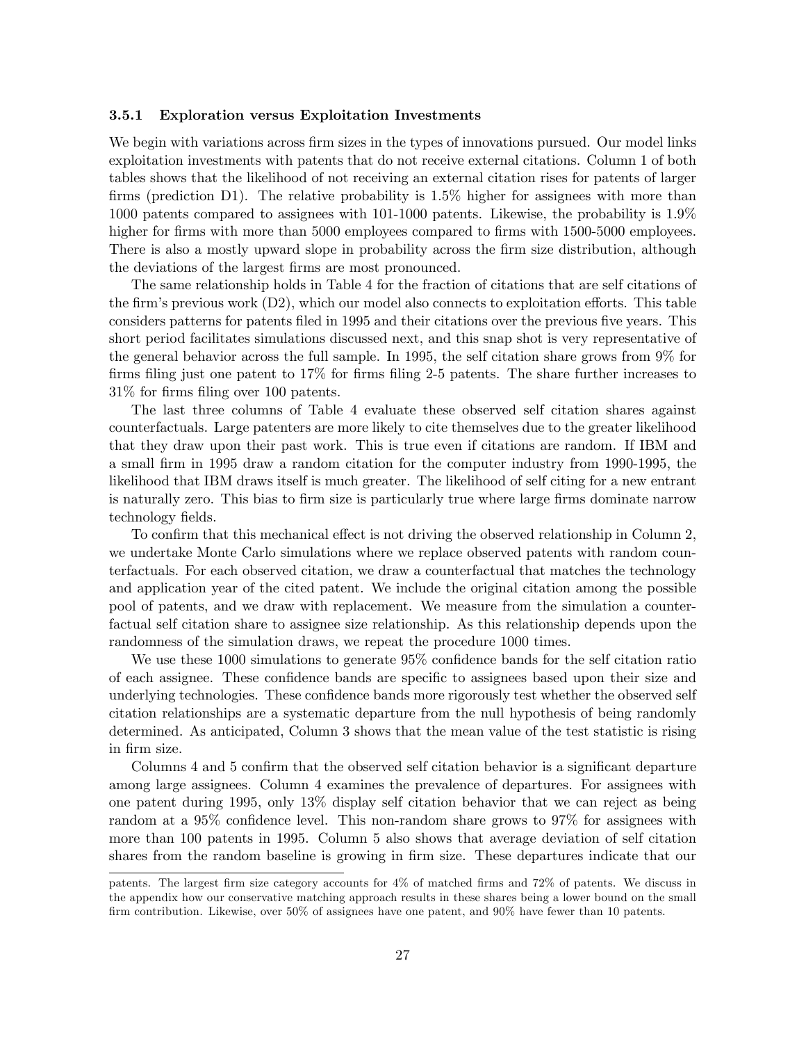### 3.5.1 Exploration versus Exploitation Investments

We begin with variations across firm sizes in the types of innovations pursued. Our model links exploitation investments with patents that do not receive external citations. Column 1 of both tables shows that the likelihood of not receiving an external citation rises for patents of larger firms (prediction D1). The relative probability is 1.5% higher for assignees with more than 1000 patents compared to assignees with 101-1000 patents. Likewise, the probability is 1.9% higher for firms with more than 5000 employees compared to firms with 1500-5000 employees. There is also a mostly upward slope in probability across the firm size distribution, although the deviations of the largest firms are most pronounced.

The same relationship holds in Table 4 for the fraction of citations that are self citations of the firm's previous work (D2), which our model also connects to exploitation efforts. This table considers patterns for patents filed in 1995 and their citations over the previous five years. This short period facilitates simulations discussed next, and this snap shot is very representative of the general behavior across the full sample. In 1995, the self citation share grows from 9% for firms filing just one patent to 17% for firms filing 2-5 patents. The share further increases to 31% for firms filing over 100 patents.

The last three columns of Table 4 evaluate these observed self citation shares against counterfactuals. Large patenters are more likely to cite themselves due to the greater likelihood that they draw upon their past work. This is true even if citations are random. If IBM and a small firm in 1995 draw a random citation for the computer industry from 1990-1995, the likelihood that IBM draws itself is much greater. The likelihood of self citing for a new entrant is naturally zero. This bias to firm size is particularly true where large firms dominate narrow technology fields.

To confirm that this mechanical effect is not driving the observed relationship in Column 2, we undertake Monte Carlo simulations where we replace observed patents with random counterfactuals. For each observed citation, we draw a counterfactual that matches the technology and application year of the cited patent. We include the original citation among the possible pool of patents, and we draw with replacement. We measure from the simulation a counterfactual self citation share to assignee size relationship. As this relationship depends upon the randomness of the simulation draws, we repeat the procedure 1000 times.

We use these 1000 simulations to generate 95% confidence bands for the self citation ratio of each assignee. These confidence bands are specific to assignees based upon their size and underlying technologies. These confidence bands more rigorously test whether the observed self citation relationships are a systematic departure from the null hypothesis of being randomly determined. As anticipated, Column 3 shows that the mean value of the test statistic is rising in firm size.

Columns 4 and 5 confirm that the observed self citation behavior is a significant departure among large assignees. Column 4 examines the prevalence of departures. For assignees with one patent during 1995, only 13% display self citation behavior that we can reject as being random at a 95% confidence level. This non-random share grows to 97% for assignees with more than 100 patents in 1995. Column 5 also shows that average deviation of self citation shares from the random baseline is growing in firm size. These departures indicate that our

---

patents. The largest firm size category accounts for 4% of matched firms and 72% of patents. We discuss in the appendix how our conservative matching approach results in these shares being a lower bound on the small firm contribution. Likewise, over 50% of assignees have one patent, and 90% have fewer than 10 patents.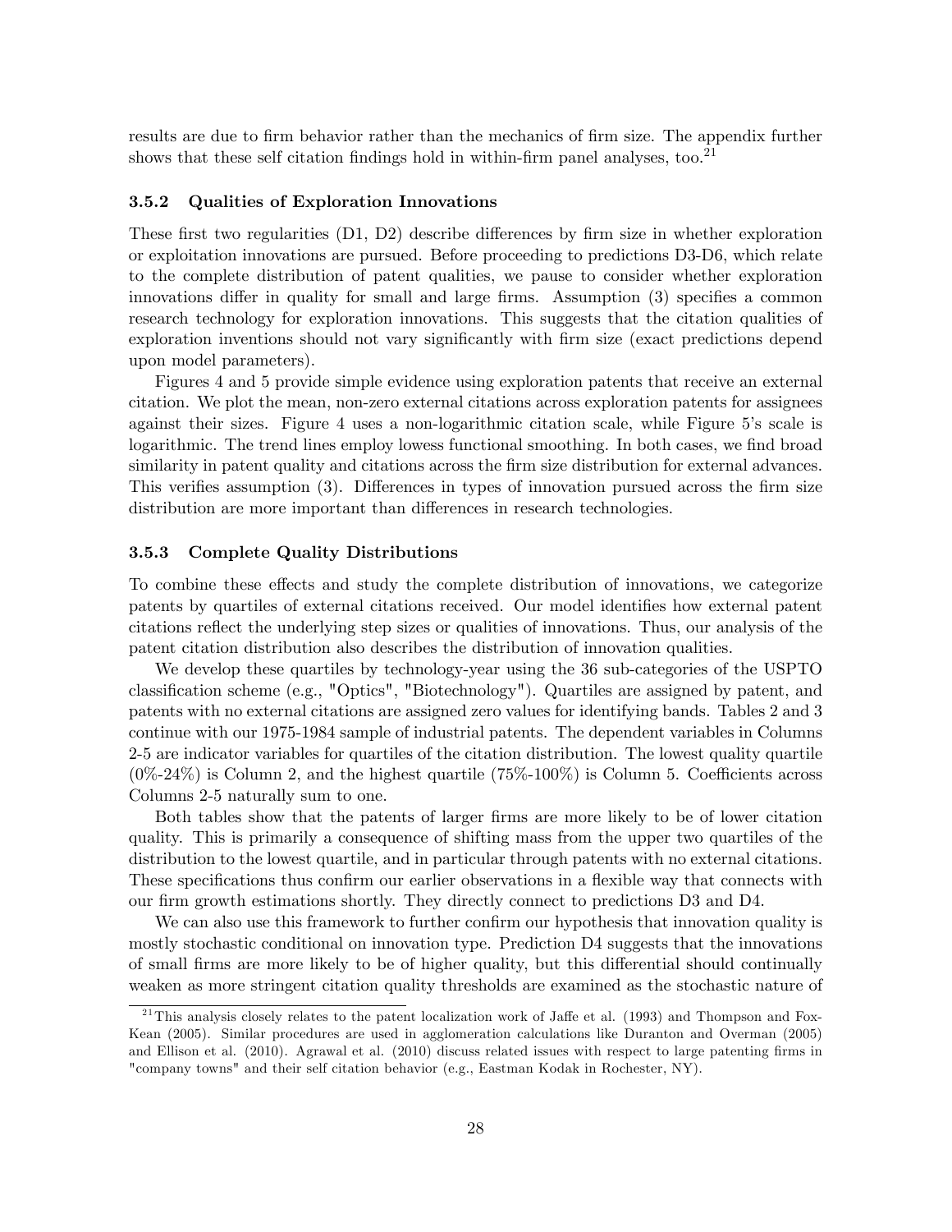results are due to firm behavior rather than the mechanics of firm size. The appendix further shows that these self citation findings hold in within-firm panel analyses, too.[21]

### 3.5.2 Qualities of Exploration Innovations

These first two regularities (D1, D2) describe differences by firm size in whether exploration or exploitation innovations are pursued. Before proceeding to predictions D3-D6, which relate to the complete distribution of patent qualities, we pause to consider whether exploration innovations differ in quality for small and large firms. Assumption (3) specifies a common research technology for exploration innovations. This suggests that the citation qualities of exploration inventions should not vary significantly with firm size (exact predictions depend upon model parameters).

Figures 4 and 5 provide simple evidence using exploration patents that receive an external citation. We plot the mean, non-zero external citations across exploration patents for assignees against their sizes. Figure 4 uses a non-logarithmic citation scale, while Figure 5's scale is logarithmic. The trend lines employ lowess functional smoothing. In both cases, we find broad similarity in patent quality and citations across the firm size distribution for external advances. This verifies assumption (3). Differences in types of innovation pursued across the firm size distribution are more important than differences in research technologies.

### 3.5.3 Complete Quality Distributions

To combine these effects and study the complete distribution of innovations, we categorize patents by quartiles of external citations received. Our model identifies how external patent citations reflect the underlying step sizes or qualities of innovations. Thus, our analysis of the patent citation distribution also describes the distribution of innovation qualities.

We develop these quartiles by technology-year using the 36 sub-categories of the USPTO classification scheme (e.g., "Optics", "Biotechnology"). Quartiles are assigned by patent, and patents with no external citations are assigned zero values for identifying bands. Tables 2 and 3 continue with our 1975-1984 sample of industrial patents. The dependent variables in Columns 2-5 are indicator variables for quartiles of the citation distribution. The lowest quality quartile (0%-24%) is Column 2, and the highest quartile (75%-100%) is Column 5. Coefficients across Columns 2-5 naturally sum to one.

Both tables show that the patents of larger firms are more likely to be of lower citation quality. This is primarily a consequence of shifting mass from the upper two quartiles of the distribution to the lowest quartile, and in particular through patents with no external citations. These specifications thus confirm our earlier observations in a flexible way that connects with our firm growth estimations shortly. They directly connect to predictions D3 and D4.

We can also use this framework to further confirm our hypothesis that innovation quality is mostly stochastic conditional on innovation type. Prediction D4 suggests that the innovations of small firms are more likely to be of higher quality, but this differential should continually weaken as more stringent citation quality thresholds are examined as the stochastic nature of

[21] This analysis closely relates to the patent localization work of Jaffe et al. (1993) and Thompson and Fox-Kean (2005). Similar procedures are used in agglomeration calculations like Duranton and Overman (2005) and Ellison et al. (2010). Agrawal et al. (2010) discuss related issues with respect to large patenting firms in "company towns" and their self citation behavior (e.g., Eastman Kodak in Rochester, NY).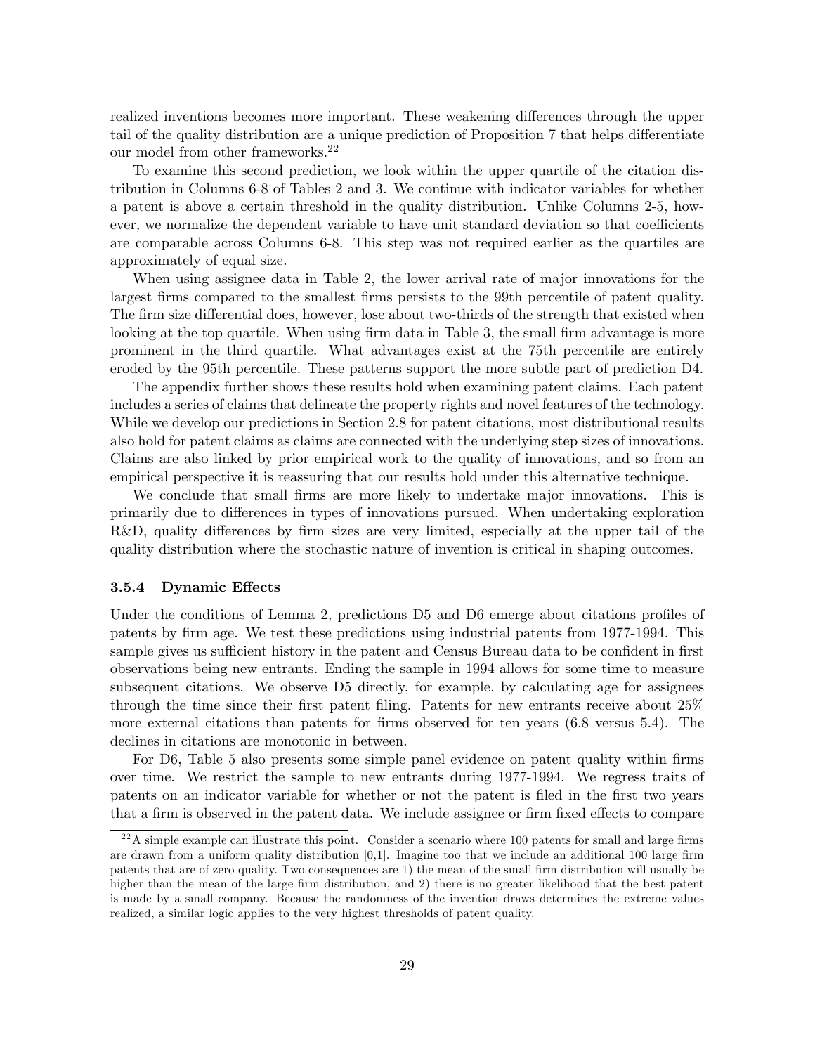realized inventions becomes more important. These weakening differences through the upper tail of the quality distribution are a unique prediction of Proposition 7 that helps differentiate our model from other frameworks.[22]

To examine this second prediction, we look within the upper quartile of the citation distribution in Columns 6-8 of Tables 2 and 3. We continue with indicator variables for whether a patent is above a certain threshold in the quality distribution. Unlike Columns 2-5, however, we normalize the dependent variable to have unit standard deviation so that coefficients are comparable across Columns 6-8. This step was not required earlier as the quartiles are approximately of equal size.

When using assignee data in Table 2, the lower arrival rate of major innovations for the largest firms compared to the smallest firms persists to the 99th percentile of patent quality. The firm size differential does, however, lose about two-thirds of the strength that existed when looking at the top quartile. When using firm data in Table 3, the small firm advantage is more prominent in the third quartile. What advantages exist at the 75th percentile are entirely eroded by the 95th percentile. These patterns support the more subtle part of prediction D4.

The appendix further shows these results hold when examining patent claims. Each patent includes a series of claims that delineate the property rights and novel features of the technology. While we develop our predictions in Section 2.8 for patent citations, most distributional results also hold for patent claims as claims are connected with the underlying step sizes of innovations. Claims are also linked by prior empirical work to the quality of innovations, and so from an empirical perspective it is reassuring that our results hold under this alternative technique.

We conclude that small firms are more likely to undertake major innovations. This is primarily due to differences in types of innovations pursued. When undertaking exploration R&D, quality differences by firm sizes are very limited, especially at the upper tail of the quality distribution where the stochastic nature of invention is critical in shaping outcomes.

#### 3.5.4 Dynamic Effects

Under the conditions of Lemma 2, predictions D5 and D6 emerge about citations profiles of patents by firm age. We test these predictions using industrial patents from 1977-1994. This sample gives us sufficient history in the patent and Census Bureau data to be confident in first observations being new entrants. Ending the sample in 1994 allows for some time to measure subsequent citations. We observe D5 directly, for example, by calculating age for assignees through the time since their first patent filing. Patents for new entrants receive about 25% more external citations than patents for firms observed for ten years (6.8 versus 5.4). The declines in citations are monotonic in between.

For D6, Table 5 also presents some simple panel evidence on patent quality within firms over time. We restrict the sample to new entrants during 1977-1994. We regress traits of patents on an indicator variable for whether or not the patent is filed in the first two years that a firm is observed in the patent data. We include assignee or firm fixed effects to compare

[22] A simple example can illustrate this point. Consider a scenario where 100 patents for small and large firms are drawn from a uniform quality distribution [0,1]. Imagine too that we include an additional 100 large firm patents that are of zero quality. Two consequences are 1) the mean of the small firm distribution will usually be higher than the mean of the large firm distribution, and 2) there is no greater likelihood that the best patent is made by a small company. Because the randomness of the invention draws determines the extreme values realized, a similar logic applies to the very highest thresholds of patent quality.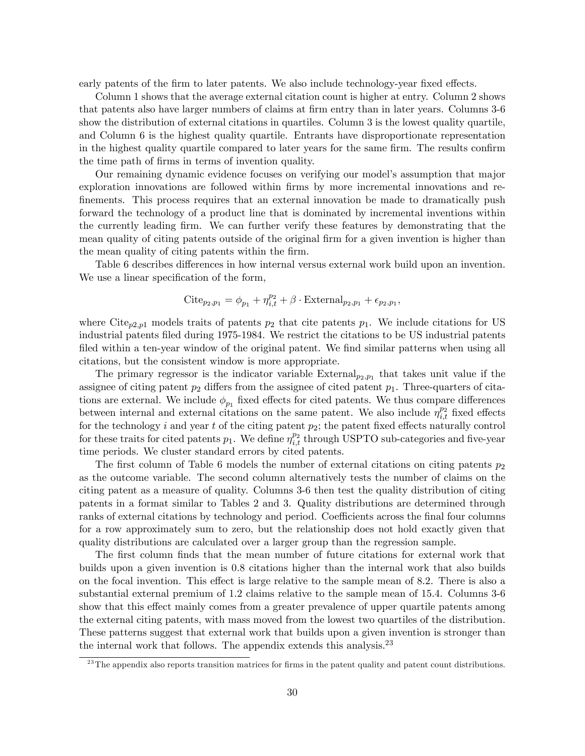early patents of the firm to later patents. We also include technology-year fixed effects.

Column 1 shows that the average external citation count is higher at entry. Column 2 shows that patents also have larger numbers of claims at firm entry than in later years. Columns 3-6 show the distribution of external citations in quartiles. Column 3 is the lowest quality quartile, and Column 6 is the highest quality quartile. Entrants have disproportionate representation in the highest quality quartile compared to later years for the same firm. The results confirm the time path of firms in terms of invention quality.

Our remaining dynamic evidence focuses on verifying our model's assumption that major exploration innovations are followed within firms by more incremental innovations and refinements. This process requires that an external innovation be made to dramatically push forward the technology of a product line that is dominated by incremental inventions within the currently leading firm. We can further verify these features by demonstrating that the mean quality of citing patents outside of the original firm for a given invention is higher than the mean quality of citing patents within the firm.

Table 6 describes differences in how internal versus external work build upon an invention. We use a linear specification of the form,

$$\text{Cite}_{p_2,p_1} = \phi_{p_1} + \eta_{i,t}^{p_2} + \beta \cdot \text{External}_{p_2,p_1} + \epsilon_{p_2,p_1},$$

where $\text{Cite}_{p2,p1}$ models traits of patents $p_2$ that cite patents $p_1$. We include citations for US industrial patents filed during 1975-1984. We restrict the citations to be US industrial patents filed within a ten-year window of the original patent. We find similar patterns when using all citations, but the consistent window is more appropriate.

The primary regressor is the indicator variable $\text{External}_{p_2,p_1}$ that takes unit value if the assignee of citing patent $p_2$ differs from the assignee of cited patent $p_1$. Three-quarters of citations are external. We include $\phi_{p_1}$ fixed effects for cited patents. We thus compare differences between internal and external citations on the same patent. We also include $\eta_{i,t}^{p_2}$ fixed effects for the technology $i$ and year $t$ of the citing patent $p_2$; the patent fixed effects naturally control for these traits for cited patents $p_1$. We define $\eta_{i,t}^{p_2}$ through USPTO sub-categories and five-year time periods. We cluster standard errors by cited patents.

The first column of Table 6 models the number of external citations on citing patents $p_2$ as the outcome variable. The second column alternatively tests the number of claims on the citing patent as a measure of quality. Columns 3-6 then test the quality distribution of citing patents in a format similar to Tables 2 and 3. Quality distributions are determined through ranks of external citations by technology and period. Coefficients across the final four columns for a row approximately sum to zero, but the relationship does not hold exactly given that quality distributions are calculated over a larger group than the regression sample.

The first column finds that the mean number of future citations for external work that builds upon a given invention is 0.8 citations higher than the internal work that also builds on the focal invention. This effect is large relative to the sample mean of 8.2. There is also a substantial external premium of 1.2 claims relative to the sample mean of 15.4. Columns 3-6 show that this effect mainly comes from a greater prevalence of upper quartile patents among the external citing patents, with mass moved from the lowest two quartiles of the distribution. These patterns suggest that external work that builds upon a given invention is stronger than the internal work that follows. The appendix extends this analysis.[23]

[23] The appendix also reports transition matrices for firms in the patent quality and patent count distributions.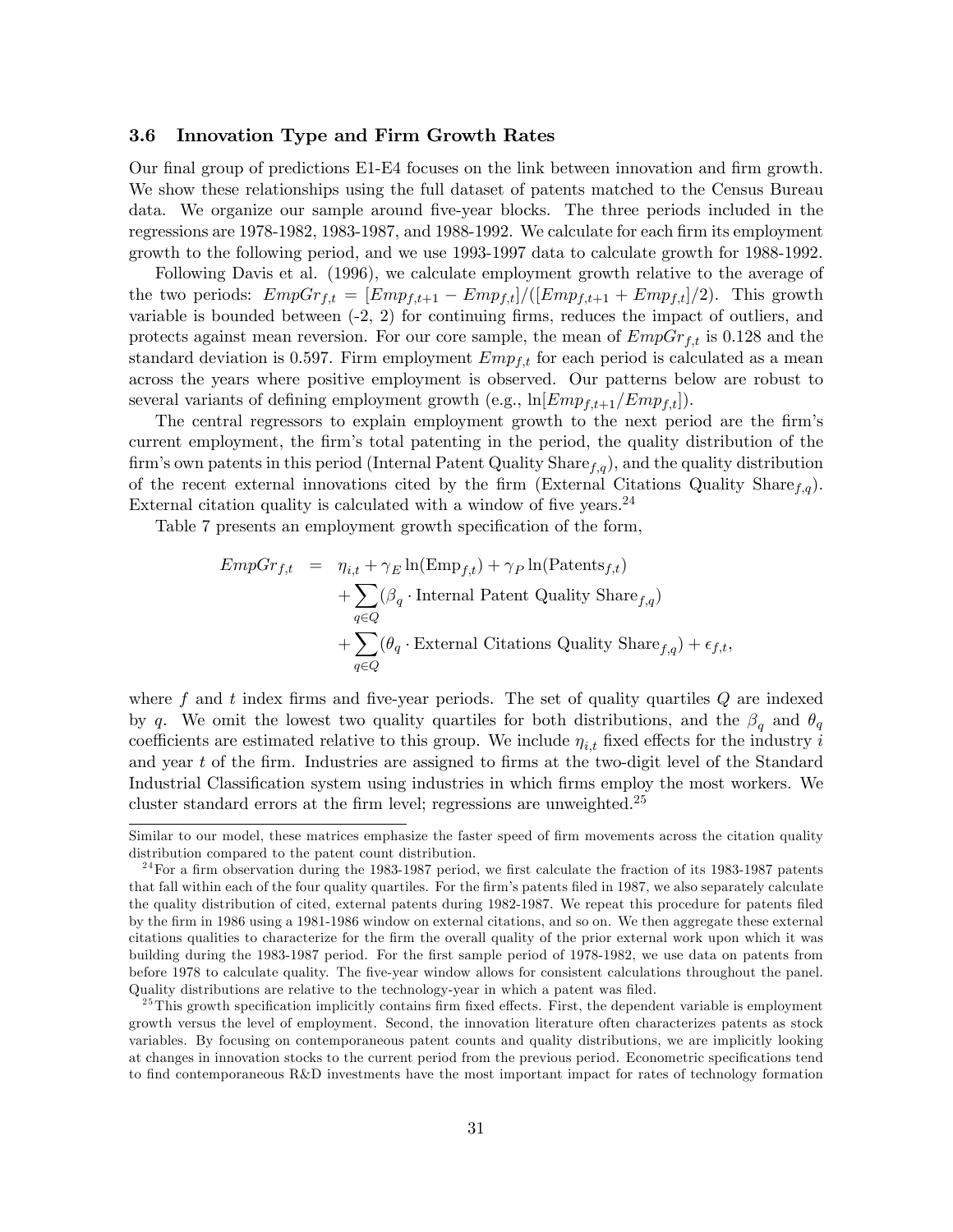### 3.6 Innovation Type and Firm Growth Rates

Our final group of predictions E1-E4 focuses on the link between innovation and firm growth. We show these relationships using the full dataset of patents matched to the Census Bureau data. We organize our sample around five-year blocks. The three periods included in the regressions are 1978-1982, 1983-1987, and 1988-1992. We calculate for each firm its employment growth to the following period, and we use 1993-1997 data to calculate growth for 1988-1992.

Following Davis et al. (1996), we calculate employment growth relative to the average of the two periods: $EmpGr_{f,t} = [Emp_{f,t+1} - Emp_{f,t}]/([Emp_{f,t+1} + Emp_{f,t}]/2)$. This growth variable is bounded between (-2, 2) for continuing firms, reduces the impact of outliers, and protects against mean reversion. For our core sample, the mean of $EmpGr_{f,t}$ is 0.128 and the standard deviation is 0.597. Firm employment $Emp_{f,t}$ for each period is calculated as a mean across the years where positive employment is observed. Our patterns below are robust to several variants of defining employment growth (e.g., $\ln[Emp_{f,t+1}/Emp_{f,t}]$).

The central regressors to explain employment growth to the next period are the firm's current employment, the firm's total patenting in the period, the quality distribution of the firm's own patents in this period (Internal Patent Quality Share$_{f,q}$), and the quality distribution of the recent external innovations cited by the firm (External Citations Quality Share$_{f,q}$). External citation quality is calculated with a window of five years.[24]

Table 7 presents an employment growth specification of the form,

$$
\begin{aligned}
EmpGr_{f,t} \; = \; & \eta_{i,t} + \gamma_E \ln(\text{Emp}_{f,t}) + \gamma_P \ln(\text{Patents}_{f,t}) \\
& + \sum_{q \in Q} (\beta_q \cdot \text{Internal Patent Quality Share}_{f,q}) \\
& + \sum_{q \in Q} (\theta_q \cdot \text{External Citations Quality Share}_{f,q}) + \epsilon_{f,t},
\end{aligned}
$$

where $f$ and $t$ index firms and five-year periods. The set of quality quartiles $Q$ are indexed by $q$. We omit the lowest two quality quartiles for both distributions, and the $\beta_q$ and $\theta_q$ coefficients are estimated relative to this group. We include $\eta_{i,t}$ fixed effects for the industry $i$ and year $t$ of the firm. Industries are assigned to firms at the two-digit level of the Standard Industrial Classification system using industries in which firms employ the most workers. We cluster standard errors at the firm level; regressions are unweighted.[25]

---

Similar to our model, these matrices emphasize the faster speed of firm movements across the citation quality distribution compared to the patent count distribution.

[24] For a firm observation during the 1983-1987 period, we first calculate the fraction of its 1983-1987 patents that fall within each of the four quality quartiles. For the firm's patents filed in 1987, we also separately calculate the quality distribution of cited, external patents during 1982-1987. We repeat this procedure for patents filed by the firm in 1986 using a 1981-1986 window on external citations, and so on. We then aggregate these external citations qualities to characterize for the firm the overall quality of the prior external work upon which it was building during the 1983-1987 period. For the first sample period of 1978-1982, we use data on patents from before 1978 to calculate quality. The five-year window allows for consistent calculations throughout the panel. Quality distributions are relative to the technology-year in which a patent was filed.

[25] This growth specification implicitly contains firm fixed effects. First, the dependent variable is employment growth versus the level of employment. Second, the innovation literature often characterizes patents as stock variables. By focusing on contemporaneous patent counts and quality distributions, we are implicitly looking at changes in innovation stocks to the current period from the previous period. Econometric specifications tend to find contemporaneous R&D investments have the most important impact for rates of technology formation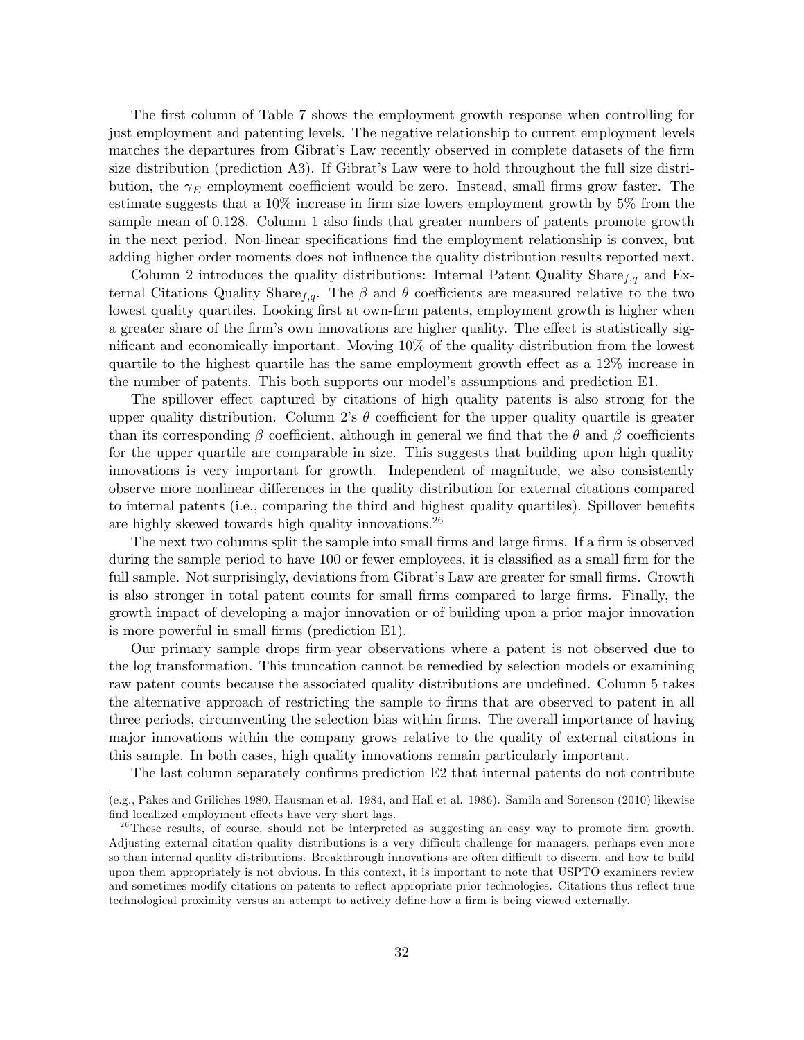The first column of Table 7 shows the employment growth response when controlling for just employment and patenting levels. The negative relationship to current employment levels matches the departures from Gibrat's Law recently observed in complete datasets of the firm size distribution (prediction A3). If Gibrat's Law were to hold throughout the full size distribution, the $\gamma_E$ employment coefficient would be zero. Instead, small firms grow faster. The estimate suggests that a 10% increase in firm size lowers employment growth by 5% from the sample mean of 0.128. Column 1 also finds that greater numbers of patents promote growth in the next period. Non-linear specifications find the employment relationship is convex, but adding higher order moments does not influence the quality distribution results reported next.

Column 2 introduces the quality distributions: Internal Patent Quality Share$_{f,q}$ and External Citations Quality Share$_{f,q}$. The $\beta$ and $\theta$ coefficients are measured relative to the two lowest quality quartiles. Looking first at own-firm patents, employment growth is higher when a greater share of the firm's own innovations are higher quality. The effect is statistically significant and economically important. Moving 10% of the quality distribution from the lowest quartile to the highest quartile has the same employment growth effect as a 12% increase in the number of patents. This both supports our model's assumptions and prediction E1.

The spillover effect captured by citations of high quality patents is also strong for the upper quality distribution. Column 2's $\theta$ coefficient for the upper quality quartile is greater than its corresponding $\beta$ coefficient, although in general we find that the $\theta$ and $\beta$ coefficients for the upper quartile are comparable in size. This suggests that building upon high quality innovations is very important for growth. Independent of magnitude, we also consistently observe more nonlinear differences in the quality distribution for external citations compared to internal patents (i.e., comparing the third and highest quality quartiles). Spillover benefits are highly skewed towards high quality innovations.[26]

The next two columns split the sample into small firms and large firms. If a firm is observed during the sample period to have 100 or fewer employees, it is classified as a small firm for the full sample. Not surprisingly, deviations from Gibrat's Law are greater for small firms. Growth is also stronger in total patent counts for small firms compared to large firms. Finally, the growth impact of developing a major innovation or of building upon a prior major innovation is more powerful in small firms (prediction E1).

Our primary sample drops firm-year observations where a patent is not observed due to the log transformation. This truncation cannot be remedied by selection models or examining raw patent counts because the associated quality distributions are undefined. Column 5 takes the alternative approach of restricting the sample to firms that are observed to patent in all three periods, circumventing the selection bias within firms. The overall importance of having major innovations within the company grows relative to the quality of external citations in this sample. In both cases, high quality innovations remain particularly important.

The last column separately confirms prediction E2 that internal patents do not contribute

(e.g., Pakes and Griliches 1980, Hausman et al. 1984, and Hall et al. 1986). Samila and Sorenson (2010) likewise find localized employment effects have very short lags.

[26] These results, of course, should not be interpreted as suggesting an easy way to promote firm growth. Adjusting external citation quality distributions is a very difficult challenge for managers, perhaps even more so than internal quality distributions. Breakthrough innovations are often difficult to discern, and how to build upon them appropriately is not obvious. In this context, it is important to note that USPTO examiners review and sometimes modify citations on patents to reflect appropriate prior technologies. Citations thus reflect true technological proximity versus an attempt to actively define how a firm is being viewed externally.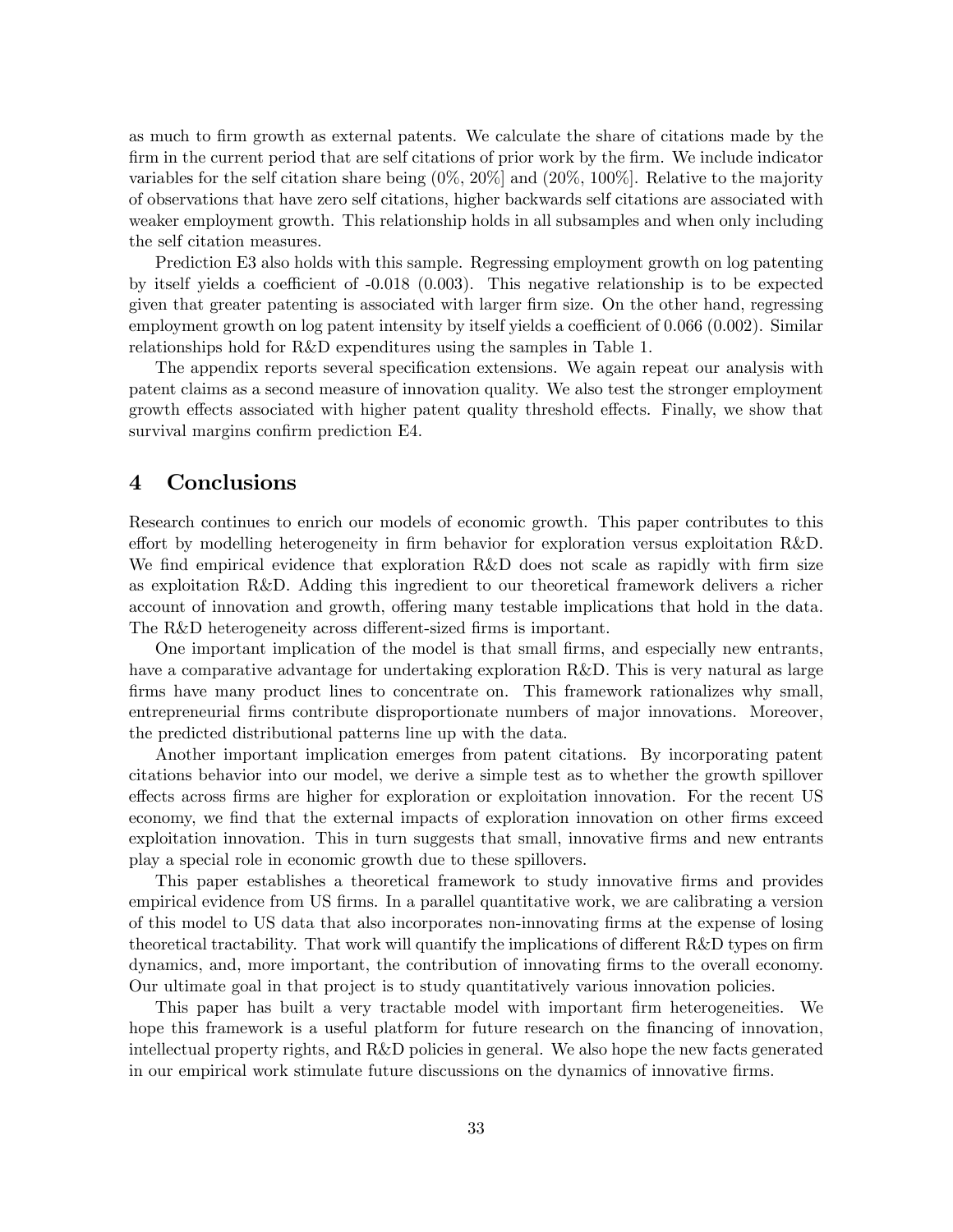as much to firm growth as external patents. We calculate the share of citations made by the firm in the current period that are self citations of prior work by the firm. We include indicator variables for the self citation share being (0%, 20%] and (20%, 100%]. Relative to the majority of observations that have zero self citations, higher backwards self citations are associated with weaker employment growth. This relationship holds in all subsamples and when only including the self citation measures.

Prediction E3 also holds with this sample. Regressing employment growth on log patenting by itself yields a coefficient of -0.018 (0.003). This negative relationship is to be expected given that greater patenting is associated with larger firm size. On the other hand, regressing employment growth on log patent intensity by itself yields a coefficient of 0.066 (0.002). Similar relationships hold for R&D expenditures using the samples in Table 1.

The appendix reports several specification extensions. We again repeat our analysis with patent claims as a second measure of innovation quality. We also test the stronger employment growth effects associated with higher patent quality threshold effects. Finally, we show that survival margins confirm prediction E4.

# 4 Conclusions

Research continues to enrich our models of economic growth. This paper contributes to this effort by modelling heterogeneity in firm behavior for exploration versus exploitation R&D. We find empirical evidence that exploration R&D does not scale as rapidly with firm size as exploitation R&D. Adding this ingredient to our theoretical framework delivers a richer account of innovation and growth, offering many testable implications that hold in the data. The R&D heterogeneity across different-sized firms is important.

One important implication of the model is that small firms, and especially new entrants, have a comparative advantage for undertaking exploration R&D. This is very natural as large firms have many product lines to concentrate on. This framework rationalizes why small, entrepreneurial firms contribute disproportionate numbers of major innovations. Moreover, the predicted distributional patterns line up with the data.

Another important implication emerges from patent citations. By incorporating patent citations behavior into our model, we derive a simple test as to whether the growth spillover effects across firms are higher for exploration or exploitation innovation. For the recent US economy, we find that the external impacts of exploration innovation on other firms exceed exploitation innovation. This in turn suggests that small, innovative firms and new entrants play a special role in economic growth due to these spillovers.

This paper establishes a theoretical framework to study innovative firms and provides empirical evidence from US firms. In a parallel quantitative work, we are calibrating a version of this model to US data that also incorporates non-innovating firms at the expense of losing theoretical tractability. That work will quantify the implications of different R&D types on firm dynamics, and, more important, the contribution of innovating firms to the overall economy. Our ultimate goal in that project is to study quantitatively various innovation policies.

This paper has built a very tractable model with important firm heterogeneities. We hope this framework is a useful platform for future research on the financing of innovation, intellectual property rights, and R&D policies in general. We also hope the new facts generated in our empirical work stimulate future discussions on the dynamics of innovative firms.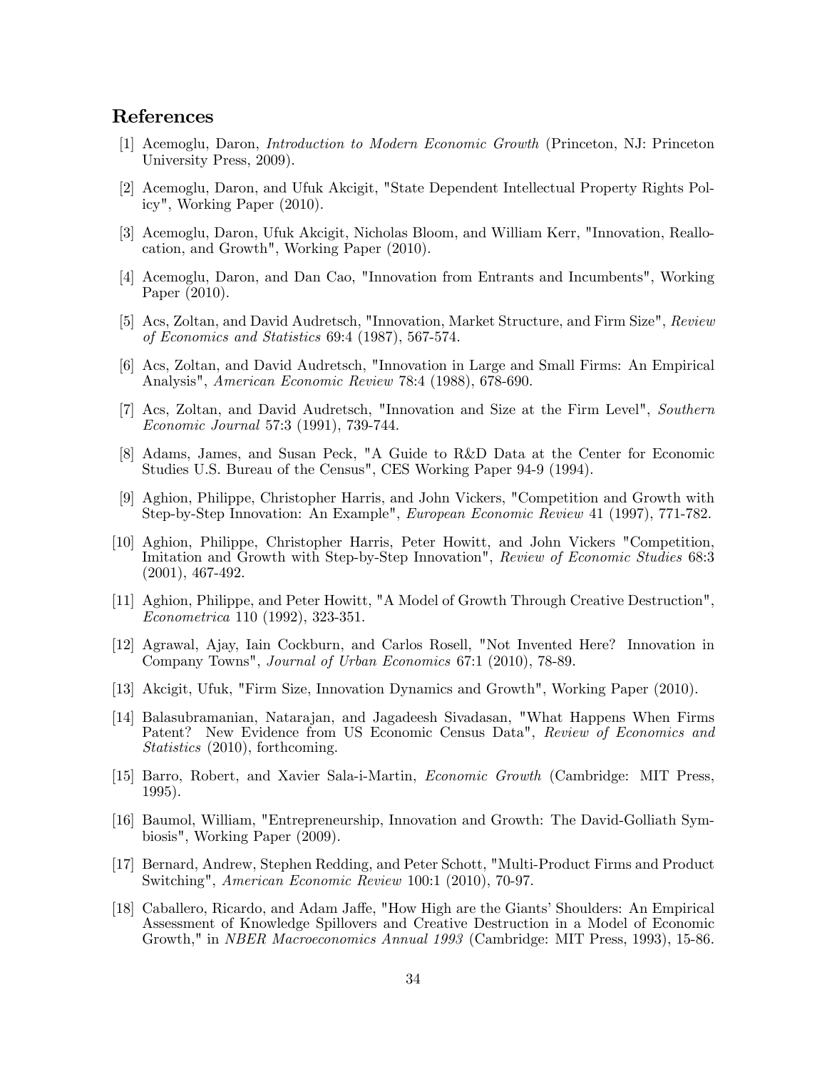## References

[1] Acemoglu, Daron, *Introduction to Modern Economic Growth* (Princeton, NJ: Princeton University Press, 2009).

[2] Acemoglu, Daron, and Ufuk Akcigit, "State Dependent Intellectual Property Rights Policy", Working Paper (2010).

[3] Acemoglu, Daron, Ufuk Akcigit, Nicholas Bloom, and William Kerr, "Innovation, Reallocation, and Growth", Working Paper (2010).

[4] Acemoglu, Daron, and Dan Cao, "Innovation from Entrants and Incumbents", Working Paper (2010).

[5] Acs, Zoltan, and David Audretsch, "Innovation, Market Structure, and Firm Size", *Review of Economics and Statistics* 69:4 (1987), 567-574.

[6] Acs, Zoltan, and David Audretsch, "Innovation in Large and Small Firms: An Empirical Analysis", *American Economic Review* 78:4 (1988), 678-690.

[7] Acs, Zoltan, and David Audretsch, "Innovation and Size at the Firm Level", *Southern Economic Journal* 57:3 (1991), 739-744.

[8] Adams, James, and Susan Peck, "A Guide to R&D Data at the Center for Economic Studies U.S. Bureau of the Census", CES Working Paper 94-9 (1994).

[9] Aghion, Philippe, Christopher Harris, and John Vickers, "Competition and Growth with Step-by-Step Innovation: An Example", *European Economic Review* 41 (1997), 771-782.

[10] Aghion, Philippe, Christopher Harris, Peter Howitt, and John Vickers "Competition, Imitation and Growth with Step-by-Step Innovation", *Review of Economic Studies* 68:3 (2001), 467-492.

[11] Aghion, Philippe, and Peter Howitt, "A Model of Growth Through Creative Destruction", *Econometrica* 110 (1992), 323-351.

[12] Agrawal, Ajay, Iain Cockburn, and Carlos Rosell, "Not Invented Here? Innovation in Company Towns", *Journal of Urban Economics* 67:1 (2010), 78-89.

[13] Akcigit, Ufuk, "Firm Size, Innovation Dynamics and Growth", Working Paper (2010).

[14] Balasubramanian, Natarajan, and Jagadeesh Sivadasan, "What Happens When Firms Patent? New Evidence from US Economic Census Data", *Review of Economics and Statistics* (2010), forthcoming.

[15] Barro, Robert, and Xavier Sala-i-Martin, *Economic Growth* (Cambridge: MIT Press, 1995).

[16] Baumol, William, "Entrepreneurship, Innovation and Growth: The David-Golliath Symbiosis", Working Paper (2009).

[17] Bernard, Andrew, Stephen Redding, and Peter Schott, "Multi-Product Firms and Product Switching", *American Economic Review* 100:1 (2010), 70-97.

[18] Caballero, Ricardo, and Adam Jaffe, "How High are the Giants' Shoulders: An Empirical Assessment of Knowledge Spillovers and Creative Destruction in a Model of Economic Growth," in *NBER Macroeconomics Annual 1993* (Cambridge: MIT Press, 1993), 15-86.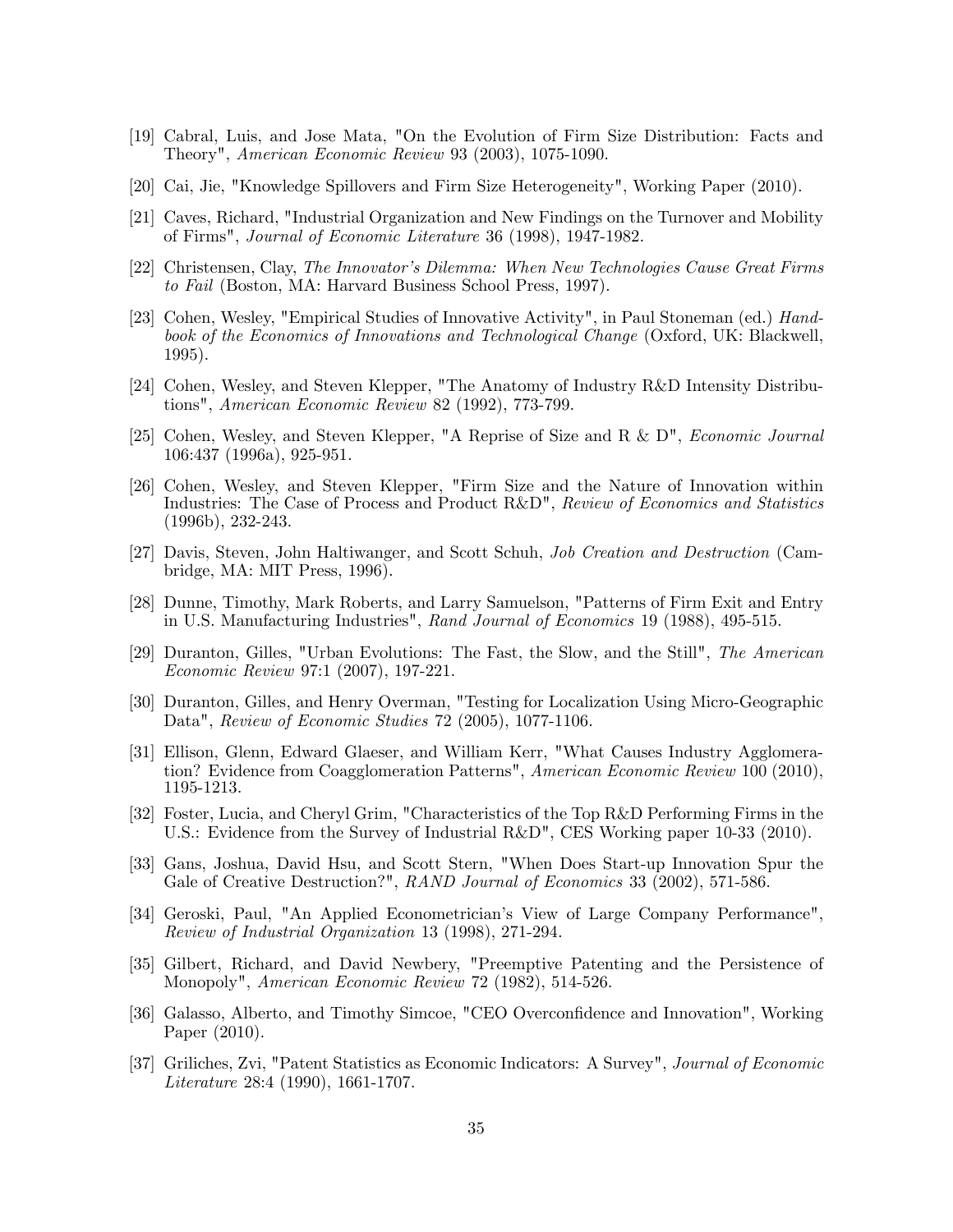[19] Cabral, Luis, and Jose Mata, "On the Evolution of Firm Size Distribution: Facts and Theory", *American Economic Review* 93 (2003), 1075-1090.

[20] Cai, Jie, "Knowledge Spillovers and Firm Size Heterogeneity", Working Paper (2010).

[21] Caves, Richard, "Industrial Organization and New Findings on the Turnover and Mobility of Firms", *Journal of Economic Literature* 36 (1998), 1947-1982.

[22] Christensen, Clay, *The Innovator's Dilemma: When New Technologies Cause Great Firms to Fail* (Boston, MA: Harvard Business School Press, 1997).

[23] Cohen, Wesley, "Empirical Studies of Innovative Activity", in Paul Stoneman (ed.) *Handbook of the Economics of Innovations and Technological Change* (Oxford, UK: Blackwell, 1995).

[24] Cohen, Wesley, and Steven Klepper, "The Anatomy of Industry R&D Intensity Distributions", *American Economic Review* 82 (1992), 773-799.

[25] Cohen, Wesley, and Steven Klepper, "A Reprise of Size and R & D", *Economic Journal* 106:437 (1996a), 925-951.

[26] Cohen, Wesley, and Steven Klepper, "Firm Size and the Nature of Innovation within Industries: The Case of Process and Product R&D", *Review of Economics and Statistics* (1996b), 232-243.

[27] Davis, Steven, John Haltiwanger, and Scott Schuh, *Job Creation and Destruction* (Cambridge, MA: MIT Press, 1996).

[28] Dunne, Timothy, Mark Roberts, and Larry Samuelson, "Patterns of Firm Exit and Entry in U.S. Manufacturing Industries", *Rand Journal of Economics* 19 (1988), 495-515.

[29] Duranton, Gilles, "Urban Evolutions: The Fast, the Slow, and the Still", *The American Economic Review* 97:1 (2007), 197-221.

[30] Duranton, Gilles, and Henry Overman, "Testing for Localization Using Micro-Geographic Data", *Review of Economic Studies* 72 (2005), 1077-1106.

[31] Ellison, Glenn, Edward Glaeser, and William Kerr, "What Causes Industry Agglomeration? Evidence from Coagglomeration Patterns", *American Economic Review* 100 (2010), 1195-1213.

[32] Foster, Lucia, and Cheryl Grim, "Characteristics of the Top R&D Performing Firms in the U.S.: Evidence from the Survey of Industrial R&D", CES Working paper 10-33 (2010).

[33] Gans, Joshua, David Hsu, and Scott Stern, "When Does Start-up Innovation Spur the Gale of Creative Destruction?", *RAND Journal of Economics* 33 (2002), 571-586.

[34] Geroski, Paul, "An Applied Econometrician's View of Large Company Performance", *Review of Industrial Organization* 13 (1998), 271-294.

[35] Gilbert, Richard, and David Newbery, "Preemptive Patenting and the Persistence of Monopoly", *American Economic Review* 72 (1982), 514-526.

[36] Galasso, Alberto, and Timothy Simcoe, "CEO Overconfidence and Innovation", Working Paper (2010).

[37] Griliches, Zvi, "Patent Statistics as Economic Indicators: A Survey", *Journal of Economic Literature* 28:4 (1990), 1661-1707.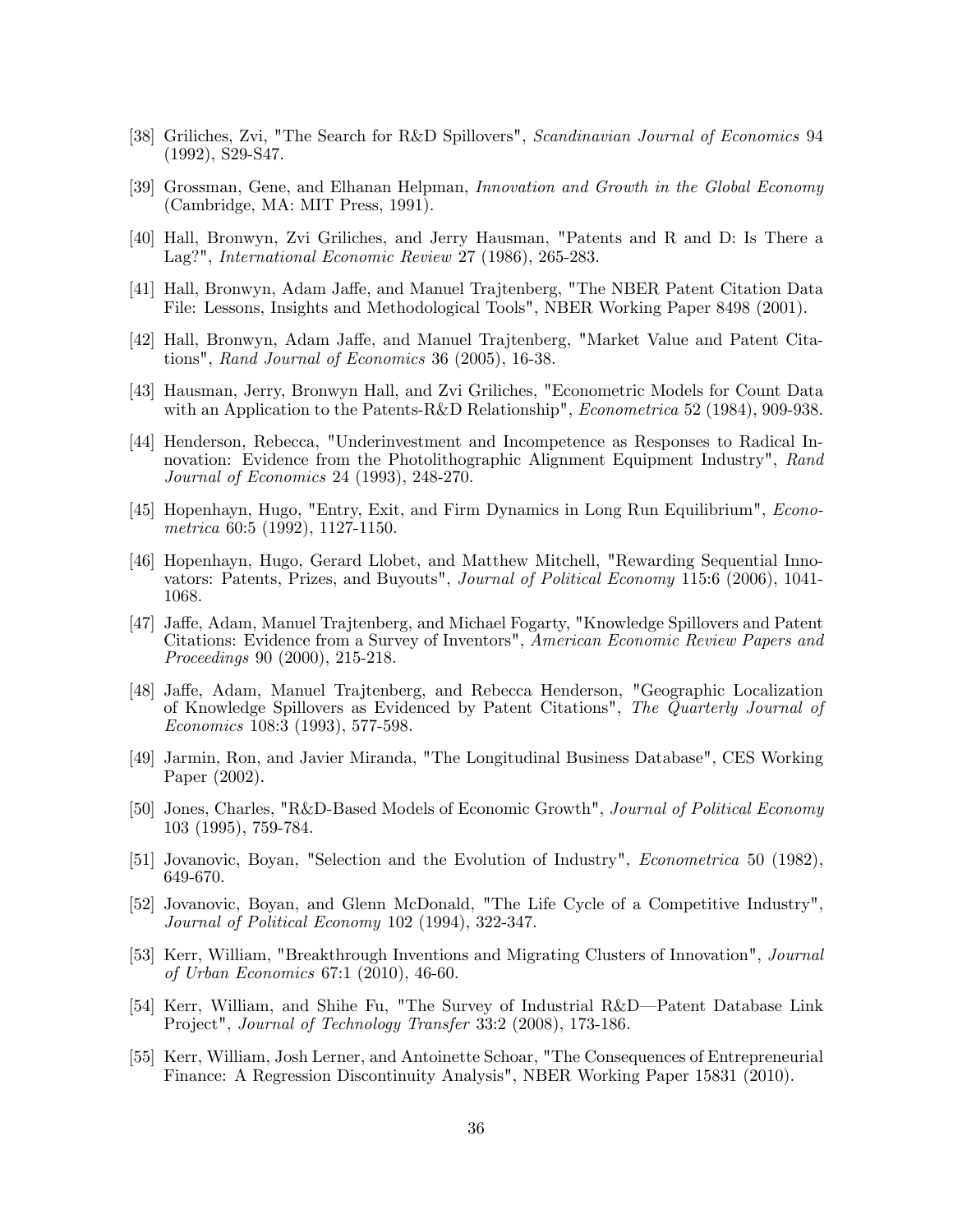[38] Griliches, Zvi, "The Search for R&D Spillovers", *Scandinavian Journal of Economics* 94 (1992), S29-S47.

[39] Grossman, Gene, and Elhanan Helpman, *Innovation and Growth in the Global Economy* (Cambridge, MA: MIT Press, 1991).

[40] Hall, Bronwyn, Zvi Griliches, and Jerry Hausman, "Patents and R and D: Is There a Lag?", *International Economic Review* 27 (1986), 265-283.

[41] Hall, Bronwyn, Adam Jaffe, and Manuel Trajtenberg, "The NBER Patent Citation Data File: Lessons, Insights and Methodological Tools", NBER Working Paper 8498 (2001).

[42] Hall, Bronwyn, Adam Jaffe, and Manuel Trajtenberg, "Market Value and Patent Citations", *Rand Journal of Economics* 36 (2005), 16-38.

[43] Hausman, Jerry, Bronwyn Hall, and Zvi Griliches, "Econometric Models for Count Data with an Application to the Patents-R&D Relationship", *Econometrica* 52 (1984), 909-938.

[44] Henderson, Rebecca, "Underinvestment and Incompetence as Responses to Radical Innovation: Evidence from the Photolithographic Alignment Equipment Industry", *Rand Journal of Economics* 24 (1993), 248-270.

[45] Hopenhayn, Hugo, "Entry, Exit, and Firm Dynamics in Long Run Equilibrium", *Econometrica* 60:5 (1992), 1127-1150.

[46] Hopenhayn, Hugo, Gerard Llobet, and Matthew Mitchell, "Rewarding Sequential Innovators: Patents, Prizes, and Buyouts", *Journal of Political Economy* 115:6 (2006), 1041-1068.

[47] Jaffe, Adam, Manuel Trajtenberg, and Michael Fogarty, "Knowledge Spillovers and Patent Citations: Evidence from a Survey of Inventors", *American Economic Review Papers and Proceedings* 90 (2000), 215-218.

[48] Jaffe, Adam, Manuel Trajtenberg, and Rebecca Henderson, "Geographic Localization of Knowledge Spillovers as Evidenced by Patent Citations", *The Quarterly Journal of Economics* 108:3 (1993), 577-598.

[49] Jarmin, Ron, and Javier Miranda, "The Longitudinal Business Database", CES Working Paper (2002).

[50] Jones, Charles, "R&D-Based Models of Economic Growth", *Journal of Political Economy* 103 (1995), 759-784.

[51] Jovanovic, Boyan, "Selection and the Evolution of Industry", *Econometrica* 50 (1982), 649-670.

[52] Jovanovic, Boyan, and Glenn McDonald, "The Life Cycle of a Competitive Industry", *Journal of Political Economy* 102 (1994), 322-347.

[53] Kerr, William, "Breakthrough Inventions and Migrating Clusters of Innovation", *Journal of Urban Economics* 67:1 (2010), 46-60.

[54] Kerr, William, and Shihe Fu, "The Survey of Industrial R&D—Patent Database Link Project", *Journal of Technology Transfer* 33:2 (2008), 173-186.

[55] Kerr, William, Josh Lerner, and Antoinette Schoar, "The Consequences of Entrepreneurial Finance: A Regression Discontinuity Analysis", NBER Working Paper 15831 (2010).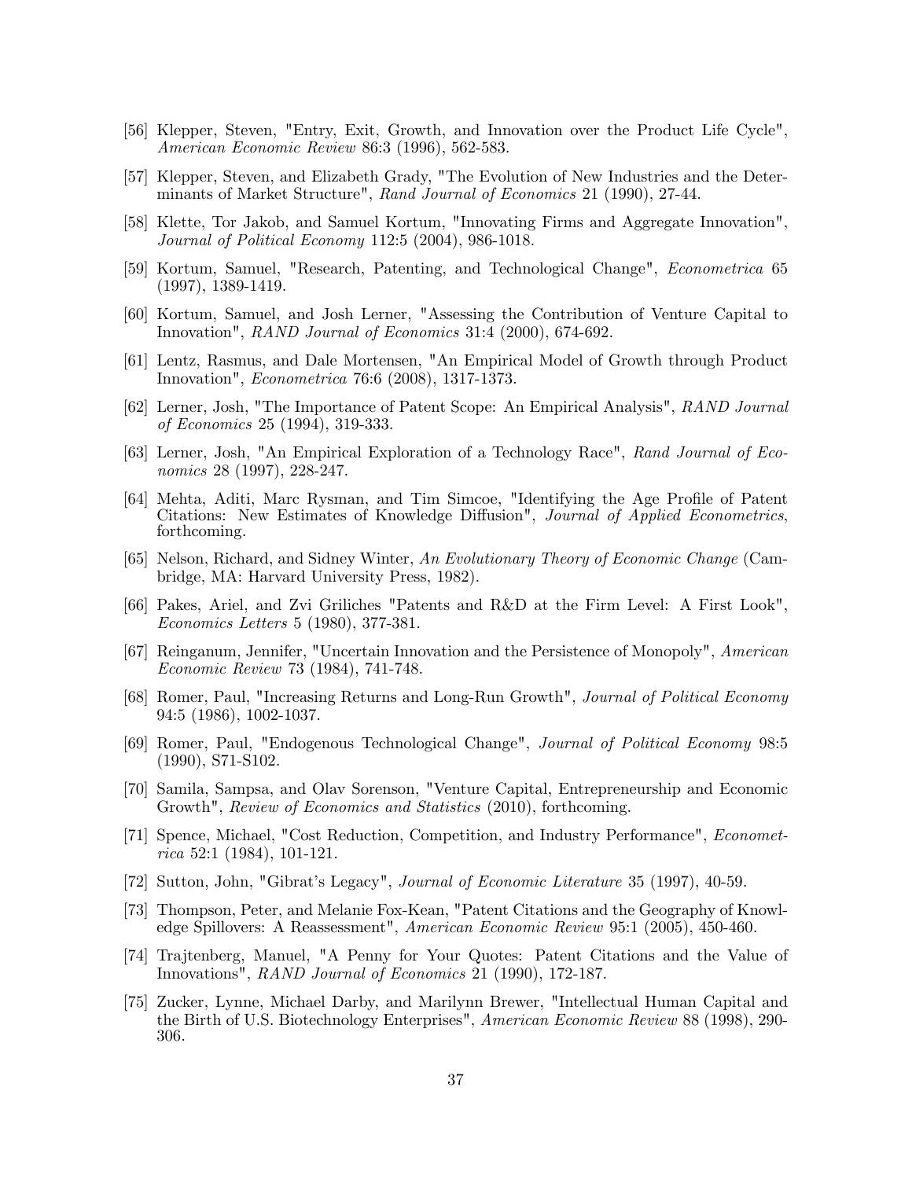[56] Klepper, Steven, "Entry, Exit, Growth, and Innovation over the Product Life Cycle", *American Economic Review* 86:3 (1996), 562-583.

[57] Klepper, Steven, and Elizabeth Grady, "The Evolution of New Industries and the Determinants of Market Structure", *Rand Journal of Economics* 21 (1990), 27-44.

[58] Klette, Tor Jakob, and Samuel Kortum, "Innovating Firms and Aggregate Innovation", *Journal of Political Economy* 112:5 (2004), 986-1018.

[59] Kortum, Samuel, "Research, Patenting, and Technological Change", *Econometrica* 65 (1997), 1389-1419.

[60] Kortum, Samuel, and Josh Lerner, "Assessing the Contribution of Venture Capital to Innovation", *RAND Journal of Economics* 31:4 (2000), 674-692.

[61] Lentz, Rasmus, and Dale Mortensen, "An Empirical Model of Growth through Product Innovation", *Econometrica* 76:6 (2008), 1317-1373.

[62] Lerner, Josh, "The Importance of Patent Scope: An Empirical Analysis", *RAND Journal of Economics* 25 (1994), 319-333.

[63] Lerner, Josh, "An Empirical Exploration of a Technology Race", *Rand Journal of Economics* 28 (1997), 228-247.

[64] Mehta, Aditi, Marc Rysman, and Tim Simcoe, "Identifying the Age Profile of Patent Citations: New Estimates of Knowledge Diffusion", *Journal of Applied Econometrics*, forthcoming.

[65] Nelson, Richard, and Sidney Winter, *An Evolutionary Theory of Economic Change* (Cambridge, MA: Harvard University Press, 1982).

[66] Pakes, Ariel, and Zvi Griliches "Patents and R&D at the Firm Level: A First Look", *Economics Letters* 5 (1980), 377-381.

[67] Reinganum, Jennifer, "Uncertain Innovation and the Persistence of Monopoly", *American Economic Review* 73 (1984), 741-748.

[68] Romer, Paul, "Increasing Returns and Long-Run Growth", *Journal of Political Economy* 94:5 (1986), 1002-1037.

[69] Romer, Paul, "Endogenous Technological Change", *Journal of Political Economy* 98:5 (1990), S71-S102.

[70] Samila, Sampsa, and Olav Sorenson, "Venture Capital, Entrepreneurship and Economic Growth", *Review of Economics and Statistics* (2010), forthcoming.

[71] Spence, Michael, "Cost Reduction, Competition, and Industry Performance", *Econometrica* 52:1 (1984), 101-121.

[72] Sutton, John, "Gibrat's Legacy", *Journal of Economic Literature* 35 (1997), 40-59.

[73] Thompson, Peter, and Melanie Fox-Kean, "Patent Citations and the Geography of Knowledge Spillovers: A Reassessment", *American Economic Review* 95:1 (2005), 450-460.

[74] Trajtenberg, Manuel, "A Penny for Your Quotes: Patent Citations and the Value of Innovations", *RAND Journal of Economics* 21 (1990), 172-187.

[75] Zucker, Lynne, Michael Darby, and Marilynn Brewer, "Intellectual Human Capital and the Birth of U.S. Biotechnology Enterprises", *American Economic Review* 88 (1998), 290-306.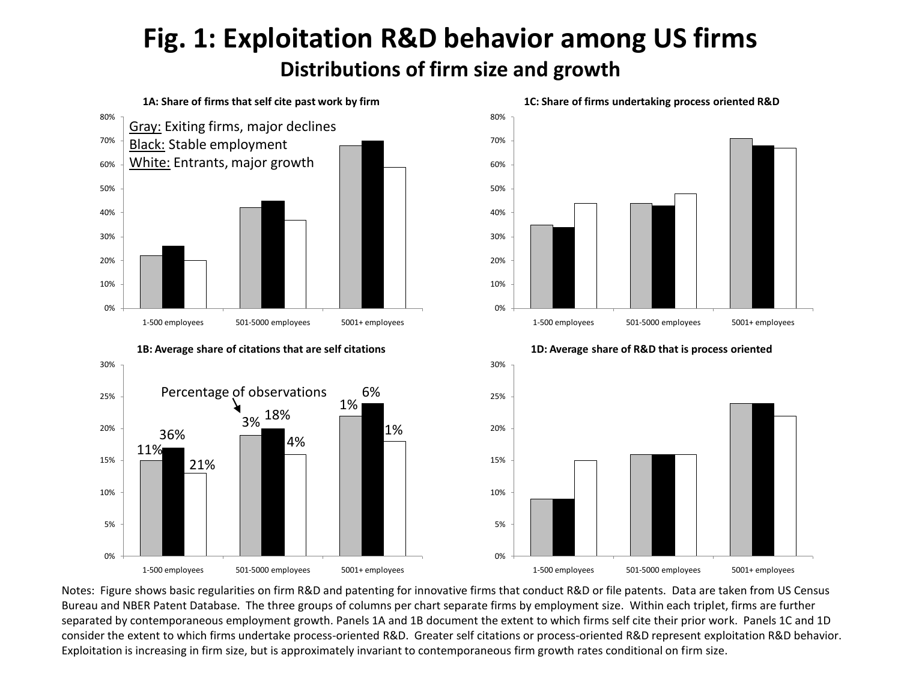# Fig. 1: Exploitation R&D behavior among US firms

## Distributions of firm size and growth

**1A: Share of firms that self cite past work by firm**

Gray: Exiting firms, major declines
Black: Stable employment
White: Entrants, major growth

**1C: Share of firms undertaking process oriented R&D**

**1B: Average share of citations that are self citations**

Percentage of observations

**1D: Average share of R&D that is process oriented**

Notes: Figure shows basic regularities on firm R&D and patenting for innovative firms that conduct R&D or file patents. Data are taken from US Census Bureau and NBER Patent Database. The three groups of columns per chart separate firms by employment size. Within each triplet, firms are further separated by contemporaneous employment growth. Panels 1A and 1B document the extent to which firms self cite their prior work. Panels 1C and 1D consider the extent to which firms undertake process-oriented R&D. Greater self citations or process-oriented R&D represent exploitation R&D behavior. Exploitation is increasing in firm size, but is approximately invariant to contemporaneous firm growth rates conditional on firm size.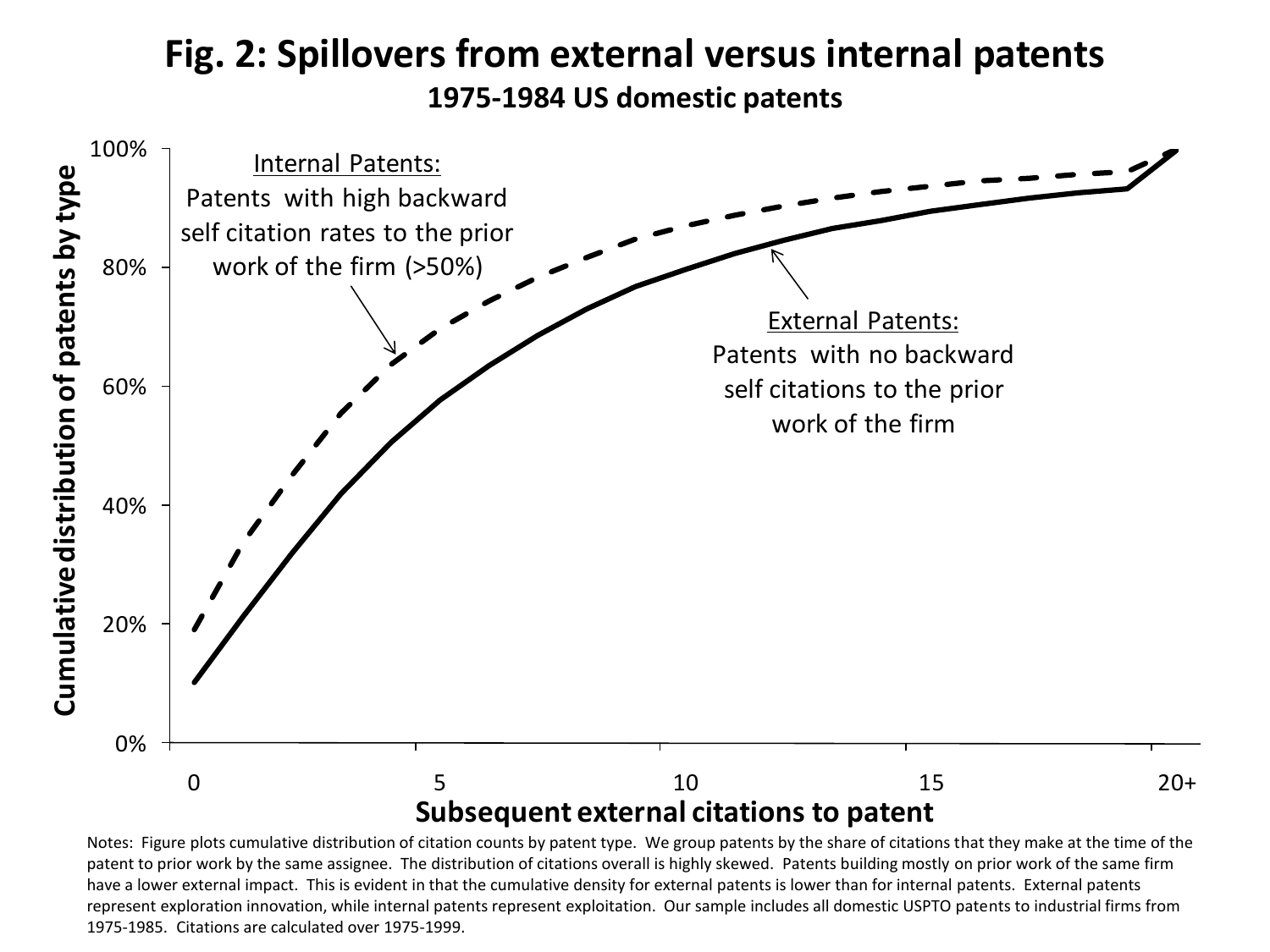# Fig. 2: Spillovers from external versus internal patents

**1975-1984 US domestic patents**

Internal Patents: Patents with high backward self citation rates to the prior work of the firm (>50%)

External Patents: Patents with no backward self citations to the prior work of the firm

Cumulative distribution of patents by type

Subsequent external citations to patent

Notes: Figure plots cumulative distribution of citation counts by patent type. We group patents by the share of citations that they make at the time of the patent to prior work by the same assignee. The distribution of citations overall is highly skewed. Patents building mostly on prior work of the same firm have a lower external impact. This is evident in that the cumulative density for external patents is lower than for internal patents. External patents represent exploration innovation, while internal patents represent exploitation. Our sample includes all domestic USPTO patents to industrial firms from 1975-1985. Citations are calculated over 1975-1999.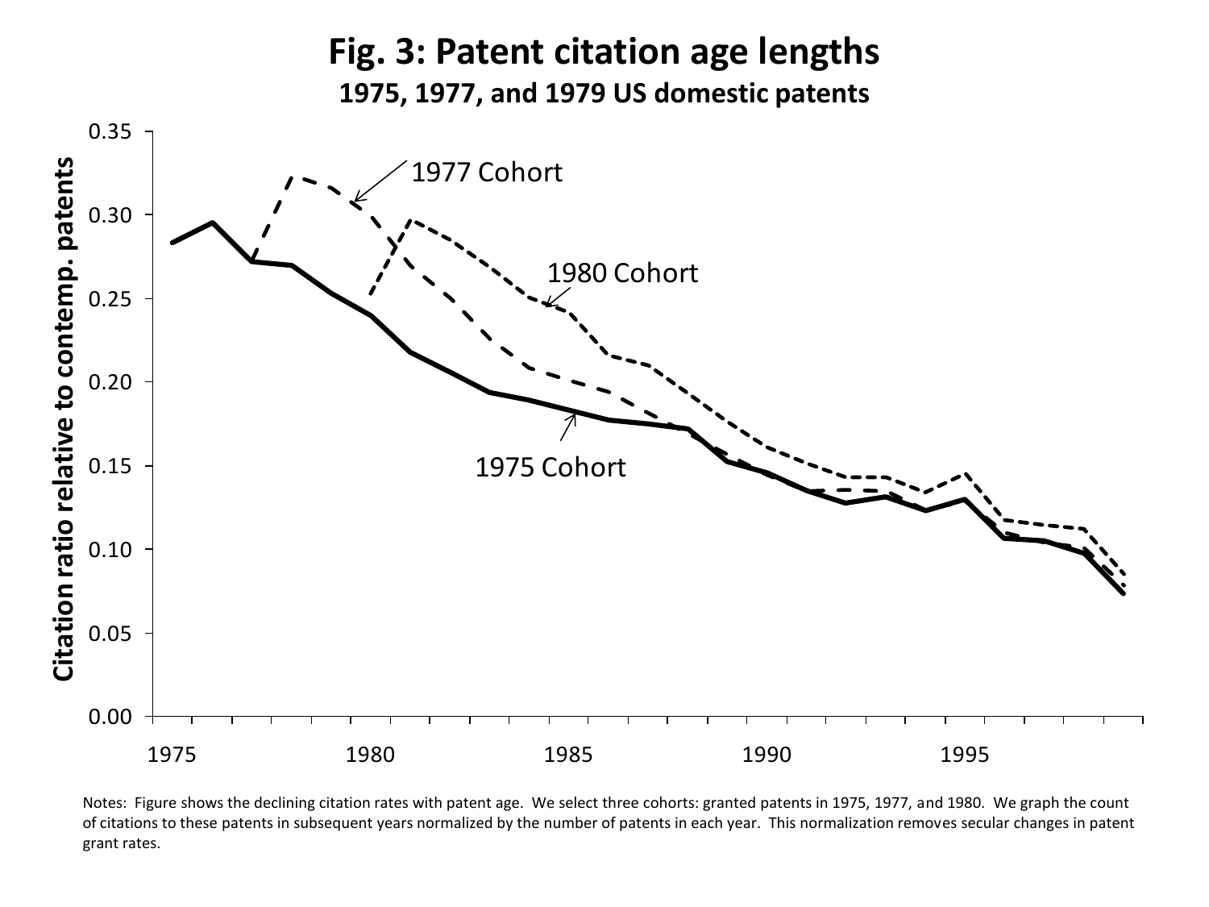# Fig. 3: Patent citation age lengths

**1975, 1977, and 1979 US domestic patents**

Notes: Figure shows the declining citation rates with patent age. We select three cohorts: granted patents in 1975, 1977, and 1980. We graph the count of citations to these patents in subsequent years normalized by the number of patents in each year. This normalization removes secular changes in patent grant rates.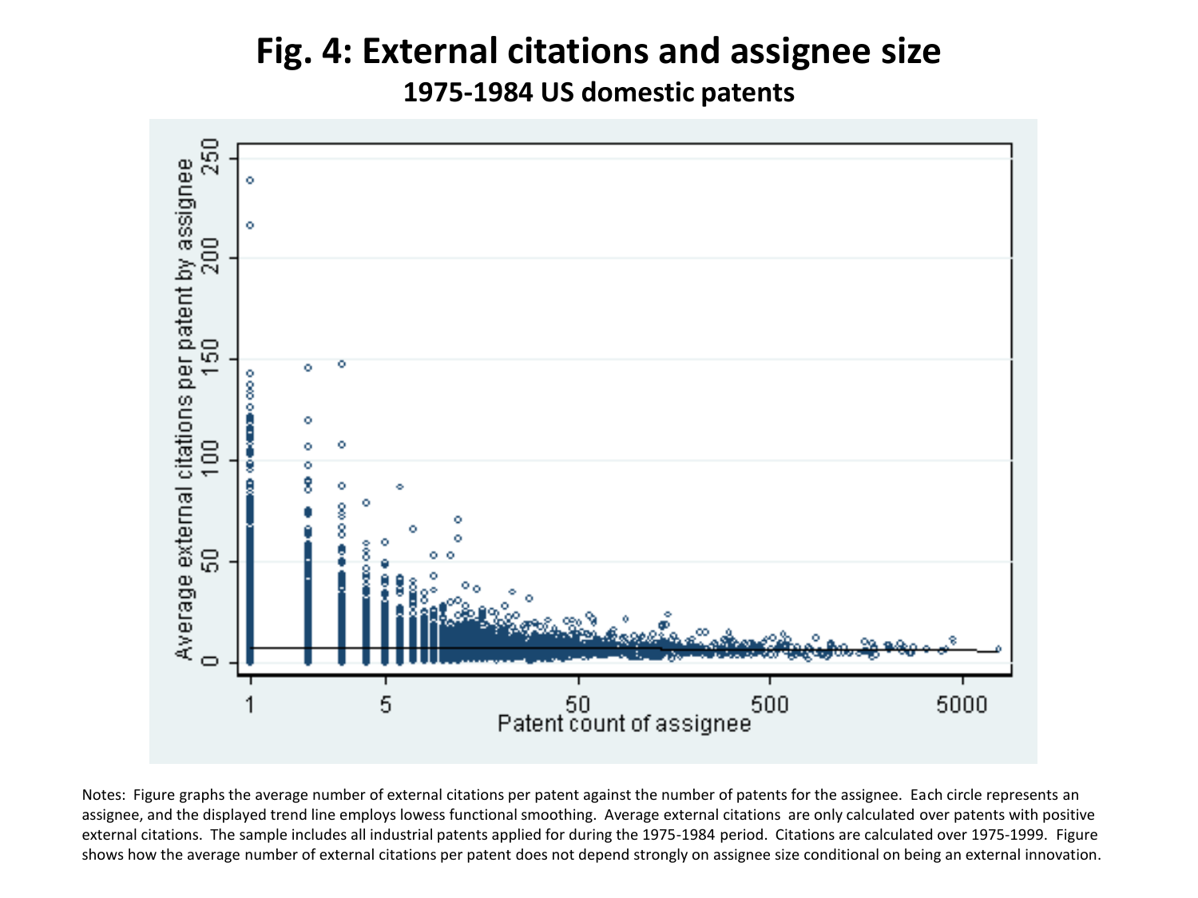# Fig. 4: External citations and assignee size

**1975-1984 US domestic patents**

Notes: Figure graphs the average number of external citations per patent against the number of patents for the assignee. Each circle represents an assignee, and the displayed trend line employs lowess functional smoothing. Average external citations are only calculated over patents with positive external citations. The sample includes all industrial patents applied for during the 1975-1984 period. Citations are calculated over 1975-1999. Figure shows how the average number of external citations per patent does not depend strongly on assignee size conditional on being an external innovation.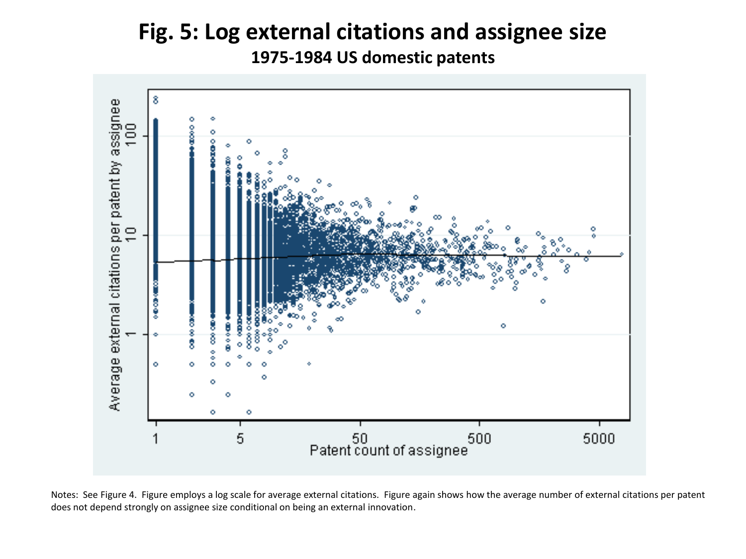# Fig. 5: Log external citations and assignee size

**1975-1984 US domestic patents**

Notes: See Figure 4. Figure employs a log scale for average external citations. Figure again shows how the average number of external citations per patent does not depend strongly on assignee size conditional on being an external innovation.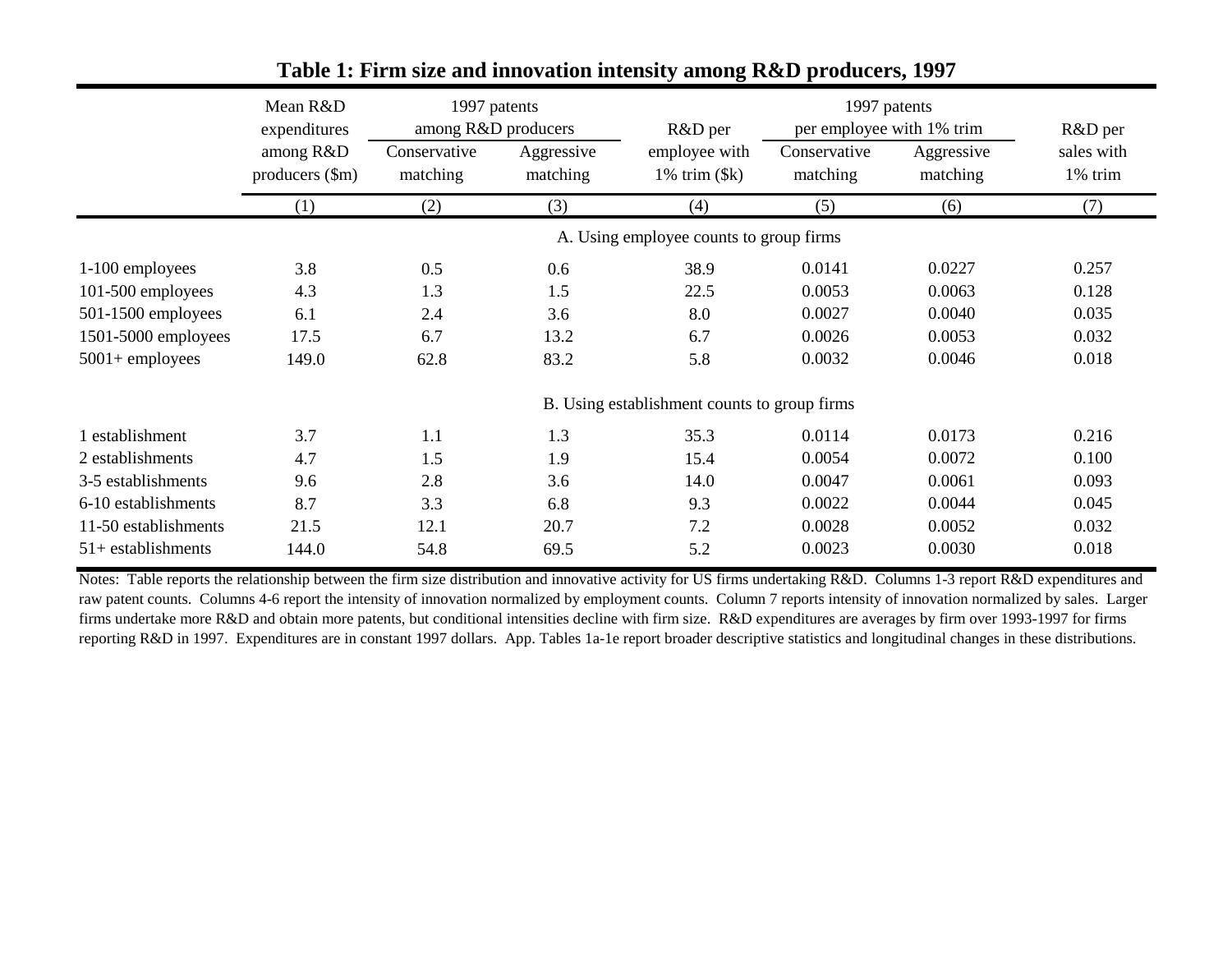## Table 1: Firm size and innovation intensity among R&D producers, 1997

| | Mean R&D expenditures among R&D producers ($m) | 1997 patents among R&D producers | | R&D per employee with 1% trim ($k) | 1997 patents per employee with 1% trim | | R&D per sales with 1% trim |
|---|---|---|---|---|---|---|---|
| | | Conservative matching | Aggressive matching | | Conservative matching | Aggressive matching | |
| | (1) | (2) | (3) | (4) | (5) | (6) | (7) |
| **A. Using employee counts to group firms** | | | | | | | |
| 1-100 employees | 3.8 | 0.5 | 0.6 | 38.9 | 0.0141 | 0.0227 | 0.257 |
| 101-500 employees | 4.3 | 1.3 | 1.5 | 22.5 | 0.0053 | 0.0063 | 0.128 |
| 501-1500 employees | 6.1 | 2.4 | 3.6 | 8.0 | 0.0027 | 0.0040 | 0.035 |
| 1501-5000 employees | 17.5 | 6.7 | 13.2 | 6.7 | 0.0026 | 0.0053 | 0.032 |
| 5001+ employees | 149.0 | 62.8 | 83.2 | 5.8 | 0.0032 | 0.0046 | 0.018 |
| **B. Using establishment counts to group firms** | | | | | | | |
| 1 establishment | 3.7 | 1.1 | 1.3 | 35.3 | 0.0114 | 0.0173 | 0.216 |
| 2 establishments | 4.7 | 1.5 | 1.9 | 15.4 | 0.0054 | 0.0072 | 0.100 |
| 3-5 establishments | 9.6 | 2.8 | 3.6 | 14.0 | 0.0047 | 0.0061 | 0.093 |
| 6-10 establishments | 8.7 | 3.3 | 6.8 | 9.3 | 0.0022 | 0.0044 | 0.045 |
| 11-50 establishments | 21.5 | 12.1 | 20.7 | 7.2 | 0.0028 | 0.0052 | 0.032 |
| 51+ establishments | 144.0 | 54.8 | 69.5 | 5.2 | 0.0023 | 0.0030 | 0.018 |

Notes: Table reports the relationship between the firm size distribution and innovative activity for US firms undertaking R&D. Columns 1-3 report R&D expenditures and raw patent counts. Columns 4-6 report the intensity of innovation normalized by employment counts. Column 7 reports intensity of innovation normalized by sales. Larger firms undertake more R&D and obtain more patents, but conditional intensities decline with firm size. R&D expenditures are averages by firm over 1993-1997 for firms reporting R&D in 1997. Expenditures are in constant 1997 dollars. App. Tables 1a-1e report broader descriptive statistics and longitudinal changes in these distributions.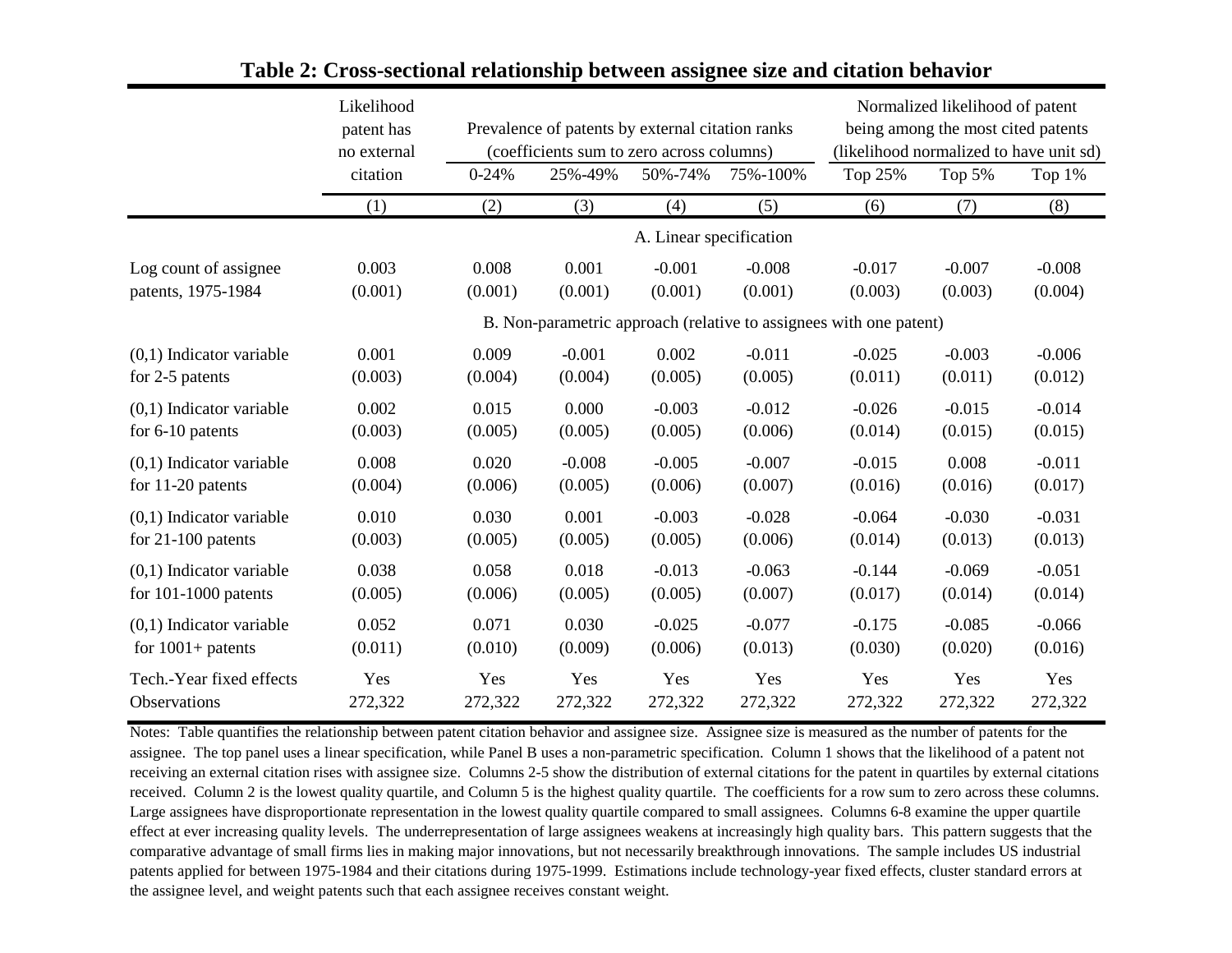## Table 2: Cross-sectional relationship between assignee size and citation behavior

| | Likelihood patent has no external citation | Prevalence of patents by external citation ranks (coefficients sum to zero across columns) | | | | Normalized likelihood of patent being among the most cited patents (likelihood normalized to have unit sd) | | |
|---|---|---|---|---|---|---|---|---|
| | | 0-24% | 25%-49% | 50%-74% | 75%-100% | Top 25% | Top 5% | Top 1% |
| | (1) | (2) | (3) | (4) | (5) | (6) | (7) | (8) |
| **A. Linear specification** | | | | | | | | |
| Log count of assignee patents, 1975-1984 | 0.003 | 0.008 | 0.001 | -0.001 | -0.008 | -0.017 | -0.007 | -0.008 |
| | (0.001) | (0.001) | (0.001) | (0.001) | (0.001) | (0.003) | (0.003) | (0.004) |
| **B. Non-parametric approach (relative to assignees with one patent)** | | | | | | | | |
| (0,1) Indicator variable for 2-5 patents | 0.001 | 0.009 | -0.001 | 0.002 | -0.011 | -0.025 | -0.003 | -0.006 |
| | (0.003) | (0.004) | (0.004) | (0.005) | (0.005) | (0.011) | (0.011) | (0.012) |
| (0,1) Indicator variable for 6-10 patents | 0.002 | 0.015 | 0.000 | -0.003 | -0.012 | -0.026 | -0.015 | -0.014 |
| | (0.003) | (0.005) | (0.005) | (0.005) | (0.006) | (0.014) | (0.015) | (0.015) |
| (0,1) Indicator variable for 11-20 patents | 0.008 | 0.020 | -0.008 | -0.005 | -0.007 | -0.015 | 0.008 | -0.011 |
| | (0.004) | (0.006) | (0.005) | (0.006) | (0.007) | (0.016) | (0.016) | (0.017) |
| (0,1) Indicator variable for 21-100 patents | 0.010 | 0.030 | 0.001 | -0.003 | -0.028 | -0.064 | -0.030 | -0.031 |
| | (0.003) | (0.005) | (0.005) | (0.005) | (0.006) | (0.014) | (0.013) | (0.013) |
| (0,1) Indicator variable for 101-1000 patents | 0.038 | 0.058 | 0.018 | -0.013 | -0.063 | -0.144 | -0.069 | -0.051 |
| | (0.005) | (0.006) | (0.005) | (0.005) | (0.007) | (0.017) | (0.014) | (0.014) |
| (0,1) Indicator variable for 1001+ patents | 0.052 | 0.071 | 0.030 | -0.025 | -0.077 | -0.175 | -0.085 | -0.066 |
| | (0.011) | (0.010) | (0.009) | (0.006) | (0.013) | (0.030) | (0.020) | (0.016) |
| Tech.-Year fixed effects | Yes | Yes | Yes | Yes | Yes | Yes | Yes | Yes |
| Observations | 272,322 | 272,322 | 272,322 | 272,322 | 272,322 | 272,322 | 272,322 | 272,322 |

Notes: Table quantifies the relationship between patent citation behavior and assignee size. Assignee size is measured as the number of patents for the assignee. The top panel uses a linear specification, while Panel B uses a non-parametric specification. Column 1 shows that the likelihood of a patent not receiving an external citation rises with assignee size. Columns 2-5 show the distribution of external citations for the patent in quartiles by external citations received. Column 2 is the lowest quality quartile, and Column 5 is the highest quality quartile. The coefficients for a row sum to zero across these columns. Large assignees have disproportionate representation in the lowest quality quartile compared to small assignees. Columns 6-8 examine the upper quartile effect at ever increasing quality levels. The underrepresentation of large assignees weakens at increasingly high quality bars. This pattern suggests that the comparative advantage of small firms lies in making major innovations, but not necessarily breakthrough innovations. The sample includes US industrial patents applied for between 1975-1984 and their citations during 1975-1999. Estimations include technology-year fixed effects, cluster standard errors at the assignee level, and weight patents such that each assignee receives constant weight.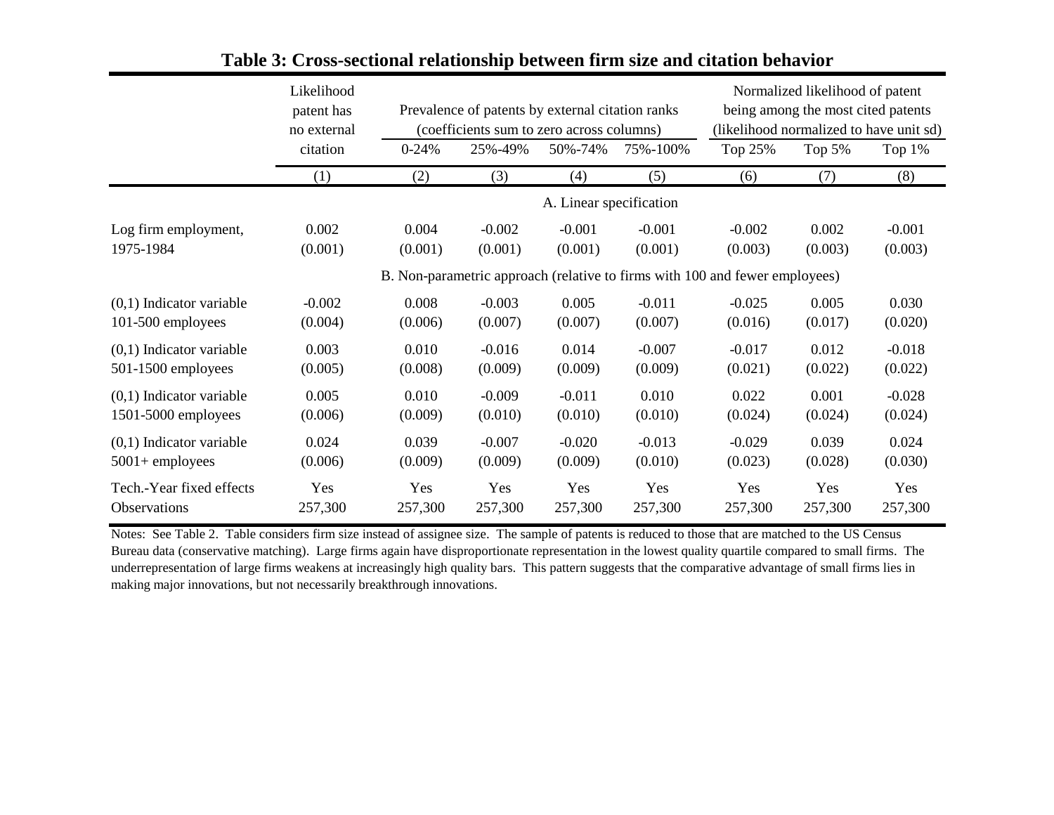## Table 3: Cross-sectional relationship between firm size and citation behavior

| | Likelihood patent has no external citation | Prevalence of patents by external citation ranks (coefficients sum to zero across columns) | | | | Normalized likelihood of patent being among the most cited patents (likelihood normalized to have unit sd) | | |
|---|---|---|---|---|---|---|---|---|
| | | 0-24% | 25%-49% | 50%-74% | 75%-100% | Top 25% | Top 5% | Top 1% |
| | (1) | (2) | (3) | (4) | (5) | (6) | (7) | (8) |
| | | | | A. Linear specification | | | | |
| Log firm employment, 1975-1984 | 0.002 | 0.004 | -0.002 | -0.001 | -0.001 | -0.002 | 0.002 | -0.001 |
| | (0.001) | (0.001) | (0.001) | (0.001) | (0.001) | (0.003) | (0.003) | (0.003) |
| | | B. Non-parametric approach (relative to firms with 100 and fewer employees) | | | | | | |
| (0,1) Indicator variable 101-500 employees | -0.002 | 0.008 | -0.003 | 0.005 | -0.011 | -0.025 | 0.005 | 0.030 |
| | (0.004) | (0.006) | (0.007) | (0.007) | (0.007) | (0.016) | (0.017) | (0.020) |
| (0,1) Indicator variable 501-1500 employees | 0.003 | 0.010 | -0.016 | 0.014 | -0.007 | -0.017 | 0.012 | -0.018 |
| | (0.005) | (0.008) | (0.009) | (0.009) | (0.009) | (0.021) | (0.022) | (0.022) |
| (0,1) Indicator variable 1501-5000 employees | 0.005 | 0.010 | -0.009 | -0.011 | 0.010 | 0.022 | 0.001 | -0.028 |
| | (0.006) | (0.009) | (0.010) | (0.010) | (0.010) | (0.024) | (0.024) | (0.024) |
| (0,1) Indicator variable 5001+ employees | 0.024 | 0.039 | -0.007 | -0.020 | -0.013 | -0.029 | 0.039 | 0.024 |
| | (0.006) | (0.009) | (0.009) | (0.009) | (0.010) | (0.023) | (0.028) | (0.030) |
| Tech.-Year fixed effects | Yes | Yes | Yes | Yes | Yes | Yes | Yes | Yes |
| Observations | 257,300 | 257,300 | 257,300 | 257,300 | 257,300 | 257,300 | 257,300 | 257,300 |

Notes: See Table 2. Table considers firm size instead of assignee size. The sample of patents is reduced to those that are matched to the US Census Bureau data (conservative matching). Large firms again have disproportionate representation in the lowest quality quartile compared to small firms. The underrepresentation of large firms weakens at increasingly high quality bars. This pattern suggests that the comparative advantage of small firms lies in making major innovations, but not necessarily breakthrough innovations.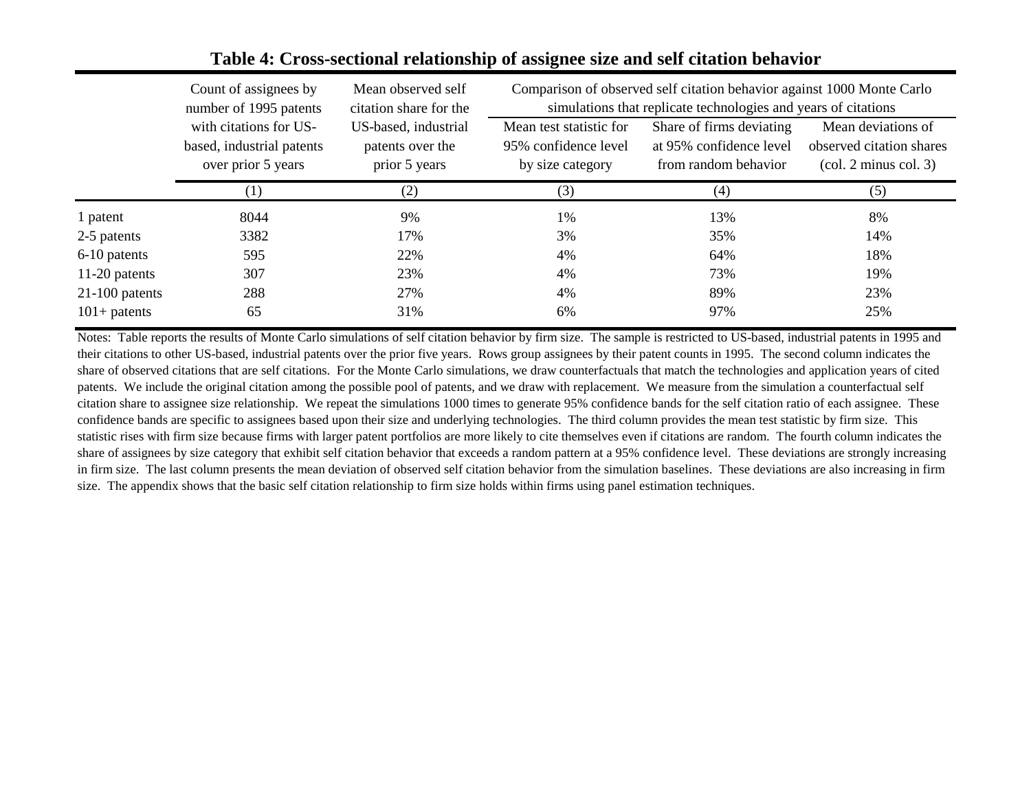**Table 4: Cross-sectional relationship of assignee size and self citation behavior**

| | Count of assignees by number of 1995 patents with citations for US-based, industrial patents over prior 5 years | Mean observed self citation share for the US-based, industrial patents over the prior 5 years | Comparison of observed self citation behavior against 1000 Monte Carlo simulations that replicate technologies and years of citations | | |
|---|---|---|---|---|---|
| | | | Mean test statistic for 95% confidence level by size category | Share of firms deviating at 95% confidence level from random behavior | Mean deviations of observed citation shares (col. 2 minus col. 3) |
| | (1) | (2) | (3) | (4) | (5) |
| 1 patent | 8044 | 9% | 1% | 13% | 8% |
| 2-5 patents | 3382 | 17% | 3% | 35% | 14% |
| 6-10 patents | 595 | 22% | 4% | 64% | 18% |
| 11-20 patents | 307 | 23% | 4% | 73% | 19% |
| 21-100 patents | 288 | 27% | 4% | 89% | 23% |
| 101+ patents | 65 | 31% | 6% | 97% | 25% |

Notes: Table reports the results of Monte Carlo simulations of self citation behavior by firm size. The sample is restricted to US-based, industrial patents in 1995 and their citations to other US-based, industrial patents over the prior five years. Rows group assignees by their patent counts in 1995. The second column indicates the share of observed citations that are self citations. For the Monte Carlo simulations, we draw counterfactuals that match the technologies and application years of cited patents. We include the original citation among the possible pool of patents, and we draw with replacement. We measure from the simulation a counterfactual self citation share to assignee size relationship. We repeat the simulations 1000 times to generate 95% confidence bands for the self citation ratio of each assignee. These confidence bands are specific to assignees based upon their size and underlying technologies. The third column provides the mean test statistic by firm size. This statistic rises with firm size because firms with larger patent portfolios are more likely to cite themselves even if citations are random. The fourth column indicates the share of assignees by size category that exhibit self citation behavior that exceeds a random pattern at a 95% confidence level. These deviations are strongly increasing in firm size. The last column presents the mean deviation of observed self citation behavior from the simulation baselines. These deviations are also increasing in firm size. The appendix shows that the basic self citation relationship to firm size holds within firms using panel estimation techniques.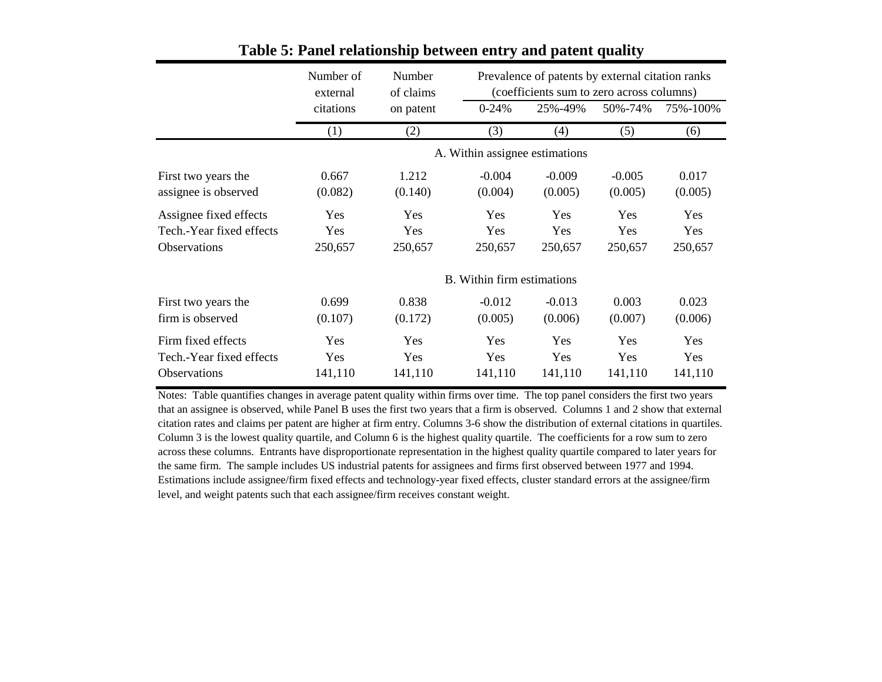**Table 5: Panel relationship between entry and patent quality**

| | Number of external citations | Number of claims on patent | Prevalence of patents by external citation ranks (coefficients sum to zero across columns) | | | |
|---|---|---|---|---|---|---|
| | | | 0-24% | 25%-49% | 50%-74% | 75%-100% |
| | (1) | (2) | (3) | (4) | (5) | (6) |
| | | | **A. Within assignee estimations** | | | |
| First two years the assignee is observed | 0.667 | 1.212 | -0.004 | -0.009 | -0.005 | 0.017 |
| | (0.082) | (0.140) | (0.004) | (0.005) | (0.005) | (0.005) |
| Assignee fixed effects | Yes | Yes | Yes | Yes | Yes | Yes |
| Tech.-Year fixed effects | Yes | Yes | Yes | Yes | Yes | Yes |
| Observations | 250,657 | 250,657 | 250,657 | 250,657 | 250,657 | 250,657 |
| | | | **B. Within firm estimations** | | | |
| First two years the firm is observed | 0.699 | 0.838 | -0.012 | -0.013 | 0.003 | 0.023 |
| | (0.107) | (0.172) | (0.005) | (0.006) | (0.007) | (0.006) |
| Firm fixed effects | Yes | Yes | Yes | Yes | Yes | Yes |
| Tech.-Year fixed effects | Yes | Yes | Yes | Yes | Yes | Yes |
| Observations | 141,110 | 141,110 | 141,110 | 141,110 | 141,110 | 141,110 |

Notes: Table quantifies changes in average patent quality within firms over time. The top panel considers the first two years that an assignee is observed, while Panel B uses the first two years that a firm is observed. Columns 1 and 2 show that external citation rates and claims per patent are higher at firm entry. Columns 3-6 show the distribution of external citations in quartiles. Column 3 is the lowest quality quartile, and Column 6 is the highest quality quartile. The coefficients for a row sum to zero across these columns. Entrants have disproportionate representation in the highest quality quartile compared to later years for the same firm. The sample includes US industrial patents for assignees and firms first observed between 1977 and 1994. Estimations include assignee/firm fixed effects and technology-year fixed effects, cluster standard errors at the assignee/firm level, and weight patents such that each assignee/firm receives constant weight.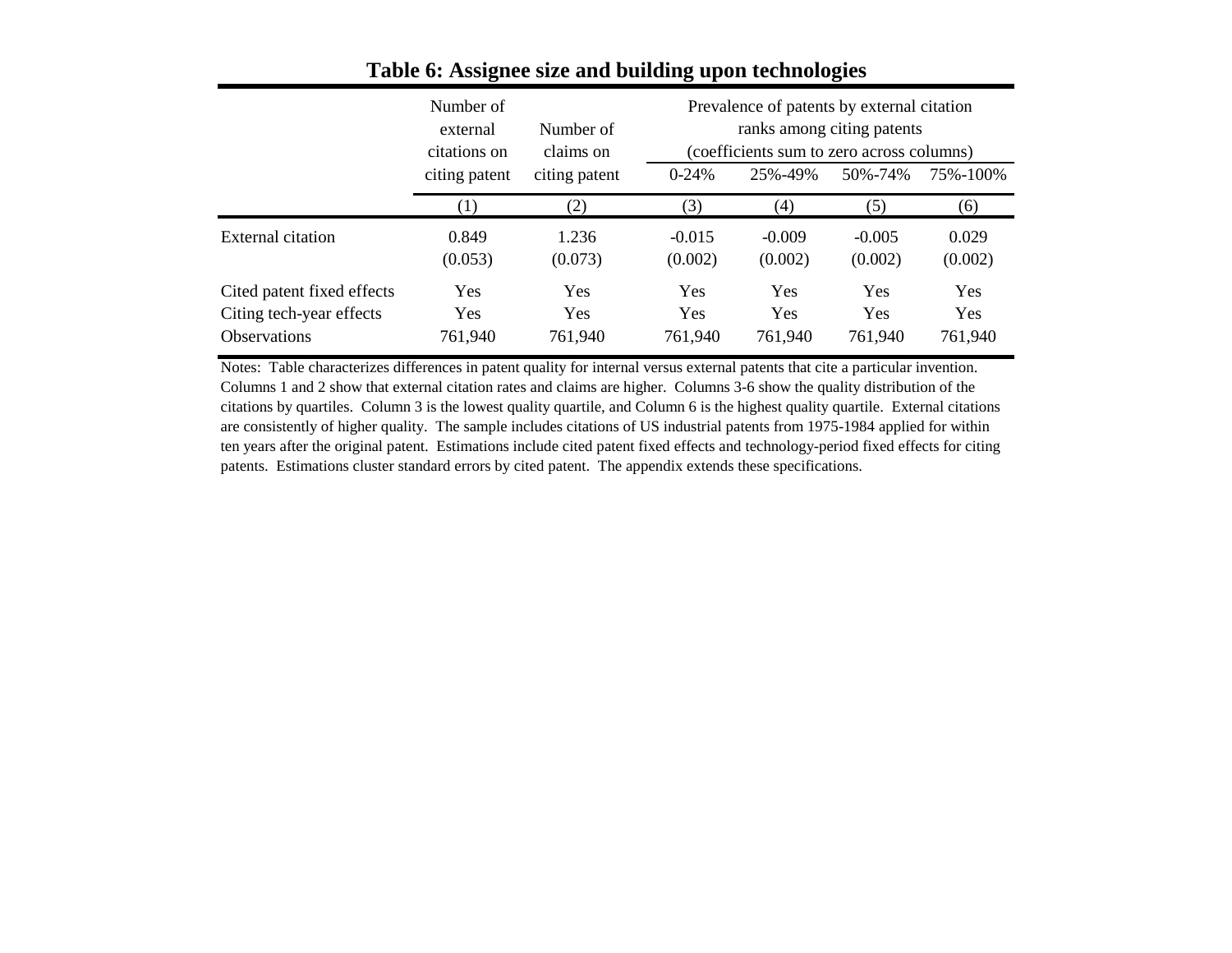## Table 6: Assignee size and building upon technologies

| | Number of external citations on citing patent | Number of claims on citing patent | Prevalence of patents by external citation ranks among citing patents (coefficients sum to zero across columns) | | | |
|---|---|---|---|---|---|---|
| | | | 0-24% | 25%-49% | 50%-74% | 75%-100% |
| | (1) | (2) | (3) | (4) | (5) | (6) |
| External citation | 0.849 | 1.236 | -0.015 | -0.009 | -0.005 | 0.029 |
| | (0.053) | (0.073) | (0.002) | (0.002) | (0.002) | (0.002) |
| Cited patent fixed effects | Yes | Yes | Yes | Yes | Yes | Yes |
| Citing tech-year effects | Yes | Yes | Yes | Yes | Yes | Yes |
| Observations | 761,940 | 761,940 | 761,940 | 761,940 | 761,940 | 761,940 |

Notes: Table characterizes differences in patent quality for internal versus external patents that cite a particular invention. Columns 1 and 2 show that external citation rates and claims are higher. Columns 3-6 show the quality distribution of the citations by quartiles. Column 3 is the lowest quality quartile, and Column 6 is the highest quality quartile. External citations are consistently of higher quality. The sample includes citations of US industrial patents from 1975-1984 applied for within ten years after the original patent. Estimations include cited patent fixed effects and technology-period fixed effects for citing patents. Estimations cluster standard errors by cited patent. The appendix extends these specifications.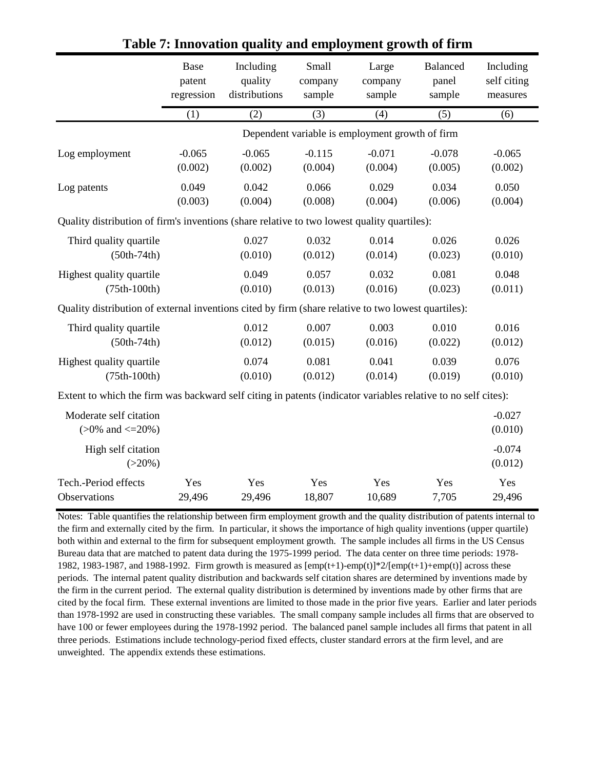# Table 7: Innovation quality and employment growth of firm

| | Base patent regression | Including quality distributions | Small company sample | Large company sample | Balanced panel sample | Including self citing measures |
|---|---|---|---|---|---|---|
| | (1) | (2) | (3) | (4) | (5) | (6) |
| | Dependent variable is employment growth of firm | | | | | |
| Log employment | -0.065 | -0.065 | -0.115 | -0.071 | -0.078 | -0.065 |
| | (0.002) | (0.002) | (0.004) | (0.004) | (0.005) | (0.002) |
| Log patents | 0.049 | 0.042 | 0.066 | 0.029 | 0.034 | 0.050 |
| | (0.003) | (0.004) | (0.008) | (0.004) | (0.006) | (0.004) |
| Quality distribution of firm's inventions (share relative to two lowest quality quartiles): | | | | | | |
| Third quality quartile (50th-74th) | | 0.027 | 0.032 | 0.014 | 0.026 | 0.026 |
| | | (0.010) | (0.012) | (0.014) | (0.023) | (0.010) |
| Highest quality quartile (75th-100th) | | 0.049 | 0.057 | 0.032 | 0.081 | 0.048 |
| | | (0.010) | (0.013) | (0.016) | (0.023) | (0.011) |
| Quality distribution of external inventions cited by firm (share relative to two lowest quartiles): | | | | | | |
| Third quality quartile (50th-74th) | | 0.012 | 0.007 | 0.003 | 0.010 | 0.016 |
| | | (0.012) | (0.015) | (0.016) | (0.022) | (0.012) |
| Highest quality quartile (75th-100th) | | 0.074 | 0.081 | 0.041 | 0.039 | 0.076 |
| | | (0.010) | (0.012) | (0.014) | (0.019) | (0.010) |
| Extent to which the firm was backward self citing in patents (indicator variables relative to no self cites): | | | | | | |
| Moderate self citation (>0% and <=20%) | | | | | | -0.027 |
| | | | | | | (0.010) |
| High self citation (>20%) | | | | | | -0.074 |
| | | | | | | (0.012) |
| Tech.-Period effects | Yes | Yes | Yes | Yes | Yes | Yes |
| Observations | 29,496 | 29,496 | 18,807 | 10,689 | 7,705 | 29,496 |

Notes: Table quantifies the relationship between firm employment growth and the quality distribution of patents internal to the firm and externally cited by the firm. In particular, it shows the importance of high quality inventions (upper quartile) both within and external to the firm for subsequent employment growth. The sample includes all firms in the US Census Bureau data that are matched to patent data during the 1975-1999 period. The data center on three time periods: 1978-1982, 1983-1987, and 1988-1992. Firm growth is measured as [emp(t+1)-emp(t)]*2/[emp(t+1)+emp(t)] across these periods. The internal patent quality distribution and backwards self citation shares are determined by inventions made by the firm in the current period. The external quality distribution is determined by inventions made by other firms that are cited by the focal firm. These external inventions are limited to those made in the prior five years. Earlier and later periods than 1978-1992 are used in constructing these variables. The small company sample includes all firms that are observed to have 100 or fewer employees during the 1978-1992 period. The balanced panel sample includes all firms that patent in all three periods. Estimations include technology-period fixed effects, cluster standard errors at the firm level, and are unweighted. The appendix extends these estimations.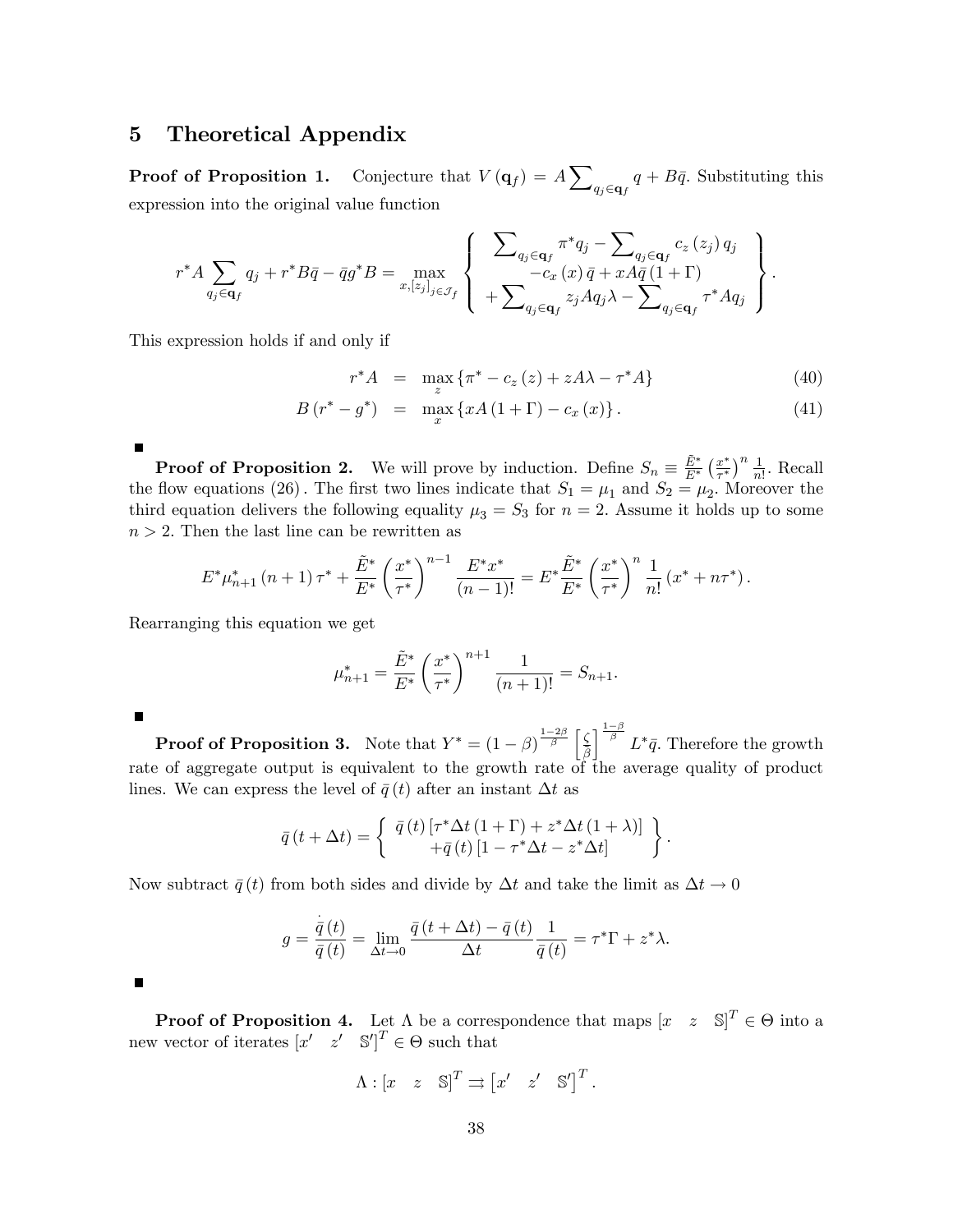## 5 Theoretical Appendix

**Proof of Proposition 1.** Conjecture that $V(\mathbf{q}_f) = A\sum_{q_j \in \mathbf{q}_f} q + B\bar{q}$. Substituting this expression into the original value function

$$r^* A \sum_{q_j \in \mathbf{q}_f} q_j + r^* B\bar{q} - \bar{q}g^* B = \max_{x,[z_j]_{j\in\mathcal{J}_f}} \left\{ \begin{array}{c} \sum_{q_j \in \mathbf{q}_f} \pi^* q_j - \sum_{q_j \in \mathbf{q}_f} c_z(z_j) q_j \\ -c_x(x)\bar{q} + xA\bar{q}(1+\Gamma) \\ + \sum_{q_j \in \mathbf{q}_f} z_j A q_j \lambda - \sum_{q_j \in \mathbf{q}_f} \tau^* A q_j \end{array} \right\}.$$

This expression holds if and only if

$$r^* A = \max_z \{\pi^* - c_z(z) + zA\lambda - \tau^* A\} \tag{40}$$

$$B(r^* - g^*) = \max_x \{xA(1+\Gamma) - c_x(x)\}. \tag{41}$$

■

**Proof of Proposition 2.** We will prove by induction. Define $S_n \equiv \frac{\tilde{E}^*}{E^*}\left(\frac{x^*}{\tau^*}\right)^n \frac{1}{n!}$. Recall the flow equations $(26)$. The first two lines indicate that $S_1 = \mu_1$ and $S_2 = \mu_2$. Moreover the third equation delivers the following equality $\mu_3 = S_3$ for $n = 2$. Assume it holds up to some $n > 2$. Then the last line can be rewritten as

$$E^* \mu_{n+1}^* (n+1)\tau^* + \frac{\tilde{E}^*}{E^*}\left(\frac{x^*}{\tau^*}\right)^{n-1} \frac{E^* x^*}{(n-1)!} = E^* \frac{\tilde{E}^*}{E^*}\left(\frac{x^*}{\tau^*}\right)^n \frac{1}{n!}(x^* + n\tau^*).$$

Rearranging this equation we get

$$\mu_{n+1}^* = \frac{\tilde{E}^*}{E^*}\left(\frac{x^*}{\tau^*}\right)^{n+1} \frac{1}{(n+1)!} = S_{n+1}.$$

■

**Proof of Proposition 3.** Note that $Y^* = (1-\beta)^{\frac{1-2\beta}{\beta}} \left[\frac{\varsigma}{\beta}\right]^{\frac{1-\beta}{\beta}} L^* \bar{q}$. Therefore the growth rate of aggregate output is equivalent to the growth rate of the average quality of product lines. We can express the level of $\bar{q}(t)$ after an instant $\Delta t$ as

$$\bar{q}(t+\Delta t) = \left\{ \begin{array}{c} \bar{q}(t)\left[\tau^* \Delta t(1+\Gamma) + z^* \Delta t(1+\lambda)\right] \\ +\bar{q}(t)\left[1 - \tau^* \Delta t - z^* \Delta t\right] \end{array} \right\}.$$

Now subtract $\bar{q}(t)$ from both sides and divide by $\Delta t$ and take the limit as $\Delta t \to 0$

$$g = \frac{\dot{\bar{q}}(t)}{\bar{q}(t)} = \lim_{\Delta t \to 0} \frac{\bar{q}(t+\Delta t) - \bar{q}(t)}{\Delta t} \frac{1}{\bar{q}(t)} = \tau^* \Gamma + z^* \lambda.$$

■

**Proof of Proposition 4.** Let $\Lambda$ be a correspondence that maps $[x \quad z \quad \mathbb{S}]^T \in \Theta$ into a new vector of iterates $[x' \quad z' \quad \mathbb{S}']^T \in \Theta$ such that

$$\Lambda : [x \quad z \quad \mathbb{S}]^T \rightrightarrows [x' \quad z' \quad \mathbb{S}']^T.$$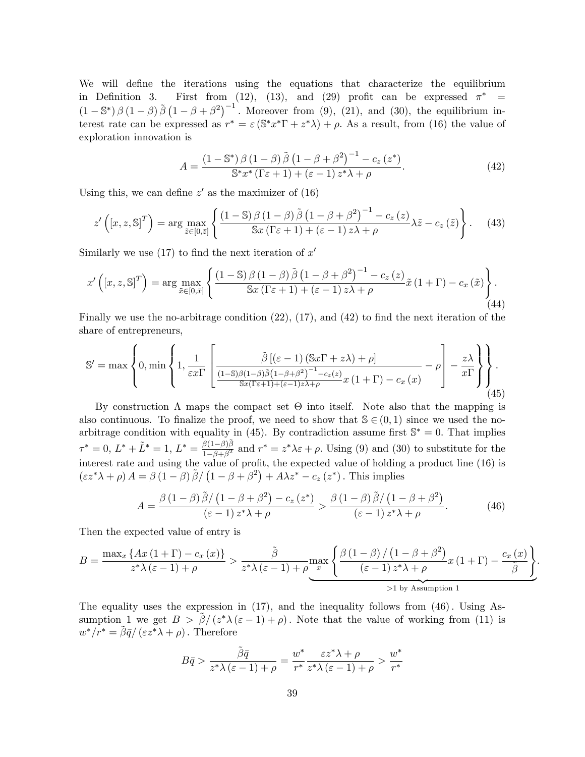We will define the iterations using the equations that characterize the equilibrium in Definition 3. First from (12), (13), and (29) profit can be expressed $\pi^* = (1-\mathbb{S}^*)\,\beta\,(1-\beta)\,\tilde{\beta}\,(1-\beta+\beta^2)^{-1}$. Moreover from (9), (21), and (30), the equilibrium interest rate can be expressed as $r^* = \varepsilon\,(\mathbb{S}^* x^* \Gamma + z^* \lambda) + \rho$. As a result, from (16) the value of exploration innovation is

$$A = \frac{(1-\mathbb{S}^*)\,\beta\,(1-\beta)\,\tilde{\beta}\,(1-\beta+\beta^2)^{-1} - c_z(z^*)}{\mathbb{S}^* x^* (\Gamma\varepsilon + 1) + (\varepsilon - 1)\,z^*\lambda + \rho}. \tag{42}$$

Using this, we can define $z'$ as the maximizer of (16)

$$z'\left([x, z, \mathbb{S}]^T\right) = \arg\max_{\tilde{z}\in[0,\bar{z}]} \left\{ \frac{(1-\mathbb{S})\,\beta\,(1-\beta)\,\tilde{\beta}\,(1-\beta+\beta^2)^{-1} - c_z(z)}{\mathbb{S}x\,(\Gamma\varepsilon+1) + (\varepsilon-1)\,z\lambda + \rho}\lambda\tilde{z} - c_z(\tilde{z}) \right\}. \tag{43}$$

Similarly we use (17) to find the next iteration of $x'$

$$x'\left([x, z, \mathbb{S}]^T\right) = \arg\max_{\tilde{x}\in[0,\bar{x}]} \left\{ \frac{(1-\mathbb{S})\,\beta\,(1-\beta)\,\tilde{\beta}\,(1-\beta+\beta^2)^{-1} - c_z(z)}{\mathbb{S}x\,(\Gamma\varepsilon+1) + (\varepsilon-1)\,z\lambda + \rho}\tilde{x}\,(1+\Gamma) - c_x(\tilde{x}) \right\}. \tag{44}$$

Finally we use the no-arbitrage condition (22), (17), and (42) to find the next iteration of the share of entrepreneurs,

$$\mathbb{S}' = \max\left\{0, \min\left\{1, \frac{1}{\varepsilon x \Gamma}\left[\frac{\tilde{\beta}\,[(\varepsilon-1)\,(\mathbb{S}x\Gamma + z\lambda) + \rho]}{\frac{(1-\mathbb{S})\beta(1-\beta)\tilde{\beta}\left(1-\beta+\beta^2\right)^{-1} - c_z(z)}{\mathbb{S}x(\Gamma\varepsilon+1)+(\varepsilon-1)z\lambda+\rho}x\,(1+\Gamma) - c_x(x)} - \rho\right] - \frac{z\lambda}{x\Gamma}\right\}\right\}. \tag{45}$$

By construction $\Lambda$ maps the compact set $\Theta$ into itself. Note also that the mapping is also continuous. To finalize the proof, we need to show that $\mathbb{S} \in (0,1)$ since we used the no-arbitrage condition with equality in (45). By contradiction assume first $\mathbb{S}^* = 0$. That implies $\tau^* = 0$, $L^* + \tilde{L}^* = 1$, $L^* = \frac{\beta(1-\beta)\tilde{\beta}}{1-\beta+\beta^2}$ and $r^* = z^*\lambda\varepsilon + \rho$. Using (9) and (30) to substitute for the interest rate and using the value of profit, the expected value of holding a product line (16) is $(\varepsilon z^*\lambda + \rho)\,A = \beta\,(1-\beta)\,\tilde{\beta}/\left(1-\beta+\beta^2\right) + A\lambda z^* - c_z(z^*)$. This implies

$$A = \frac{\beta\,(1-\beta)\,\tilde{\beta}/\left(1-\beta+\beta^2\right) - c_z(z^*)}{(\varepsilon-1)\,z^*\lambda + \rho} > \frac{\beta\,(1-\beta)\,\tilde{\beta}/\left(1-\beta+\beta^2\right)}{(\varepsilon-1)\,z^*\lambda + \rho}. \tag{46}$$

Then the expected value of entry is

$$B = \frac{\max_x\{Ax\,(1+\Gamma) - c_x(x)\}}{z^*\lambda\,(\varepsilon-1) + \rho} > \frac{\tilde{\beta}}{z^*\lambda\,(\varepsilon-1)+\rho}\underbrace{\max_x\left\{\frac{\beta\,(1-\beta)/\left(1-\beta+\beta^2\right)}{(\varepsilon-1)\,z^*\lambda+\rho}x\,(1+\Gamma) - \frac{c_x(x)}{\tilde{\beta}}\right\}}_{>1 \text{ by Assumption 1}}.$$

The equality uses the expression in (17), and the inequality follows from (46). Using Assumption 1 we get $B > \tilde{\beta}/(z^*\lambda\,(\varepsilon-1)+\rho)$. Note that the value of working from (11) is $w^*/r^* = \tilde{\beta}\bar{q}/(\varepsilon z^*\lambda + \rho)$. Therefore

$$B\bar{q} > \frac{\tilde{\beta}\bar{q}}{z^*\lambda\,(\varepsilon-1)+\rho} = \frac{w^*}{r^*}\frac{\varepsilon z^*\lambda+\rho}{z^*\lambda\,(\varepsilon-1)+\rho} > \frac{w^*}{r^*}$$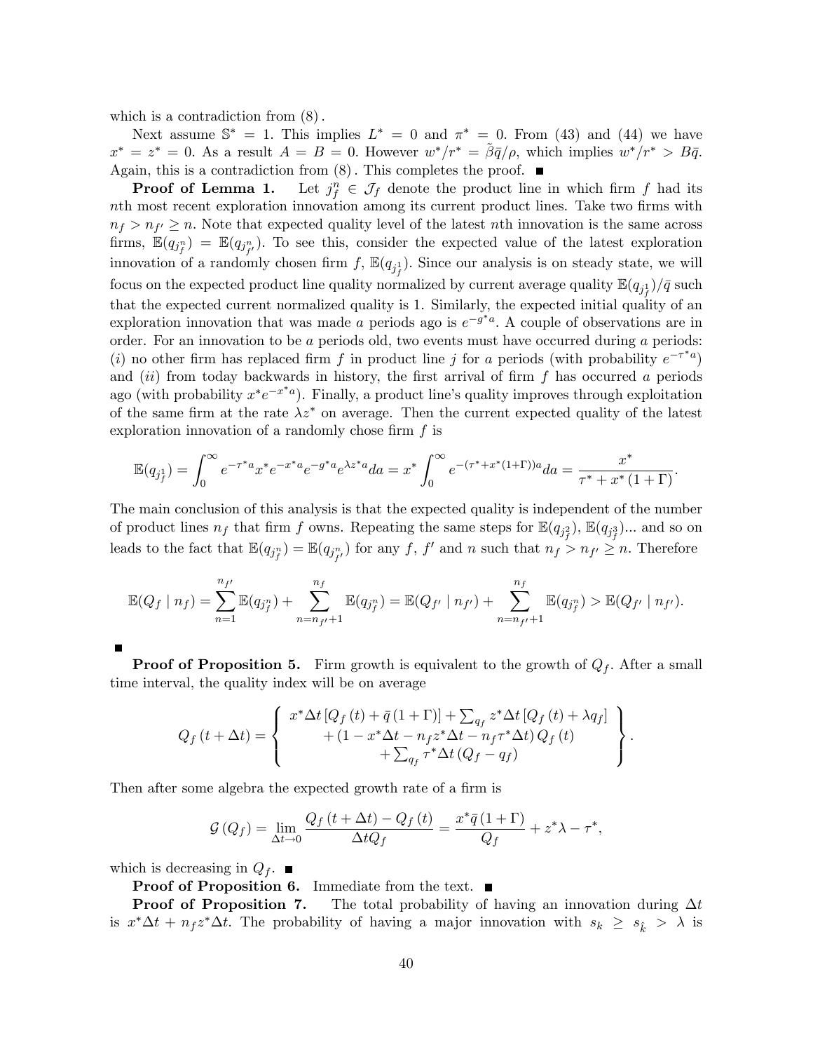which is a contradiction from (8).

Next assume $\mathbb{S}^* = 1$. This implies $L^* = 0$ and $\pi^* = 0$. From (43) and (44) we have $x^* = z^* = 0$. As a result $A = B = 0$. However $w^*/r^* = \tilde{\beta}\bar{q}/\rho$, which implies $w^*/r^* > B\bar{q}$. Again, this is a contradiction from (8). This completes the proof. ■

**Proof of Lemma 1.** Let $j_f^n \in \mathcal{J}_f$ denote the product line in which firm $f$ had its $n$th most recent exploration innovation among its current product lines. Take two firms with $n_f > n_{f'} \geq n$. Note that expected quality level of the latest $n$th innovation is the same across firms, $\mathbb{E}(q_{j_f^n}) = \mathbb{E}(q_{j_{f'}^n})$. To see this, consider the expected value of the latest exploration innovation of a randomly chosen firm $f$, $\mathbb{E}(q_{j_f^1})$. Since our analysis is on steady state, we will focus on the expected product line quality normalized by current average quality $\mathbb{E}(q_{j_f^1})/\bar{q}$ such that the expected current normalized quality is 1. Similarly, the expected initial quality of an exploration innovation that was made $a$ periods ago is $e^{-g^* a}$. A couple of observations are in order. For an innovation to be $a$ periods old, two events must have occurred during $a$ periods: $(i)$ no other firm has replaced firm $f$ in product line $j$ for $a$ periods (with probability $e^{-\tau^* a}$) and $(ii)$ from today backwards in history, the first arrival of firm $f$ has occurred $a$ periods ago (with probability $x^* e^{-x^* a}$). Finally, a product line's quality improves through exploitation of the same firm at the rate $\lambda z^*$ on average. Then the current expected quality of the latest exploration innovation of a randomly chose firm $f$ is

$$\mathbb{E}(q_{j_f^1}) = \int_0^\infty e^{-\tau^* a} x^* e^{-x^* a} e^{-g^* a} e^{\lambda z^* a} da = x^* \int_0^\infty e^{-(\tau^* + x^*(1+\Gamma))a} da = \frac{x^*}{\tau^* + x^*(1+\Gamma)}.$$

The main conclusion of this analysis is that the expected quality is independent of the number of product lines $n_f$ that firm $f$ owns. Repeating the same steps for $\mathbb{E}(q_{j_f^2})$, $\mathbb{E}(q_{j_f^3})$... and so on leads to the fact that $\mathbb{E}(q_{j_f^n}) = \mathbb{E}(q_{j_{f'}^n})$ for any $f$, $f'$ and $n$ such that $n_f > n_{f'} \geq n$. Therefore

$$\mathbb{E}(Q_f \mid n_f) = \sum_{n=1}^{n_{f'}} \mathbb{E}(q_{j_f^n}) + \sum_{n=n_{f'}+1}^{n_f} \mathbb{E}(q_{j_f^n}) = \mathbb{E}(Q_{f'} \mid n_{f'}) + \sum_{n=n_{f'}+1}^{n_f} \mathbb{E}(q_{j_f^n}) > \mathbb{E}(Q_{f'} \mid n_{f'}).$$

■

**Proof of Proposition 5.** Firm growth is equivalent to the growth of $Q_f$. After a small time interval, the quality index will be on average

$$Q_f(t+\Delta t) = \left\{ \begin{array}{c} x^* \Delta t \left[ Q_f(t) + \bar{q}(1+\Gamma) \right] + \sum_{q_f} z^* \Delta t \left[ Q_f(t) + \lambda q_f \right] \\ + \left(1 - x^* \Delta t - n_f z^* \Delta t - n_f \tau^* \Delta t\right) Q_f(t) \\ + \sum_{q_f} \tau^* \Delta t \left(Q_f - q_f\right) \end{array} \right\}.$$

Then after some algebra the expected growth rate of a firm is

$$\mathcal{G}(Q_f) = \lim_{\Delta t \to 0} \frac{Q_f(t+\Delta t) - Q_f(t)}{\Delta t Q_f} = \frac{x^* \bar{q}(1+\Gamma)}{Q_f} + z^* \lambda - \tau^*,$$

which is decreasing in $Q_f$. ■

**Proof of Proposition 6.** Immediate from the text. ■

**Proof of Proposition 7.** The total probability of having an innovation during $\Delta t$ is $x^* \Delta t + n_f z^* \Delta t$. The probability of having a major innovation with $s_k \geq s_{\hat{k}} > \lambda$ is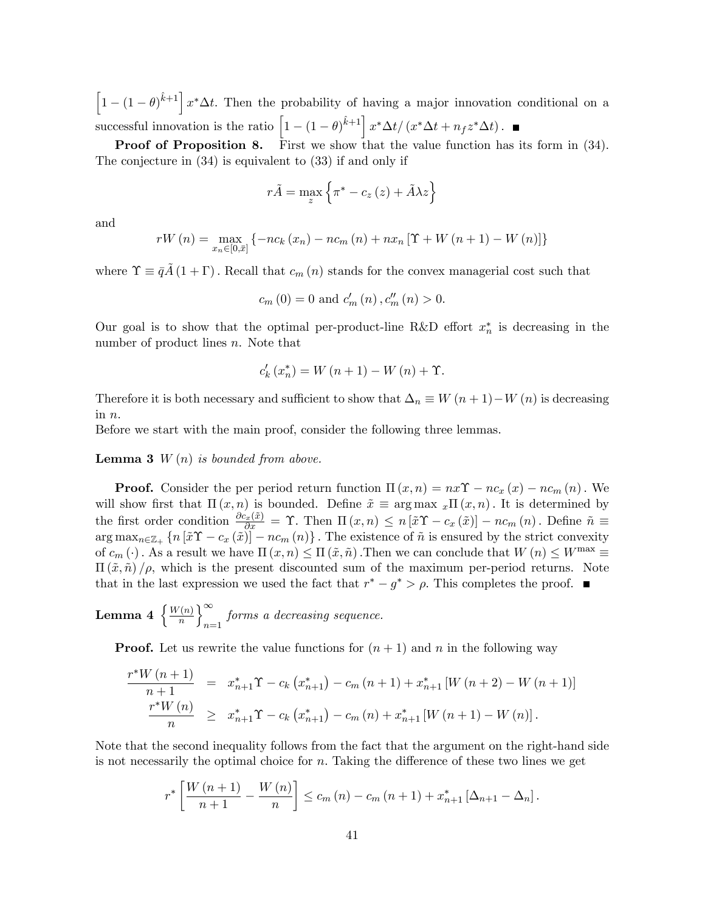$\left[1-(1-\theta)^{\hat{k}+1}\right] x^{*}\Delta t$. Then the probability of having a major innovation conditional on a successful innovation is the ratio $\left[1-(1-\theta)^{\hat{k}+1}\right] x^{*}\Delta t/\left(x^{*}\Delta t+n_{f}z^{*}\Delta t\right)$. ■

**Proof of Proposition 8.** First we show that the value function has its form in (34). The conjecture in (34) is equivalent to (33) if and only if

$$r\tilde{A}=\max_{z}\left\{\pi^{*}-c_{z}\left(z\right)+\tilde{A}\lambda z\right\}$$

and

$$rW\left(n\right)=\max_{x_{n}\in[0,\bar{x}]}\left\{-nc_{k}\left(x_{n}\right)-nc_{m}\left(n\right)+nx_{n}\left[\Upsilon+W\left(n+1\right)-W\left(n\right)\right]\right\}$$

where $\Upsilon\equiv\bar{q}\tilde{A}\left(1+\Gamma\right)$. Recall that $c_{m}\left(n\right)$ stands for the convex managerial cost such that

$$c_{m}\left(0\right)=0\text{ and }c_{m}^{\prime}\left(n\right),c_{m}^{\prime\prime}\left(n\right)>0.$$

Our goal is to show that the optimal per-product-line R&D effort $x_{n}^{*}$ is decreasing in the number of product lines $n$. Note that

$$c_{k}^{\prime}\left(x_{n}^{*}\right)=W\left(n+1\right)-W\left(n\right)+\Upsilon.$$

Therefore it is both necessary and sufficient to show that $\Delta_{n}\equiv W\left(n+1\right)-W\left(n\right)$ is decreasing in $n$.
Before we start with the main proof, consider the following three lemmas.

**Lemma 3** *$W\left(n\right)$ is bounded from above.*

**Proof.** Consider the per period return function $\Pi\left(x,n\right)=nx\Upsilon-nc_{x}\left(x\right)-nc_{m}\left(n\right)$. We will show first that $\Pi\left(x,n\right)$ is bounded. Define $\tilde{x}\equiv\arg\max{}_{x}\Pi\left(x,n\right)$. It is determined by the first order condition $\frac{\partial c_{x}(\tilde{x})}{\partial x}=\Upsilon$. Then $\Pi\left(x,n\right)\leq n\left[\tilde{x}\Upsilon-c_{x}\left(\tilde{x}\right)\right]-nc_{m}\left(n\right)$. Define $\tilde{n}\equiv\arg\max_{n\in\mathbb{Z}_{+}}\left\{n\left[\tilde{x}\Upsilon-c_{x}\left(\tilde{x}\right)\right]-nc_{m}\left(n\right)\right\}$. The existence of $\tilde{n}$ is ensured by the strict convexity of $c_{m}\left(\cdot\right)$. As a result we have $\Pi\left(x,n\right)\leq\Pi\left(\tilde{x},\tilde{n}\right)$. Then we can conclude that $W\left(n\right)\leq W^{\max}\equiv\Pi\left(\tilde{x},\tilde{n}\right)/\rho$, which is the present discounted sum of the maximum per-period returns. Note that in the last expression we used the fact that $r^{*}-g^{*}>\rho$. This completes the proof. ■

**Lemma 4** *$\left\{\frac{W(n)}{n}\right\}_{n=1}^{\infty}$ forms a decreasing sequence.*

**Proof.** Let us rewrite the value functions for $(n+1)$ and $n$ in the following way

$$\begin{aligned}
\frac{r^{*}W\left(n+1\right)}{n+1} &= x_{n+1}^{*}\Upsilon-c_{k}\left(x_{n+1}^{*}\right)-c_{m}\left(n+1\right)+x_{n+1}^{*}\left[W\left(n+2\right)-W\left(n+1\right)\right]\\
\frac{r^{*}W\left(n\right)}{n} &\geq x_{n+1}^{*}\Upsilon-c_{k}\left(x_{n+1}^{*}\right)-c_{m}\left(n\right)+x_{n+1}^{*}\left[W\left(n+1\right)-W\left(n\right)\right].
\end{aligned}$$

Note that the second inequality follows from the fact that the argument on the right-hand side is not necessarily the optimal choice for $n$. Taking the difference of these two lines we get

$$r^{*}\left[\frac{W\left(n+1\right)}{n+1}-\frac{W\left(n\right)}{n}\right]\leq c_{m}\left(n\right)-c_{m}\left(n+1\right)+x_{n+1}^{*}\left[\Delta_{n+1}-\Delta_{n}\right].$$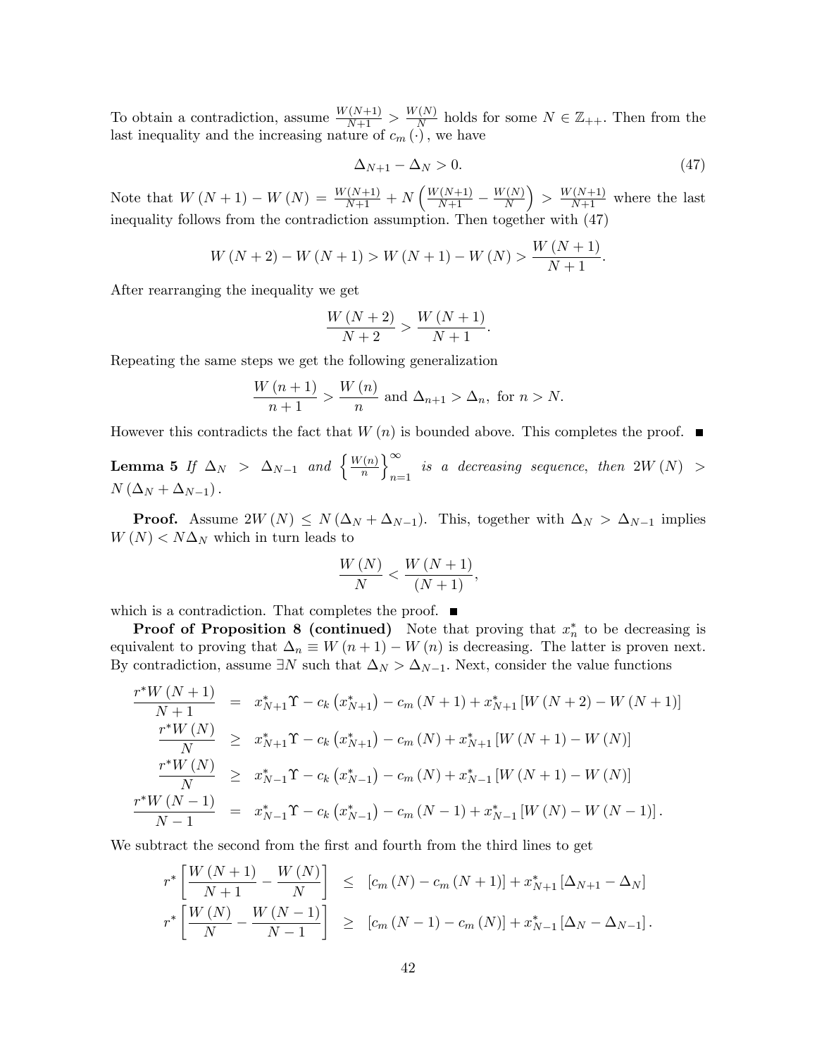To obtain a contradiction, assume $\frac{W(N+1)}{N+1} > \frac{W(N)}{N}$ holds for some $N \in \mathbb{Z}_{++}$. Then from the last inequality and the increasing nature of $c_m(\cdot)$, we have

$$\Delta_{N+1} - \Delta_N > 0. \tag{47}$$

Note that $W(N+1) - W(N) = \frac{W(N+1)}{N+1} + N\left(\frac{W(N+1)}{N+1} - \frac{W(N)}{N}\right) > \frac{W(N+1)}{N+1}$ where the last inequality follows from the contradiction assumption. Then together with (47)

$$W(N+2) - W(N+1) > W(N+1) - W(N) > \frac{W(N+1)}{N+1}.$$

After rearranging the inequality we get

$$\frac{W(N+2)}{N+2} > \frac{W(N+1)}{N+1}.$$

Repeating the same steps we get the following generalization

$$\frac{W(n+1)}{n+1} > \frac{W(n)}{n} \text{ and } \Delta_{n+1} > \Delta_n, \text{ for } n > N.$$

However this contradicts the fact that $W(n)$ is bounded above. This completes the proof. ■

**Lemma 5** *If $\Delta_N > \Delta_{N-1}$ and $\left\{\frac{W(n)}{n}\right\}_{n=1}^{\infty}$ is a decreasing sequence, then $2W(N) > N(\Delta_N + \Delta_{N-1})$.*

**Proof.** Assume $2W(N) \leq N(\Delta_N + \Delta_{N-1})$. This, together with $\Delta_N > \Delta_{N-1}$ implies $W(N) < N\Delta_N$ which in turn leads to

$$\frac{W(N)}{N} < \frac{W(N+1)}{(N+1)},$$

which is a contradiction. That completes the proof. ■

**Proof of Proposition 8 (continued)** Note that proving that $x_n^*$ to be decreasing is equivalent to proving that $\Delta_n \equiv W(n+1) - W(n)$ is decreasing. The latter is proven next. By contradiction, assume $\exists N$ such that $\Delta_N > \Delta_{N-1}$. Next, consider the value functions

$$\begin{aligned}
\frac{r^* W(N+1)}{N+1} &= x_{N+1}^* \Upsilon - c_k(x_{N+1}^*) - c_m(N+1) + x_{N+1}^* [W(N+2) - W(N+1)] \\
\frac{r^* W(N)}{N} &\geq x_{N+1}^* \Upsilon - c_k(x_{N+1}^*) - c_m(N) + x_{N+1}^* [W(N+1) - W(N)] \\
\frac{r^* W(N)}{N} &\geq x_{N-1}^* \Upsilon - c_k(x_{N-1}^*) - c_m(N) + x_{N-1}^* [W(N+1) - W(N)] \\
\frac{r^* W(N-1)}{N-1} &= x_{N-1}^* \Upsilon - c_k(x_{N-1}^*) - c_m(N-1) + x_{N-1}^* [W(N) - W(N-1)].
\end{aligned}$$

We subtract the second from the first and fourth from the third lines to get

$$\begin{aligned}
r^* \left[\frac{W(N+1)}{N+1} - \frac{W(N)}{N}\right] &\leq [c_m(N) - c_m(N+1)] + x_{N+1}^* [\Delta_{N+1} - \Delta_N] \\
r^* \left[\frac{W(N)}{N} - \frac{W(N-1)}{N-1}\right] &\geq [c_m(N-1) - c_m(N)] + x_{N-1}^* [\Delta_N - \Delta_{N-1}].
\end{aligned}$$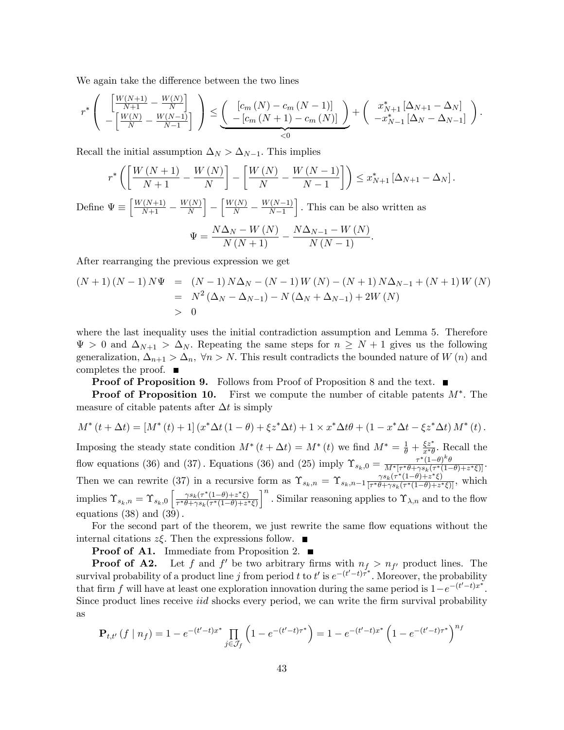We again take the difference between the two lines

$$r^* \left( \begin{array}{c} \left[\frac{W(N+1)}{N+1} - \frac{W(N)}{N}\right] \\ -\left[\frac{W(N)}{N} - \frac{W(N-1)}{N-1}\right] \end{array} \right) \leq \underbrace{\left( \begin{array}{c} [c_m(N) - c_m(N-1)] \\ -[c_m(N+1) - c_m(N)] \end{array} \right)}_{<0} + \left( \begin{array}{c} x^*_{N+1}[\Delta_{N+1} - \Delta_N] \\ -x^*_{N-1}[\Delta_N - \Delta_{N-1}] \end{array} \right).$$

Recall the initial assumption $\Delta_N > \Delta_{N-1}$. This implies

$$r^* \left( \left[\frac{W(N+1)}{N+1} - \frac{W(N)}{N}\right] - \left[\frac{W(N)}{N} - \frac{W(N-1)}{N-1}\right] \right) \leq x^*_{N+1}[\Delta_{N+1} - \Delta_N].$$

Define $\Psi \equiv \left[\frac{W(N+1)}{N+1} - \frac{W(N)}{N}\right] - \left[\frac{W(N)}{N} - \frac{W(N-1)}{N-1}\right]$. This can be also written as

$$\Psi = \frac{N\Delta_N - W(N)}{N(N+1)} - \frac{N\Delta_{N-1} - W(N)}{N(N-1)}.$$

After rearranging the previous expression we get

$$\begin{aligned} (N+1)(N-1)N\Psi &= (N-1)N\Delta_N - (N-1)W(N) - (N+1)N\Delta_{N-1} + (N+1)W(N) \\ &= N^2(\Delta_N - \Delta_{N-1}) - N(\Delta_N + \Delta_{N-1}) + 2W(N) \\ &> 0 \end{aligned}$$

where the last inequality uses the initial contradiction assumption and Lemma 5. Therefore $\Psi > 0$ and $\Delta_{N+1} > \Delta_N$. Repeating the same steps for $n \geq N+1$ gives us the following generalization, $\Delta_{n+1} > \Delta_n$, $\forall n > N$. This result contradicts the bounded nature of $W(n)$ and completes the proof. ■

**Proof of Proposition 9.** Follows from Proof of Proposition 8 and the text. ■

**Proof of Proposition 10.** First we compute the number of citable patents $M^*$. The measure of citable patents after $\Delta t$ is simply

$$M^*(t+\Delta t) = [M^*(t)+1](x^*\Delta t(1-\theta) + \xi z^*\Delta t) + 1 \times x^*\Delta t\theta + (1 - x^*\Delta t - \xi z^*\Delta t) M^*(t).$$

Imposing the steady state condition $M^*(t+\Delta t) = M^*(t)$ we find $M^* = \frac{1}{\theta} + \frac{\xi z^*}{x^*\theta}$. Recall the flow equations (36) and (37). Equations (36) and (25) imply $\Upsilon_{s_k,0} = \frac{\tau^*(1-\theta)^k\theta}{M^*[\tau^*\theta + \gamma s_k(\tau^*(1-\theta)+z^*\xi)]}$. Then we can rewrite (37) in a recursive form as $\Upsilon_{s_k,n} = \Upsilon_{s_k,n-1}\frac{\gamma s_k(\tau^*(1-\theta)+z^*\xi)}{[\tau^*\theta + \gamma s_k(\tau^*(1-\theta)+z^*\xi)]}$, which implies $\Upsilon_{s_k,n} = \Upsilon_{s_k,0}\left[\frac{\gamma s_k(\tau^*(1-\theta)+z^*\xi)}{\tau^*\theta + \gamma s_k(\tau^*(1-\theta)+z^*\xi)}\right]^n$. Similar reasoning applies to $\Upsilon_{\lambda,n}$ and to the flow equations (38) and (39).

For the second part of the theorem, we just rewrite the same flow equations without the internal citations $z\xi$. Then the expressions follow. ■

**Proof of A1.** Immediate from Proposition 2. ■

**Proof of A2.** Let $f$ and $f'$ be two arbitrary firms with $n_f > n_{f'}$ product lines. The survival probability of a product line $j$ from period $t$ to $t'$ is $e^{-(t'-t)\tau^*}$. Moreover, the probability that firm $f$ will have at least one exploration innovation during the same period is $1-e^{-(t'-t)x^*}$. Since product lines receive *iid* shocks every period, we can write the firm survival probability as

$$\mathbf{P}_{t,t'}(f \mid n_f) = 1 - e^{-(t'-t)x^*}\prod_{j\in\mathcal{J}_f}\left(1 - e^{-(t'-t)\tau^*}\right) = 1 - e^{-(t'-t)x^*}\left(1 - e^{-(t'-t)\tau^*}\right)^{n_f}$$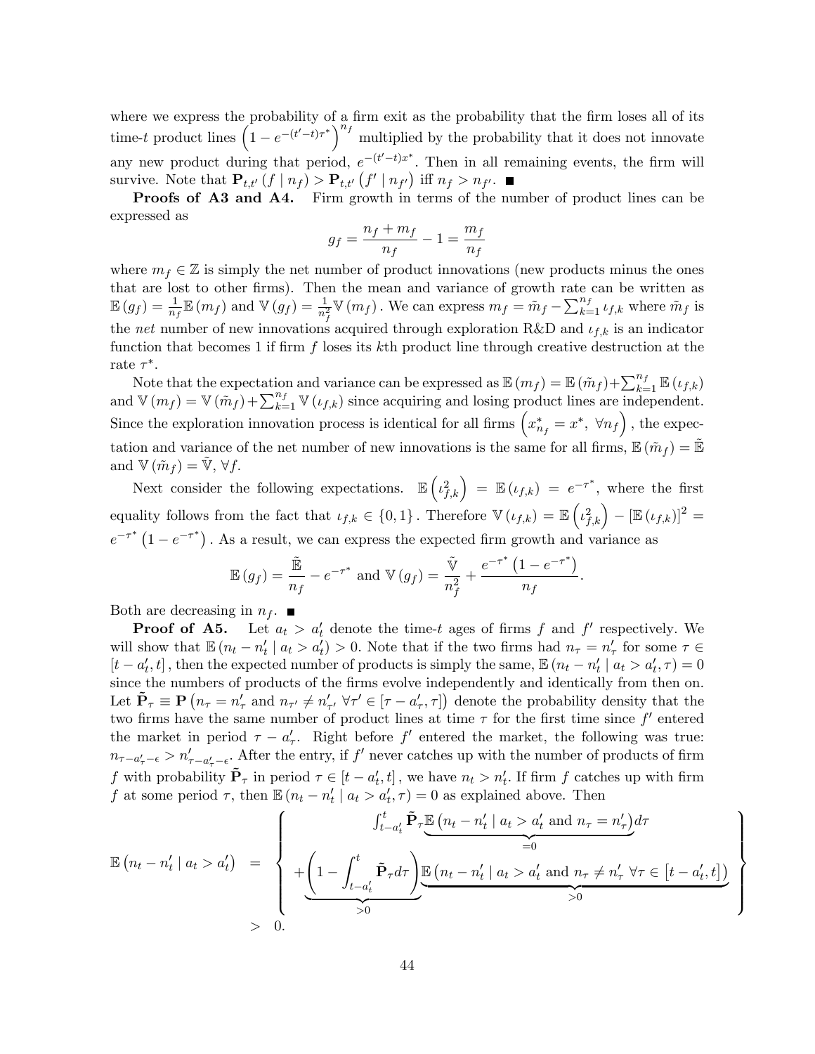where we express the probability of a firm exit as the probability that the firm loses all of its time-$t$ product lines $\left(1-e^{-(t'-t)\tau^*}\right)^{n_f}$ multiplied by the probability that it does not innovate any new product during that period, $e^{-(t'-t)x^*}$. Then in all remaining events, the firm will survive. Note that $\mathbf{P}_{t,t'}(f \mid n_f) > \mathbf{P}_{t,t'}(f' \mid n_{f'})$ iff $n_f > n_{f'}$. ■

**Proofs of A3 and A4.** Firm growth in terms of the number of product lines can be expressed as

$$g_f = \frac{n_f + m_f}{n_f} - 1 = \frac{m_f}{n_f}$$

where $m_f \in \mathbb{Z}$ is simply the net number of product innovations (new products minus the ones that are lost to other firms). Then the mean and variance of growth rate can be written as $\mathbb{E}(g_f) = \frac{1}{n_f}\mathbb{E}(m_f)$ and $\mathbb{V}(g_f) = \frac{1}{n_f^2}\mathbb{V}(m_f)$. We can express $m_f = \tilde{m}_f - \sum_{k=1}^{n_f} \iota_{f,k}$ where $\tilde{m}_f$ is the *net* number of new innovations acquired through exploration R&D and $\iota_{f,k}$ is an indicator function that becomes 1 if firm $f$ loses its $k$th product line through creative destruction at the rate $\tau^*$.

Note that the expectation and variance can be expressed as $\mathbb{E}(m_f) = \mathbb{E}(\tilde{m}_f) + \sum_{k=1}^{n_f} \mathbb{E}(\iota_{f,k})$ and $\mathbb{V}(m_f) = \mathbb{V}(\tilde{m}_f) + \sum_{k=1}^{n_f} \mathbb{V}(\iota_{f,k})$ since acquiring and losing product lines are independent. Since the exploration innovation process is identical for all firms $\left(x^*_{n_f} = x^*, \ \forall n_f\right)$, the expectation and variance of the net number of new innovations is the same for all firms, $\mathbb{E}(\tilde{m}_f) = \tilde{\mathbb{E}}$ and $\mathbb{V}(\tilde{m}_f) = \tilde{\mathbb{V}}, \forall f$.

Next consider the following expectations. $\mathbb{E}\left(\iota_{f,k}^2\right) = \mathbb{E}(\iota_{f,k}) = e^{-\tau^*}$, where the first equality follows from the fact that $\iota_{f,k} \in \{0,1\}$. Therefore $\mathbb{V}(\iota_{f,k}) = \mathbb{E}\left(\iota_{f,k}^2\right) - [\mathbb{E}(\iota_{f,k})]^2 = e^{-\tau^*}\left(1-e^{-\tau^*}\right)$. As a result, we can express the expected firm growth and variance as

$$\mathbb{E}(g_f) = \frac{\tilde{\mathbb{E}}}{n_f} - e^{-\tau^*} \text{ and } \mathbb{V}(g_f) = \frac{\tilde{\mathbb{V}}}{n_f^2} + \frac{e^{-\tau^*}\left(1-e^{-\tau^*}\right)}{n_f}.$$

Both are decreasing in $n_f$. ■

**Proof of A5.** Let $a_t > a'_t$ denote the time-$t$ ages of firms $f$ and $f'$ respectively. We will show that $\mathbb{E}(n_t - n'_t \mid a_t > a'_t) > 0$. Note that if the two firms had $n_\tau = n'_\tau$ for some $\tau \in [t-a'_t, t]$, then the expected number of products is simply the same, $\mathbb{E}(n_t - n'_t \mid a_t > a'_t, \tau) = 0$ since the numbers of products of the firms evolve independently and identically from then on. Let $\tilde{\mathbf{P}}_\tau \equiv \mathbf{P}\left(n_\tau = n'_\tau \text{ and } n_{\tau'} \neq n'_{\tau'} \ \forall \tau' \in [\tau - a'_\tau, \tau]\right)$ denote the probability density that the two firms have the same number of product lines at time $\tau$ for the first time since $f'$ entered the market in period $\tau - a'_\tau$. Right before $f'$ entered the market, the following was true: $n_{\tau-a'_\tau-\epsilon} > n'_{\tau-a'_\tau-\epsilon}$. After the entry, if $f'$ never catches up with the number of products of firm $f$ with probability $\tilde{\mathbf{P}}_\tau$ in period $\tau \in [t-a'_t, t]$, we have $n_t > n'_t$. If firm $f$ catches up with firm $f$ at some period $\tau$, then $\mathbb{E}(n_t - n'_t \mid a_t > a'_t, \tau) = 0$ as explained above. Then

$$\mathbb{E}\left(n_t - n'_t \mid a_t > a'_t\right) = \left\{ \begin{array}{c} \int_{t-a'_t}^{t} \tilde{\mathbf{P}}_\tau \underbrace{\mathbb{E}\left(n_t - n'_t \mid a_t > a'_t \text{ and } n_\tau = n'_\tau\right)}_{=0} d\tau \\ + \underbrace{\left(1 - \int_{t-a'_t}^{t} \tilde{\mathbf{P}}_\tau d\tau\right)}_{>0} \underbrace{\mathbb{E}\left(n_t - n'_t \mid a_t > a'_t \text{ and } n_\tau \neq n'_\tau \ \forall \tau \in \left[t-a'_t, t\right]\right)}_{>0} \end{array} \right\}$$

$$> 0.$$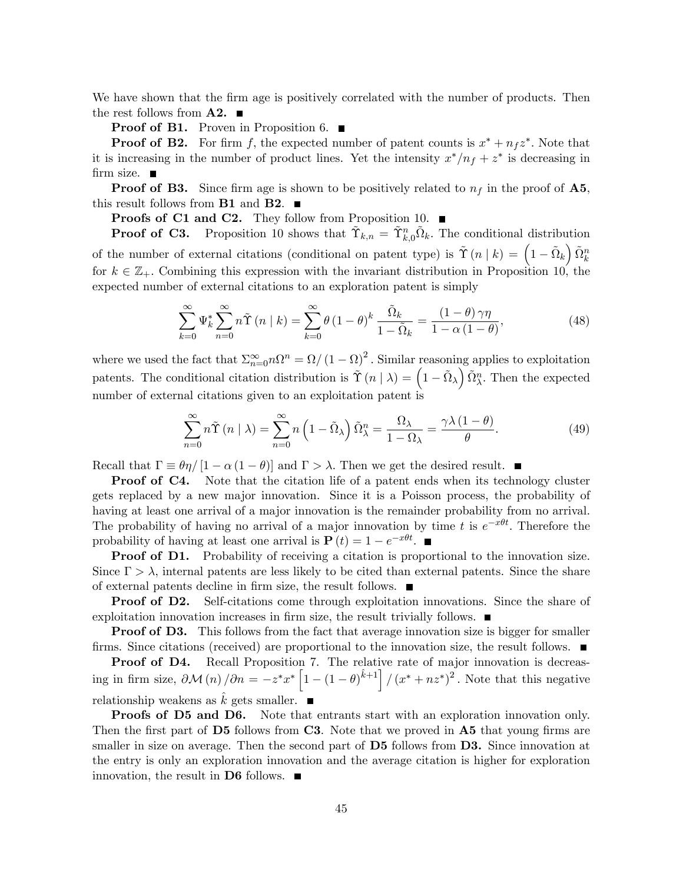We have shown that the firm age is positively correlated with the number of products. Then the rest follows from **A2.** ■

**Proof of B1.** Proven in Proposition 6. ■

**Proof of B2.** For firm $f$, the expected number of patent counts is $x^* + n_f z^*$. Note that it is increasing in the number of product lines. Yet the intensity $x^*/n_f + z^*$ is decreasing in firm size. ■

**Proof of B3.** Since firm age is shown to be positively related to $n_f$ in the proof of **A5**, this result follows from **B1** and **B2**. ■

**Proofs of C1 and C2.** They follow from Proposition 10. ■

**Proof of C3.** Proposition 10 shows that $\tilde{\Upsilon}_{k,n} = \tilde{\Upsilon}_{k,0}^n \tilde{\Omega}_k$. The conditional distribution of the number of external citations (conditional on patent type) is $\tilde{\Upsilon}(n \mid k) = \left(1 - \tilde{\Omega}_k\right)\tilde{\Omega}_k^n$ for $k \in \mathbb{Z}_+$. Combining this expression with the invariant distribution in Proposition 10, the expected number of external citations to an exploration patent is simply

$$\sum_{k=0}^{\infty} \Psi_k^* \sum_{n=0}^{\infty} n\tilde{\Upsilon}(n \mid k) = \sum_{k=0}^{\infty} \theta (1-\theta)^k \frac{\tilde{\Omega}_k}{1-\tilde{\Omega}_k} = \frac{(1-\theta)\gamma\eta}{1-\alpha(1-\theta)}, \tag{48}$$

where we used the fact that $\Sigma_{n=0}^{\infty} n\Omega^n = \Omega/(1-\Omega)^2$. Similar reasoning applies to exploitation patents. The conditional citation distribution is $\tilde{\Upsilon}(n \mid \lambda) = \left(1-\tilde{\Omega}_\lambda\right)\tilde{\Omega}_\lambda^n$. Then the expected number of external citations given to an exploitation patent is

$$\sum_{n=0}^{\infty} n\tilde{\Upsilon}(n \mid \lambda) = \sum_{n=0}^{\infty} n\left(1-\tilde{\Omega}_\lambda\right)\tilde{\Omega}_\lambda^n = \frac{\Omega_\lambda}{1-\Omega_\lambda} = \frac{\gamma\lambda(1-\theta)}{\theta}. \tag{49}$$

Recall that $\Gamma \equiv \theta\eta/[1-\alpha(1-\theta)]$ and $\Gamma > \lambda$. Then we get the desired result. ■

**Proof of C4.** Note that the citation life of a patent ends when its technology cluster gets replaced by a new major innovation. Since it is a Poisson process, the probability of having at least one arrival of a major innovation is the remainder probability from no arrival. The probability of having no arrival of a major innovation by time $t$ is $e^{-x\theta t}$. Therefore the probability of having at least one arrival is $\mathbf{P}(t) = 1 - e^{-x\theta t}$. ■

**Proof of D1.** Probability of receiving a citation is proportional to the innovation size. Since $\Gamma > \lambda$, internal patents are less likely to be cited than external patents. Since the share of external patents decline in firm size, the result follows. ■

**Proof of D2.** Self-citations come through exploitation innovations. Since the share of exploitation innovation increases in firm size, the result trivially follows. ■

**Proof of D3.** This follows from the fact that average innovation size is bigger for smaller firms. Since citations (received) are proportional to the innovation size, the result follows. ■

**Proof of D4.** Recall Proposition 7. The relative rate of major innovation is decreasing in firm size, $\partial\mathcal{M}(n)/\partial n = -z^*x^*\left[1-(1-\theta)^{\hat{k}+1}\right]/(x^*+nz^*)^2$. Note that this negative relationship weakens as $\hat{k}$ gets smaller. ■

**Proofs of D5 and D6.** Note that entrants start with an exploration innovation only. Then the first part of **D5** follows from **C3**. Note that we proved in **A5** that young firms are smaller in size on average. Then the second part of **D5** follows from **D3.** Since innovation at the entry is only an exploration innovation and the average citation is higher for exploration innovation, the result in **D6** follows. ■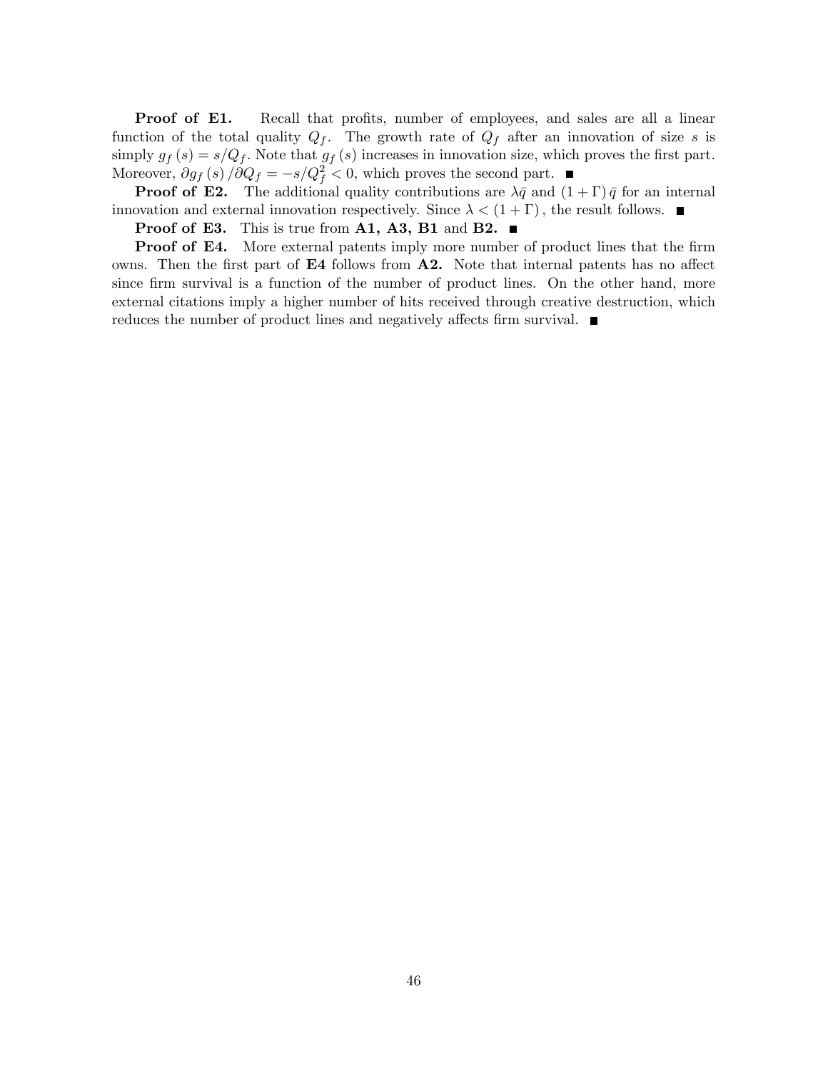**Proof of E1.** Recall that profits, number of employees, and sales are all a linear function of the total quality $Q_f$. The growth rate of $Q_f$ after an innovation of size $s$ is simply $g_f(s) = s/Q_f$. Note that $g_f(s)$ increases in innovation size, which proves the first part. Moreover, $\partial g_f(s) / \partial Q_f = -s/Q_f^2 < 0$, which proves the second part. ■

**Proof of E2.** The additional quality contributions are $\lambda \bar{q}$ and $(1 + \Gamma)\bar{q}$ for an internal innovation and external innovation respectively. Since $\lambda < (1 + \Gamma)$, the result follows. ■

**Proof of E3.** This is true from **A1, A3, B1** and **B2.** ■

**Proof of E4.** More external patents imply more number of product lines that the firm owns. Then the first part of **E4** follows from **A2.** Note that internal patents has no affect since firm survival is a function of the number of product lines. On the other hand, more external citations imply a higher number of hits received through creative destruction, which reduces the number of product lines and negatively affects firm survival. ■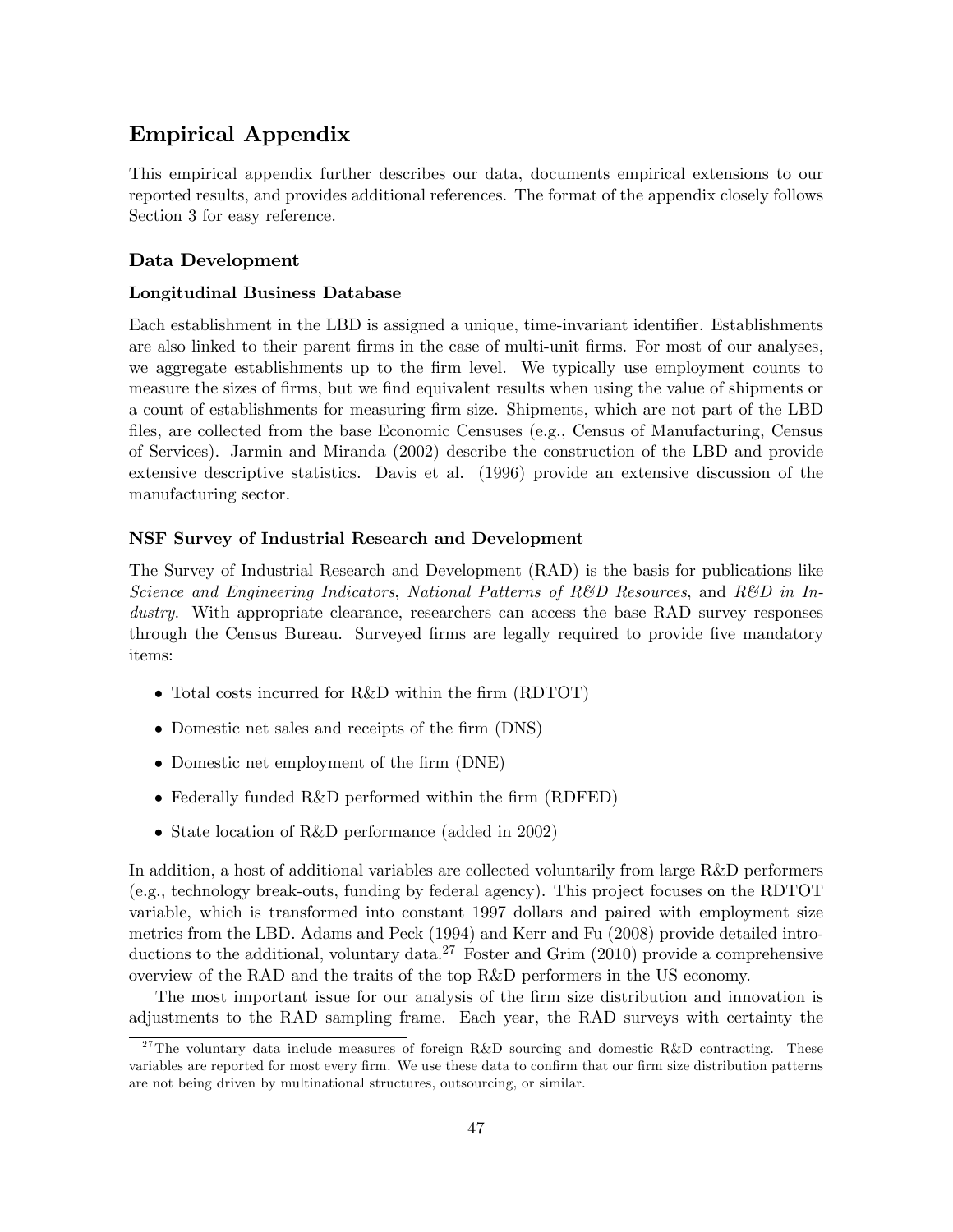# Empirical Appendix

This empirical appendix further describes our data, documents empirical extensions to our reported results, and provides additional references. The format of the appendix closely follows Section 3 for easy reference.

## Data Development

### Longitudinal Business Database

Each establishment in the LBD is assigned a unique, time-invariant identifier. Establishments are also linked to their parent firms in the case of multi-unit firms. For most of our analyses, we aggregate establishments up to the firm level. We typically use employment counts to measure the sizes of firms, but we find equivalent results when using the value of shipments or a count of establishments for measuring firm size. Shipments, which are not part of the LBD files, are collected from the base Economic Censuses (e.g., Census of Manufacturing, Census of Services). Jarmin and Miranda (2002) describe the construction of the LBD and provide extensive descriptive statistics. Davis et al. (1996) provide an extensive discussion of the manufacturing sector.

### NSF Survey of Industrial Research and Development

The Survey of Industrial Research and Development (RAD) is the basis for publications like *Science and Engineering Indicators*, *National Patterns of R&D Resources*, and *R&D in Industry*. With appropriate clearance, researchers can access the base RAD survey responses through the Census Bureau. Surveyed firms are legally required to provide five mandatory items:

- Total costs incurred for R&D within the firm (RDTOT)
- Domestic net sales and receipts of the firm (DNS)
- Domestic net employment of the firm (DNE)
- Federally funded R&D performed within the firm (RDFED)
- State location of R&D performance (added in 2002)

In addition, a host of additional variables are collected voluntarily from large R&D performers (e.g., technology break-outs, funding by federal agency). This project focuses on the RDTOT variable, which is transformed into constant 1997 dollars and paired with employment size metrics from the LBD. Adams and Peck (1994) and Kerr and Fu (2008) provide detailed introductions to the additional, voluntary data.[27] Foster and Grim (2010) provide a comprehensive overview of the RAD and the traits of the top R&D performers in the US economy.

The most important issue for our analysis of the firm size distribution and innovation is adjustments to the RAD sampling frame. Each year, the RAD surveys with certainty the

[27] The voluntary data include measures of foreign R&D sourcing and domestic R&D contracting. These variables are reported for most every firm. We use these data to confirm that our firm size distribution patterns are not being driven by multinational structures, outsourcing, or similar.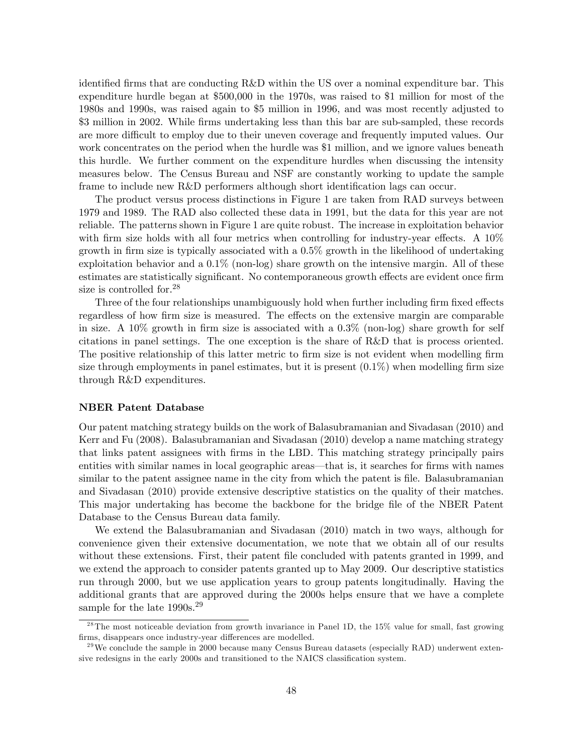identified firms that are conducting R&D within the US over a nominal expenditure bar. This expenditure hurdle began at $500,000 in the 1970s, was raised to $1 million for most of the 1980s and 1990s, was raised again to $5 million in 1996, and was most recently adjusted to $3 million in 2002. While firms undertaking less than this bar are sub-sampled, these records are more difficult to employ due to their uneven coverage and frequently imputed values. Our work concentrates on the period when the hurdle was $1 million, and we ignore values beneath this hurdle. We further comment on the expenditure hurdles when discussing the intensity measures below. The Census Bureau and NSF are constantly working to update the sample frame to include new R&D performers although short identification lags can occur.

The product versus process distinctions in Figure 1 are taken from RAD surveys between 1979 and 1989. The RAD also collected these data in 1991, but the data for this year are not reliable. The patterns shown in Figure 1 are quite robust. The increase in exploitation behavior with firm size holds with all four metrics when controlling for industry-year effects. A 10% growth in firm size is typically associated with a 0.5% growth in the likelihood of undertaking exploitation behavior and a 0.1% (non-log) share growth on the intensive margin. All of these estimates are statistically significant. No contemporaneous growth effects are evident once firm size is controlled for.[28]

Three of the four relationships unambiguously hold when further including firm fixed effects regardless of how firm size is measured. The effects on the extensive margin are comparable in size. A 10% growth in firm size is associated with a 0.3% (non-log) share growth for self citations in panel settings. The one exception is the share of R&D that is process oriented. The positive relationship of this latter metric to firm size is not evident when modelling firm size through employments in panel estimates, but it is present (0.1%) when modelling firm size through R&D expenditures.

**NBER Patent Database**

Our patent matching strategy builds on the work of Balasubramanian and Sivadasan (2010) and Kerr and Fu (2008). Balasubramanian and Sivadasan (2010) develop a name matching strategy that links patent assignees with firms in the LBD. This matching strategy principally pairs entities with similar names in local geographic areas—that is, it searches for firms with names similar to the patent assignee name in the city from which the patent is file. Balasubramanian and Sivadasan (2010) provide extensive descriptive statistics on the quality of their matches. This major undertaking has become the backbone for the bridge file of the NBER Patent Database to the Census Bureau data family.

We extend the Balasubramanian and Sivadasan (2010) match in two ways, although for convenience given their extensive documentation, we note that we obtain all of our results without these extensions. First, their patent file concluded with patents granted in 1999, and we extend the approach to consider patents granted up to May 2009. Our descriptive statistics run through 2000, but we use application years to group patents longitudinally. Having the additional grants that are approved during the 2000s helps ensure that we have a complete sample for the late 1990s.[29]

[28] The most noticeable deviation from growth invariance in Panel 1D, the 15% value for small, fast growing firms, disappears once industry-year differences are modelled.

[29] We conclude the sample in 2000 because many Census Bureau datasets (especially RAD) underwent extensive redesigns in the early 2000s and transitioned to the NAICS classification system.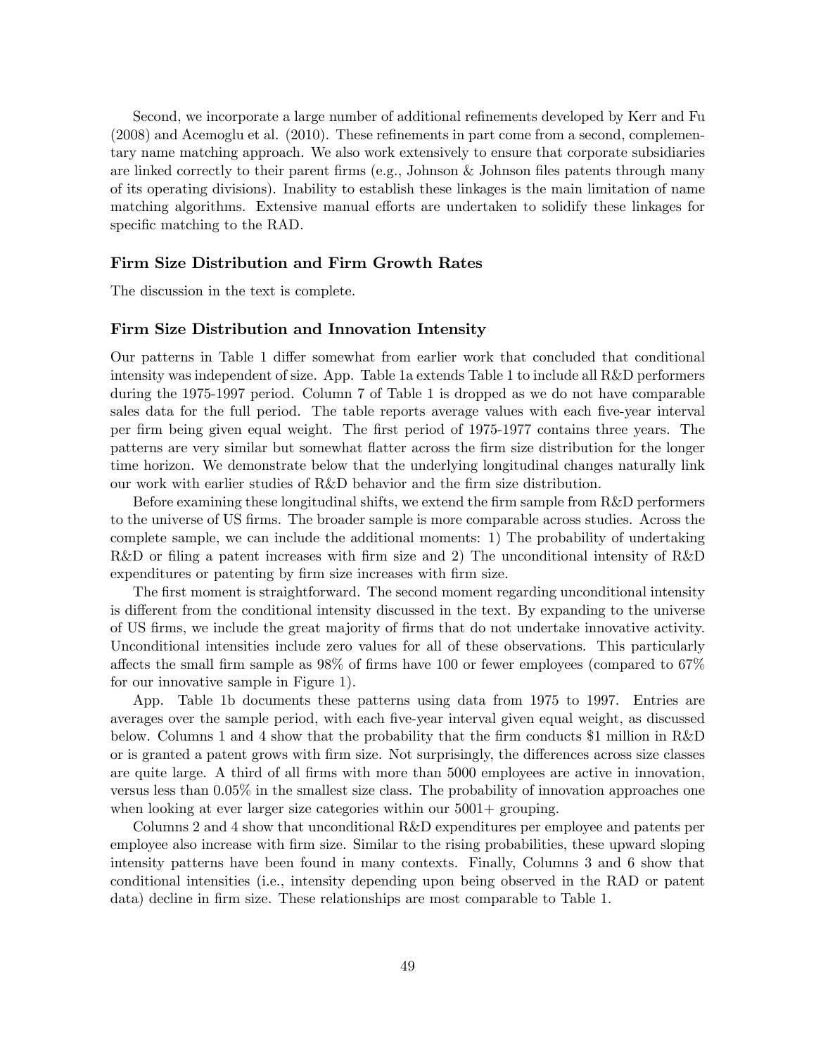Second, we incorporate a large number of additional refinements developed by Kerr and Fu (2008) and Acemoglu et al. (2010). These refinements in part come from a second, complementary name matching approach. We also work extensively to ensure that corporate subsidiaries are linked correctly to their parent firms (e.g., Johnson & Johnson files patents through many of its operating divisions). Inability to establish these linkages is the main limitation of name matching algorithms. Extensive manual efforts are undertaken to solidify these linkages for specific matching to the RAD.

### Firm Size Distribution and Firm Growth Rates

The discussion in the text is complete.

### Firm Size Distribution and Innovation Intensity

Our patterns in Table 1 differ somewhat from earlier work that concluded that conditional intensity was independent of size. App. Table 1a extends Table 1 to include all R&D performers during the 1975-1997 period. Column 7 of Table 1 is dropped as we do not have comparable sales data for the full period. The table reports average values with each five-year interval per firm being given equal weight. The first period of 1975-1977 contains three years. The patterns are very similar but somewhat flatter across the firm size distribution for the longer time horizon. We demonstrate below that the underlying longitudinal changes naturally link our work with earlier studies of R&D behavior and the firm size distribution.

Before examining these longitudinal shifts, we extend the firm sample from R&D performers to the universe of US firms. The broader sample is more comparable across studies. Across the complete sample, we can include the additional moments: 1) The probability of undertaking R&D or filing a patent increases with firm size and 2) The unconditional intensity of R&D expenditures or patenting by firm size increases with firm size.

The first moment is straightforward. The second moment regarding unconditional intensity is different from the conditional intensity discussed in the text. By expanding to the universe of US firms, we include the great majority of firms that do not undertake innovative activity. Unconditional intensities include zero values for all of these observations. This particularly affects the small firm sample as 98% of firms have 100 or fewer employees (compared to 67% for our innovative sample in Figure 1).

App. Table 1b documents these patterns using data from 1975 to 1997. Entries are averages over the sample period, with each five-year interval given equal weight, as discussed below. Columns 1 and 4 show that the probability that the firm conducts $1 million in R&D or is granted a patent grows with firm size. Not surprisingly, the differences across size classes are quite large. A third of all firms with more than 5000 employees are active in innovation, versus less than 0.05% in the smallest size class. The probability of innovation approaches one when looking at ever larger size categories within our 5001+ grouping.

Columns 2 and 4 show that unconditional R&D expenditures per employee and patents per employee also increase with firm size. Similar to the rising probabilities, these upward sloping intensity patterns have been found in many contexts. Finally, Columns 3 and 6 show that conditional intensities (i.e., intensity depending upon being observed in the RAD or patent data) decline in firm size. These relationships are most comparable to Table 1.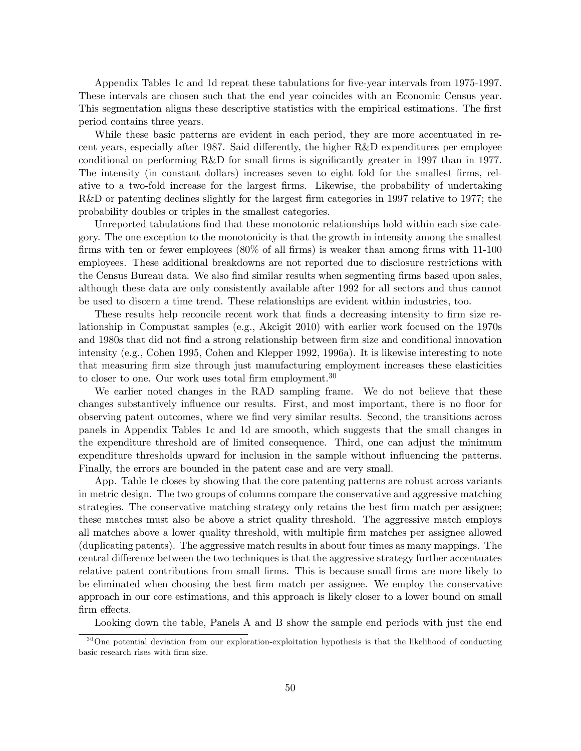Appendix Tables 1c and 1d repeat these tabulations for five-year intervals from 1975-1997. These intervals are chosen such that the end year coincides with an Economic Census year. This segmentation aligns these descriptive statistics with the empirical estimations. The first period contains three years.

While these basic patterns are evident in each period, they are more accentuated in recent years, especially after 1987. Said differently, the higher R&D expenditures per employee conditional on performing R&D for small firms is significantly greater in 1997 than in 1977. The intensity (in constant dollars) increases seven to eight fold for the smallest firms, relative to a two-fold increase for the largest firms. Likewise, the probability of undertaking R&D or patenting declines slightly for the largest firm categories in 1997 relative to 1977; the probability doubles or triples in the smallest categories.

Unreported tabulations find that these monotonic relationships hold within each size category. The one exception to the monotonicity is that the growth in intensity among the smallest firms with ten or fewer employees (80% of all firms) is weaker than among firms with 11-100 employees. These additional breakdowns are not reported due to disclosure restrictions with the Census Bureau data. We also find similar results when segmenting firms based upon sales, although these data are only consistently available after 1992 for all sectors and thus cannot be used to discern a time trend. These relationships are evident within industries, too.

These results help reconcile recent work that finds a decreasing intensity to firm size relationship in Compustat samples (e.g., Akcigit 2010) with earlier work focused on the 1970s and 1980s that did not find a strong relationship between firm size and conditional innovation intensity (e.g., Cohen 1995, Cohen and Klepper 1992, 1996a). It is likewise interesting to note that measuring firm size through just manufacturing employment increases these elasticities to closer to one. Our work uses total firm employment.[30]

We earlier noted changes in the RAD sampling frame. We do not believe that these changes substantively influence our results. First, and most important, there is no floor for observing patent outcomes, where we find very similar results. Second, the transitions across panels in Appendix Tables 1c and 1d are smooth, which suggests that the small changes in the expenditure threshold are of limited consequence. Third, one can adjust the minimum expenditure thresholds upward for inclusion in the sample without influencing the patterns. Finally, the errors are bounded in the patent case and are very small.

App. Table 1e closes by showing that the core patenting patterns are robust across variants in metric design. The two groups of columns compare the conservative and aggressive matching strategies. The conservative matching strategy only retains the best firm match per assignee; these matches must also be above a strict quality threshold. The aggressive match employs all matches above a lower quality threshold, with multiple firm matches per assignee allowed (duplicating patents). The aggressive match results in about four times as many mappings. The central difference between the two techniques is that the aggressive strategy further accentuates relative patent contributions from small firms. This is because small firms are more likely to be eliminated when choosing the best firm match per assignee. We employ the conservative approach in our core estimations, and this approach is likely closer to a lower bound on small firm effects.

Looking down the table, Panels A and B show the sample end periods with just the end

[30] One potential deviation from our exploration-exploitation hypothesis is that the likelihood of conducting basic research rises with firm size.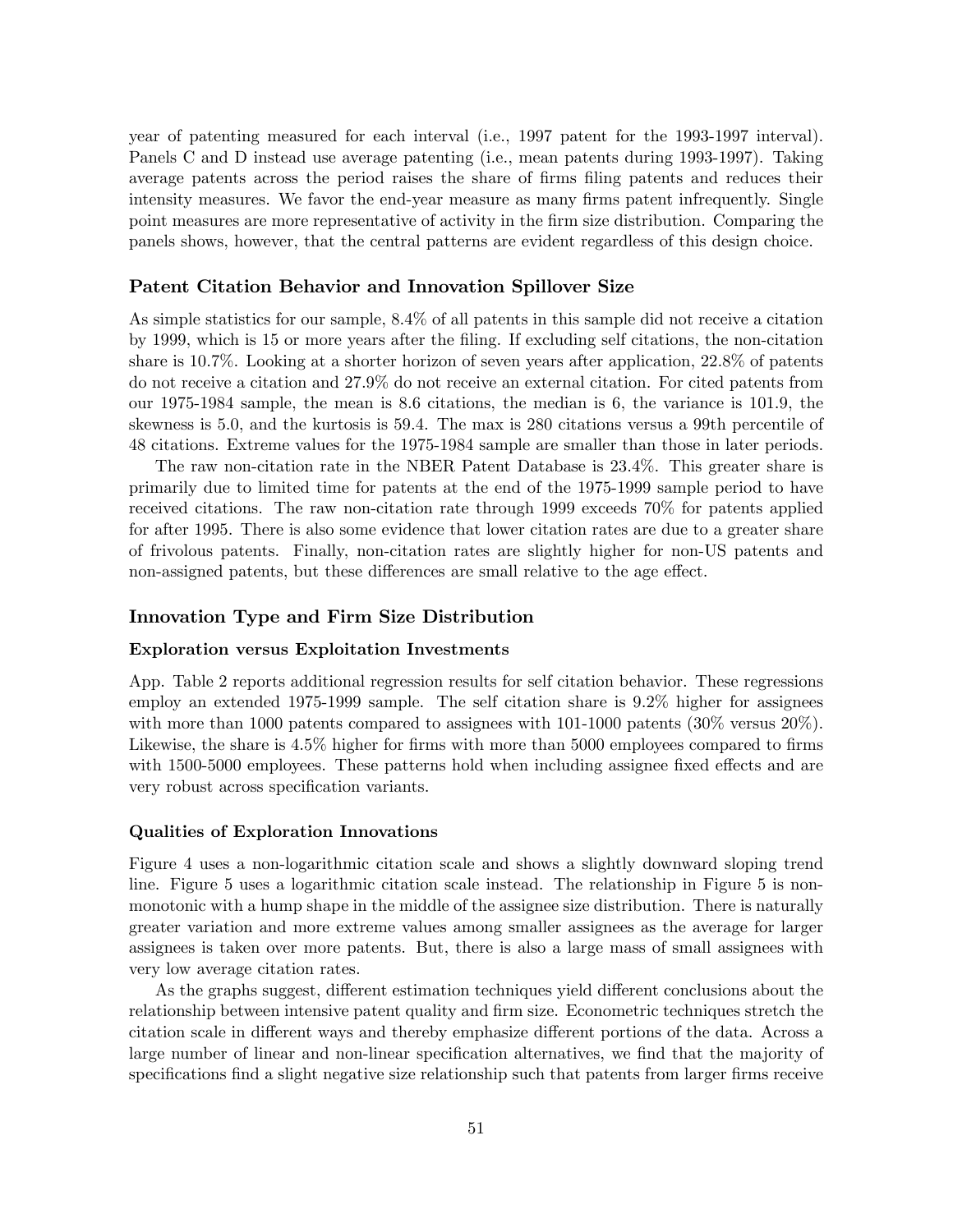year of patenting measured for each interval (i.e., 1997 patent for the 1993-1997 interval). Panels C and D instead use average patenting (i.e., mean patents during 1993-1997). Taking average patents across the period raises the share of firms filing patents and reduces their intensity measures. We favor the end-year measure as many firms patent infrequently. Single point measures are more representative of activity in the firm size distribution. Comparing the panels shows, however, that the central patterns are evident regardless of this design choice.

### Patent Citation Behavior and Innovation Spillover Size

As simple statistics for our sample, 8.4% of all patents in this sample did not receive a citation by 1999, which is 15 or more years after the filing. If excluding self citations, the non-citation share is 10.7%. Looking at a shorter horizon of seven years after application, 22.8% of patents do not receive a citation and 27.9% do not receive an external citation. For cited patents from our 1975-1984 sample, the mean is 8.6 citations, the median is 6, the variance is 101.9, the skewness is 5.0, and the kurtosis is 59.4. The max is 280 citations versus a 99th percentile of 48 citations. Extreme values for the 1975-1984 sample are smaller than those in later periods.

The raw non-citation rate in the NBER Patent Database is 23.4%. This greater share is primarily due to limited time for patents at the end of the 1975-1999 sample period to have received citations. The raw non-citation rate through 1999 exceeds 70% for patents applied for after 1995. There is also some evidence that lower citation rates are due to a greater share of frivolous patents. Finally, non-citation rates are slightly higher for non-US patents and non-assigned patents, but these differences are small relative to the age effect.

### Innovation Type and Firm Size Distribution

#### Exploration versus Exploitation Investments

App. Table 2 reports additional regression results for self citation behavior. These regressions employ an extended 1975-1999 sample. The self citation share is 9.2% higher for assignees with more than 1000 patents compared to assignees with 101-1000 patents (30% versus 20%). Likewise, the share is 4.5% higher for firms with more than 5000 employees compared to firms with 1500-5000 employees. These patterns hold when including assignee fixed effects and are very robust across specification variants.

#### Qualities of Exploration Innovations

Figure 4 uses a non-logarithmic citation scale and shows a slightly downward sloping trend line. Figure 5 uses a logarithmic citation scale instead. The relationship in Figure 5 is non-monotonic with a hump shape in the middle of the assignee size distribution. There is naturally greater variation and more extreme values among smaller assignees as the average for larger assignees is taken over more patents. But, there is also a large mass of small assignees with very low average citation rates.

As the graphs suggest, different estimation techniques yield different conclusions about the relationship between intensive patent quality and firm size. Econometric techniques stretch the citation scale in different ways and thereby emphasize different portions of the data. Across a large number of linear and non-linear specification alternatives, we find that the majority of specifications find a slight negative size relationship such that patents from larger firms receive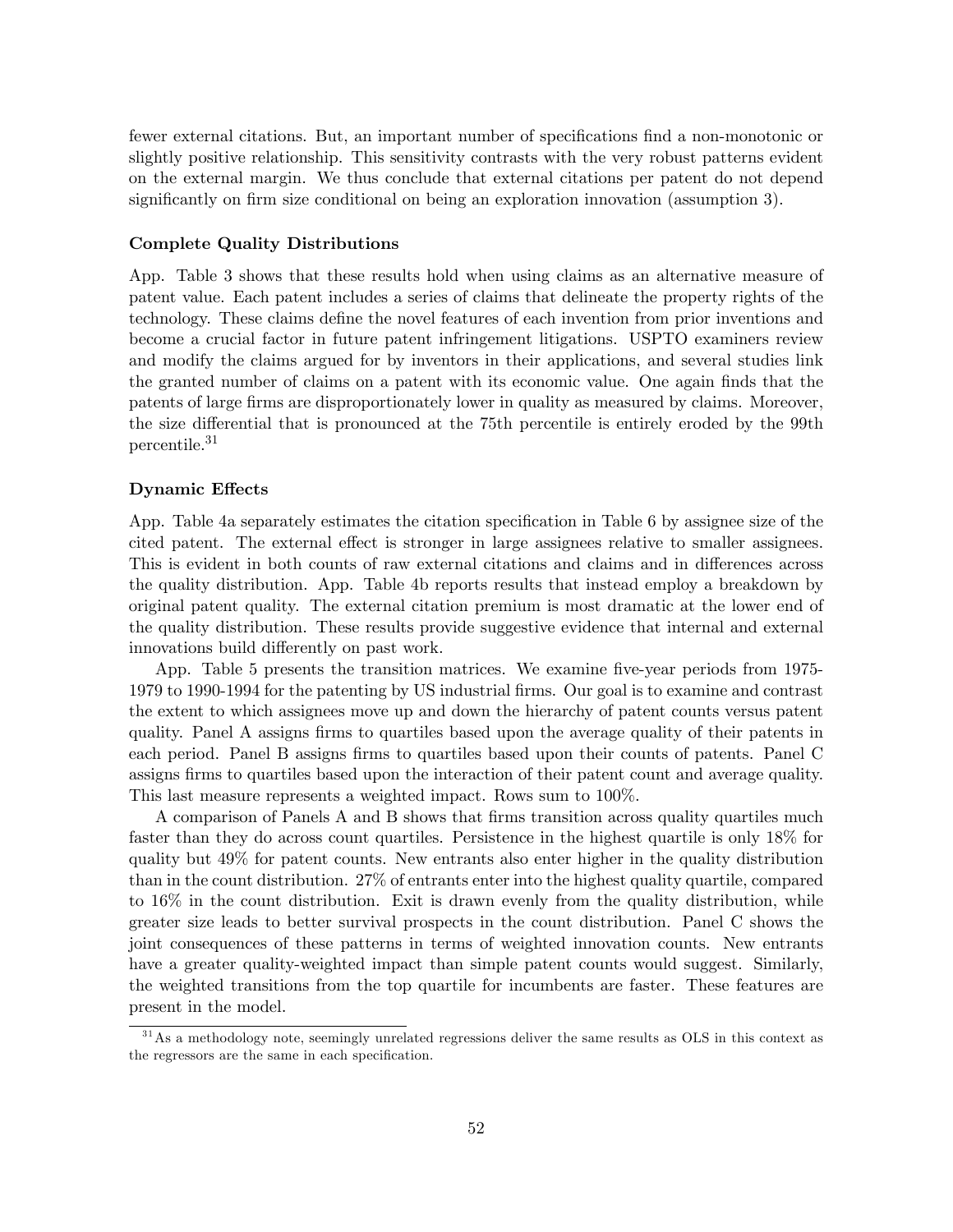fewer external citations. But, an important number of specifications find a non-monotonic or slightly positive relationship. This sensitivity contrasts with the very robust patterns evident on the external margin. We thus conclude that external citations per patent do not depend significantly on firm size conditional on being an exploration innovation (assumption 3).

### Complete Quality Distributions

App. Table 3 shows that these results hold when using claims as an alternative measure of patent value. Each patent includes a series of claims that delineate the property rights of the technology. These claims define the novel features of each invention from prior inventions and become a crucial factor in future patent infringement litigations. USPTO examiners review and modify the claims argued for by inventors in their applications, and several studies link the granted number of claims on a patent with its economic value. One again finds that the patents of large firms are disproportionately lower in quality as measured by claims. Moreover, the size differential that is pronounced at the 75th percentile is entirely eroded by the 99th percentile.[31]

### Dynamic Effects

App. Table 4a separately estimates the citation specification in Table 6 by assignee size of the cited patent. The external effect is stronger in large assignees relative to smaller assignees. This is evident in both counts of raw external citations and claims and in differences across the quality distribution. App. Table 4b reports results that instead employ a breakdown by original patent quality. The external citation premium is most dramatic at the lower end of the quality distribution. These results provide suggestive evidence that internal and external innovations build differently on past work.

App. Table 5 presents the transition matrices. We examine five-year periods from 1975-1979 to 1990-1994 for the patenting by US industrial firms. Our goal is to examine and contrast the extent to which assignees move up and down the hierarchy of patent counts versus patent quality. Panel A assigns firms to quartiles based upon the average quality of their patents in each period. Panel B assigns firms to quartiles based upon their counts of patents. Panel C assigns firms to quartiles based upon the interaction of their patent count and average quality. This last measure represents a weighted impact. Rows sum to 100%.

A comparison of Panels A and B shows that firms transition across quality quartiles much faster than they do across count quartiles. Persistence in the highest quartile is only 18% for quality but 49% for patent counts. New entrants also enter higher in the quality distribution than in the count distribution. 27% of entrants enter into the highest quality quartile, compared to 16% in the count distribution. Exit is drawn evenly from the quality distribution, while greater size leads to better survival prospects in the count distribution. Panel C shows the joint consequences of these patterns in terms of weighted innovation counts. New entrants have a greater quality-weighted impact than simple patent counts would suggest. Similarly, the weighted transitions from the top quartile for incumbents are faster. These features are present in the model.

[31] As a methodology note, seemingly unrelated regressions deliver the same results as OLS in this context as the regressors are the same in each specification.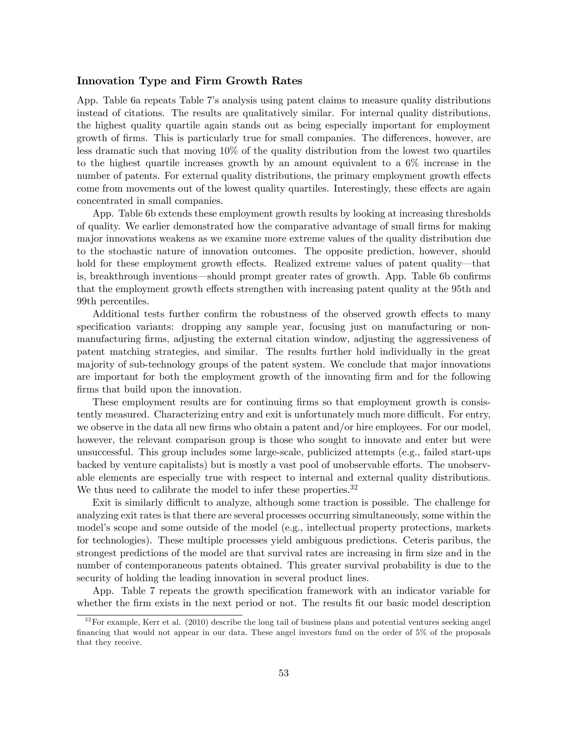### Innovation Type and Firm Growth Rates

App. Table 6a repeats Table 7's analysis using patent claims to measure quality distributions instead of citations. The results are qualitatively similar. For internal quality distributions, the highest quality quartile again stands out as being especially important for employment growth of firms. This is particularly true for small companies. The differences, however, are less dramatic such that moving 10% of the quality distribution from the lowest two quartiles to the highest quartile increases growth by an amount equivalent to a 6% increase in the number of patents. For external quality distributions, the primary employment growth effects come from movements out of the lowest quality quartiles. Interestingly, these effects are again concentrated in small companies.

App. Table 6b extends these employment growth results by looking at increasing thresholds of quality. We earlier demonstrated how the comparative advantage of small firms for making major innovations weakens as we examine more extreme values of the quality distribution due to the stochastic nature of innovation outcomes. The opposite prediction, however, should hold for these employment growth effects. Realized extreme values of patent quality—that is, breakthrough inventions—should prompt greater rates of growth. App. Table 6b confirms that the employment growth effects strengthen with increasing patent quality at the 95th and 99th percentiles.

Additional tests further confirm the robustness of the observed growth effects to many specification variants: dropping any sample year, focusing just on manufacturing or non-manufacturing firms, adjusting the external citation window, adjusting the aggressiveness of patent matching strategies, and similar. The results further hold individually in the great majority of sub-technology groups of the patent system. We conclude that major innovations are important for both the employment growth of the innovating firm and for the following firms that build upon the innovation.

These employment results are for continuing firms so that employment growth is consistently measured. Characterizing entry and exit is unfortunately much more difficult. For entry, we observe in the data all new firms who obtain a patent and/or hire employees. For our model, however, the relevant comparison group is those who sought to innovate and enter but were unsuccessful. This group includes some large-scale, publicized attempts (e.g., failed start-ups backed by venture capitalists) but is mostly a vast pool of unobservable efforts. The unobservable elements are especially true with respect to internal and external quality distributions. We thus need to calibrate the model to infer these properties.[32]

Exit is similarly difficult to analyze, although some traction is possible. The challenge for analyzing exit rates is that there are several processes occurring simultaneously, some within the model's scope and some outside of the model (e.g., intellectual property protections, markets for technologies). These multiple processes yield ambiguous predictions. Ceteris paribus, the strongest predictions of the model are that survival rates are increasing in firm size and in the number of contemporaneous patents obtained. This greater survival probability is due to the security of holding the leading innovation in several product lines.

App. Table 7 repeats the growth specification framework with an indicator variable for whether the firm exists in the next period or not. The results fit our basic model description

[32] For example, Kerr et al. (2010) describe the long tail of business plans and potential ventures seeking angel financing that would not appear in our data. These angel investors fund on the order of 5% of the proposals that they receive.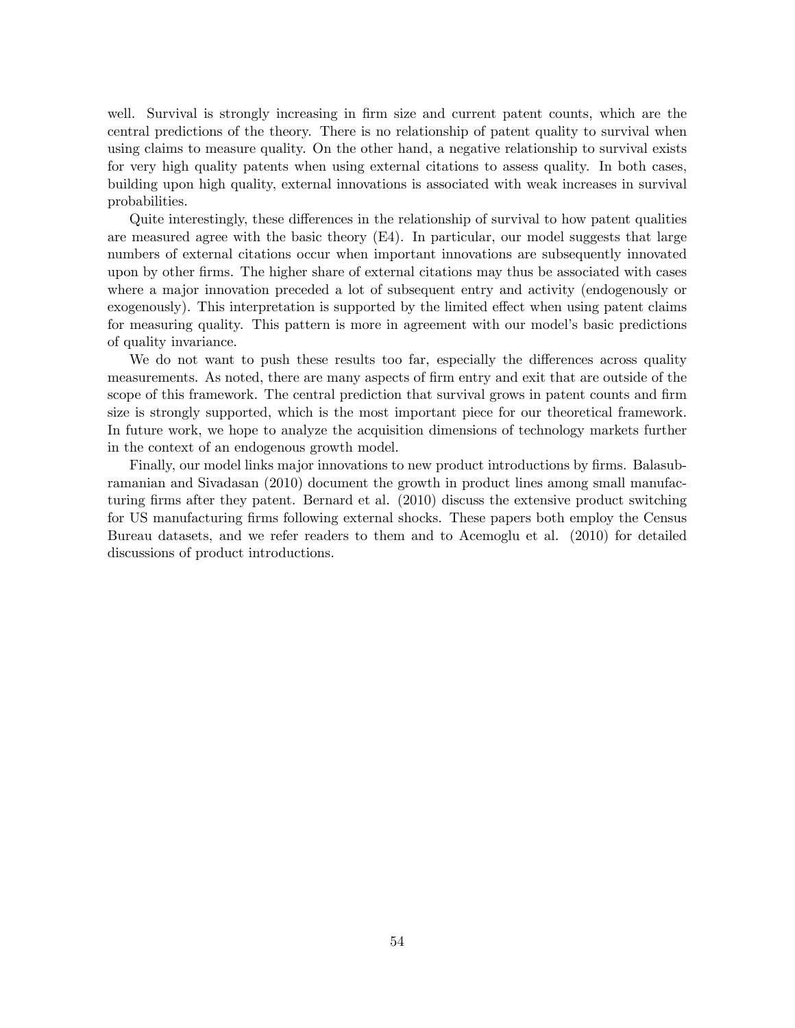well. Survival is strongly increasing in firm size and current patent counts, which are the central predictions of the theory. There is no relationship of patent quality to survival when using claims to measure quality. On the other hand, a negative relationship to survival exists for very high quality patents when using external citations to assess quality. In both cases, building upon high quality, external innovations is associated with weak increases in survival probabilities.

Quite interestingly, these differences in the relationship of survival to how patent qualities are measured agree with the basic theory (E4). In particular, our model suggests that large numbers of external citations occur when important innovations are subsequently innovated upon by other firms. The higher share of external citations may thus be associated with cases where a major innovation preceded a lot of subsequent entry and activity (endogenously or exogenously). This interpretation is supported by the limited effect when using patent claims for measuring quality. This pattern is more in agreement with our model's basic predictions of quality invariance.

We do not want to push these results too far, especially the differences across quality measurements. As noted, there are many aspects of firm entry and exit that are outside of the scope of this framework. The central prediction that survival grows in patent counts and firm size is strongly supported, which is the most important piece for our theoretical framework. In future work, we hope to analyze the acquisition dimensions of technology markets further in the context of an endogenous growth model.

Finally, our model links major innovations to new product introductions by firms. Balasubramanian and Sivadasan (2010) document the growth in product lines among small manufacturing firms after they patent. Bernard et al. (2010) discuss the extensive product switching for US manufacturing firms following external shocks. These papers both employ the Census Bureau datasets, and we refer readers to them and to Acemoglu et al. (2010) for detailed discussions of product introductions.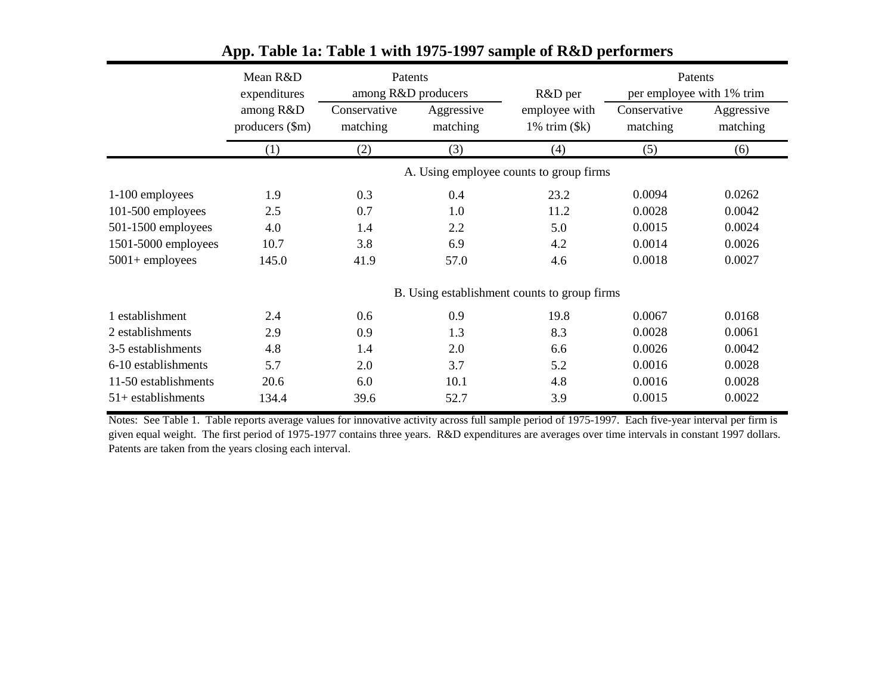## App. Table 1a: Table 1 with 1975-1997 sample of R&D performers

| | Mean R&D expenditures among R&D producers ($m) | Patents among R&D producers | | R&D per employee with 1% trim ($k) | Patents per employee with 1% trim | |
|---|---|---|---|---|---|---|
| | | Conservative matching | Aggressive matching | | Conservative matching | Aggressive matching |
| | (1) | (2) | (3) | (4) | (5) | (6) |
| **A. Using employee counts to group firms** | | | | | | |
| 1-100 employees | 1.9 | 0.3 | 0.4 | 23.2 | 0.0094 | 0.0262 |
| 101-500 employees | 2.5 | 0.7 | 1.0 | 11.2 | 0.0028 | 0.0042 |
| 501-1500 employees | 4.0 | 1.4 | 2.2 | 5.0 | 0.0015 | 0.0024 |
| 1501-5000 employees | 10.7 | 3.8 | 6.9 | 4.2 | 0.0014 | 0.0026 |
| 5001+ employees | 145.0 | 41.9 | 57.0 | 4.6 | 0.0018 | 0.0027 |
| **B. Using establishment counts to group firms** | | | | | | |
| 1 establishment | 2.4 | 0.6 | 0.9 | 19.8 | 0.0067 | 0.0168 |
| 2 establishments | 2.9 | 0.9 | 1.3 | 8.3 | 0.0028 | 0.0061 |
| 3-5 establishments | 4.8 | 1.4 | 2.0 | 6.6 | 0.0026 | 0.0042 |
| 6-10 establishments | 5.7 | 2.0 | 3.7 | 5.2 | 0.0016 | 0.0028 |
| 11-50 establishments | 20.6 | 6.0 | 10.1 | 4.8 | 0.0016 | 0.0028 |
| 51+ establishments | 134.4 | 39.6 | 52.7 | 3.9 | 0.0015 | 0.0022 |

Notes: See Table 1. Table reports average values for innovative activity across full sample period of 1975-1997. Each five-year interval per firm is given equal weight. The first period of 1975-1977 contains three years. R&D expenditures are averages over time intervals in constant 1997 dollars. Patents are taken from the years closing each interval.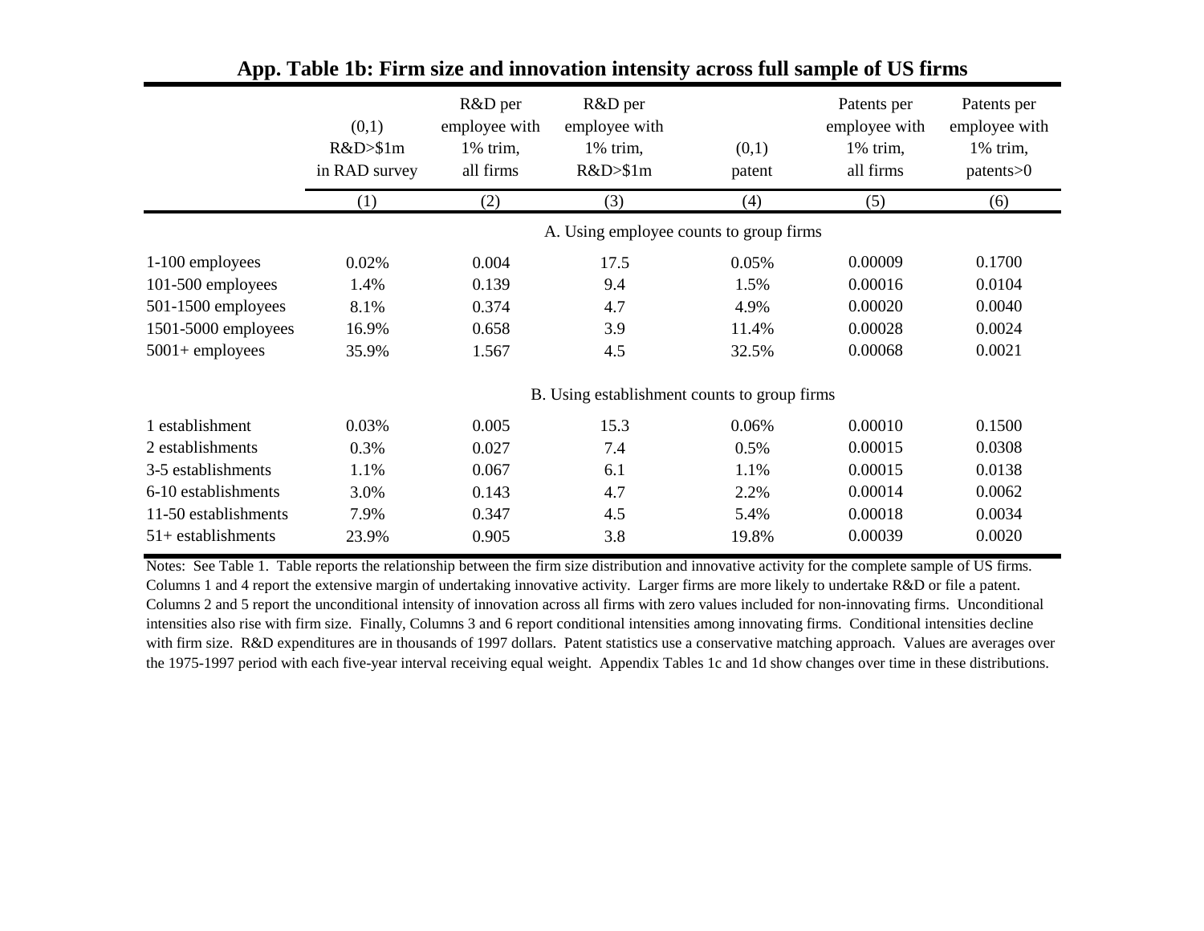## App. Table 1b: Firm size and innovation intensity across full sample of US firms

| | (0,1) R&D>$1m in RAD survey | R&D per employee with 1% trim, all firms | R&D per employee with 1% trim, R&D>$1m | (0,1) patent | Patents per employee with 1% trim, all firms | Patents per employee with 1% trim, patents>0 |
|---|---|---|---|---|---|---|
| | (1) | (2) | (3) | (4) | (5) | (6) |
| **A. Using employee counts to group firms** | | | | | | |
| 1-100 employees | 0.02% | 0.004 | 17.5 | 0.05% | 0.00009 | 0.1700 |
| 101-500 employees | 1.4% | 0.139 | 9.4 | 1.5% | 0.00016 | 0.0104 |
| 501-1500 employees | 8.1% | 0.374 | 4.7 | 4.9% | 0.00020 | 0.0040 |
| 1501-5000 employees | 16.9% | 0.658 | 3.9 | 11.4% | 0.00028 | 0.0024 |
| 5001+ employees | 35.9% | 1.567 | 4.5 | 32.5% | 0.00068 | 0.0021 |
| **B. Using establishment counts to group firms** | | | | | | |
| 1 establishment | 0.03% | 0.005 | 15.3 | 0.06% | 0.00010 | 0.1500 |
| 2 establishments | 0.3% | 0.027 | 7.4 | 0.5% | 0.00015 | 0.0308 |
| 3-5 establishments | 1.1% | 0.067 | 6.1 | 1.1% | 0.00015 | 0.0138 |
| 6-10 establishments | 3.0% | 0.143 | 4.7 | 2.2% | 0.00014 | 0.0062 |
| 11-50 establishments | 7.9% | 0.347 | 4.5 | 5.4% | 0.00018 | 0.0034 |
| 51+ establishments | 23.9% | 0.905 | 3.8 | 19.8% | 0.00039 | 0.0020 |

Notes: See Table 1. Table reports the relationship between the firm size distribution and innovative activity for the complete sample of US firms. Columns 1 and 4 report the extensive margin of undertaking innovative activity. Larger firms are more likely to undertake R&D or file a patent. Columns 2 and 5 report the unconditional intensity of innovation across all firms with zero values included for non-innovating firms. Unconditional intensities also rise with firm size. Finally, Columns 3 and 6 report conditional intensities among innovating firms. Conditional intensities decline with firm size. R&D expenditures are in thousands of 1997 dollars. Patent statistics use a conservative matching approach. Values are averages over the 1975-1997 period with each five-year interval receiving equal weight. Appendix Tables 1c and 1d show changes over time in these distributions.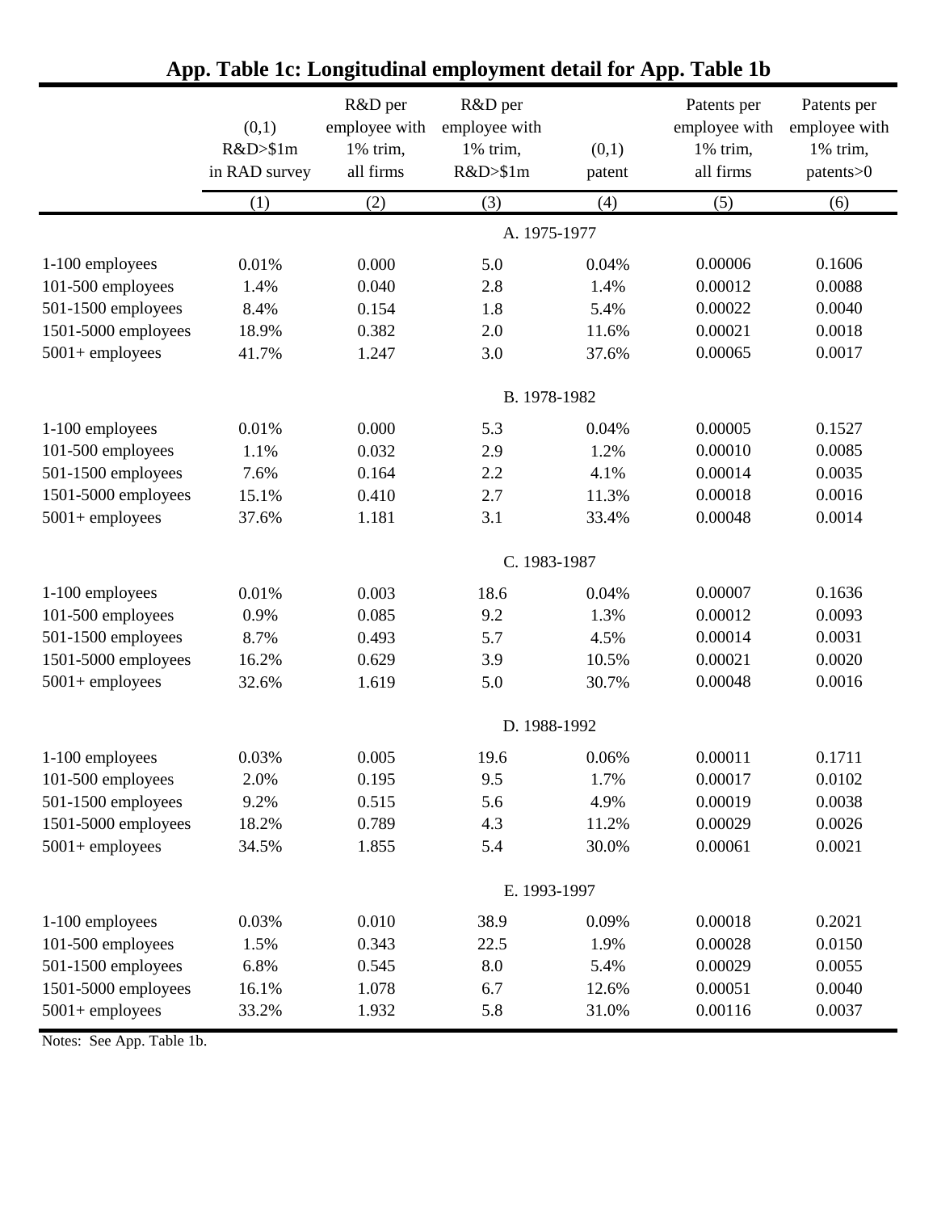## App. Table 1c: Longitudinal employment detail for App. Table 1b

| | (0,1) R&D>$1m in RAD survey | R&D per employee with 1% trim, all firms | R&D per employee with 1% trim, R&D>$1m | (0,1) patent | Patents per employee with 1% trim, all firms | Patents per employee with 1% trim, patents>0 |
|---|---|---|---|---|---|---|
| | (1) | (2) | (3) | (4) | (5) | (6) |
| | | | A. 1975-1977 | | | |
| 1-100 employees | 0.01% | 0.000 | 5.0 | 0.04% | 0.00006 | 0.1606 |
| 101-500 employees | 1.4% | 0.040 | 2.8 | 1.4% | 0.00012 | 0.0088 |
| 501-1500 employees | 8.4% | 0.154 | 1.8 | 5.4% | 0.00022 | 0.0040 |
| 1501-5000 employees | 18.9% | 0.382 | 2.0 | 11.6% | 0.00021 | 0.0018 |
| 5001+ employees | 41.7% | 1.247 | 3.0 | 37.6% | 0.00065 | 0.0017 |
| | | | B. 1978-1982 | | | |
| 1-100 employees | 0.01% | 0.000 | 5.3 | 0.04% | 0.00005 | 0.1527 |
| 101-500 employees | 1.1% | 0.032 | 2.9 | 1.2% | 0.00010 | 0.0085 |
| 501-1500 employees | 7.6% | 0.164 | 2.2 | 4.1% | 0.00014 | 0.0035 |
| 1501-5000 employees | 15.1% | 0.410 | 2.7 | 11.3% | 0.00018 | 0.0016 |
| 5001+ employees | 37.6% | 1.181 | 3.1 | 33.4% | 0.00048 | 0.0014 |
| | | | C. 1983-1987 | | | |
| 1-100 employees | 0.01% | 0.003 | 18.6 | 0.04% | 0.00007 | 0.1636 |
| 101-500 employees | 0.9% | 0.085 | 9.2 | 1.3% | 0.00012 | 0.0093 |
| 501-1500 employees | 8.7% | 0.493 | 5.7 | 4.5% | 0.00014 | 0.0031 |
| 1501-5000 employees | 16.2% | 0.629 | 3.9 | 10.5% | 0.00021 | 0.0020 |
| 5001+ employees | 32.6% | 1.619 | 5.0 | 30.7% | 0.00048 | 0.0016 |
| | | | D. 1988-1992 | | | |
| 1-100 employees | 0.03% | 0.005 | 19.6 | 0.06% | 0.00011 | 0.1711 |
| 101-500 employees | 2.0% | 0.195 | 9.5 | 1.7% | 0.00017 | 0.0102 |
| 501-1500 employees | 9.2% | 0.515 | 5.6 | 4.9% | 0.00019 | 0.0038 |
| 1501-5000 employees | 18.2% | 0.789 | 4.3 | 11.2% | 0.00029 | 0.0026 |
| 5001+ employees | 34.5% | 1.855 | 5.4 | 30.0% | 0.00061 | 0.0021 |
| | | | E. 1993-1997 | | | |
| 1-100 employees | 0.03% | 0.010 | 38.9 | 0.09% | 0.00018 | 0.2021 |
| 101-500 employees | 1.5% | 0.343 | 22.5 | 1.9% | 0.00028 | 0.0150 |
| 501-1500 employees | 6.8% | 0.545 | 8.0 | 5.4% | 0.00029 | 0.0055 |
| 1501-5000 employees | 16.1% | 1.078 | 6.7 | 12.6% | 0.00051 | 0.0040 |
| 5001+ employees | 33.2% | 1.932 | 5.8 | 31.0% | 0.00116 | 0.0037 |

Notes: See App. Table 1b.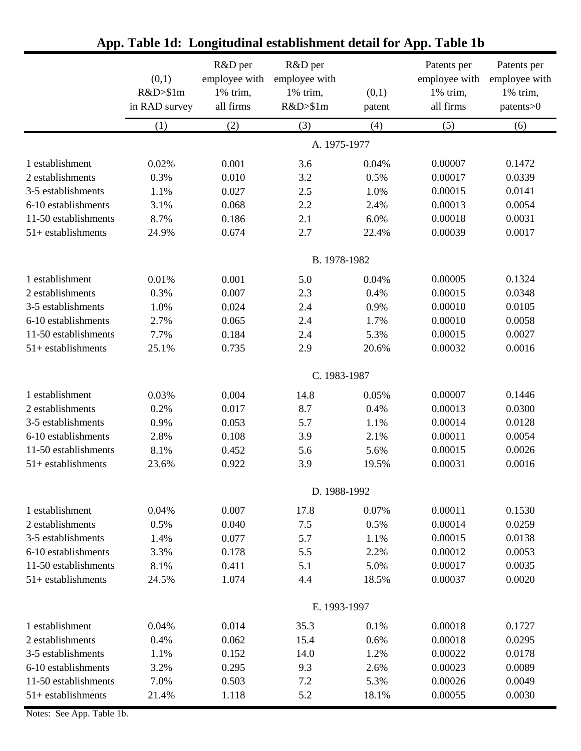# App. Table 1d: Longitudinal establishment detail for App. Table 1b

| | (0,1) R&D>$1m in RAD survey | R&D per employee with 1% trim, all firms | R&D per employee with 1% trim, R&D>$1m | (0,1) patent | Patents per employee with 1% trim, all firms | Patents per employee with 1% trim, patents>0 |
|---|---|---|---|---|---|---|
| | (1) | (2) | (3) | (4) | (5) | (6) |
| | | | A. 1975-1977 | | | |
| 1 establishment | 0.02% | 0.001 | 3.6 | 0.04% | 0.00007 | 0.1472 |
| 2 establishments | 0.3% | 0.010 | 3.2 | 0.5% | 0.00017 | 0.0339 |
| 3-5 establishments | 1.1% | 0.027 | 2.5 | 1.0% | 0.00015 | 0.0141 |
| 6-10 establishments | 3.1% | 0.068 | 2.2 | 2.4% | 0.00013 | 0.0054 |
| 11-50 establishments | 8.7% | 0.186 | 2.1 | 6.0% | 0.00018 | 0.0031 |
| 51+ establishments | 24.9% | 0.674 | 2.7 | 22.4% | 0.00039 | 0.0017 |
| | | | B. 1978-1982 | | | |
| 1 establishment | 0.01% | 0.001 | 5.0 | 0.04% | 0.00005 | 0.1324 |
| 2 establishments | 0.3% | 0.007 | 2.3 | 0.4% | 0.00015 | 0.0348 |
| 3-5 establishments | 1.0% | 0.024 | 2.4 | 0.9% | 0.00010 | 0.0105 |
| 6-10 establishments | 2.7% | 0.065 | 2.4 | 1.7% | 0.00010 | 0.0058 |
| 11-50 establishments | 7.7% | 0.184 | 2.4 | 5.3% | 0.00015 | 0.0027 |
| 51+ establishments | 25.1% | 0.735 | 2.9 | 20.6% | 0.00032 | 0.0016 |
| | | | C. 1983-1987 | | | |
| 1 establishment | 0.03% | 0.004 | 14.8 | 0.05% | 0.00007 | 0.1446 |
| 2 establishments | 0.2% | 0.017 | 8.7 | 0.4% | 0.00013 | 0.0300 |
| 3-5 establishments | 0.9% | 0.053 | 5.7 | 1.1% | 0.00014 | 0.0128 |
| 6-10 establishments | 2.8% | 0.108 | 3.9 | 2.1% | 0.00011 | 0.0054 |
| 11-50 establishments | 8.1% | 0.452 | 5.6 | 5.6% | 0.00015 | 0.0026 |
| 51+ establishments | 23.6% | 0.922 | 3.9 | 19.5% | 0.00031 | 0.0016 |
| | | | D. 1988-1992 | | | |
| 1 establishment | 0.04% | 0.007 | 17.8 | 0.07% | 0.00011 | 0.1530 |
| 2 establishments | 0.5% | 0.040 | 7.5 | 0.5% | 0.00014 | 0.0259 |
| 3-5 establishments | 1.4% | 0.077 | 5.7 | 1.1% | 0.00015 | 0.0138 |
| 6-10 establishments | 3.3% | 0.178 | 5.5 | 2.2% | 0.00012 | 0.0053 |
| 11-50 establishments | 8.1% | 0.411 | 5.1 | 5.0% | 0.00017 | 0.0035 |
| 51+ establishments | 24.5% | 1.074 | 4.4 | 18.5% | 0.00037 | 0.0020 |
| | | | E. 1993-1997 | | | |
| 1 establishment | 0.04% | 0.014 | 35.3 | 0.1% | 0.00018 | 0.1727 |
| 2 establishments | 0.4% | 0.062 | 15.4 | 0.6% | 0.00018 | 0.0295 |
| 3-5 establishments | 1.1% | 0.152 | 14.0 | 1.2% | 0.00022 | 0.0178 |
| 6-10 establishments | 3.2% | 0.295 | 9.3 | 2.6% | 0.00023 | 0.0089 |
| 11-50 establishments | 7.0% | 0.503 | 7.2 | 5.3% | 0.00026 | 0.0049 |
| 51+ establishments | 21.4% | 1.118 | 5.2 | 18.1% | 0.00055 | 0.0030 |

Notes: See App. Table 1b.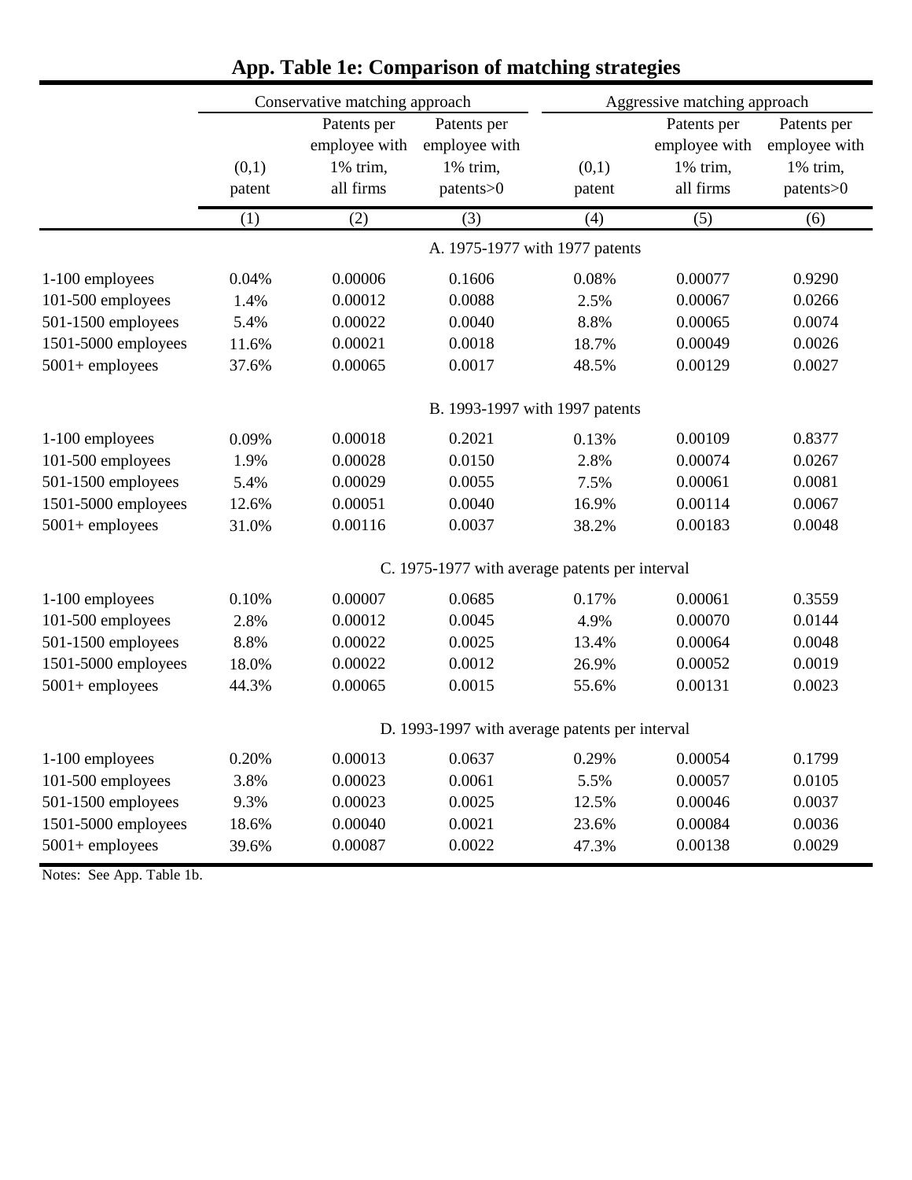## App. Table 1e: Comparison of matching strategies

| | Conservative matching approach | | | Aggressive matching approach | | |
|---|---|---|---|---|---|---|
| | (0,1) patent | Patents per employee with 1% trim, all firms | Patents per employee with 1% trim, patents>0 | (0,1) patent | Patents per employee with 1% trim, all firms | Patents per employee with 1% trim, patents>0 |
| | (1) | (2) | (3) | (4) | (5) | (6) |
| | A. 1975-1977 with 1977 patents | | | | | |
| 1-100 employees | 0.04% | 0.00006 | 0.1606 | 0.08% | 0.00077 | 0.9290 |
| 101-500 employees | 1.4% | 0.00012 | 0.0088 | 2.5% | 0.00067 | 0.0266 |
| 501-1500 employees | 5.4% | 0.00022 | 0.0040 | 8.8% | 0.00065 | 0.0074 |
| 1501-5000 employees | 11.6% | 0.00021 | 0.0018 | 18.7% | 0.00049 | 0.0026 |
| 5001+ employees | 37.6% | 0.00065 | 0.0017 | 48.5% | 0.00129 | 0.0027 |
| | B. 1993-1997 with 1997 patents | | | | | |
| 1-100 employees | 0.09% | 0.00018 | 0.2021 | 0.13% | 0.00109 | 0.8377 |
| 101-500 employees | 1.9% | 0.00028 | 0.0150 | 2.8% | 0.00074 | 0.0267 |
| 501-1500 employees | 5.4% | 0.00029 | 0.0055 | 7.5% | 0.00061 | 0.0081 |
| 1501-5000 employees | 12.6% | 0.00051 | 0.0040 | 16.9% | 0.00114 | 0.0067 |
| 5001+ employees | 31.0% | 0.00116 | 0.0037 | 38.2% | 0.00183 | 0.0048 |
| | C. 1975-1977 with average patents per interval | | | | | |
| 1-100 employees | 0.10% | 0.00007 | 0.0685 | 0.17% | 0.00061 | 0.3559 |
| 101-500 employees | 2.8% | 0.00012 | 0.0045 | 4.9% | 0.00070 | 0.0144 |
| 501-1500 employees | 8.8% | 0.00022 | 0.0025 | 13.4% | 0.00064 | 0.0048 |
| 1501-5000 employees | 18.0% | 0.00022 | 0.0012 | 26.9% | 0.00052 | 0.0019 |
| 5001+ employees | 44.3% | 0.00065 | 0.0015 | 55.6% | 0.00131 | 0.0023 |
| | D. 1993-1997 with average patents per interval | | | | | |
| 1-100 employees | 0.20% | 0.00013 | 0.0637 | 0.29% | 0.00054 | 0.1799 |
| 101-500 employees | 3.8% | 0.00023 | 0.0061 | 5.5% | 0.00057 | 0.0105 |
| 501-1500 employees | 9.3% | 0.00023 | 0.0025 | 12.5% | 0.00046 | 0.0037 |
| 1501-5000 employees | 18.6% | 0.00040 | 0.0021 | 23.6% | 0.00084 | 0.0036 |
| 5001+ employees | 39.6% | 0.00087 | 0.0022 | 47.3% | 0.00138 | 0.0029 |

Notes: See App. Table 1b.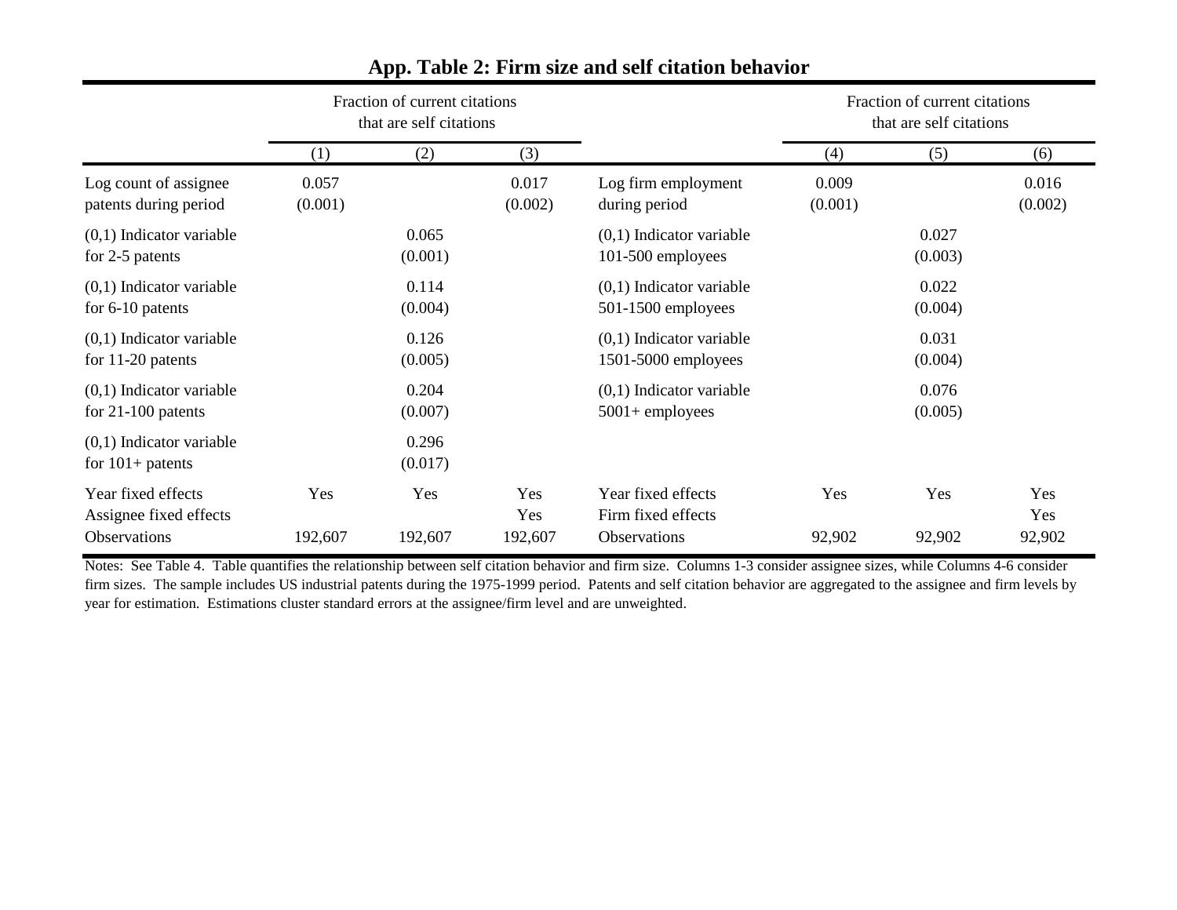## App. Table 2: Firm size and self citation behavior

|  | Fraction of current citations that are self citations | | |  | Fraction of current citations that are self citations | | |
|---|---|---|---|---|---|---|---|
|  | (1) | (2) | (3) |  | (4) | (5) | (6) |
| Log count of assignee patents during period | 0.057<br>(0.001) |  | 0.017<br>(0.002) | Log firm employment during period | 0.009<br>(0.001) |  | 0.016<br>(0.002) |
| (0,1) Indicator variable for 2-5 patents |  | 0.065<br>(0.001) |  | (0,1) Indicator variable 101-500 employees |  | 0.027<br>(0.003) |  |
| (0,1) Indicator variable for 6-10 patents |  | 0.114<br>(0.004) |  | (0,1) Indicator variable 501-1500 employees |  | 0.022<br>(0.004) |  |
| (0,1) Indicator variable for 11-20 patents |  | 0.126<br>(0.005) |  | (0,1) Indicator variable 1501-5000 employees |  | 0.031<br>(0.004) |  |
| (0,1) Indicator variable for 21-100 patents |  | 0.204<br>(0.007) |  | (0,1) Indicator variable 5001+ employees |  | 0.076<br>(0.005) |  |
| (0,1) Indicator variable for 101+ patents |  | 0.296<br>(0.017) |  |  |  |  |  |
| Year fixed effects | Yes | Yes | Yes | Year fixed effects | Yes | Yes | Yes |
| Assignee fixed effects |  |  | Yes | Firm fixed effects |  |  | Yes |
| Observations | 192,607 | 192,607 | 192,607 | Observations | 92,902 | 92,902 | 92,902 |

Notes: See Table 4. Table quantifies the relationship between self citation behavior and firm size. Columns 1-3 consider assignee sizes, while Columns 4-6 consider firm sizes. The sample includes US industrial patents during the 1975-1999 period. Patents and self citation behavior are aggregated to the assignee and firm levels by year for estimation. Estimations cluster standard errors at the assignee/firm level and are unweighted.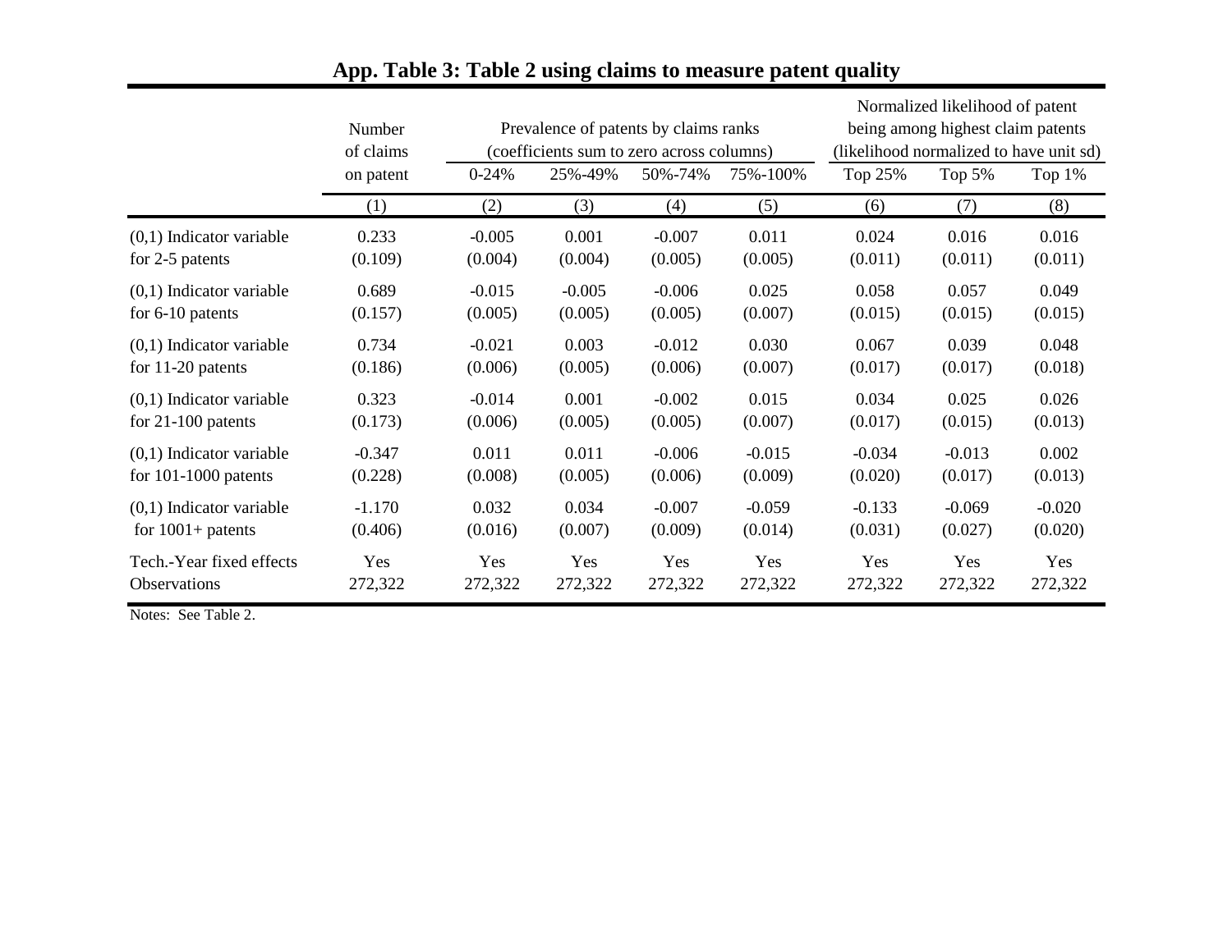## App. Table 3: Table 2 using claims to measure patent quality

| | Number of claims on patent | Prevalence of patents by claims ranks (coefficients sum to zero across columns) | | | | Normalized likelihood of patent being among highest claim patents (likelihood normalized to have unit sd) | | |
|---|---|---|---|---|---|---|---|---|
| | | 0-24% | 25%-49% | 50%-74% | 75%-100% | Top 25% | Top 5% | Top 1% |
| | (1) | (2) | (3) | (4) | (5) | (6) | (7) | (8) |
| (0,1) Indicator variable for 2-5 patents | 0.233 | -0.005 | 0.001 | -0.007 | 0.011 | 0.024 | 0.016 | 0.016 |
| | (0.109) | (0.004) | (0.004) | (0.005) | (0.005) | (0.011) | (0.011) | (0.011) |
| (0,1) Indicator variable for 6-10 patents | 0.689 | -0.015 | -0.005 | -0.006 | 0.025 | 0.058 | 0.057 | 0.049 |
| | (0.157) | (0.005) | (0.005) | (0.005) | (0.007) | (0.015) | (0.015) | (0.015) |
| (0,1) Indicator variable for 11-20 patents | 0.734 | -0.021 | 0.003 | -0.012 | 0.030 | 0.067 | 0.039 | 0.048 |
| | (0.186) | (0.006) | (0.005) | (0.006) | (0.007) | (0.017) | (0.017) | (0.018) |
| (0,1) Indicator variable for 21-100 patents | 0.323 | -0.014 | 0.001 | -0.002 | 0.015 | 0.034 | 0.025 | 0.026 |
| | (0.173) | (0.006) | (0.005) | (0.005) | (0.007) | (0.017) | (0.015) | (0.013) |
| (0,1) Indicator variable for 101-1000 patents | -0.347 | 0.011 | 0.011 | -0.006 | -0.015 | -0.034 | -0.013 | 0.002 |
| | (0.228) | (0.008) | (0.005) | (0.006) | (0.009) | (0.020) | (0.017) | (0.013) |
| (0,1) Indicator variable for 1001+ patents | -1.170 | 0.032 | 0.034 | -0.007 | -0.059 | -0.133 | -0.069 | -0.020 |
| | (0.406) | (0.016) | (0.007) | (0.009) | (0.014) | (0.031) | (0.027) | (0.020) |
| Tech.-Year fixed effects | Yes | Yes | Yes | Yes | Yes | Yes | Yes | Yes |
| Observations | 272,322 | 272,322 | 272,322 | 272,322 | 272,322 | 272,322 | 272,322 | 272,322 |

Notes: See Table 2.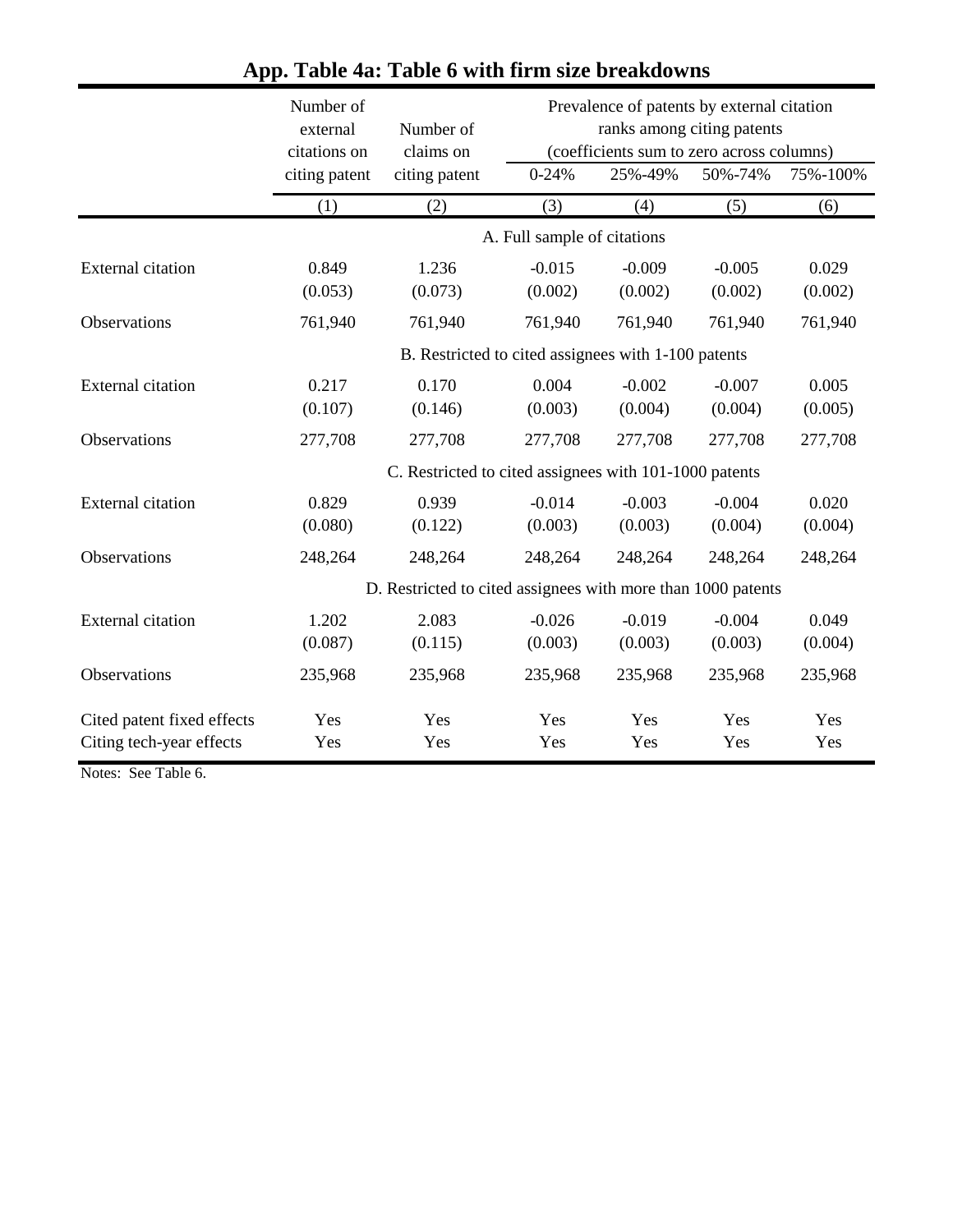# App. Table 4a: Table 6 with firm size breakdowns

| | Number of external citations on citing patent | Number of claims on citing patent | Prevalence of patents by external citation ranks among citing patents (coefficients sum to zero across columns) | | | |
|---|---|---|---|---|---|---|
| | | | 0-24% | 25%-49% | 50%-74% | 75%-100% |
| | (1) | (2) | (3) | (4) | (5) | (6) |
| | A. Full sample of citations | | | | | |
| External citation | 0.849 | 1.236 | -0.015 | -0.009 | -0.005 | 0.029 |
| | (0.053) | (0.073) | (0.002) | (0.002) | (0.002) | (0.002) |
| Observations | 761,940 | 761,940 | 761,940 | 761,940 | 761,940 | 761,940 |
| | B. Restricted to cited assignees with 1-100 patents | | | | | |
| External citation | 0.217 | 0.170 | 0.004 | -0.002 | -0.007 | 0.005 |
| | (0.107) | (0.146) | (0.003) | (0.004) | (0.004) | (0.005) |
| Observations | 277,708 | 277,708 | 277,708 | 277,708 | 277,708 | 277,708 |
| | C. Restricted to cited assignees with 101-1000 patents | | | | | |
| External citation | 0.829 | 0.939 | -0.014 | -0.003 | -0.004 | 0.020 |
| | (0.080) | (0.122) | (0.003) | (0.003) | (0.004) | (0.004) |
| Observations | 248,264 | 248,264 | 248,264 | 248,264 | 248,264 | 248,264 |
| | D. Restricted to cited assignees with more than 1000 patents | | | | | |
| External citation | 1.202 | 2.083 | -0.026 | -0.019 | -0.004 | 0.049 |
| | (0.087) | (0.115) | (0.003) | (0.003) | (0.003) | (0.004) |
| Observations | 235,968 | 235,968 | 235,968 | 235,968 | 235,968 | 235,968 |
| Cited patent fixed effects | Yes | Yes | Yes | Yes | Yes | Yes |
| Citing tech-year effects | Yes | Yes | Yes | Yes | Yes | Yes |

Notes: See Table 6.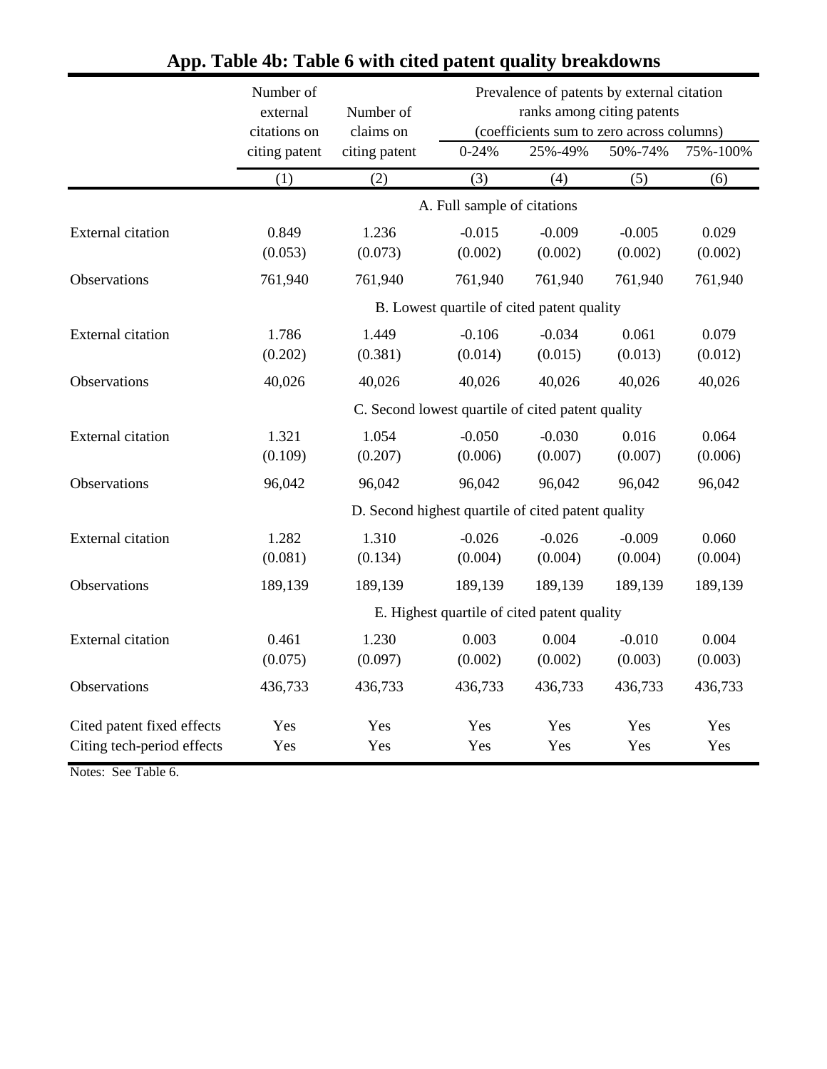# App. Table 4b: Table 6 with cited patent quality breakdowns

| | Number of external citations on citing patent | Number of claims on citing patent | Prevalence of patents by external citation ranks among citing patents (coefficients sum to zero across columns) | | | |
|---|---|---|---|---|---|---|
| | | | 0-24% | 25%-49% | 50%-74% | 75%-100% |
| | (1) | (2) | (3) | (4) | (5) | (6) |
| | | | **A. Full sample of citations** | | | |
| External citation | 0.849 | 1.236 | -0.015 | -0.009 | -0.005 | 0.029 |
| | (0.053) | (0.073) | (0.002) | (0.002) | (0.002) | (0.002) |
| Observations | 761,940 | 761,940 | 761,940 | 761,940 | 761,940 | 761,940 |
| | | | **B. Lowest quartile of cited patent quality** | | | |
| External citation | 1.786 | 1.449 | -0.106 | -0.034 | 0.061 | 0.079 |
| | (0.202) | (0.381) | (0.014) | (0.015) | (0.013) | (0.012) |
| Observations | 40,026 | 40,026 | 40,026 | 40,026 | 40,026 | 40,026 |
| | | | **C. Second lowest quartile of cited patent quality** | | | |
| External citation | 1.321 | 1.054 | -0.050 | -0.030 | 0.016 | 0.064 |
| | (0.109) | (0.207) | (0.006) | (0.007) | (0.007) | (0.006) |
| Observations | 96,042 | 96,042 | 96,042 | 96,042 | 96,042 | 96,042 |
| | | | **D. Second highest quartile of cited patent quality** | | | |
| External citation | 1.282 | 1.310 | -0.026 | -0.026 | -0.009 | 0.060 |
| | (0.081) | (0.134) | (0.004) | (0.004) | (0.004) | (0.004) |
| Observations | 189,139 | 189,139 | 189,139 | 189,139 | 189,139 | 189,139 |
| | | | **E. Highest quartile of cited patent quality** | | | |
| External citation | 0.461 | 1.230 | 0.003 | 0.004 | -0.010 | 0.004 |
| | (0.075) | (0.097) | (0.002) | (0.002) | (0.003) | (0.003) |
| Observations | 436,733 | 436,733 | 436,733 | 436,733 | 436,733 | 436,733 |
| Cited patent fixed effects | Yes | Yes | Yes | Yes | Yes | Yes |
| Citing tech-period effects | Yes | Yes | Yes | Yes | Yes | Yes |

Notes: See Table 6.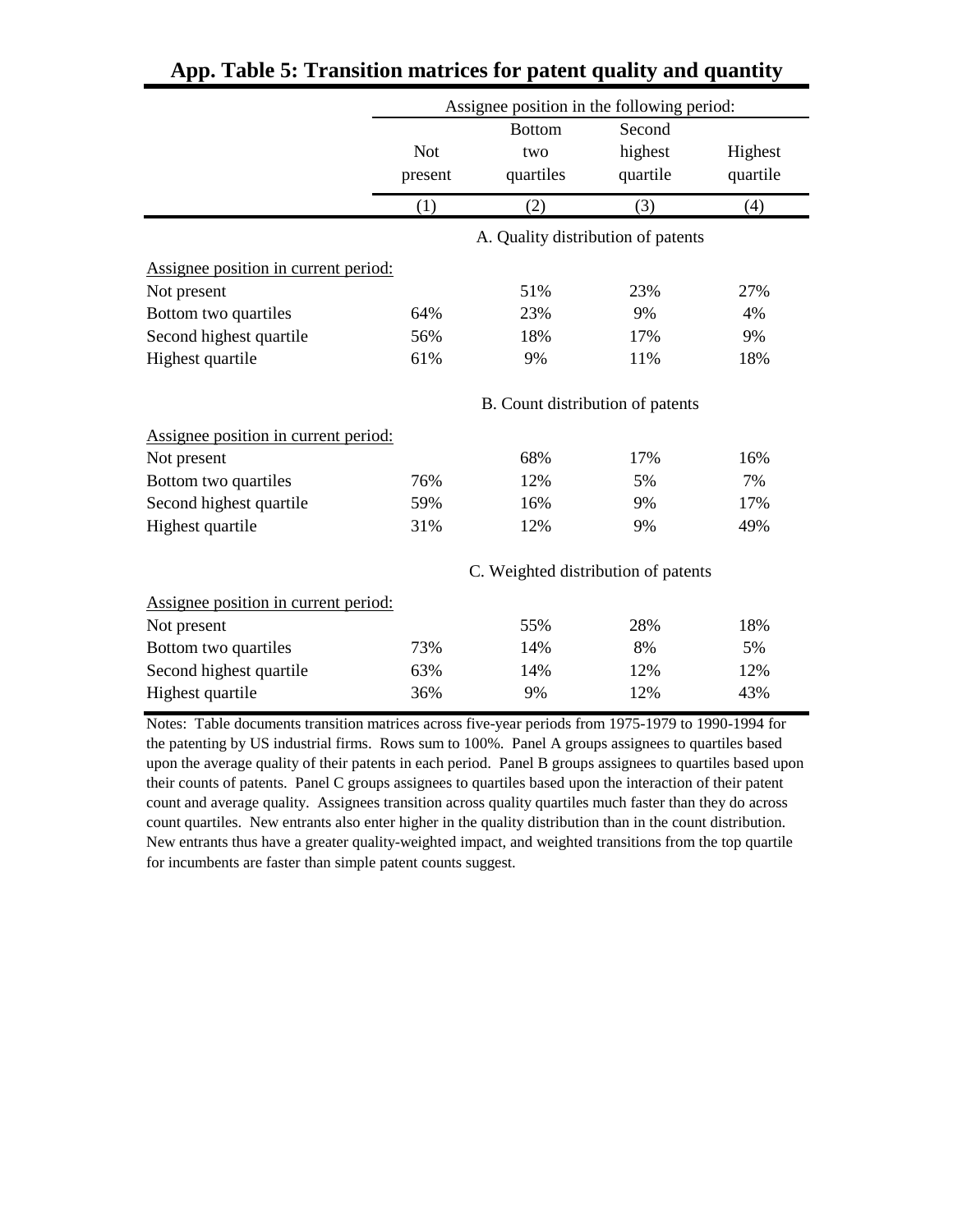## App. Table 5: Transition matrices for patent quality and quantity

| | Assignee position in the following period: | | | |
|---|---|---|---|---|
| | Not present | Bottom two quartiles | Second highest quartile | Highest quartile |
| | (1) | (2) | (3) | (4) |
| | **A. Quality distribution of patents** | | | |
| Assignee position in current period: | | | | |
| Not present | | 51% | 23% | 27% |
| Bottom two quartiles | 64% | 23% | 9% | 4% |
| Second highest quartile | 56% | 18% | 17% | 9% |
| Highest quartile | 61% | 9% | 11% | 18% |
| | **B. Count distribution of patents** | | | |
| Assignee position in current period: | | | | |
| Not present | | 68% | 17% | 16% |
| Bottom two quartiles | 76% | 12% | 5% | 7% |
| Second highest quartile | 59% | 16% | 9% | 17% |
| Highest quartile | 31% | 12% | 9% | 49% |
| | **C. Weighted distribution of patents** | | | |
| Assignee position in current period: | | | | |
| Not present | | 55% | 28% | 18% |
| Bottom two quartiles | 73% | 14% | 8% | 5% |
| Second highest quartile | 63% | 14% | 12% | 12% |
| Highest quartile | 36% | 9% | 12% | 43% |

Notes: Table documents transition matrices across five-year periods from 1975-1979 to 1990-1994 for the patenting by US industrial firms. Rows sum to 100%. Panel A groups assignees to quartiles based upon the average quality of their patents in each period. Panel B groups assignees to quartiles based upon their counts of patents. Panel C groups assignees to quartiles based upon the interaction of their patent count and average quality. Assignees transition across quality quartiles much faster than they do across count quartiles. New entrants also enter higher in the quality distribution than in the count distribution. New entrants thus have a greater quality-weighted impact, and weighted transitions from the top quartile for incumbents are faster than simple patent counts suggest.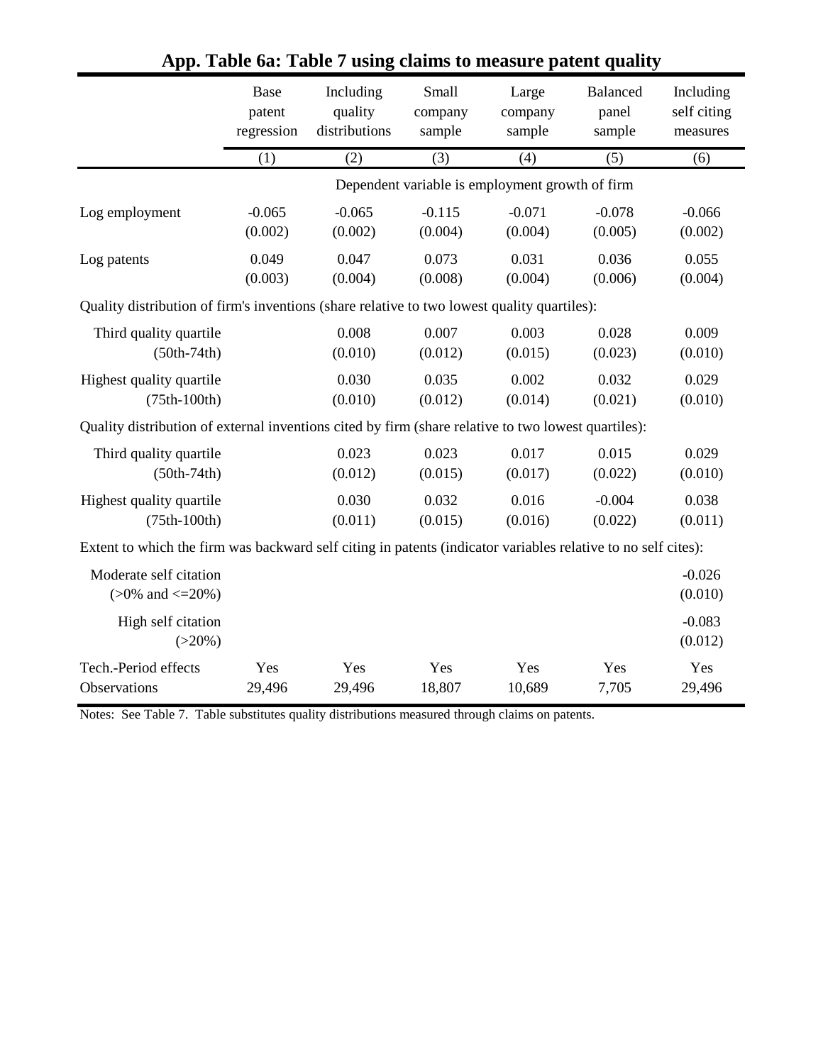# App. Table 6a: Table 7 using claims to measure patent quality

| | Base patent regression | Including quality distributions | Small company sample | Large company sample | Balanced panel sample | Including self citing measures |
|---|---|---|---|---|---|---|
| | (1) | (2) | (3) | (4) | (5) | (6) |
| | Dependent variable is employment growth of firm | | | | | |
| Log employment | -0.065 | -0.065 | -0.115 | -0.071 | -0.078 | -0.066 |
| | (0.002) | (0.002) | (0.004) | (0.004) | (0.005) | (0.002) |
| Log patents | 0.049 | 0.047 | 0.073 | 0.031 | 0.036 | 0.055 |
| | (0.003) | (0.004) | (0.008) | (0.004) | (0.006) | (0.004) |
| Quality distribution of firm's inventions (share relative to two lowest quality quartiles): | | | | | | |
| Third quality quartile (50th-74th) | | 0.008 | 0.007 | 0.003 | 0.028 | 0.009 |
| | | (0.010) | (0.012) | (0.015) | (0.023) | (0.010) |
| Highest quality quartile (75th-100th) | | 0.030 | 0.035 | 0.002 | 0.032 | 0.029 |
| | | (0.010) | (0.012) | (0.014) | (0.021) | (0.010) |
| Quality distribution of external inventions cited by firm (share relative to two lowest quartiles): | | | | | | |
| Third quality quartile (50th-74th) | | 0.023 | 0.023 | 0.017 | 0.015 | 0.029 |
| | | (0.012) | (0.015) | (0.017) | (0.022) | (0.010) |
| Highest quality quartile (75th-100th) | | 0.030 | 0.032 | 0.016 | -0.004 | 0.038 |
| | | (0.011) | (0.015) | (0.016) | (0.022) | (0.011) |
| Extent to which the firm was backward self citing in patents (indicator variables relative to no self cites): | | | | | | |
| Moderate self citation (>0% and <=20%) | | | | | | -0.026 |
| | | | | | | (0.010) |
| High self citation (>20%) | | | | | | -0.083 |
| | | | | | | (0.012) |
| Tech.-Period effects | Yes | Yes | Yes | Yes | Yes | Yes |
| Observations | 29,496 | 29,496 | 18,807 | 10,689 | 7,705 | 29,496 |

Notes: See Table 7. Table substitutes quality distributions measured through claims on patents.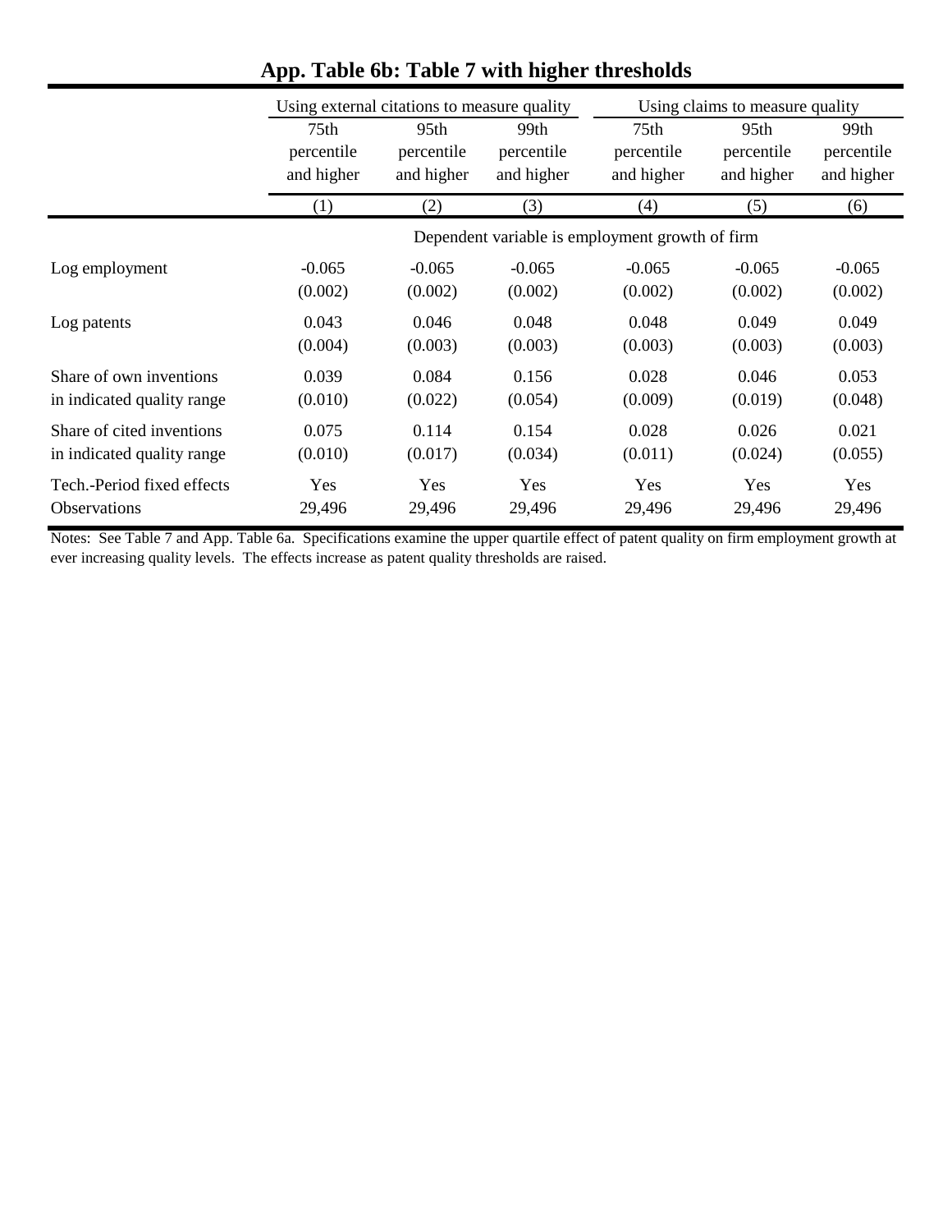## App. Table 6b: Table 7 with higher thresholds

| | Using external citations to measure quality | | | Using claims to measure quality | | |
|---|---|---|---|---|---|---|
| | 75th percentile and higher | 95th percentile and higher | 99th percentile and higher | 75th percentile and higher | 95th percentile and higher | 99th percentile and higher |
| | (1) | (2) | (3) | (4) | (5) | (6) |
| | Dependent variable is employment growth of firm | | | | | |
| Log employment | -0.065 | -0.065 | -0.065 | -0.065 | -0.065 | -0.065 |
| | (0.002) | (0.002) | (0.002) | (0.002) | (0.002) | (0.002) |
| Log patents | 0.043 | 0.046 | 0.048 | 0.048 | 0.049 | 0.049 |
| | (0.004) | (0.003) | (0.003) | (0.003) | (0.003) | (0.003) |
| Share of own inventions in indicated quality range | 0.039 | 0.084 | 0.156 | 0.028 | 0.046 | 0.053 |
| | (0.010) | (0.022) | (0.054) | (0.009) | (0.019) | (0.048) |
| Share of cited inventions in indicated quality range | 0.075 | 0.114 | 0.154 | 0.028 | 0.026 | 0.021 |
| | (0.010) | (0.017) | (0.034) | (0.011) | (0.024) | (0.055) |
| Tech.-Period fixed effects | Yes | Yes | Yes | Yes | Yes | Yes |
| Observations | 29,496 | 29,496 | 29,496 | 29,496 | 29,496 | 29,496 |

Notes: See Table 7 and App. Table 6a. Specifications examine the upper quartile effect of patent quality on firm employment growth at ever increasing quality levels. The effects increase as patent quality thresholds are raised.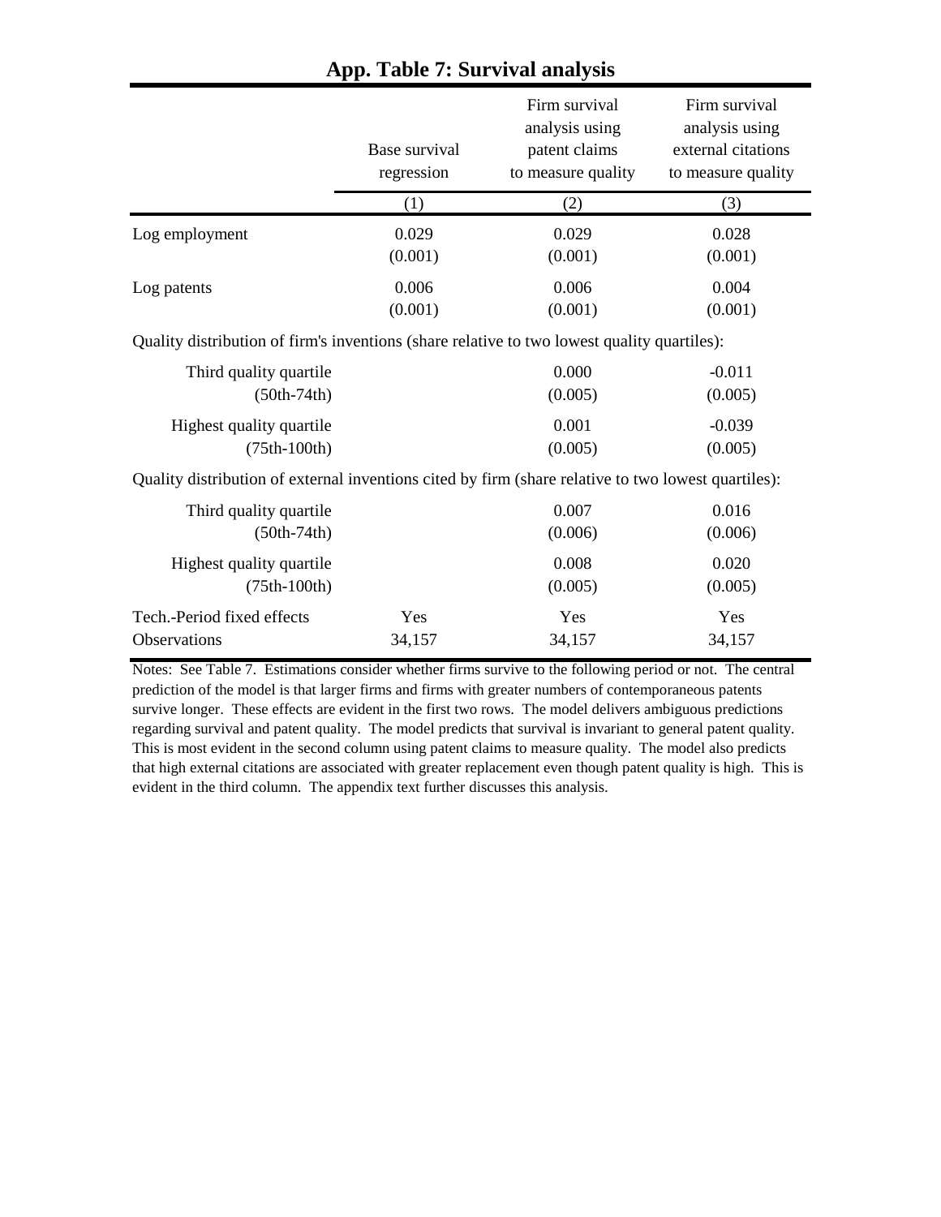## App. Table 7: Survival analysis

| | Base survival regression | Firm survival analysis using patent claims to measure quality | Firm survival analysis using external citations to measure quality |
|---|---|---|---|
| | (1) | (2) | (3) |
| Log employment | 0.029 | 0.029 | 0.028 |
| | (0.001) | (0.001) | (0.001) |
| Log patents | 0.006 | 0.006 | 0.004 |
| | (0.001) | (0.001) | (0.001) |
| Quality distribution of firm's inventions (share relative to two lowest quality quartiles): | | | |
| Third quality quartile (50th-74th) | | 0.000 | -0.011 |
| | | (0.005) | (0.005) |
| Highest quality quartile (75th-100th) | | 0.001 | -0.039 |
| | | (0.005) | (0.005) |
| Quality distribution of external inventions cited by firm (share relative to two lowest quartiles): | | | |
| Third quality quartile (50th-74th) | | 0.007 | 0.016 |
| | | (0.006) | (0.006) |
| Highest quality quartile (75th-100th) | | 0.008 | 0.020 |
| | | (0.005) | (0.005) |
| Tech.-Period fixed effects | Yes | Yes | Yes |
| Observations | 34,157 | 34,157 | 34,157 |

Notes: See Table 7. Estimations consider whether firms survive to the following period or not. The central prediction of the model is that larger firms and firms with greater numbers of contemporaneous patents survive longer. These effects are evident in the first two rows. The model delivers ambiguous predictions regarding survival and patent quality. The model predicts that survival is invariant to general patent quality. This is most evident in the second column using patent claims to measure quality. The model also predicts that high external citations are associated with greater replacement even though patent quality is high. This is evident in the third column. The appendix text further discusses this analysis.